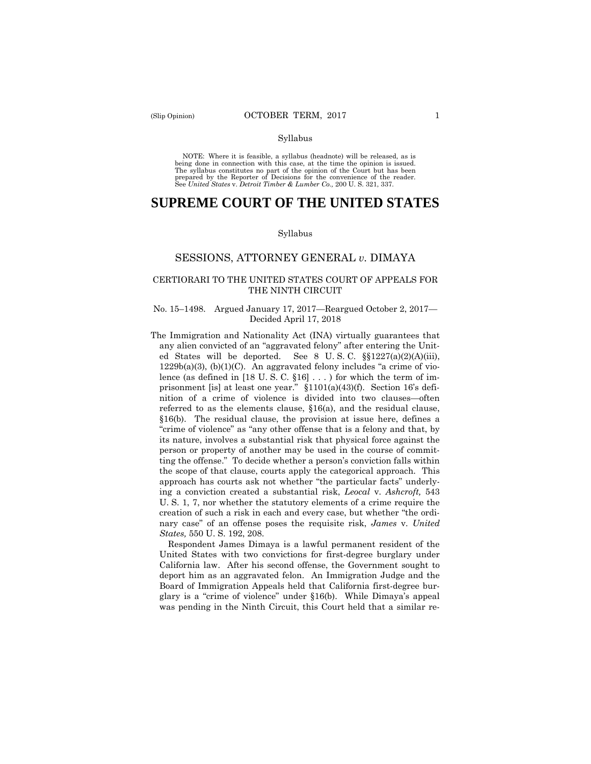Syllabus

NOTE: Where it is feasible, a syllabus (headnote) will be released, as is being done in connection with this case, at the time the opinion is issued. The syllabus constitutes no part of the opinion of the Court but has been prepared by the Reporter of Decisions for the convenience of the reader. See *United States* v. *Detroit Timber & Lumber Co.,* 200 U. S. 321, 337.

# SUPREME COURT OF THE UNITED STATES

Syllabus

## SESSIONS, ATTORNEY GENERAL *v.* DIMAYA

### CERTIORARI TO THE UNITED STATES COURT OF APPEALS FOR THE NINTH CIRCUIT

No. 15–1498. Argued January 17, 2017—Reargued October 2, 2017—Decided April 17, 2018

The Immigration and Nationality Act (INA) virtually guarantees that any alien convicted of an "aggravated felony" after entering the United States will be deported. See 8 U. S. C. §§1227(a)(2)(A)(iii), 1229b(a)(3), (b)(1)(C). An aggravated felony includes "a crime of violence (as defined in [18 U. S. C. §16] . . . ) for which the term of imprisonment [is] at least one year." §1101(a)(43)(f). Section 16's definition of a crime of violence is divided into two clauses—often referred to as the elements clause, §16(a), and the residual clause, §16(b). The residual clause, the provision at issue here, defines a "crime of violence" as "any other offense that is a felony and that, by its nature, involves a substantial risk that physical force against the person or property of another may be used in the course of committing the offense." To decide whether a person's conviction falls within the scope of that clause, courts apply the categorical approach. This approach has courts ask not whether "the particular facts" underlying a conviction created a substantial risk, *Leocal* v. *Ashcroft,* 543 U. S. 1, 7, nor whether the statutory elements of a crime require the creation of such a risk in each and every case, but whether "the ordinary case" of an offense poses the requisite risk, *James* v. *United States,* 550 U. S. 192, 208.

Respondent James Dimaya is a lawful permanent resident of the United States with two convictions for first-degree burglary under California law. After his second offense, the Government sought to deport him as an aggravated felon. An Immigration Judge and the Board of Immigration Appeals held that California first-degree burglary is a "crime of violence" under §16(b). While Dimaya's appeal was pending in the Ninth Circuit, this Court held that a similar re-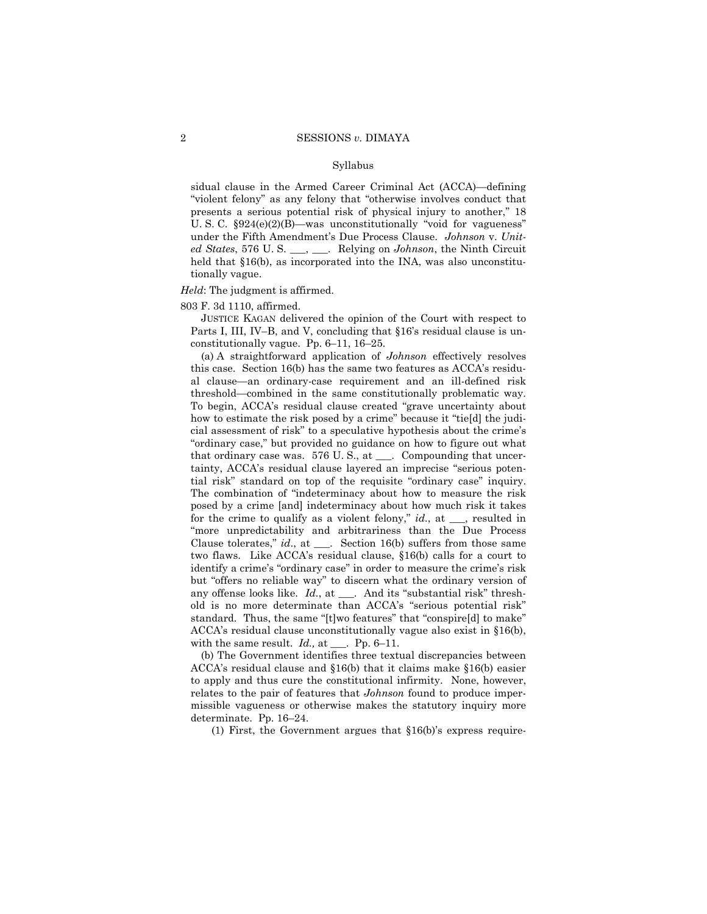sidual clause in the Armed Career Criminal Act (ACCA)—defining "violent felony" as any felony that "otherwise involves conduct that presents a serious potential risk of physical injury to another," 18 U. S. C. §924(e)(2)(B)—was unconstitutionally "void for vagueness" under the Fifth Amendment's Due Process Clause. *Johnson* v. *United States*, 576 U. S. \_\_\_, \_\_\_. Relying on *Johnson*, the Ninth Circuit held that §16(b), as incorporated into the INA, was also unconstitutionally vague.

*Held*: The judgment is affirmed.

803 F. 3d 1110, affirmed.

JUSTICE KAGAN delivered the opinion of the Court with respect to Parts I, III, IV–B, and V, concluding that §16's residual clause is unconstitutionally vague. Pp. 6–11, 16–25.

(a) A straightforward application of *Johnson* effectively resolves this case. Section 16(b) has the same two features as ACCA's residual clause—an ordinary-case requirement and an ill-defined risk threshold—combined in the same constitutionally problematic way. To begin, ACCA's residual clause created "grave uncertainty about how to estimate the risk posed by a crime" because it "tie[d] the judicial assessment of risk" to a speculative hypothesis about the crime's "ordinary case," but provided no guidance on how to figure out what that ordinary case was. 576 U. S., at \_\_\_. Compounding that uncertainty, ACCA's residual clause layered an imprecise "serious potential risk" standard on top of the requisite "ordinary case" inquiry. The combination of "indeterminacy about how to measure the risk posed by a crime [and] indeterminacy about how much risk it takes for the crime to qualify as a violent felony," *id.*, at \_\_\_, resulted in "more unpredictability and arbitrariness than the Due Process Clause tolerates," *id.*, at \_\_\_. Section 16(b) suffers from those same two flaws. Like ACCA's residual clause, §16(b) calls for a court to identify a crime's "ordinary case" in order to measure the crime's risk but "offers no reliable way" to discern what the ordinary version of any offense looks like. *Id.*, at \_\_\_. And its "substantial risk" threshold is no more determinate than ACCA's "serious potential risk" standard. Thus, the same "[t]wo features" that "conspire[d] to make" ACCA's residual clause unconstitutionally vague also exist in §16(b), with the same result. *Id.,* at \_\_\_. Pp. 6–11.

(b) The Government identifies three textual discrepancies between ACCA's residual clause and §16(b) that it claims make §16(b) easier to apply and thus cure the constitutional infirmity. None, however, relates to the pair of features that *Johnson* found to produce impermissible vagueness or otherwise makes the statutory inquiry more determinate. Pp. 16–24.

(1) First, the Government argues that §16(b)'s express require-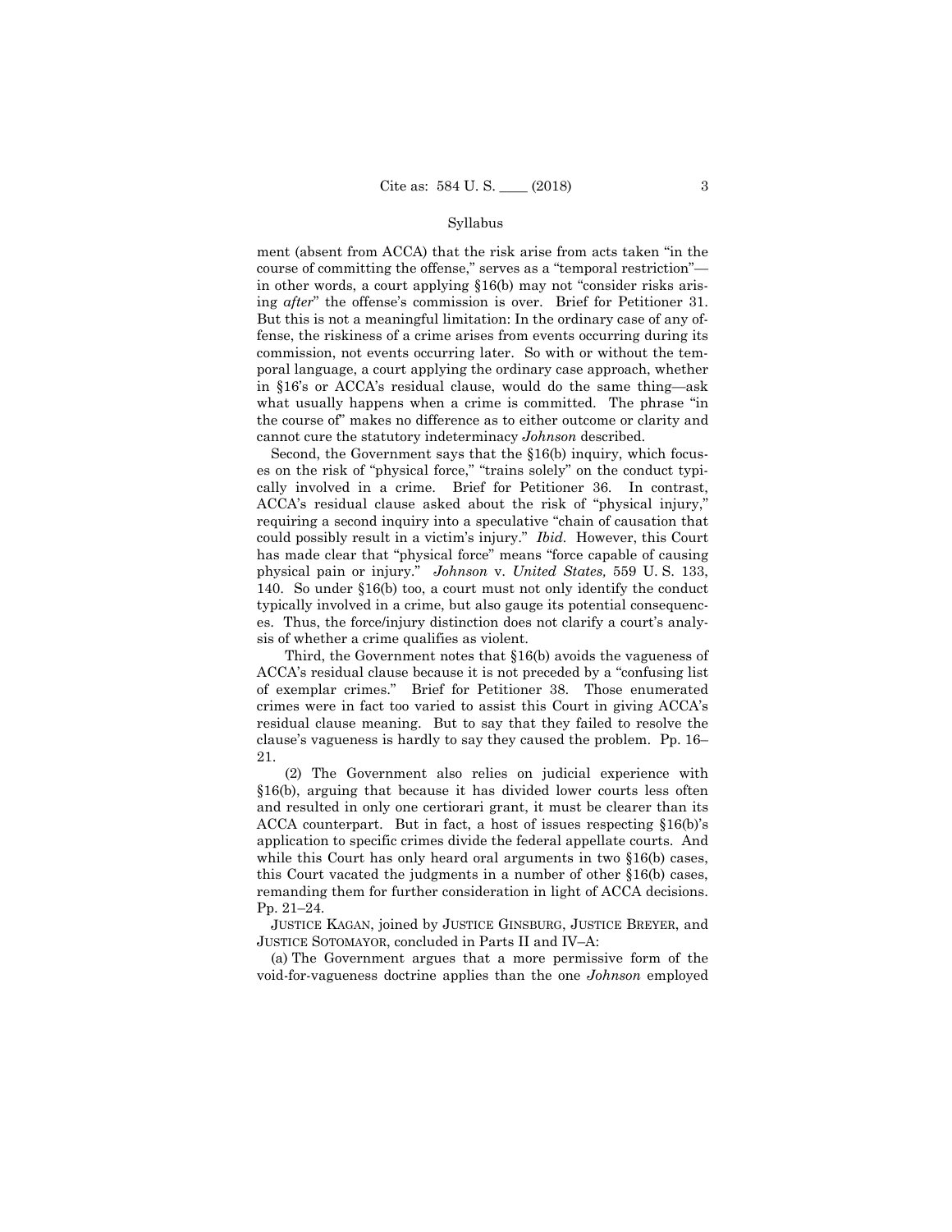ment (absent from ACCA) that the risk arise from acts taken "in the course of committing the offense," serves as a "temporal restriction"—in other words, a court applying §16(b) may not "consider risks arising *after*" the offense's commission is over. Brief for Petitioner 31. But this is not a meaningful limitation: In the ordinary case of any offense, the riskiness of a crime arises from events occurring during its commission, not events occurring later. So with or without the temporal language, a court applying the ordinary case approach, whether in §16's or ACCA's residual clause, would do the same thing—ask what usually happens when a crime is committed. The phrase "in the course of" makes no difference as to either outcome or clarity and cannot cure the statutory indeterminacy *Johnson* described.

Second, the Government says that the §16(b) inquiry, which focuses on the risk of "physical force," "trains solely" on the conduct typically involved in a crime. Brief for Petitioner 36. In contrast, ACCA's residual clause asked about the risk of "physical injury," requiring a second inquiry into a speculative "chain of causation that could possibly result in a victim's injury." *Ibid.* However, this Court has made clear that "physical force" means "force capable of causing physical pain or injury." *Johnson* v. *United States,* 559 U. S. 133, 140. So under §16(b) too, a court must not only identify the conduct typically involved in a crime, but also gauge its potential consequences. Thus, the force/injury distinction does not clarify a court's analysis of whether a crime qualifies as violent.

Third, the Government notes that §16(b) avoids the vagueness of ACCA's residual clause because it is not preceded by a "confusing list of exemplar crimes." Brief for Petitioner 38. Those enumerated crimes were in fact too varied to assist this Court in giving ACCA's residual clause meaning. But to say that they failed to resolve the clause's vagueness is hardly to say they caused the problem. Pp. 16–21.

(2) The Government also relies on judicial experience with §16(b), arguing that because it has divided lower courts less often and resulted in only one certiorari grant, it must be clearer than its ACCA counterpart. But in fact, a host of issues respecting §16(b)'s application to specific crimes divide the federal appellate courts. And while this Court has only heard oral arguments in two §16(b) cases, this Court vacated the judgments in a number of other §16(b) cases, remanding them for further consideration in light of ACCA decisions. Pp. 21–24.

JUSTICE KAGAN, joined by JUSTICE GINSBURG, JUSTICE BREYER, and JUSTICE SOTOMAYOR, concluded in Parts II and IV–A:

(a) The Government argues that a more permissive form of the void-for-vagueness doctrine applies than the one *Johnson* employed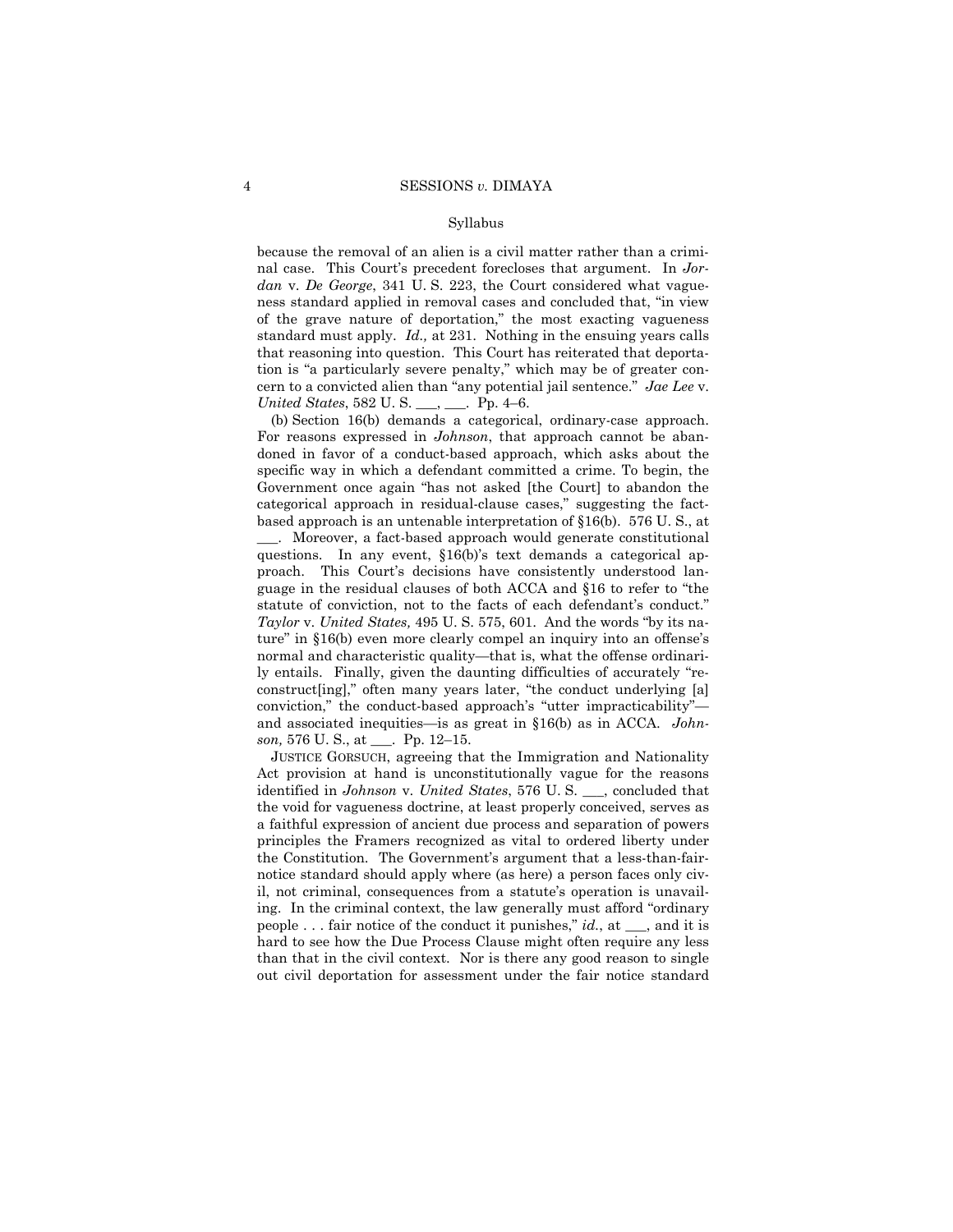because the removal of an alien is a civil matter rather than a criminal case. This Court's precedent forecloses that argument. In *Jordan* v. *De George*, 341 U. S. 223, the Court considered what vagueness standard applied in removal cases and concluded that, "in view of the grave nature of deportation," the most exacting vagueness standard must apply. *Id.,* at 231. Nothing in the ensuing years calls that reasoning into question. This Court has reiterated that deportation is "a particularly severe penalty," which may be of greater concern to a convicted alien than "any potential jail sentence." *Jae Lee* v. *United States*, 582 U. S. ___, ___. Pp. 4–6.

(b) Section 16(b) demands a categorical, ordinary-case approach. For reasons expressed in *Johnson*, that approach cannot be abandoned in favor of a conduct-based approach, which asks about the specific way in which a defendant committed a crime. To begin, the Government once again "has not asked [the Court] to abandon the categorical approach in residual-clause cases," suggesting the fact-based approach is an untenable interpretation of §16(b). 576 U. S., at ___. Moreover, a fact-based approach would generate constitutional questions. In any event, §16(b)'s text demands a categorical approach. This Court's decisions have consistently understood language in the residual clauses of both ACCA and §16 to refer to "the statute of conviction, not to the facts of each defendant's conduct." *Taylor* v. *United States,* 495 U. S. 575, 601. And the words "by its nature" in §16(b) even more clearly compel an inquiry into an offense's normal and characteristic quality—that is, what the offense ordinarily entails. Finally, given the daunting difficulties of accurately "reconstruct[ing]," often many years later, "the conduct underlying [a] conviction," the conduct-based approach's "utter impracticability"—and associated inequities—is as great in §16(b) as in ACCA. *Johnson,* 576 U. S., at ___. Pp. 12–15.

JUSTICE GORSUCH, agreeing that the Immigration and Nationality Act provision at hand is unconstitutionally vague for the reasons identified in *Johnson* v. *United States*, 576 U. S. ___, concluded that the void for vagueness doctrine, at least properly conceived, serves as a faithful expression of ancient due process and separation of powers principles the Framers recognized as vital to ordered liberty under the Constitution. The Government's argument that a less-than-fair-notice standard should apply where (as here) a person faces only civil, not criminal, consequences from a statute's operation is unavailing. In the criminal context, the law generally must afford "ordinary people . . . fair notice of the conduct it punishes," *id.*, at ___, and it is hard to see how the Due Process Clause might often require any less than that in the civil context. Nor is there any good reason to single out civil deportation for assessment under the fair notice standard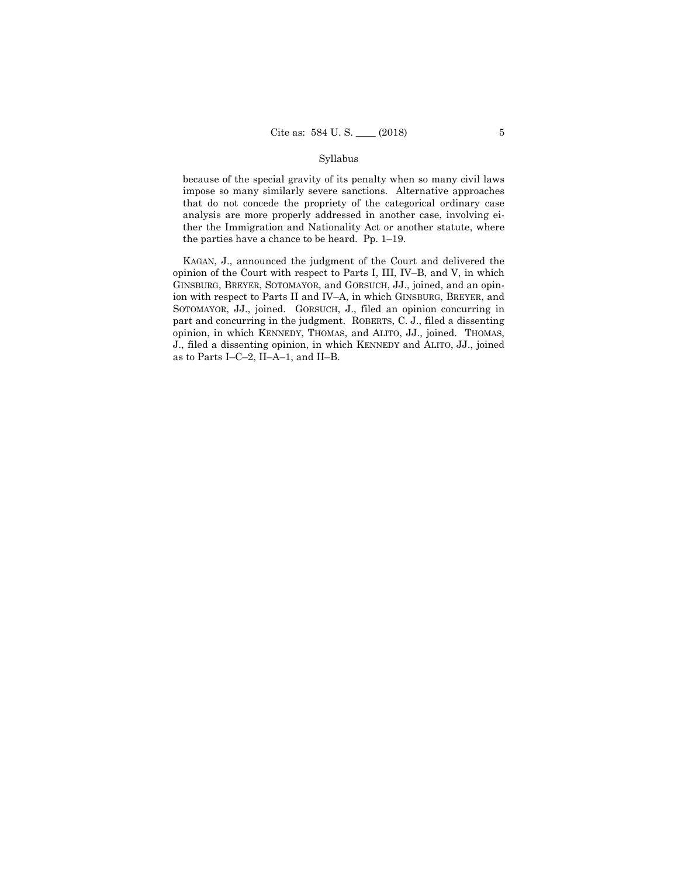because of the special gravity of its penalty when so many civil laws impose so many similarly severe sanctions. Alternative approaches that do not concede the propriety of the categorical ordinary case analysis are more properly addressed in another case, involving either the Immigration and Nationality Act or another statute, where the parties have a chance to be heard. Pp. 1–19.

KAGAN, J., announced the judgment of the Court and delivered the opinion of the Court with respect to Parts I, III, IV–B, and V, in which GINSBURG, BREYER, SOTOMAYOR, and GORSUCH, JJ., joined, and an opinion with respect to Parts II and IV–A, in which GINSBURG, BREYER, and SOTOMAYOR, JJ., joined. GORSUCH, J., filed an opinion concurring in part and concurring in the judgment. ROBERTS, C. J., filed a dissenting opinion, in which KENNEDY, THOMAS, and ALITO, JJ., joined. THOMAS, J., filed a dissenting opinion, in which KENNEDY and ALITO, JJ., joined as to Parts I–C–2, II–A–1, and II–B.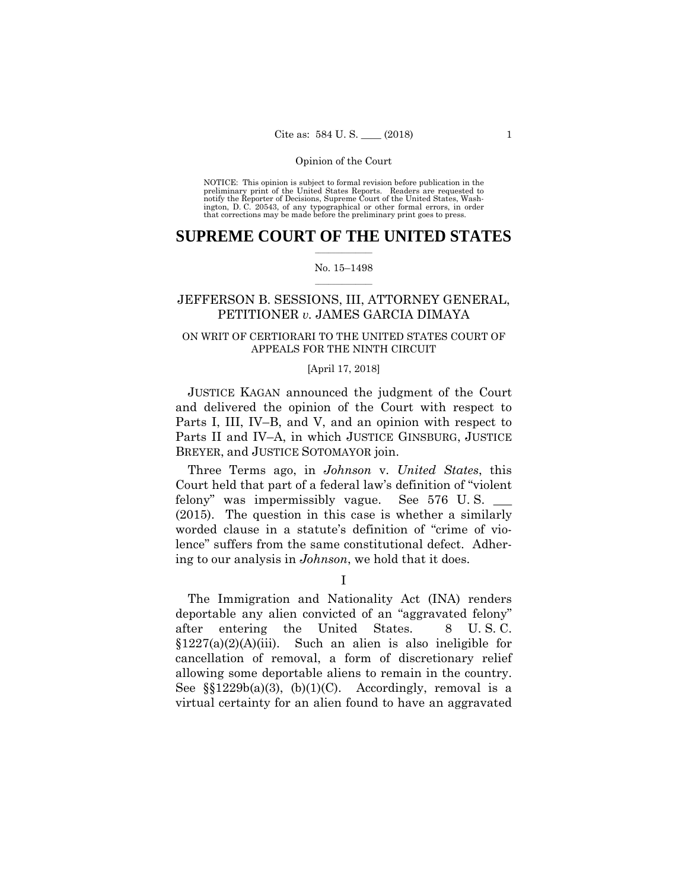NOTICE: This opinion is subject to formal revision before publication in the preliminary print of the United States Reports. Readers are requested to notify the Reporter of Decisions, Supreme Court of the United States, Washington, D. C. 20543, of any typographical or other formal errors, in order that corrections may be made before the preliminary print goes to press.

# SUPREME COURT OF THE UNITED STATES

No. 15–1498

JEFFERSON B. SESSIONS, III, ATTORNEY GENERAL, PETITIONER *v.* JAMES GARCIA DIMAYA

ON WRIT OF CERTIORARI TO THE UNITED STATES COURT OF APPEALS FOR THE NINTH CIRCUIT

[April 17, 2018]

JUSTICE KAGAN announced the judgment of the Court and delivered the opinion of the Court with respect to Parts I, III, IV–B, and V, and an opinion with respect to Parts II and IV–A, in which JUSTICE GINSBURG, JUSTICE BREYER, and JUSTICE SOTOMAYOR join.

Three Terms ago, in *Johnson* v. *United States*, this Court held that part of a federal law's definition of "violent felony" was impermissibly vague. See 576 U. S. \_\_\_ (2015). The question in this case is whether a similarly worded clause in a statute's definition of "crime of violence" suffers from the same constitutional defect. Adhering to our analysis in *Johnson*, we hold that it does.

## I

The Immigration and Nationality Act (INA) renders deportable any alien convicted of an "aggravated felony" after entering the United States. 8 U. S. C. §1227(a)(2)(A)(iii). Such an alien is also ineligible for cancellation of removal, a form of discretionary relief allowing some deportable aliens to remain in the country. See §§1229b(a)(3), (b)(1)(C). Accordingly, removal is a virtual certainty for an alien found to have an aggravated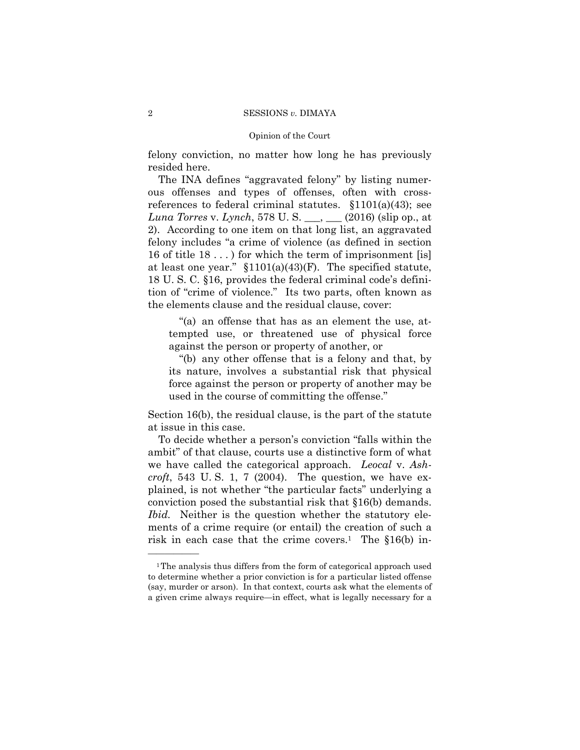felony conviction, no matter how long he has previously resided here.

The INA defines "aggravated felony" by listing numerous offenses and types of offenses, often with cross-references to federal criminal statutes. §1101(a)(43); see *Luna Torres* v. *Lynch*, 578 U. S. ___, ___ (2016) (slip op., at 2). According to one item on that long list, an aggravated felony includes "a crime of violence (as defined in section 16 of title 18 . . . ) for which the term of imprisonment [is] at least one year." §1101(a)(43)(F). The specified statute, 18 U. S. C. §16, provides the federal criminal code's definition of "crime of violence." Its two parts, often known as the elements clause and the residual clause, cover:

> "(a) an offense that has as an element the use, attempted use, or threatened use of physical force against the person or property of another, or
>
> "(b) any other offense that is a felony and that, by its nature, involves a substantial risk that physical force against the person or property of another may be used in the course of committing the offense."

Section 16(b), the residual clause, is the part of the statute at issue in this case.

To decide whether a person's conviction "falls within the ambit" of that clause, courts use a distinctive form of what we have called the categorical approach. *Leocal* v. *Ashcroft*, 543 U. S. 1, 7 (2004). The question, we have explained, is not whether "the particular facts" underlying a conviction posed the substantial risk that §16(b) demands. *Ibid.* Neither is the question whether the statutory elements of a crime require (or entail) the creation of such a risk in each case that the crime covers.[1] The §16(b) in-

---

[1] The analysis thus differs from the form of categorical approach used to determine whether a prior conviction is for a particular listed offense (say, murder or arson). In that context, courts ask what the elements of a given crime always require—in effect, what is legally necessary for a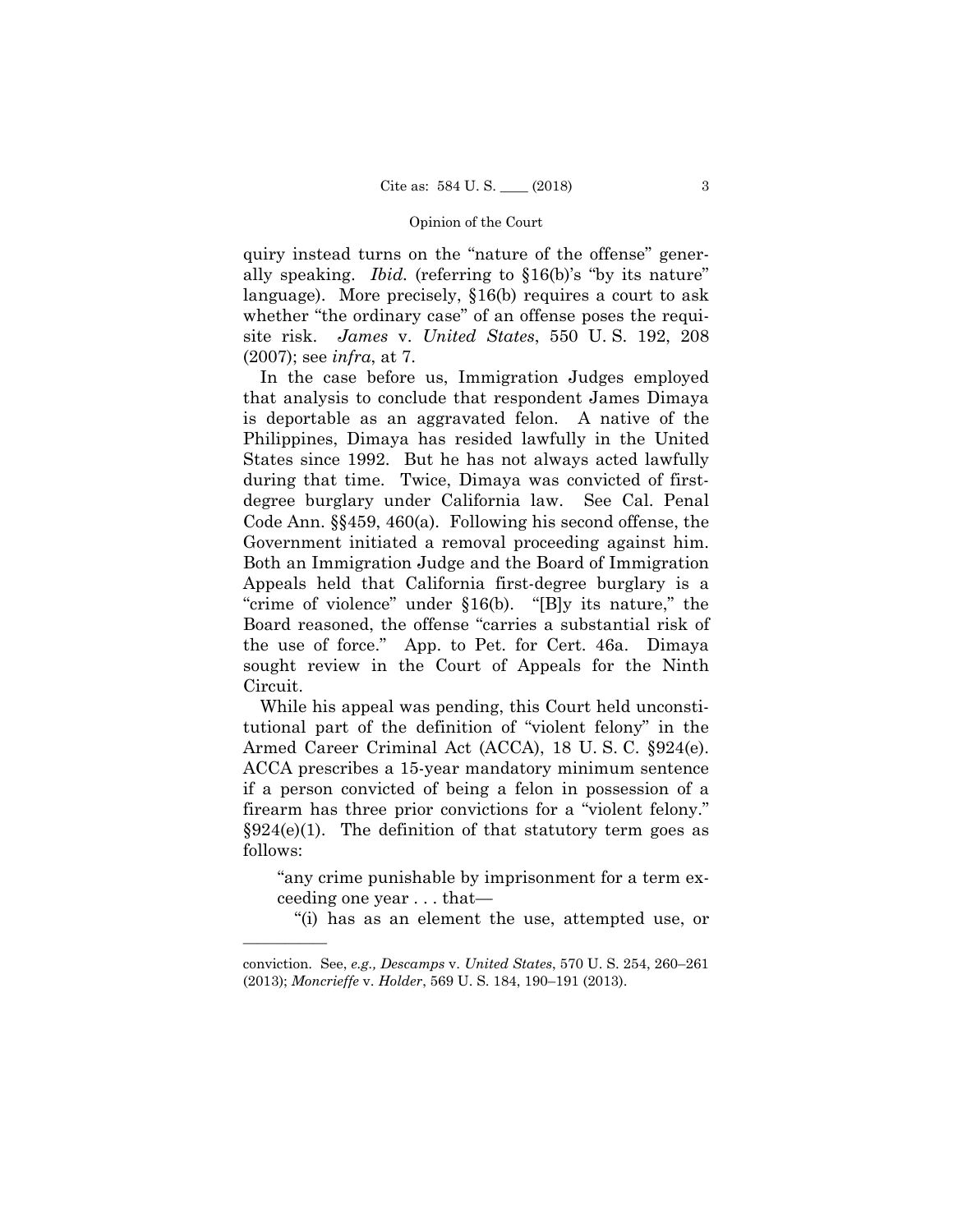quiry instead turns on the "nature of the offense" generally speaking. *Ibid.* (referring to §16(b)'s "by its nature" language). More precisely, §16(b) requires a court to ask whether "the ordinary case" of an offense poses the requisite risk. *James* v. *United States*, 550 U. S. 192, 208 (2007); see *infra*, at 7.

In the case before us, Immigration Judges employed that analysis to conclude that respondent James Dimaya is deportable as an aggravated felon. A native of the Philippines, Dimaya has resided lawfully in the United States since 1992. But he has not always acted lawfully during that time. Twice, Dimaya was convicted of first-degree burglary under California law. See Cal. Penal Code Ann. §§459, 460(a). Following his second offense, the Government initiated a removal proceeding against him. Both an Immigration Judge and the Board of Immigration Appeals held that California first-degree burglary is a "crime of violence" under §16(b). "[B]y its nature," the Board reasoned, the offense "carries a substantial risk of the use of force." App. to Pet. for Cert. 46a. Dimaya sought review in the Court of Appeals for the Ninth Circuit.

While his appeal was pending, this Court held unconstitutional part of the definition of "violent felony" in the Armed Career Criminal Act (ACCA), 18 U. S. C. §924(e). ACCA prescribes a 15-year mandatory minimum sentence if a person convicted of being a felon in possession of a firearm has three prior convictions for a "violent felony." §924(e)(1). The definition of that statutory term goes as follows:

> "any crime punishable by imprisonment for a term exceeding one year . . . that—
>
> "(i) has as an element the use, attempted use, or

---

conviction. See, *e.g., Descamps* v. *United States*, 570 U. S. 254, 260–261 (2013); *Moncrieffe* v. *Holder*, 569 U. S. 184, 190–191 (2013).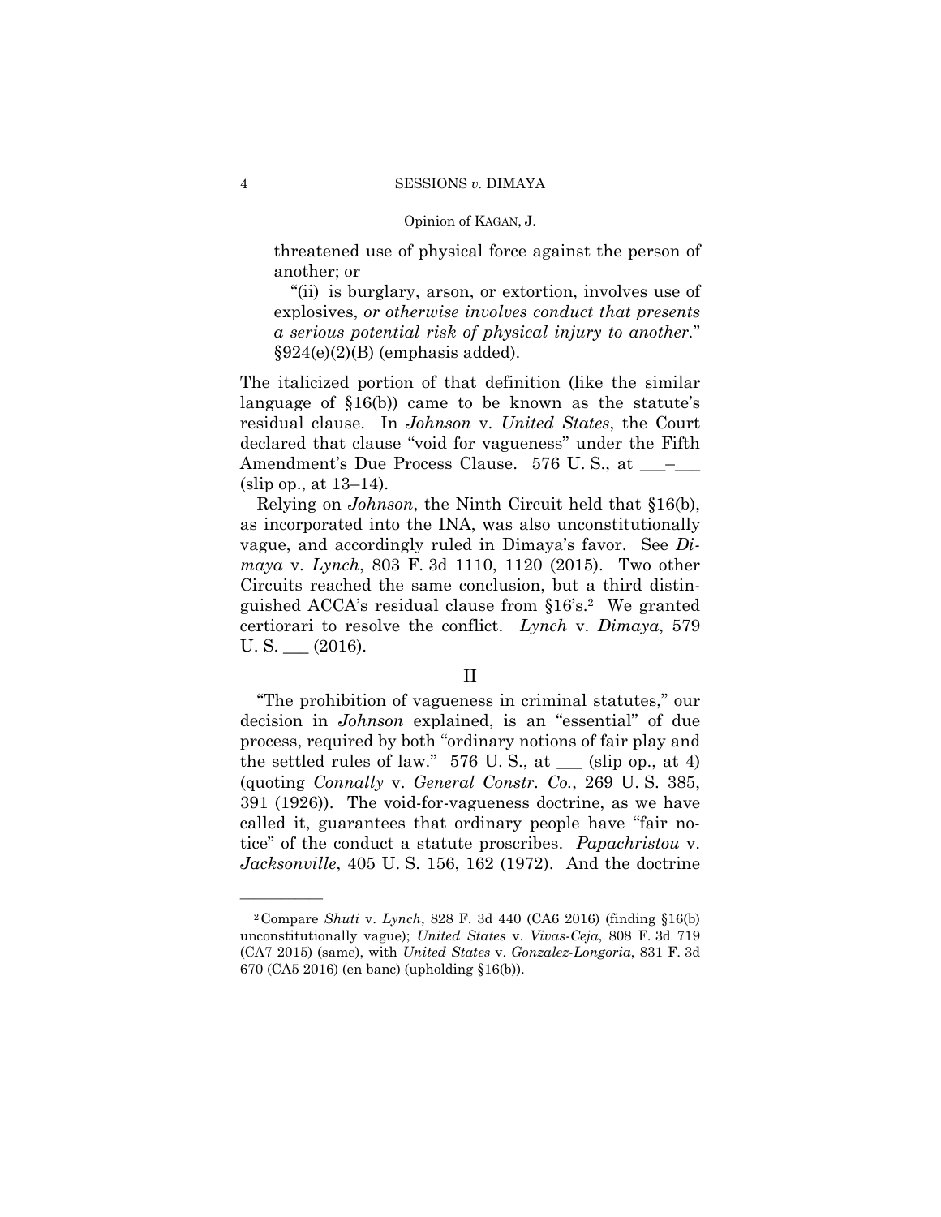threatened use of physical force against the person of another; or

"(ii) is burglary, arson, or extortion, involves use of explosives, *or otherwise involves conduct that presents a serious potential risk of physical injury to another*." §924(e)(2)(B) (emphasis added).

The italicized portion of that definition (like the similar language of §16(b)) came to be known as the statute's residual clause. In *Johnson* v. *United States*, the Court declared that clause "void for vagueness" under the Fifth Amendment's Due Process Clause. 576 U. S., at ___–___ (slip op., at 13–14).

Relying on *Johnson*, the Ninth Circuit held that §16(b), as incorporated into the INA, was also unconstitutionally vague, and accordingly ruled in Dimaya's favor. See *Dimaya* v. *Lynch*, 803 F. 3d 1110, 1120 (2015). Two other Circuits reached the same conclusion, but a third distinguished ACCA's residual clause from §16's.[2] We granted certiorari to resolve the conflict. *Lynch* v. *Dimaya*, 579 U. S. ___ (2016).

## II

"The prohibition of vagueness in criminal statutes," our decision in *Johnson* explained, is an "essential" of due process, required by both "ordinary notions of fair play and the settled rules of law." 576 U. S., at ___ (slip op., at 4) (quoting *Connally* v. *General Constr. Co.*, 269 U. S. 385, 391 (1926)). The void-for-vagueness doctrine, as we have called it, guarantees that ordinary people have "fair notice" of the conduct a statute proscribes. *Papachristou* v. *Jacksonville*, 405 U. S. 156, 162 (1972). And the doctrine

---

[2] Compare *Shuti* v. *Lynch*, 828 F. 3d 440 (CA6 2016) (finding §16(b) unconstitutionally vague); *United States* v. *Vivas-Ceja*, 808 F. 3d 719 (CA7 2015) (same), with *United States* v. *Gonzalez-Longoria*, 831 F. 3d 670 (CA5 2016) (en banc) (upholding §16(b)).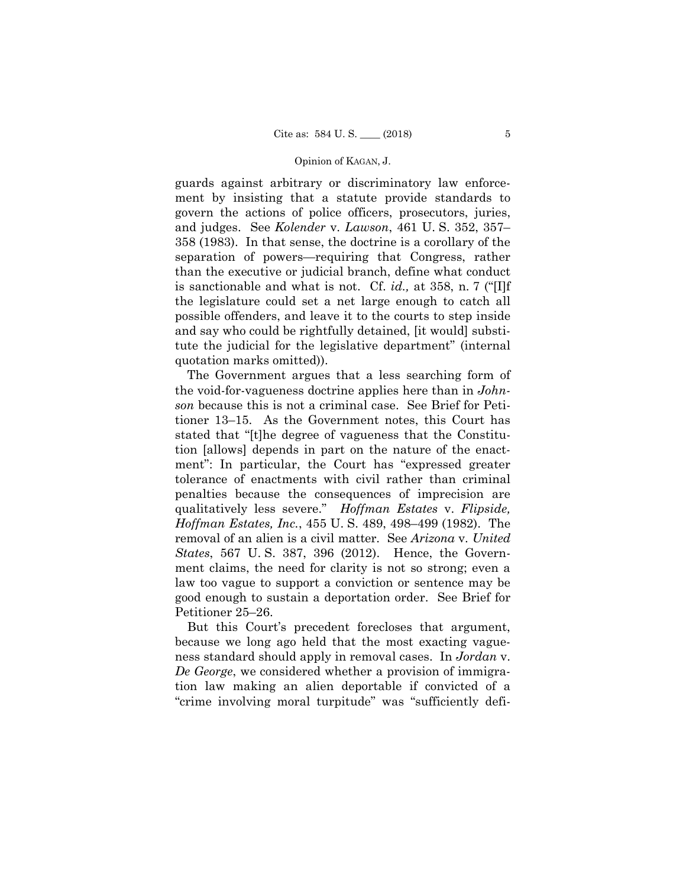guards against arbitrary or discriminatory law enforcement by insisting that a statute provide standards to govern the actions of police officers, prosecutors, juries, and judges. See *Kolender* v. *Lawson*, 461 U. S. 352, 357–358 (1983). In that sense, the doctrine is a corollary of the separation of powers—requiring that Congress, rather than the executive or judicial branch, define what conduct is sanctionable and what is not. Cf. *id.,* at 358, n. 7 ("[I]f the legislature could set a net large enough to catch all possible offenders, and leave it to the courts to step inside and say who could be rightfully detained, [it would] substitute the judicial for the legislative department" (internal quotation marks omitted)).

The Government argues that a less searching form of the void-for-vagueness doctrine applies here than in *Johnson* because this is not a criminal case. See Brief for Petitioner 13–15. As the Government notes, this Court has stated that "[t]he degree of vagueness that the Constitution [allows] depends in part on the nature of the enactment": In particular, the Court has "expressed greater tolerance of enactments with civil rather than criminal penalties because the consequences of imprecision are qualitatively less severe." *Hoffman Estates* v. *Flipside, Hoffman Estates, Inc.*, 455 U. S. 489, 498–499 (1982). The removal of an alien is a civil matter. See *Arizona* v. *United States*, 567 U. S. 387, 396 (2012). Hence, the Government claims, the need for clarity is not so strong; even a law too vague to support a conviction or sentence may be good enough to sustain a deportation order. See Brief for Petitioner 25–26.

But this Court's precedent forecloses that argument, because we long ago held that the most exacting vagueness standard should apply in removal cases. In *Jordan* v. *De George*, we considered whether a provision of immigration law making an alien deportable if convicted of a "crime involving moral turpitude" was "sufficiently defi-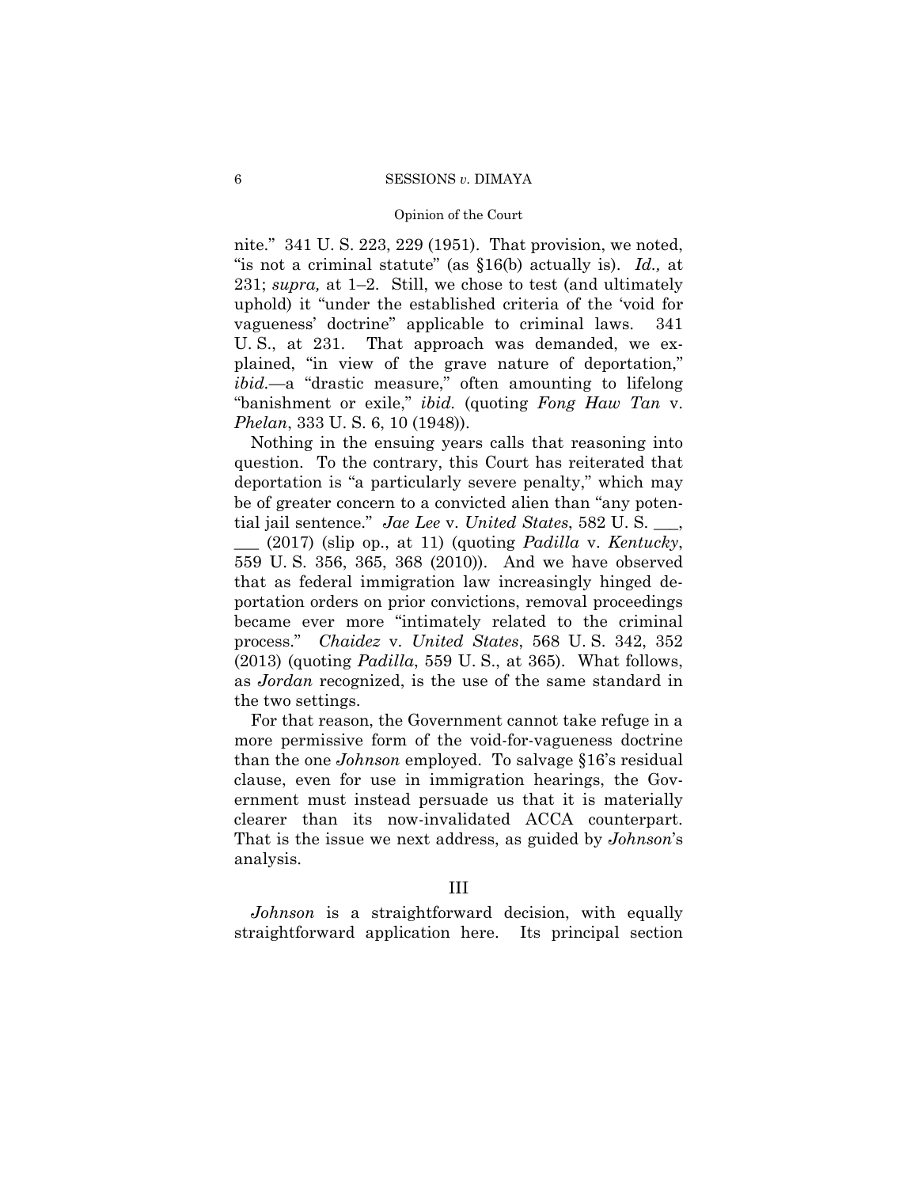nite." 341 U. S. 223, 229 (1951). That provision, we noted, "is not a criminal statute" (as §16(b) actually is). *Id.,* at 231; *supra,* at 1–2. Still, we chose to test (and ultimately uphold) it "under the established criteria of the 'void for vagueness' doctrine" applicable to criminal laws. 341 U. S., at 231. That approach was demanded, we explained, "in view of the grave nature of deportation," *ibid.*—a "drastic measure," often amounting to lifelong "banishment or exile," *ibid.* (quoting *Fong Haw Tan* v. *Phelan*, 333 U. S. 6, 10 (1948)).

Nothing in the ensuing years calls that reasoning into question. To the contrary, this Court has reiterated that deportation is "a particularly severe penalty," which may be of greater concern to a convicted alien than "any potential jail sentence." *Jae Lee* v. *United States*, 582 U. S. ___, ___ (2017) (slip op., at 11) (quoting *Padilla* v. *Kentucky*, 559 U. S. 356, 365, 368 (2010)). And we have observed that as federal immigration law increasingly hinged deportation orders on prior convictions, removal proceedings became ever more "intimately related to the criminal process." *Chaidez* v. *United States*, 568 U. S. 342, 352 (2013) (quoting *Padilla*, 559 U. S., at 365). What follows, as *Jordan* recognized, is the use of the same standard in the two settings.

For that reason, the Government cannot take refuge in a more permissive form of the void-for-vagueness doctrine than the one *Johnson* employed. To salvage §16's residual clause, even for use in immigration hearings, the Government must instead persuade us that it is materially clearer than its now-invalidated ACCA counterpart. That is the issue we next address, as guided by *Johnson*'s analysis.

## III

*Johnson* is a straightforward decision, with equally straightforward application here. Its principal section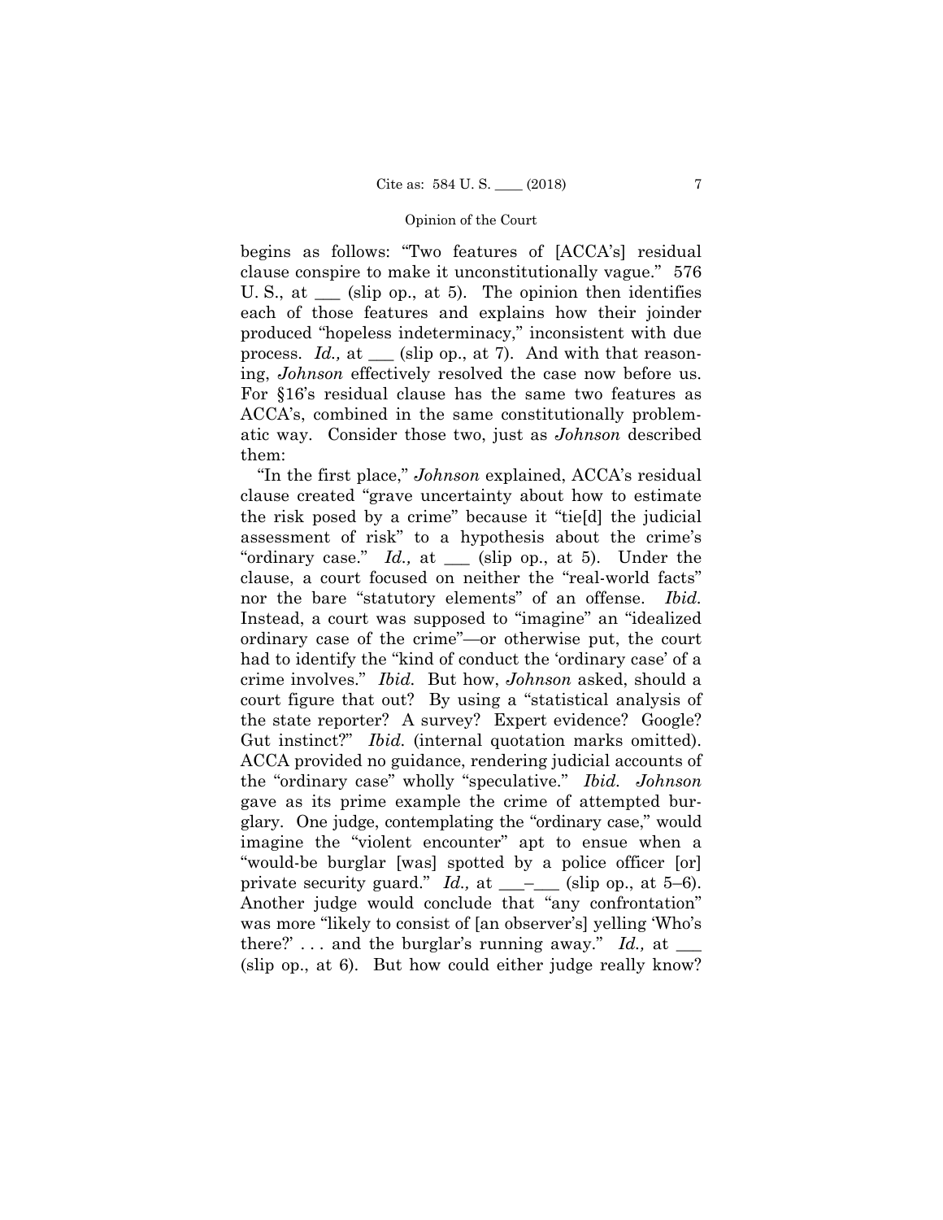begins as follows: "Two features of [ACCA's] residual clause conspire to make it unconstitutionally vague." 576 U. S., at ___ (slip op., at 5). The opinion then identifies each of those features and explains how their joinder produced "hopeless indeterminacy," inconsistent with due process. *Id.,* at ___ (slip op., at 7). And with that reasoning, *Johnson* effectively resolved the case now before us. For §16's residual clause has the same two features as ACCA's, combined in the same constitutionally problematic way. Consider those two, just as *Johnson* described them:

"In the first place," *Johnson* explained, ACCA's residual clause created "grave uncertainty about how to estimate the risk posed by a crime" because it "tie[d] the judicial assessment of risk" to a hypothesis about the crime's "ordinary case." *Id.,* at ___ (slip op., at 5). Under the clause, a court focused on neither the "real-world facts" nor the bare "statutory elements" of an offense. *Ibid.* Instead, a court was supposed to "imagine" an "idealized ordinary case of the crime"—or otherwise put, the court had to identify the "kind of conduct the 'ordinary case' of a crime involves." *Ibid.* But how, *Johnson* asked, should a court figure that out? By using a "statistical analysis of the state reporter? A survey? Expert evidence? Google? Gut instinct?" *Ibid.* (internal quotation marks omitted). ACCA provided no guidance, rendering judicial accounts of the "ordinary case" wholly "speculative." *Ibid.* *Johnson* gave as its prime example the crime of attempted burglary. One judge, contemplating the "ordinary case," would imagine the "violent encounter" apt to ensue when a "would-be burglar [was] spotted by a police officer [or] private security guard." *Id.,* at ___–___ (slip op., at 5–6). Another judge would conclude that "any confrontation" was more "likely to consist of [an observer's] yelling 'Who's there?' . . . and the burglar's running away." *Id.,* at ___ (slip op., at 6). But how could either judge really know?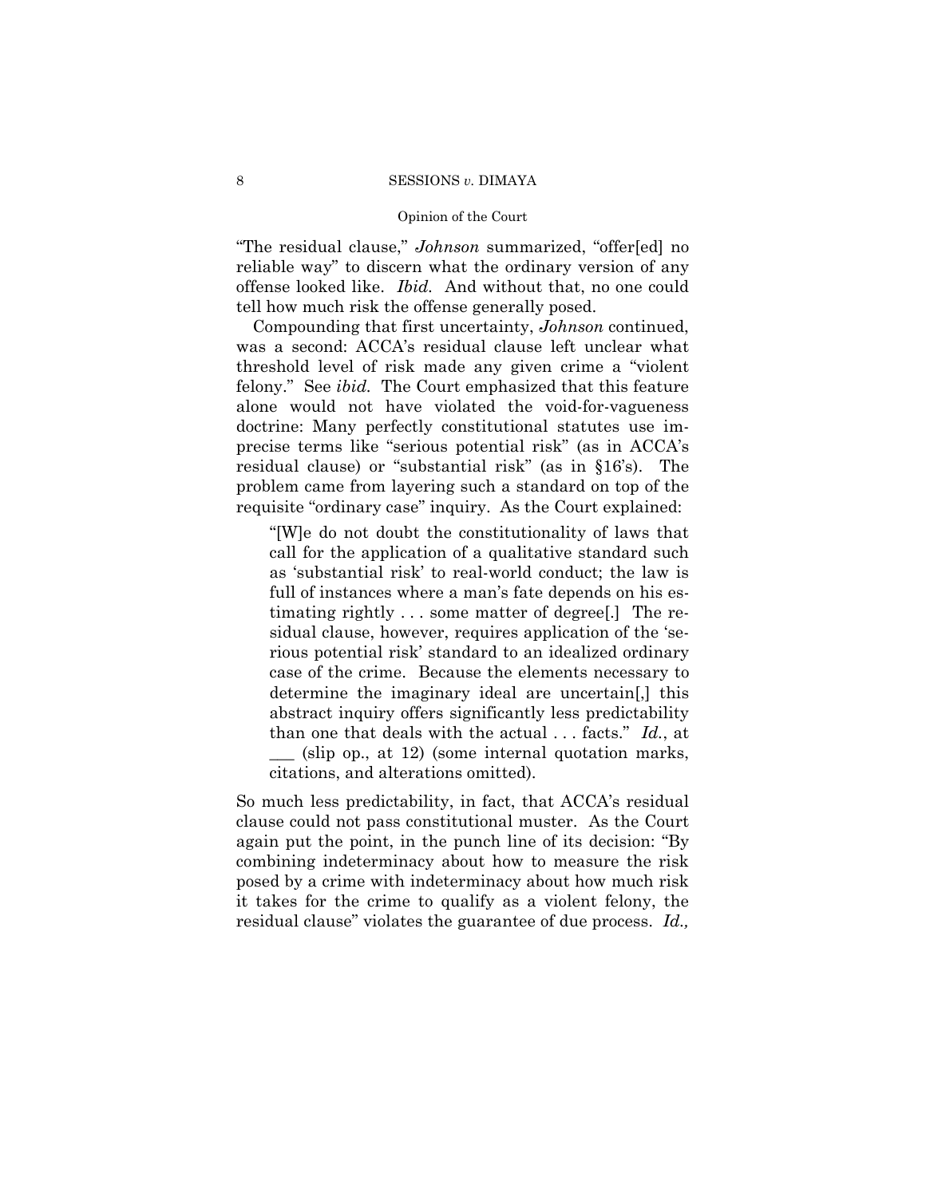"The residual clause," *Johnson* summarized, "offer[ed] no reliable way" to discern what the ordinary version of any offense looked like. *Ibid.* And without that, no one could tell how much risk the offense generally posed.

Compounding that first uncertainty, *Johnson* continued, was a second: ACCA's residual clause left unclear what threshold level of risk made any given crime a "violent felony." See *ibid.* The Court emphasized that this feature alone would not have violated the void-for-vagueness doctrine: Many perfectly constitutional statutes use imprecise terms like "serious potential risk" (as in ACCA's residual clause) or "substantial risk" (as in §16's). The problem came from layering such a standard on top of the requisite "ordinary case" inquiry. As the Court explained:

> "[W]e do not doubt the constitutionality of laws that call for the application of a qualitative standard such as 'substantial risk' to real-world conduct; the law is full of instances where a man's fate depends on his estimating rightly . . . some matter of degree[.] The residual clause, however, requires application of the 'serious potential risk' standard to an idealized ordinary case of the crime. Because the elements necessary to determine the imaginary ideal are uncertain[,] this abstract inquiry offers significantly less predictability than one that deals with the actual . . . facts." *Id.*, at ___ (slip op., at 12) (some internal quotation marks, citations, and alterations omitted).

So much less predictability, in fact, that ACCA's residual clause could not pass constitutional muster. As the Court again put the point, in the punch line of its decision: "By combining indeterminacy about how to measure the risk posed by a crime with indeterminacy about how much risk it takes for the crime to qualify as a violent felony, the residual clause" violates the guarantee of due process. *Id.,*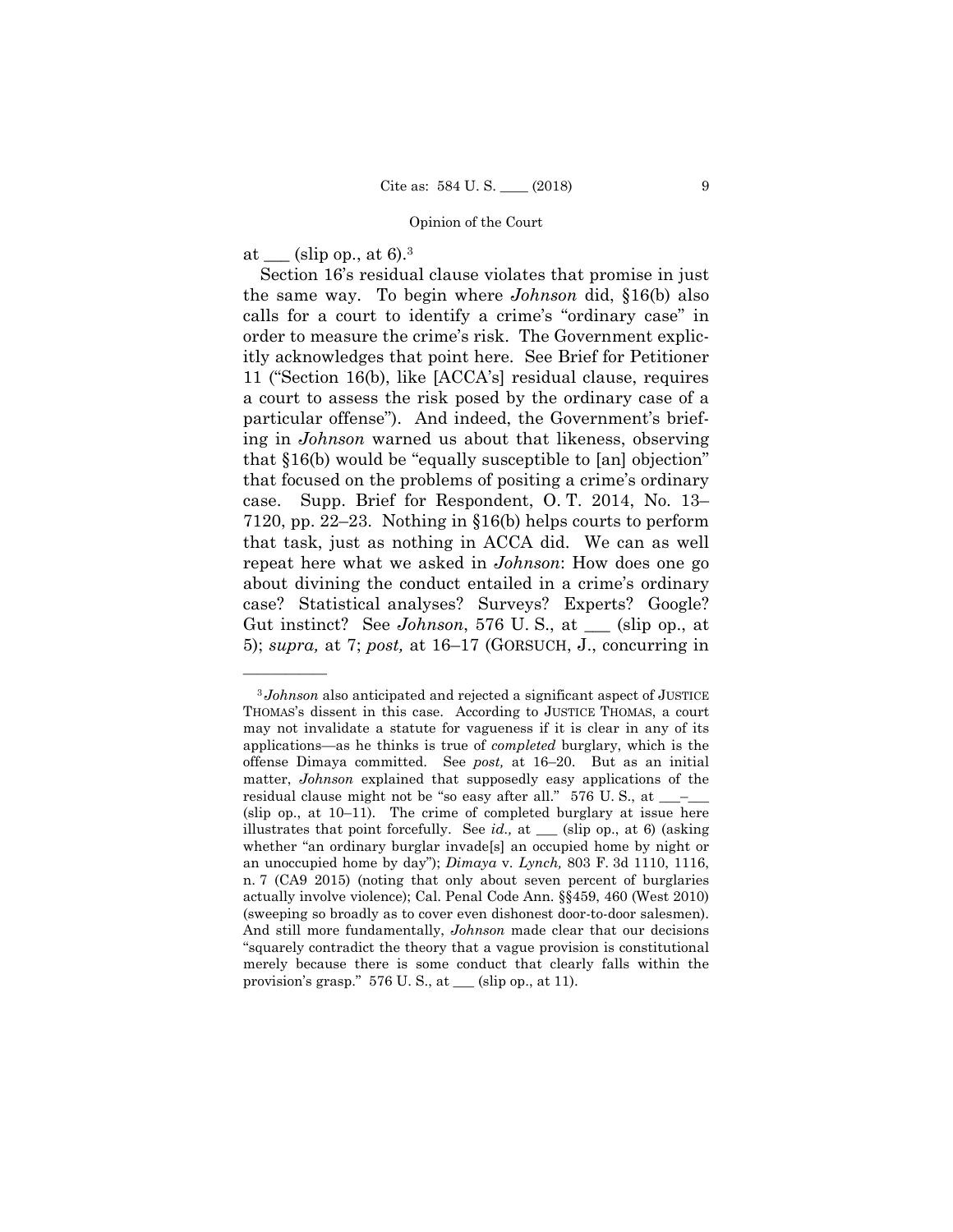at ___ (slip op., at 6).[3]

Section 16's residual clause violates that promise in just the same way. To begin where *Johnson* did, §16(b) also calls for a court to identify a crime's "ordinary case" in order to measure the crime's risk. The Government explicitly acknowledges that point here. See Brief for Petitioner 11 ("Section 16(b), like [ACCA's] residual clause, requires a court to assess the risk posed by the ordinary case of a particular offense"). And indeed, the Government's briefing in *Johnson* warned us about that likeness, observing that §16(b) would be "equally susceptible to [an] objection" that focused on the problems of positing a crime's ordinary case. Supp. Brief for Respondent, O. T. 2014, No. 13–7120, pp. 22–23. Nothing in §16(b) helps courts to perform that task, just as nothing in ACCA did. We can as well repeat here what we asked in *Johnson*: How does one go about divining the conduct entailed in a crime's ordinary case? Statistical analyses? Surveys? Experts? Google? Gut instinct? See *Johnson*, 576 U. S., at ___ (slip op., at 5); *supra,* at 7; *post,* at 16–17 (GORSUCH, J., concurring in

---

[3] *Johnson* also anticipated and rejected a significant aspect of JUSTICE THOMAS's dissent in this case. According to JUSTICE THOMAS, a court may not invalidate a statute for vagueness if it is clear in any of its applications—as he thinks is true of *completed* burglary, which is the offense Dimaya committed. See *post,* at 16–20. But as an initial matter, *Johnson* explained that supposedly easy applications of the residual clause might not be "so easy after all." 576 U. S., at ___–___ (slip op., at 10–11). The crime of completed burglary at issue here illustrates that point forcefully. See *id.,* at ___ (slip op., at 6) (asking whether "an ordinary burglar invade[s] an occupied home by night or an unoccupied home by day"); *Dimaya* v. *Lynch,* 803 F. 3d 1110, 1116, n. 7 (CA9 2015) (noting that only about seven percent of burglaries actually involve violence); Cal. Penal Code Ann. §§459, 460 (West 2010) (sweeping so broadly as to cover even dishonest door-to-door salesmen). And still more fundamentally, *Johnson* made clear that our decisions "squarely contradict the theory that a vague provision is constitutional merely because there is some conduct that clearly falls within the provision's grasp." 576 U. S., at ___ (slip op., at 11).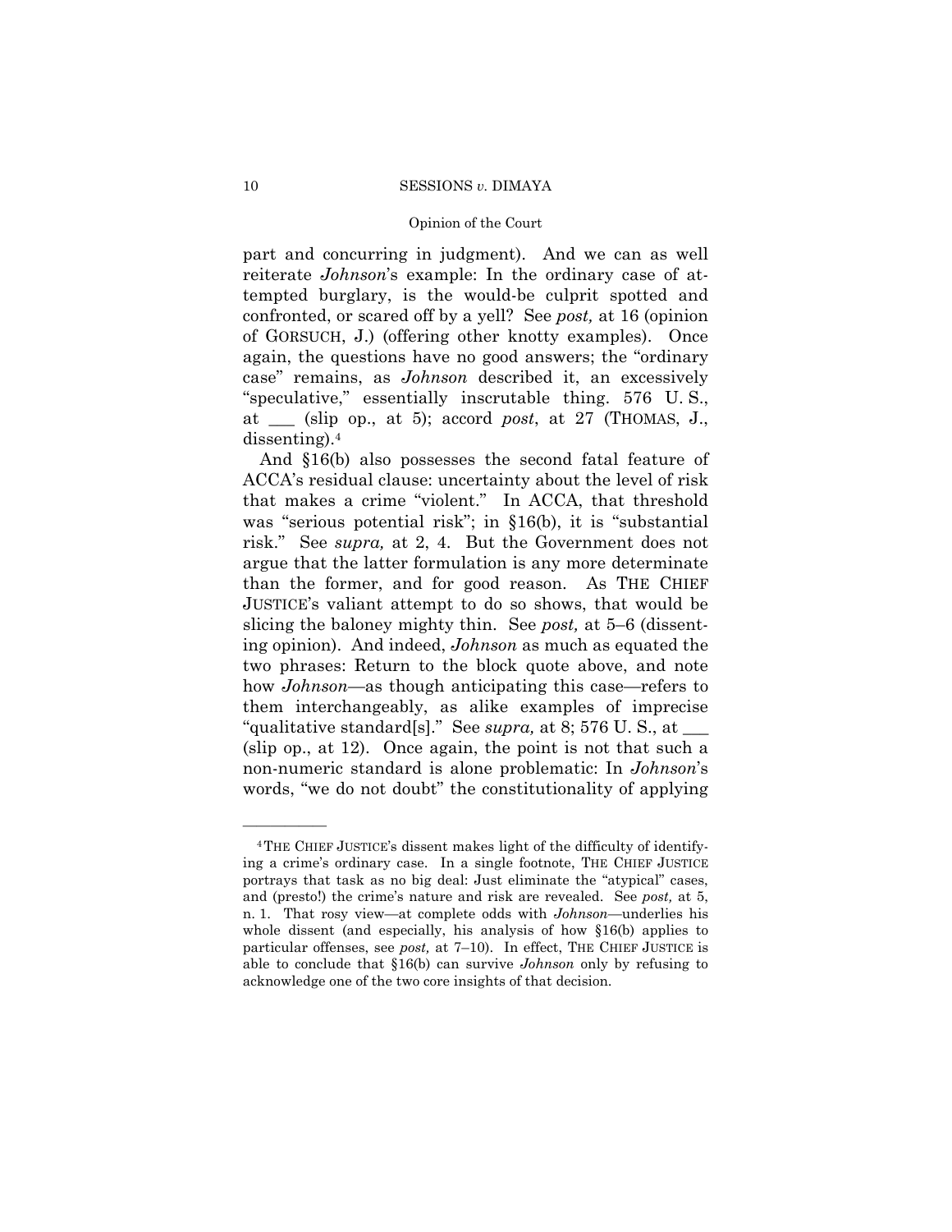part and concurring in judgment). And we can as well reiterate *Johnson*'s example: In the ordinary case of attempted burglary, is the would-be culprit spotted and confronted, or scared off by a yell? See *post,* at 16 (opinion of GORSUCH, J.) (offering other knotty examples). Once again, the questions have no good answers; the "ordinary case" remains, as *Johnson* described it, an excessively "speculative," essentially inscrutable thing. 576 U. S., at ___ (slip op., at 5); accord *post*, at 27 (THOMAS, J., dissenting).[4]

And §16(b) also possesses the second fatal feature of ACCA's residual clause: uncertainty about the level of risk that makes a crime "violent." In ACCA, that threshold was "serious potential risk"; in §16(b), it is "substantial risk." See *supra,* at 2, 4. But the Government does not argue that the latter formulation is any more determinate than the former, and for good reason. As THE CHIEF JUSTICE's valiant attempt to do so shows, that would be slicing the baloney mighty thin. See *post,* at 5–6 (dissenting opinion). And indeed, *Johnson* as much as equated the two phrases: Return to the block quote above, and note how *Johnson*—as though anticipating this case—refers to them interchangeably, as alike examples of imprecise "qualitative standard[s]." See *supra,* at 8; 576 U. S., at ___ (slip op., at 12). Once again, the point is not that such a non-numeric standard is alone problematic: In *Johnson*'s words, "we do not doubt" the constitutionality of applying

---

[4] THE CHIEF JUSTICE's dissent makes light of the difficulty of identifying a crime's ordinary case. In a single footnote, THE CHIEF JUSTICE portrays that task as no big deal: Just eliminate the "atypical" cases, and (presto!) the crime's nature and risk are revealed. See *post,* at 5, n. 1. That rosy view—at complete odds with *Johnson*—underlies his whole dissent (and especially, his analysis of how §16(b) applies to particular offenses, see *post,* at 7–10). In effect, THE CHIEF JUSTICE is able to conclude that §16(b) can survive *Johnson* only by refusing to acknowledge one of the two core insights of that decision.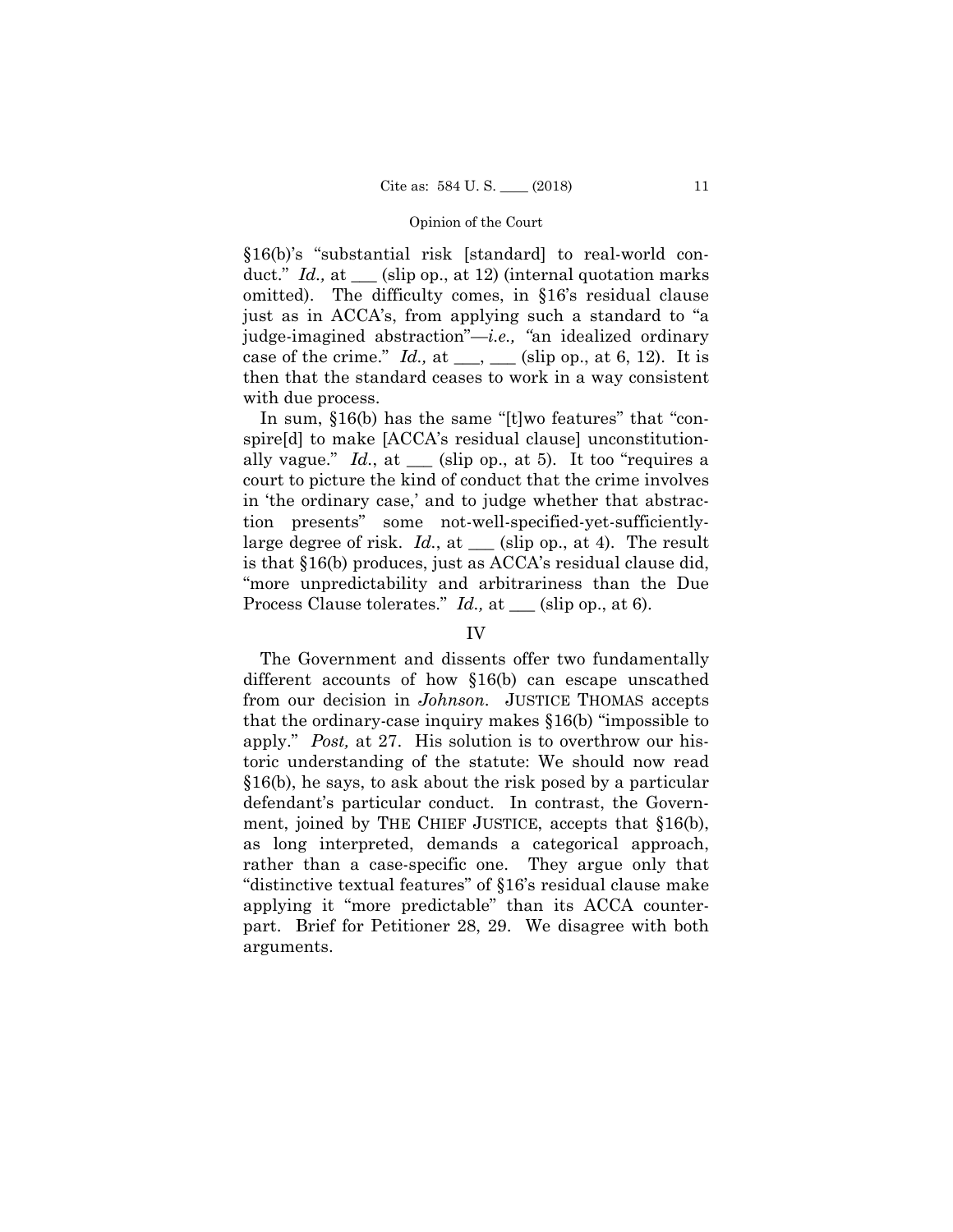§16(b)'s "substantial risk [standard] to real-world conduct." *Id.,* at ___ (slip op., at 12) (internal quotation marks omitted). The difficulty comes, in §16's residual clause just as in ACCA's, from applying such a standard to "a judge-imagined abstraction"—*i.e.,* "an idealized ordinary case of the crime." *Id.,* at ___, ___ (slip op., at 6, 12). It is then that the standard ceases to work in a way consistent with due process.

In sum, §16(b) has the same "[t]wo features" that "conspire[d] to make [ACCA's residual clause] unconstitutionally vague." *Id.*, at ___ (slip op., at 5). It too "requires a court to picture the kind of conduct that the crime involves in 'the ordinary case,' and to judge whether that abstraction presents" some not-well-specified-yet-sufficiently-large degree of risk. *Id.*, at ___ (slip op., at 4). The result is that §16(b) produces, just as ACCA's residual clause did, "more unpredictability and arbitrariness than the Due Process Clause tolerates." *Id.,* at ___ (slip op., at 6).

## IV

The Government and dissents offer two fundamentally different accounts of how §16(b) can escape unscathed from our decision in *Johnson*. JUSTICE THOMAS accepts that the ordinary-case inquiry makes §16(b) "impossible to apply." *Post,* at 27. His solution is to overthrow our historic understanding of the statute: We should now read §16(b), he says, to ask about the risk posed by a particular defendant's particular conduct. In contrast, the Government, joined by THE CHIEF JUSTICE, accepts that §16(b), as long interpreted, demands a categorical approach, rather than a case-specific one. They argue only that "distinctive textual features" of §16's residual clause make applying it "more predictable" than its ACCA counterpart. Brief for Petitioner 28, 29. We disagree with both arguments.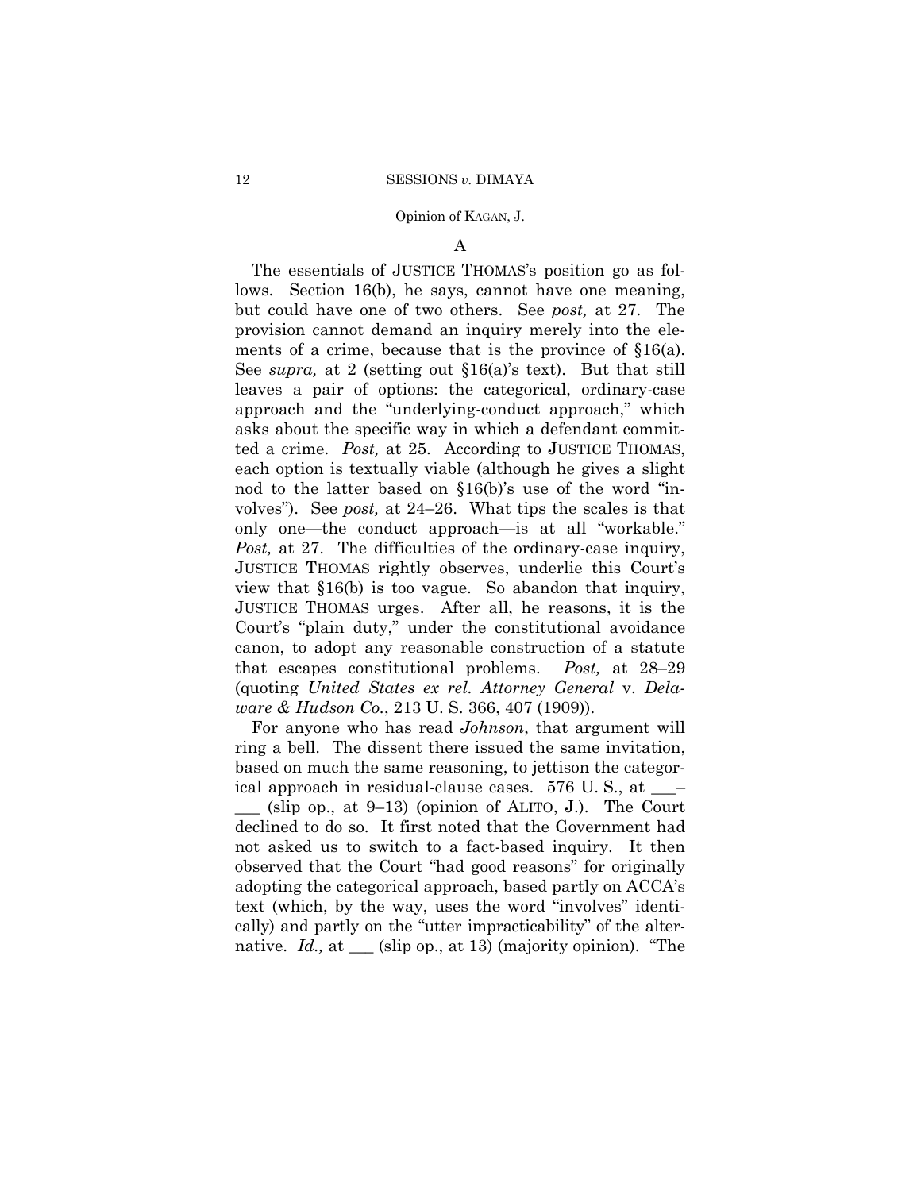A

The essentials of JUSTICE THOMAS's position go as follows. Section 16(b), he says, cannot have one meaning, but could have one of two others. See *post,* at 27. The provision cannot demand an inquiry merely into the elements of a crime, because that is the province of §16(a). See *supra,* at 2 (setting out §16(a)'s text). But that still leaves a pair of options: the categorical, ordinary-case approach and the "underlying-conduct approach," which asks about the specific way in which a defendant committed a crime. *Post,* at 25. According to JUSTICE THOMAS, each option is textually viable (although he gives a slight nod to the latter based on §16(b)'s use of the word "involves"). See *post,* at 24–26. What tips the scales is that only one—the conduct approach—is at all "workable." *Post,* at 27. The difficulties of the ordinary-case inquiry, JUSTICE THOMAS rightly observes, underlie this Court's view that §16(b) is too vague. So abandon that inquiry, JUSTICE THOMAS urges. After all, he reasons, it is the Court's "plain duty," under the constitutional avoidance canon, to adopt any reasonable construction of a statute that escapes constitutional problems. *Post,* at 28–29 (quoting *United States ex rel. Attorney General* v. *Delaware & Hudson Co.*, 213 U. S. 366, 407 (1909)).

For anyone who has read *Johnson*, that argument will ring a bell. The dissent there issued the same invitation, based on much the same reasoning, to jettison the categorical approach in residual-clause cases. 576 U. S., at ___–___ (slip op., at 9–13) (opinion of ALITO, J.). The Court declined to do so. It first noted that the Government had not asked us to switch to a fact-based inquiry. It then observed that the Court "had good reasons" for originally adopting the categorical approach, based partly on ACCA's text (which, by the way, uses the word "involves" identically) and partly on the "utter impracticability" of the alternative. *Id.,* at ___ (slip op., at 13) (majority opinion). "The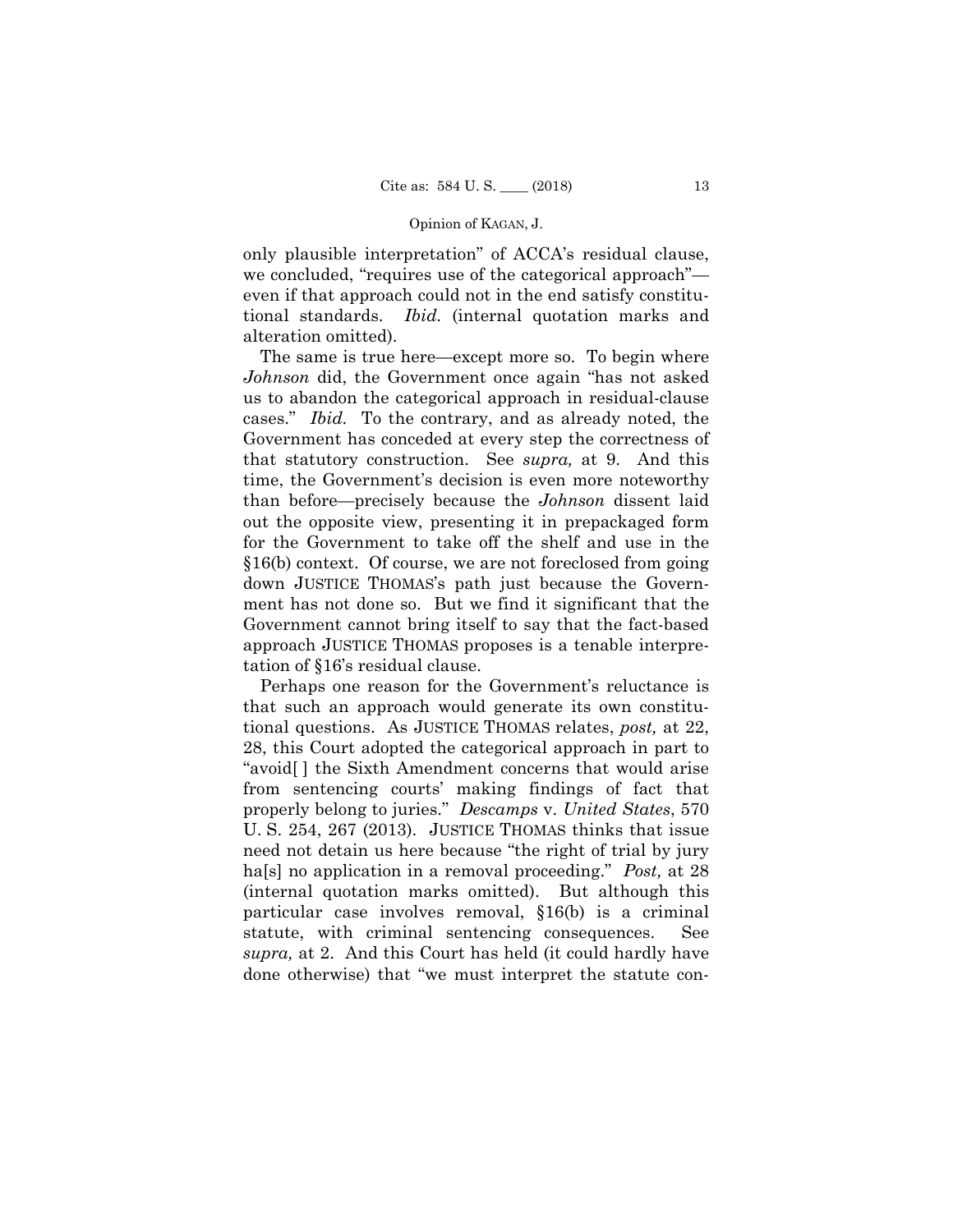only plausible interpretation" of ACCA's residual clause, we concluded, "requires use of the categorical approach"—even if that approach could not in the end satisfy constitutional standards. *Ibid.* (internal quotation marks and alteration omitted).

The same is true here—except more so. To begin where *Johnson* did, the Government once again "has not asked us to abandon the categorical approach in residual-clause cases." *Ibid.* To the contrary, and as already noted, the Government has conceded at every step the correctness of that statutory construction. See *supra,* at 9. And this time, the Government's decision is even more noteworthy than before—precisely because the *Johnson* dissent laid out the opposite view, presenting it in prepackaged form for the Government to take off the shelf and use in the §16(b) context. Of course, we are not foreclosed from going down JUSTICE THOMAS's path just because the Government has not done so. But we find it significant that the Government cannot bring itself to say that the fact-based approach JUSTICE THOMAS proposes is a tenable interpretation of §16's residual clause.

Perhaps one reason for the Government's reluctance is that such an approach would generate its own constitutional questions. As JUSTICE THOMAS relates, *post,* at 22, 28, this Court adopted the categorical approach in part to "avoid[ ] the Sixth Amendment concerns that would arise from sentencing courts' making findings of fact that properly belong to juries." *Descamps* v. *United States*, 570 U. S. 254, 267 (2013). JUSTICE THOMAS thinks that issue need not detain us here because "the right of trial by jury ha[s] no application in a removal proceeding." *Post,* at 28 (internal quotation marks omitted). But although this particular case involves removal, §16(b) is a criminal statute, with criminal sentencing consequences. See *supra,* at 2. And this Court has held (it could hardly have done otherwise) that "we must interpret the statute con-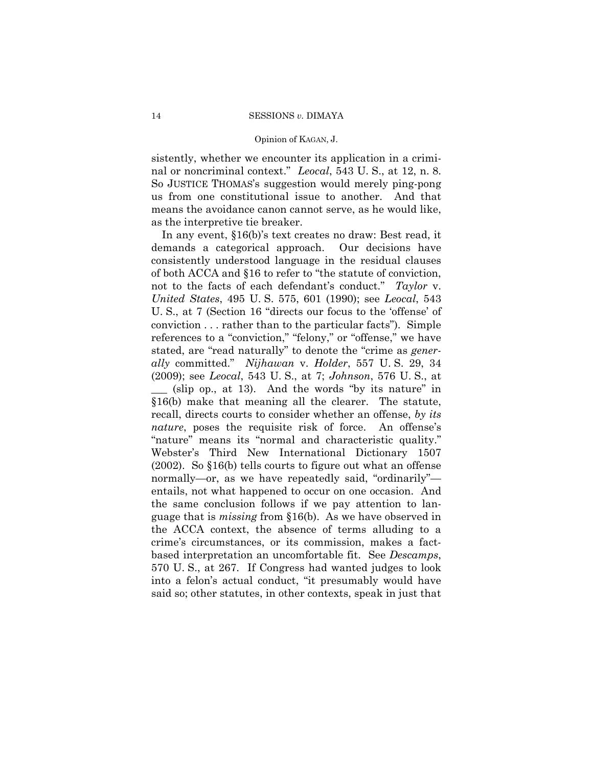sistently, whether we encounter its application in a criminal or noncriminal context." *Leocal*, 543 U. S., at 12, n. 8. So JUSTICE THOMAS's suggestion would merely ping-pong us from one constitutional issue to another. And that means the avoidance canon cannot serve, as he would like, as the interpretive tie breaker.

In any event, §16(b)'s text creates no draw: Best read, it demands a categorical approach. Our decisions have consistently understood language in the residual clauses of both ACCA and §16 to refer to "the statute of conviction, not to the facts of each defendant's conduct." *Taylor* v. *United States*, 495 U. S. 575, 601 (1990); see *Leocal*, 543 U. S., at 7 (Section 16 "directs our focus to the 'offense' of conviction . . . rather than to the particular facts"). Simple references to a "conviction," "felony," or "offense," we have stated, are "read naturally" to denote the "crime as *generally* committed." *Nijhawan* v. *Holder*, 557 U. S. 29, 34 (2009); see *Leocal*, 543 U. S., at 7; *Johnson*, 576 U. S., at ___ (slip op., at 13). And the words "by its nature" in §16(b) make that meaning all the clearer. The statute, recall, directs courts to consider whether an offense, *by its nature*, poses the requisite risk of force. An offense's "nature" means its "normal and characteristic quality." Webster's Third New International Dictionary 1507 (2002). So §16(b) tells courts to figure out what an offense normally—or, as we have repeatedly said, "ordinarily"—entails, not what happened to occur on one occasion. And the same conclusion follows if we pay attention to language that is *missing* from §16(b). As we have observed in the ACCA context, the absence of terms alluding to a crime's circumstances, or its commission, makes a fact-based interpretation an uncomfortable fit. See *Descamps*, 570 U. S., at 267. If Congress had wanted judges to look into a felon's actual conduct, "it presumably would have said so; other statutes, in other contexts, speak in just that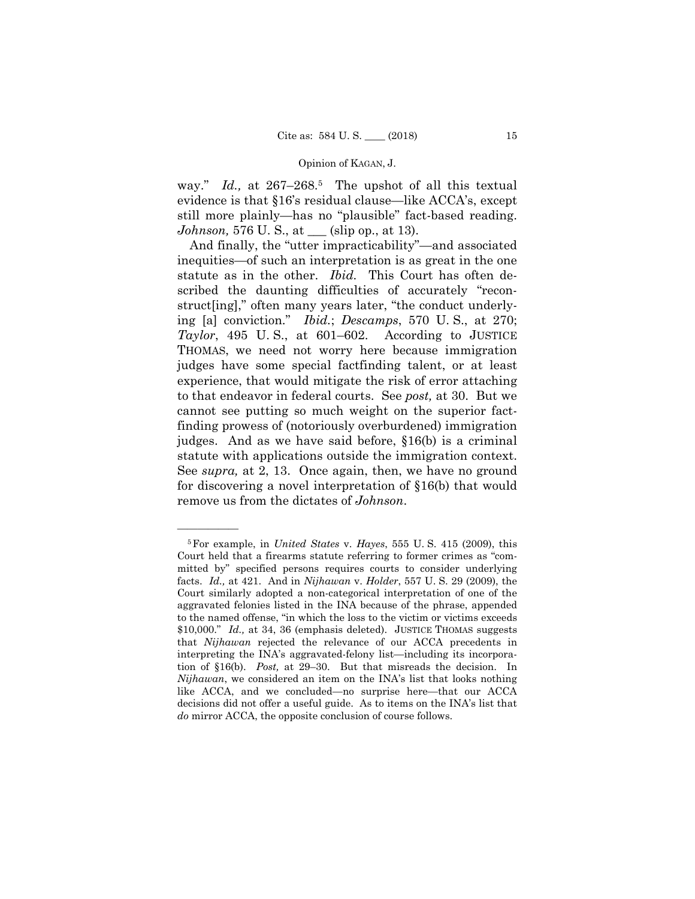way." *Id.,* at 267–268.[5] The upshot of all this textual evidence is that §16's residual clause—like ACCA's, except still more plainly—has no "plausible" fact-based reading. *Johnson,* 576 U. S., at ___ (slip op., at 13).

And finally, the "utter impracticability"—and associated inequities—of such an interpretation is as great in the one statute as in the other. *Ibid.* This Court has often described the daunting difficulties of accurately "reconstruct[ing]," often many years later, "the conduct underlying [a] conviction." *Ibid.*; *Descamps*, 570 U. S., at 270; *Taylor*, 495 U. S., at 601–602. According to JUSTICE THOMAS, we need not worry here because immigration judges have some special factfinding talent, or at least experience, that would mitigate the risk of error attaching to that endeavor in federal courts. See *post,* at 30. But we cannot see putting so much weight on the superior factfinding prowess of (notoriously overburdened) immigration judges. And as we have said before, §16(b) is a criminal statute with applications outside the immigration context. See *supra,* at 2, 13. Once again, then, we have no ground for discovering a novel interpretation of §16(b) that would remove us from the dictates of *Johnson*.

———————

[5] For example, in *United States* v. *Hayes,* 555 U. S. 415 (2009), this Court held that a firearms statute referring to former crimes as "committed by" specified persons requires courts to consider underlying facts. *Id.,* at 421. And in *Nijhawan* v. *Holder*, 557 U. S. 29 (2009), the Court similarly adopted a non-categorical interpretation of one of the aggravated felonies listed in the INA because of the phrase, appended to the named offense, "in which the loss to the victim or victims exceeds $10,000." *Id.,* at 34, 36 (emphasis deleted). JUSTICE THOMAS suggests that *Nijhawan* rejected the relevance of our ACCA precedents in interpreting the INA's aggravated-felony list—including its incorporation of §16(b). *Post,* at 29–30. But that misreads the decision. In *Nijhawan*, we considered an item on the INA's list that looks nothing like ACCA, and we concluded—no surprise here—that our ACCA decisions did not offer a useful guide. As to items on the INA's list that *do* mirror ACCA, the opposite conclusion of course follows.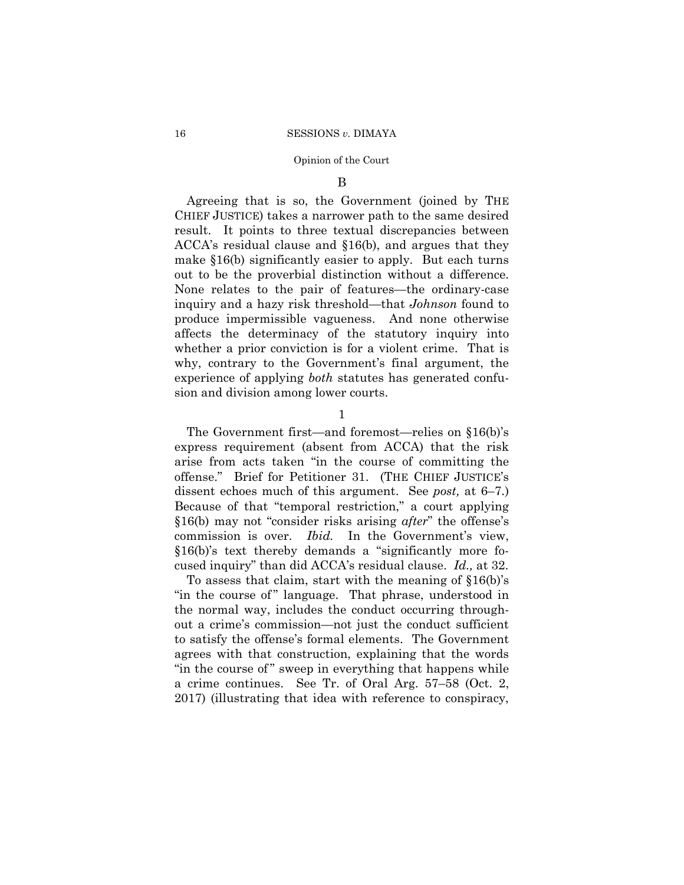### B

Agreeing that is so, the Government (joined by THE CHIEF JUSTICE) takes a narrower path to the same desired result. It points to three textual discrepancies between ACCA's residual clause and §16(b), and argues that they make §16(b) significantly easier to apply. But each turns out to be the proverbial distinction without a difference. None relates to the pair of features—the ordinary-case inquiry and a hazy risk threshold—that *Johnson* found to produce impermissible vagueness. And none otherwise affects the determinacy of the statutory inquiry into whether a prior conviction is for a violent crime. That is why, contrary to the Government's final argument, the experience of applying *both* statutes has generated confusion and division among lower courts.

#### 1

The Government first—and foremost—relies on §16(b)'s express requirement (absent from ACCA) that the risk arise from acts taken "in the course of committing the offense." Brief for Petitioner 31. (THE CHIEF JUSTICE's dissent echoes much of this argument. See *post,* at 6–7.) Because of that "temporal restriction," a court applying §16(b) may not "consider risks arising *after*" the offense's commission is over. *Ibid.* In the Government's view, §16(b)'s text thereby demands a "significantly more focused inquiry" than did ACCA's residual clause. *Id.,* at 32.

To assess that claim, start with the meaning of §16(b)'s "in the course of" language. That phrase, understood in the normal way, includes the conduct occurring throughout a crime's commission—not just the conduct sufficient to satisfy the offense's formal elements. The Government agrees with that construction, explaining that the words "in the course of" sweep in everything that happens while a crime continues. See Tr. of Oral Arg. 57–58 (Oct. 2, 2017) (illustrating that idea with reference to conspiracy,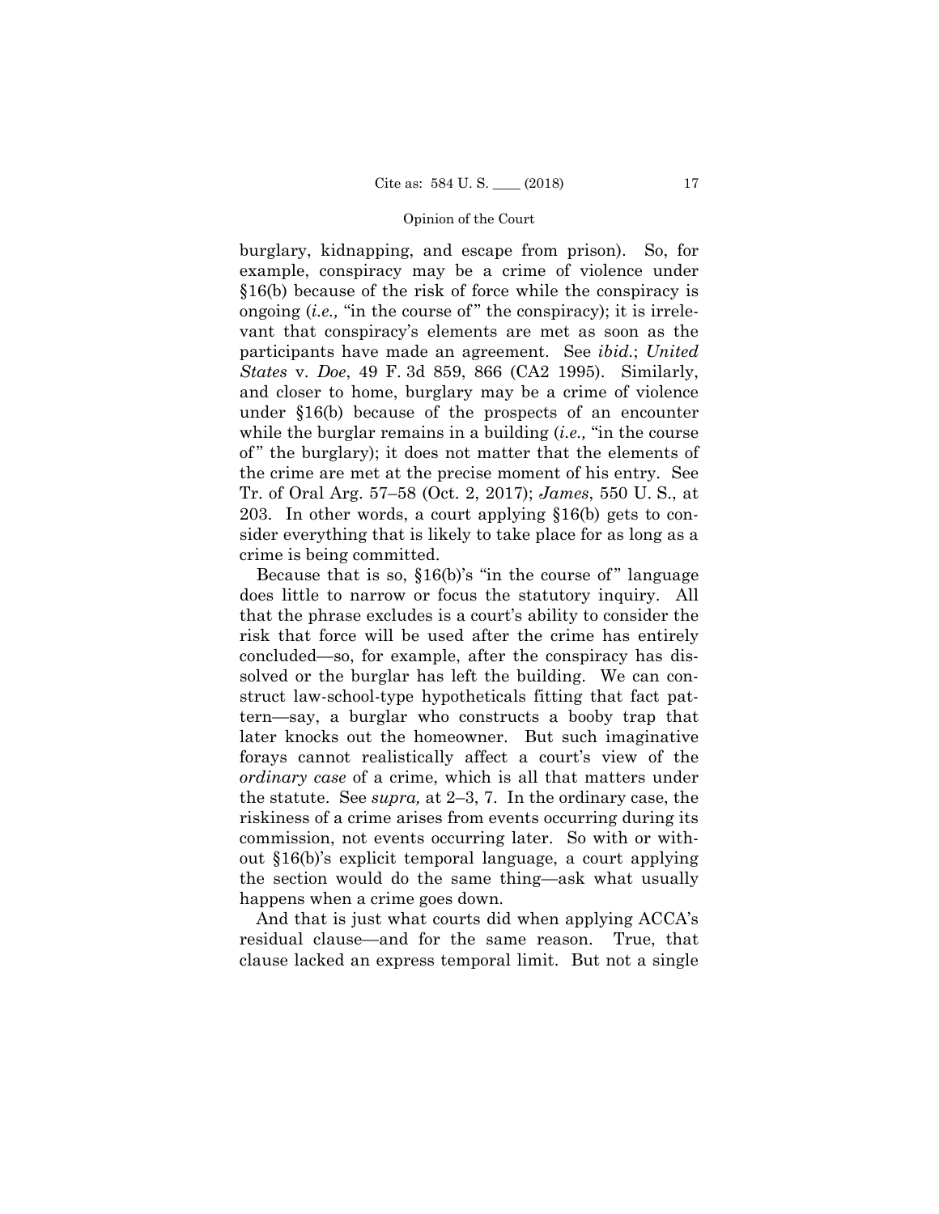burglary, kidnapping, and escape from prison). So, for example, conspiracy may be a crime of violence under §16(b) because of the risk of force while the conspiracy is ongoing (*i.e.,* "in the course of" the conspiracy); it is irrelevant that conspiracy's elements are met as soon as the participants have made an agreement. See *ibid.*; *United States* v. *Doe*, 49 F. 3d 859, 866 (CA2 1995). Similarly, and closer to home, burglary may be a crime of violence under §16(b) because of the prospects of an encounter while the burglar remains in a building (*i.e.,* "in the course of" the burglary); it does not matter that the elements of the crime are met at the precise moment of his entry. See Tr. of Oral Arg. 57–58 (Oct. 2, 2017); *James*, 550 U. S., at 203. In other words, a court applying §16(b) gets to consider everything that is likely to take place for as long as a crime is being committed.

Because that is so, §16(b)'s "in the course of" language does little to narrow or focus the statutory inquiry. All that the phrase excludes is a court's ability to consider the risk that force will be used after the crime has entirely concluded—so, for example, after the conspiracy has dissolved or the burglar has left the building. We can construct law-school-type hypotheticals fitting that fact pattern—say, a burglar who constructs a booby trap that later knocks out the homeowner. But such imaginative forays cannot realistically affect a court's view of the *ordinary case* of a crime, which is all that matters under the statute. See *supra,* at 2–3, 7. In the ordinary case, the riskiness of a crime arises from events occurring during its commission, not events occurring later. So with or without §16(b)'s explicit temporal language, a court applying the section would do the same thing—ask what usually happens when a crime goes down.

And that is just what courts did when applying ACCA's residual clause—and for the same reason. True, that clause lacked an express temporal limit. But not a single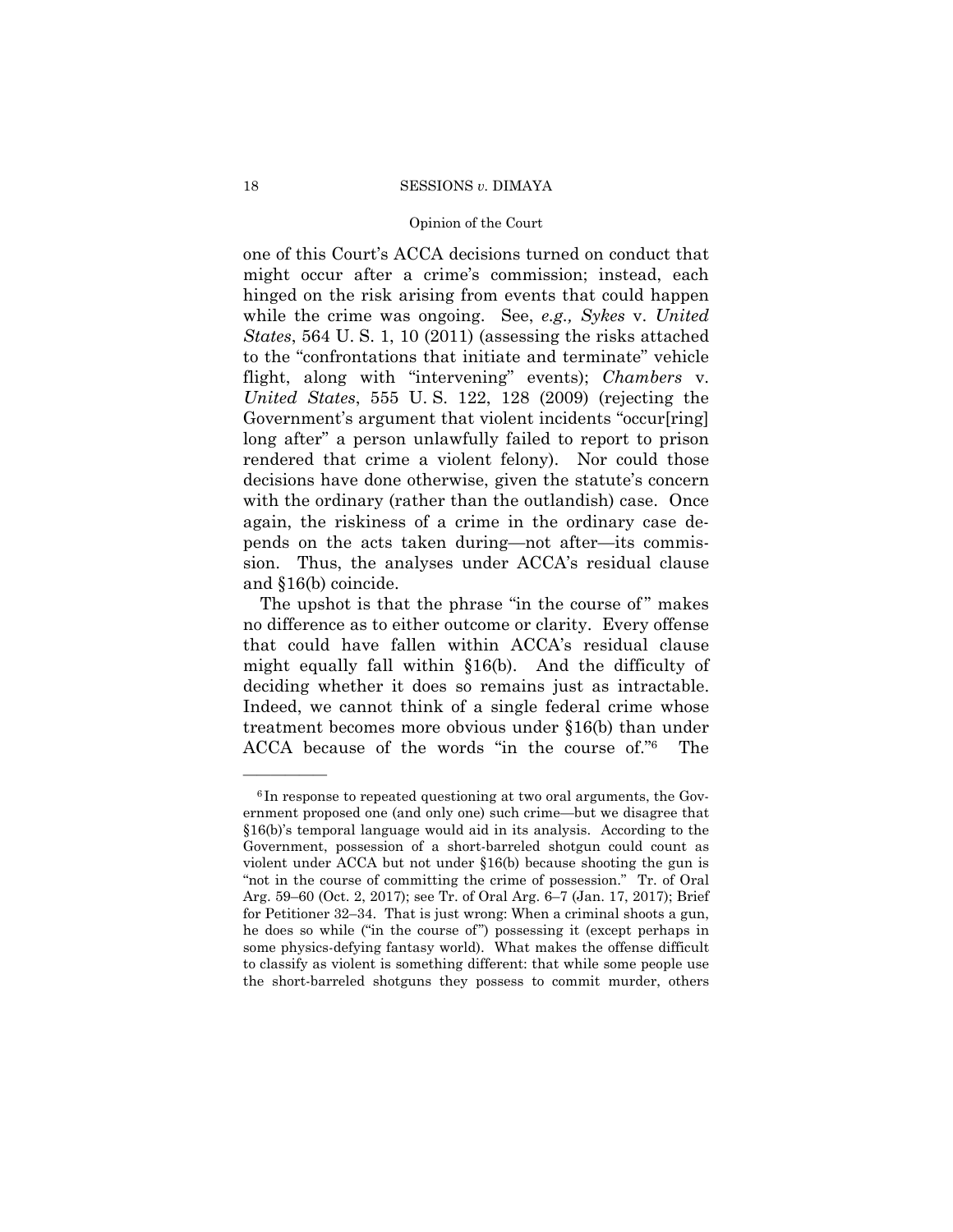one of this Court's ACCA decisions turned on conduct that might occur after a crime's commission; instead, each hinged on the risk arising from events that could happen while the crime was ongoing. See, *e.g., Sykes* v. *United States*, 564 U. S. 1, 10 (2011) (assessing the risks attached to the "confrontations that initiate and terminate" vehicle flight, along with "intervening" events); *Chambers* v. *United States*, 555 U. S. 122, 128 (2009) (rejecting the Government's argument that violent incidents "occur[ring] long after" a person unlawfully failed to report to prison rendered that crime a violent felony). Nor could those decisions have done otherwise, given the statute's concern with the ordinary (rather than the outlandish) case. Once again, the riskiness of a crime in the ordinary case depends on the acts taken during—not after—its commission. Thus, the analyses under ACCA's residual clause and §16(b) coincide.

The upshot is that the phrase "in the course of" makes no difference as to either outcome or clarity. Every offense that could have fallen within ACCA's residual clause might equally fall within §16(b). And the difficulty of deciding whether it does so remains just as intractable. Indeed, we cannot think of a single federal crime whose treatment becomes more obvious under §16(b) than under ACCA because of the words "in the course of."[6] The

---

[6] In response to repeated questioning at two oral arguments, the Government proposed one (and only one) such crime—but we disagree that §16(b)'s temporal language would aid in its analysis. According to the Government, possession of a short-barreled shotgun could count as violent under ACCA but not under §16(b) because shooting the gun is "not in the course of committing the crime of possession." Tr. of Oral Arg. 59–60 (Oct. 2, 2017); see Tr. of Oral Arg. 6–7 (Jan. 17, 2017); Brief for Petitioner 32–34. That is just wrong: When a criminal shoots a gun, he does so while ("in the course of") possessing it (except perhaps in some physics-defying fantasy world). What makes the offense difficult to classify as violent is something different: that while some people use the short-barreled shotguns they possess to commit murder, others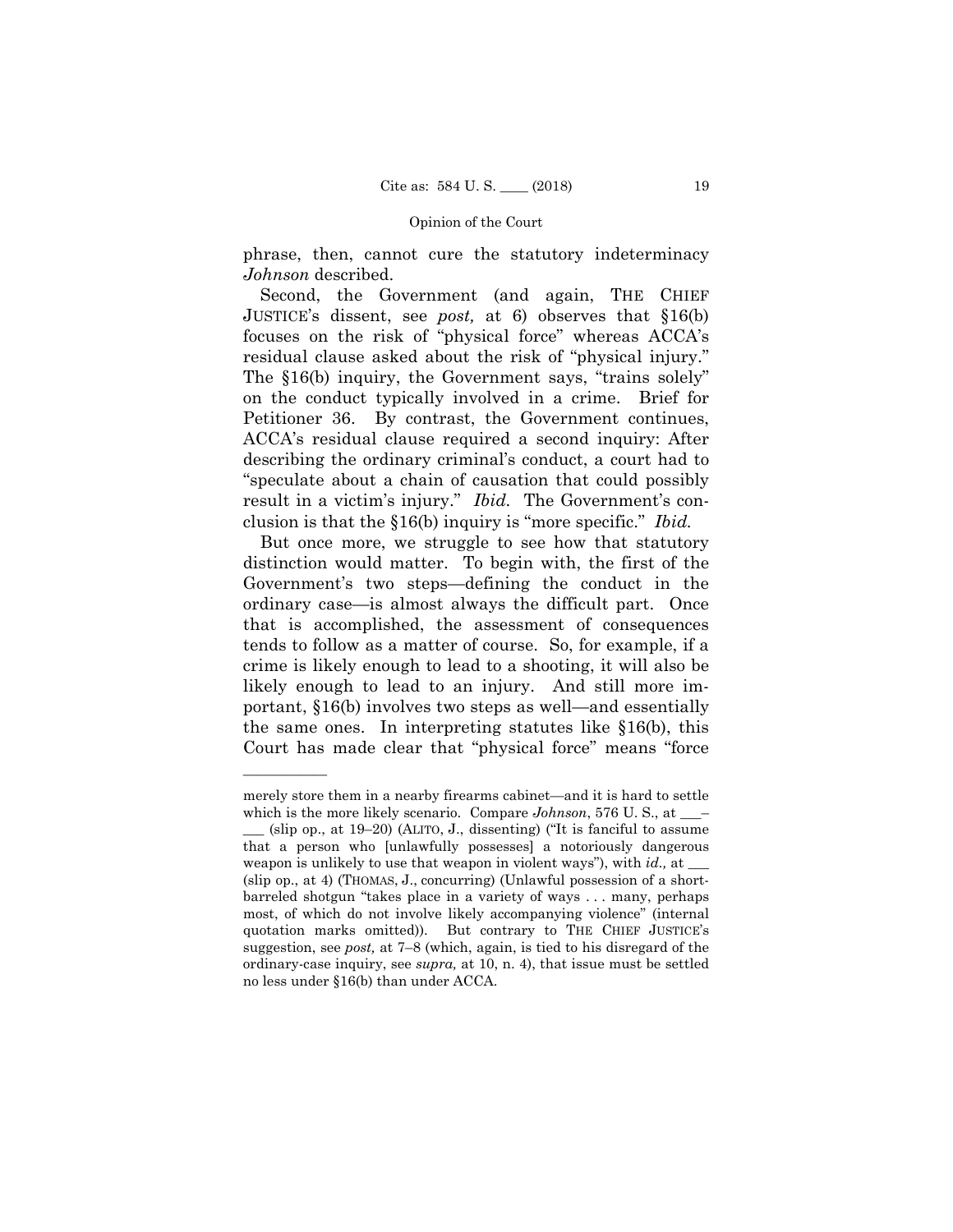phrase, then, cannot cure the statutory indeterminacy *Johnson* described.

Second, the Government (and again, THE CHIEF JUSTICE's dissent, see *post,* at 6) observes that §16(b) focuses on the risk of "physical force" whereas ACCA's residual clause asked about the risk of "physical injury." The §16(b) inquiry, the Government says, "trains solely" on the conduct typically involved in a crime. Brief for Petitioner 36. By contrast, the Government continues, ACCA's residual clause required a second inquiry: After describing the ordinary criminal's conduct, a court had to "speculate about a chain of causation that could possibly result in a victim's injury." *Ibid.* The Government's conclusion is that the §16(b) inquiry is "more specific." *Ibid.*

But once more, we struggle to see how that statutory distinction would matter. To begin with, the first of the Government's two steps—defining the conduct in the ordinary case—is almost always the difficult part. Once that is accomplished, the assessment of consequences tends to follow as a matter of course. So, for example, if a crime is likely enough to lead to a shooting, it will also be likely enough to lead to an injury. And still more important, §16(b) involves two steps as well—and essentially the same ones. In interpreting statutes like §16(b), this Court has made clear that "physical force" means "force

---

merely store them in a nearby firearms cabinet—and it is hard to settle which is the more likely scenario. Compare *Johnson*, 576 U. S., at ___–___ (slip op., at 19–20) (ALITO, J., dissenting) ("It is fanciful to assume that a person who [unlawfully possesses] a notoriously dangerous weapon is unlikely to use that weapon in violent ways"), with *id.,* at ___ (slip op., at 4) (THOMAS, J., concurring) (Unlawful possession of a short-barreled shotgun "takes place in a variety of ways . . . many, perhaps most, of which do not involve likely accompanying violence" (internal quotation marks omitted)). But contrary to THE CHIEF JUSTICE's suggestion, see *post,* at 7–8 (which, again, is tied to his disregard of the ordinary-case inquiry, see *supra,* at 10, n. 4), that issue must be settled no less under §16(b) than under ACCA.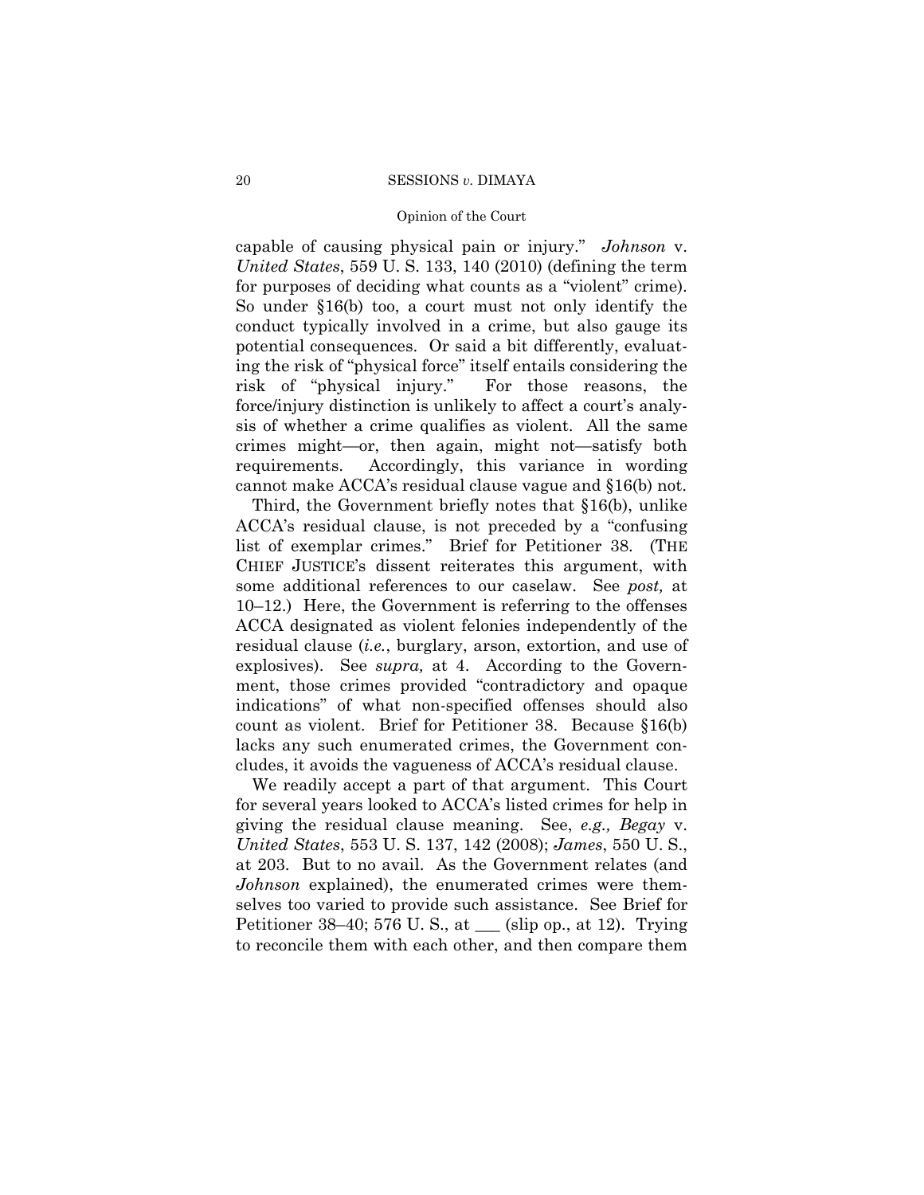capable of causing physical pain or injury." *Johnson* v. *United States*, 559 U. S. 133, 140 (2010) (defining the term for purposes of deciding what counts as a "violent" crime). So under §16(b) too, a court must not only identify the conduct typically involved in a crime, but also gauge its potential consequences. Or said a bit differently, evaluating the risk of "physical force" itself entails considering the risk of "physical injury." For those reasons, the force/injury distinction is unlikely to affect a court's analysis of whether a crime qualifies as violent. All the same crimes might—or, then again, might not—satisfy both requirements. Accordingly, this variance in wording cannot make ACCA's residual clause vague and §16(b) not.

Third, the Government briefly notes that §16(b), unlike ACCA's residual clause, is not preceded by a "confusing list of exemplar crimes." Brief for Petitioner 38. (THE CHIEF JUSTICE's dissent reiterates this argument, with some additional references to our caselaw. See *post,* at 10–12.) Here, the Government is referring to the offenses ACCA designated as violent felonies independently of the residual clause (*i.e.*, burglary, arson, extortion, and use of explosives). See *supra,* at 4. According to the Government, those crimes provided "contradictory and opaque indications" of what non-specified offenses should also count as violent. Brief for Petitioner 38. Because §16(b) lacks any such enumerated crimes, the Government concludes, it avoids the vagueness of ACCA's residual clause.

We readily accept a part of that argument. This Court for several years looked to ACCA's listed crimes for help in giving the residual clause meaning. See, *e.g., Begay* v. *United States*, 553 U. S. 137, 142 (2008); *James*, 550 U. S., at 203. But to no avail. As the Government relates (and *Johnson* explained), the enumerated crimes were themselves too varied to provide such assistance. See Brief for Petitioner 38–40; 576 U. S., at ___ (slip op., at 12). Trying to reconcile them with each other, and then compare them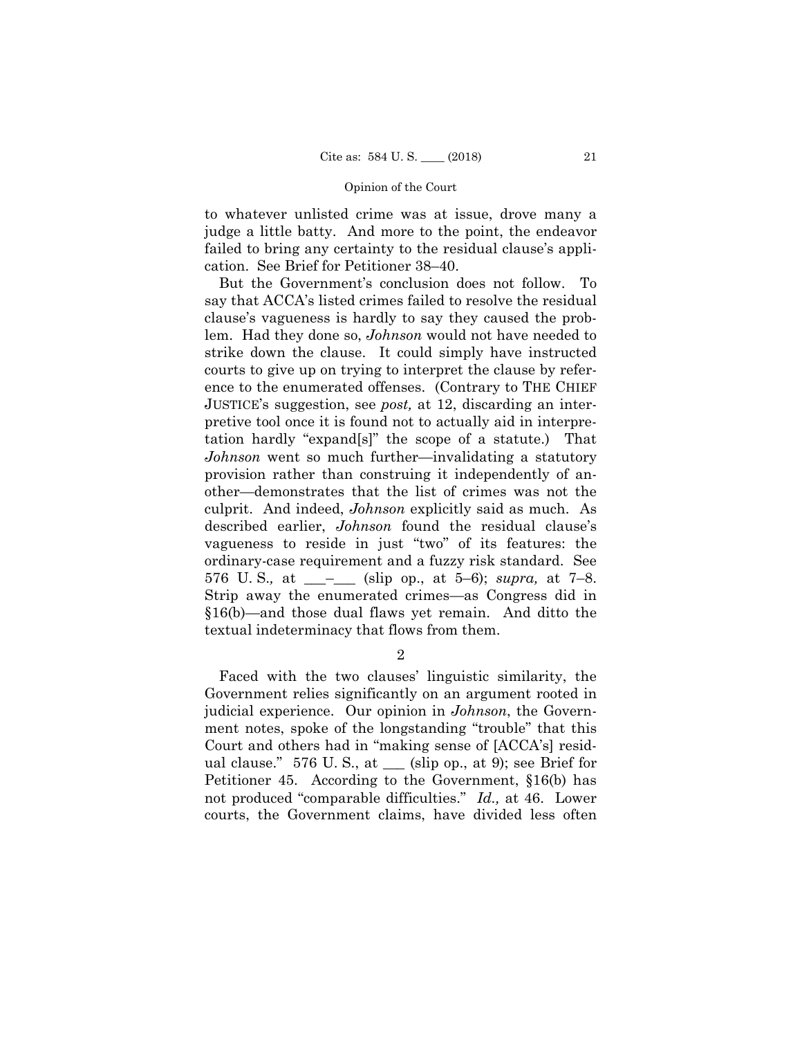to whatever unlisted crime was at issue, drove many a judge a little batty. And more to the point, the endeavor failed to bring any certainty to the residual clause's application. See Brief for Petitioner 38–40.

But the Government's conclusion does not follow. To say that ACCA's listed crimes failed to resolve the residual clause's vagueness is hardly to say they caused the problem. Had they done so, *Johnson* would not have needed to strike down the clause. It could simply have instructed courts to give up on trying to interpret the clause by reference to the enumerated offenses. (Contrary to THE CHIEF JUSTICE's suggestion, see *post,* at 12, discarding an interpretive tool once it is found not to actually aid in interpretation hardly "expand[s]" the scope of a statute.) That *Johnson* went so much further—invalidating a statutory provision rather than construing it independently of another—demonstrates that the list of crimes was not the culprit. And indeed, *Johnson* explicitly said as much. As described earlier, *Johnson* found the residual clause's vagueness to reside in just "two" of its features: the ordinary-case requirement and a fuzzy risk standard. See 576 U. S.*,* at \_\_\_–\_\_\_ (slip op., at 5–6); *supra,* at 7–8. Strip away the enumerated crimes—as Congress did in §16(b)—and those dual flaws yet remain. And ditto the textual indeterminacy that flows from them.

2

Faced with the two clauses' linguistic similarity, the Government relies significantly on an argument rooted in judicial experience. Our opinion in *Johnson*, the Government notes, spoke of the longstanding "trouble" that this Court and others had in "making sense of [ACCA's] residual clause." 576 U. S., at \_\_\_ (slip op., at 9); see Brief for Petitioner 45. According to the Government, §16(b) has not produced "comparable difficulties." *Id.,* at 46. Lower courts, the Government claims, have divided less often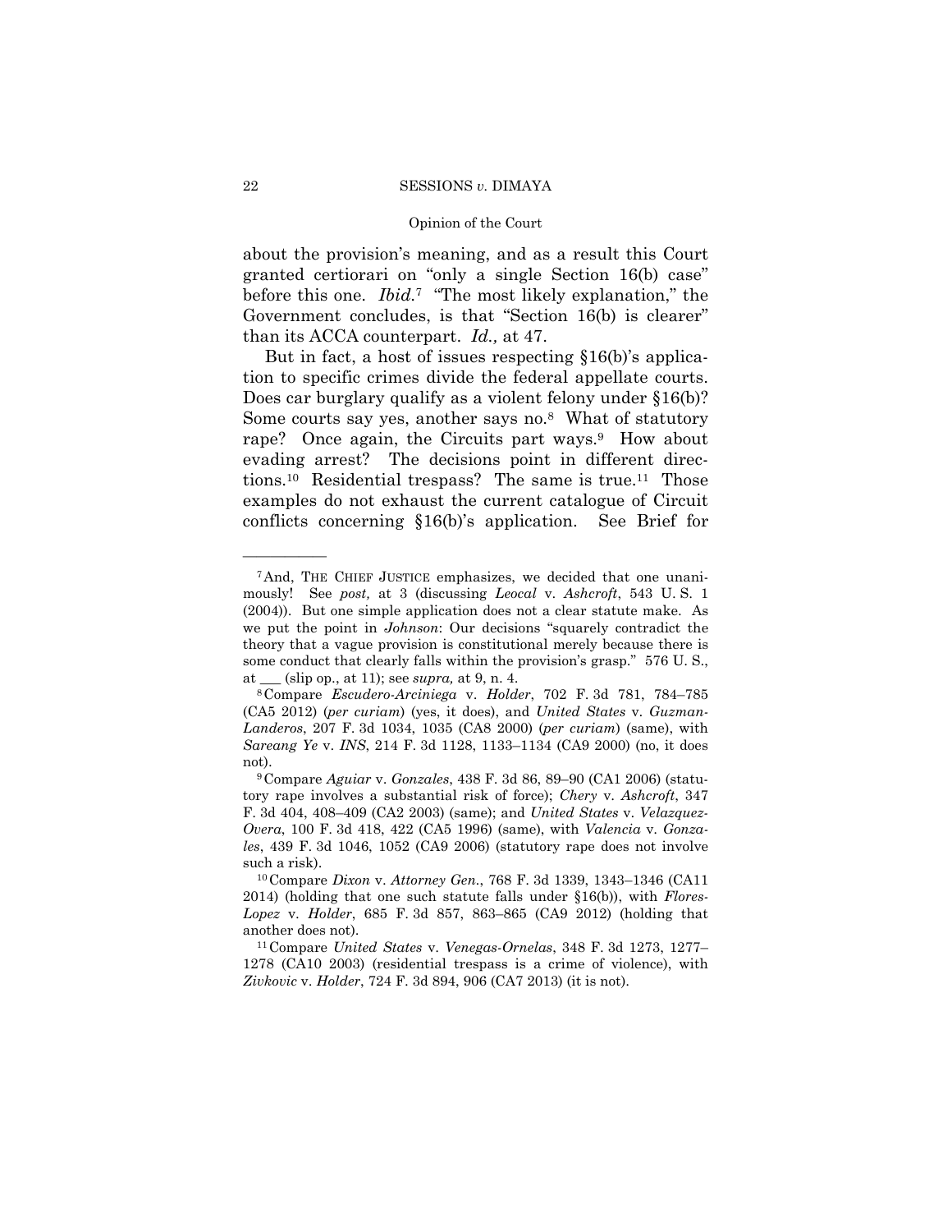about the provision's meaning, and as a result this Court granted certiorari on "only a single Section 16(b) case" before this one. *Ibid.*[7] "The most likely explanation," the Government concludes, is that "Section 16(b) is clearer" than its ACCA counterpart. *Id.,* at 47.

But in fact, a host of issues respecting §16(b)'s application to specific crimes divide the federal appellate courts. Does car burglary qualify as a violent felony under §16(b)? Some courts say yes, another says no.[8] What of statutory rape? Once again, the Circuits part ways.[9] How about evading arrest? The decisions point in different directions.[10] Residential trespass? The same is true.[11] Those examples do not exhaust the current catalogue of Circuit conflicts concerning §16(b)'s application. See Brief for

---

[7] And, THE CHIEF JUSTICE emphasizes, we decided that one unanimously! See *post,* at 3 (discussing *Leocal* v. *Ashcroft*, 543 U. S. 1 (2004)). But one simple application does not a clear statute make. As we put the point in *Johnson*: Our decisions "squarely contradict the theory that a vague provision is constitutional merely because there is some conduct that clearly falls within the provision's grasp." 576 U. S., at ___ (slip op., at 11); see *supra,* at 9, n. 4.

[8] Compare *Escudero-Arciniega* v. *Holder*, 702 F. 3d 781, 784–785 (CA5 2012) (*per curiam*) (yes, it does), and *United States* v. *Guzman-Landeros*, 207 F. 3d 1034, 1035 (CA8 2000) (*per curiam*) (same), with *Sareang Ye* v. *INS*, 214 F. 3d 1128, 1133–1134 (CA9 2000) (no, it does not).

[9] Compare *Aguiar* v. *Gonzales*, 438 F. 3d 86, 89–90 (CA1 2006) (statutory rape involves a substantial risk of force); *Chery* v. *Ashcroft*, 347 F. 3d 404, 408–409 (CA2 2003) (same); and *United States* v. *Velazquez-Overa*, 100 F. 3d 418, 422 (CA5 1996) (same), with *Valencia* v. *Gonzales*, 439 F. 3d 1046, 1052 (CA9 2006) (statutory rape does not involve such a risk).

[10] Compare *Dixon* v. *Attorney Gen.*, 768 F. 3d 1339, 1343–1346 (CA11 2014) (holding that one such statute falls under §16(b)), with *Flores-Lopez* v. *Holder*, 685 F. 3d 857, 863–865 (CA9 2012) (holding that another does not).

[11] Compare *United States* v. *Venegas-Ornelas*, 348 F. 3d 1273, 1277–1278 (CA10 2003) (residential trespass is a crime of violence), with *Zivkovic* v. *Holder*, 724 F. 3d 894, 906 (CA7 2013) (it is not).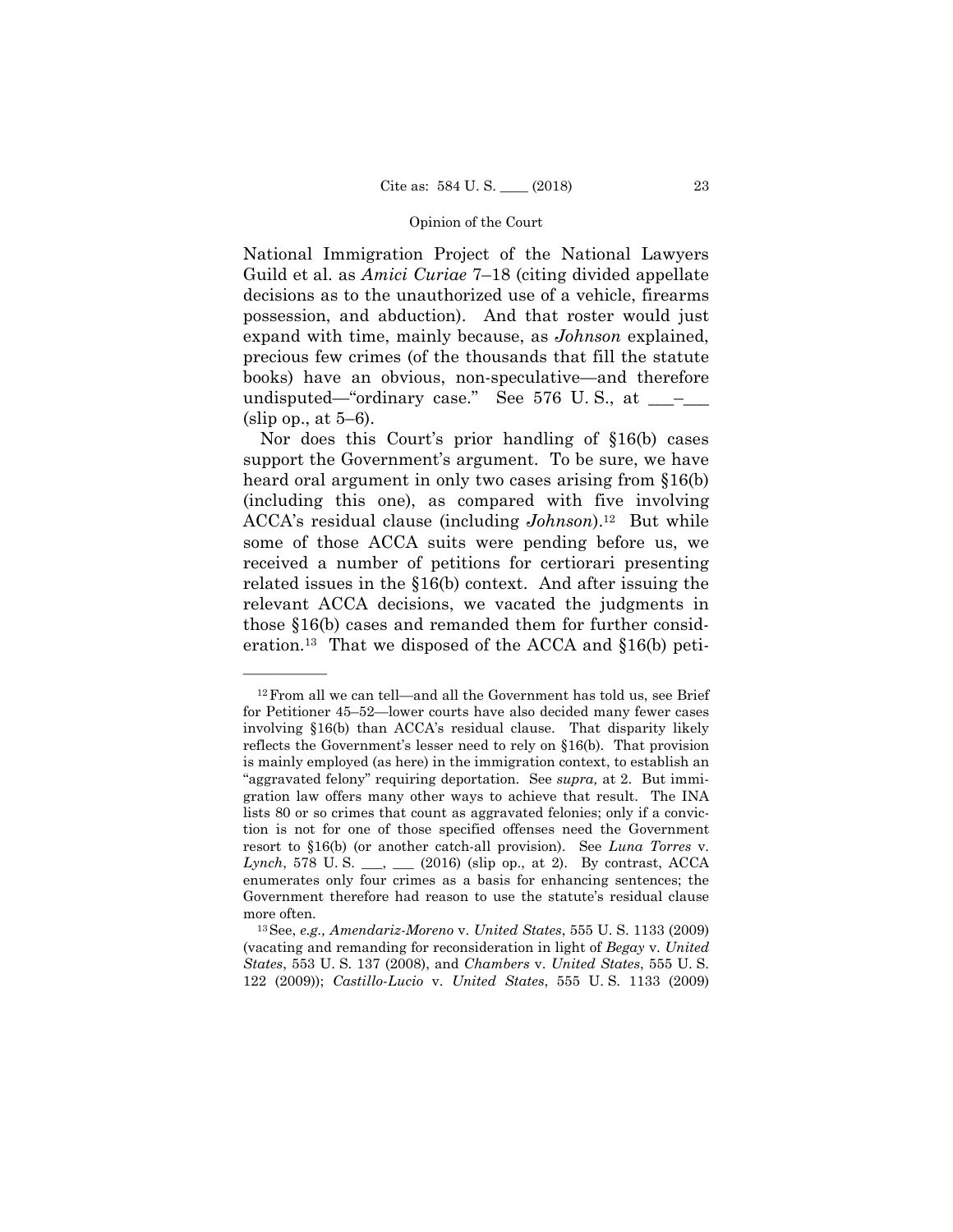National Immigration Project of the National Lawyers Guild et al. as *Amici Curiae* 7–18 (citing divided appellate decisions as to the unauthorized use of a vehicle, firearms possession, and abduction). And that roster would just expand with time, mainly because, as *Johnson* explained, precious few crimes (of the thousands that fill the statute books) have an obvious, non-speculative—and therefore undisputed—"ordinary case." See 576 U. S., at ___–___ (slip op., at 5–6).

Nor does this Court's prior handling of §16(b) cases support the Government's argument. To be sure, we have heard oral argument in only two cases arising from §16(b) (including this one), as compared with five involving ACCA's residual clause (including *Johnson*).[12] But while some of those ACCA suits were pending before us, we received a number of petitions for certiorari presenting related issues in the §16(b) context. And after issuing the relevant ACCA decisions, we vacated the judgments in those §16(b) cases and remanded them for further consideration.[13] That we disposed of the ACCA and §16(b) peti-

---

[12] From all we can tell—and all the Government has told us, see Brief for Petitioner 45–52—lower courts have also decided many fewer cases involving §16(b) than ACCA's residual clause. That disparity likely reflects the Government's lesser need to rely on §16(b). That provision is mainly employed (as here) in the immigration context, to establish an "aggravated felony" requiring deportation. See *supra,* at 2. But immigration law offers many other ways to achieve that result. The INA lists 80 or so crimes that count as aggravated felonies; only if a conviction is not for one of those specified offenses need the Government resort to §16(b) (or another catch-all provision). See *Luna Torres* v. *Lynch*, 578 U. S. ___, ___ (2016) (slip op., at 2). By contrast, ACCA enumerates only four crimes as a basis for enhancing sentences; the Government therefore had reason to use the statute's residual clause more often.

[13] See, *e.g., Amendariz-Moreno* v. *United States*, 555 U. S. 1133 (2009) (vacating and remanding for reconsideration in light of *Begay* v. *United States*, 553 U. S. 137 (2008), and *Chambers* v. *United States*, 555 U. S. 122 (2009)); *Castillo-Lucio* v. *United States*, 555 U. S. 1133 (2009)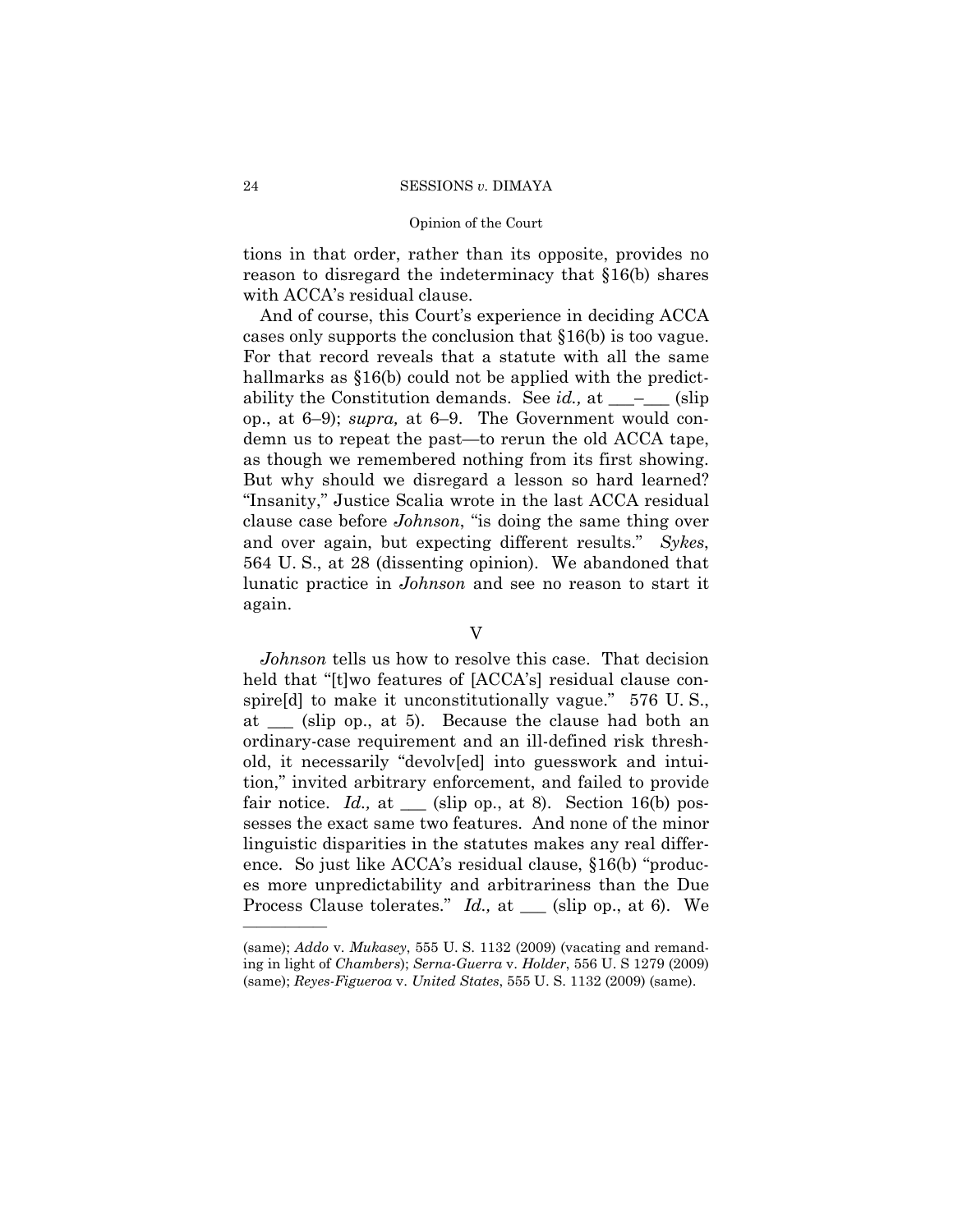tions in that order, rather than its opposite, provides no reason to disregard the indeterminacy that §16(b) shares with ACCA's residual clause.

And of course, this Court's experience in deciding ACCA cases only supports the conclusion that §16(b) is too vague. For that record reveals that a statute with all the same hallmarks as §16(b) could not be applied with the predictability the Constitution demands. See *id.,* at ___–___ (slip op., at 6–9); *supra,* at 6–9. The Government would condemn us to repeat the past—to rerun the old ACCA tape, as though we remembered nothing from its first showing. But why should we disregard a lesson so hard learned? "Insanity," Justice Scalia wrote in the last ACCA residual clause case before *Johnson*, "is doing the same thing over and over again, but expecting different results." *Sykes*, 564 U. S., at 28 (dissenting opinion). We abandoned that lunatic practice in *Johnson* and see no reason to start it again.

V

*Johnson* tells us how to resolve this case. That decision held that "[t]wo features of [ACCA's] residual clause conspire[d] to make it unconstitutionally vague." 576 U. S., at ___ (slip op., at 5). Because the clause had both an ordinary-case requirement and an ill-defined risk threshold, it necessarily "devolv[ed] into guesswork and intuition," invited arbitrary enforcement, and failed to provide fair notice. *Id.,* at ___ (slip op., at 8). Section 16(b) possesses the exact same two features. And none of the minor linguistic disparities in the statutes makes any real difference. So just like ACCA's residual clause, §16(b) "produces more unpredictability and arbitrariness than the Due Process Clause tolerates." *Id.,* at ___ (slip op., at 6). We

---

(same); *Addo* v. *Mukasey*, 555 U. S. 1132 (2009) (vacating and remanding in light of *Chambers*); *Serna-Guerra* v. *Holder*, 556 U. S 1279 (2009) (same); *Reyes-Figueroa* v. *United States*, 555 U. S. 1132 (2009) (same).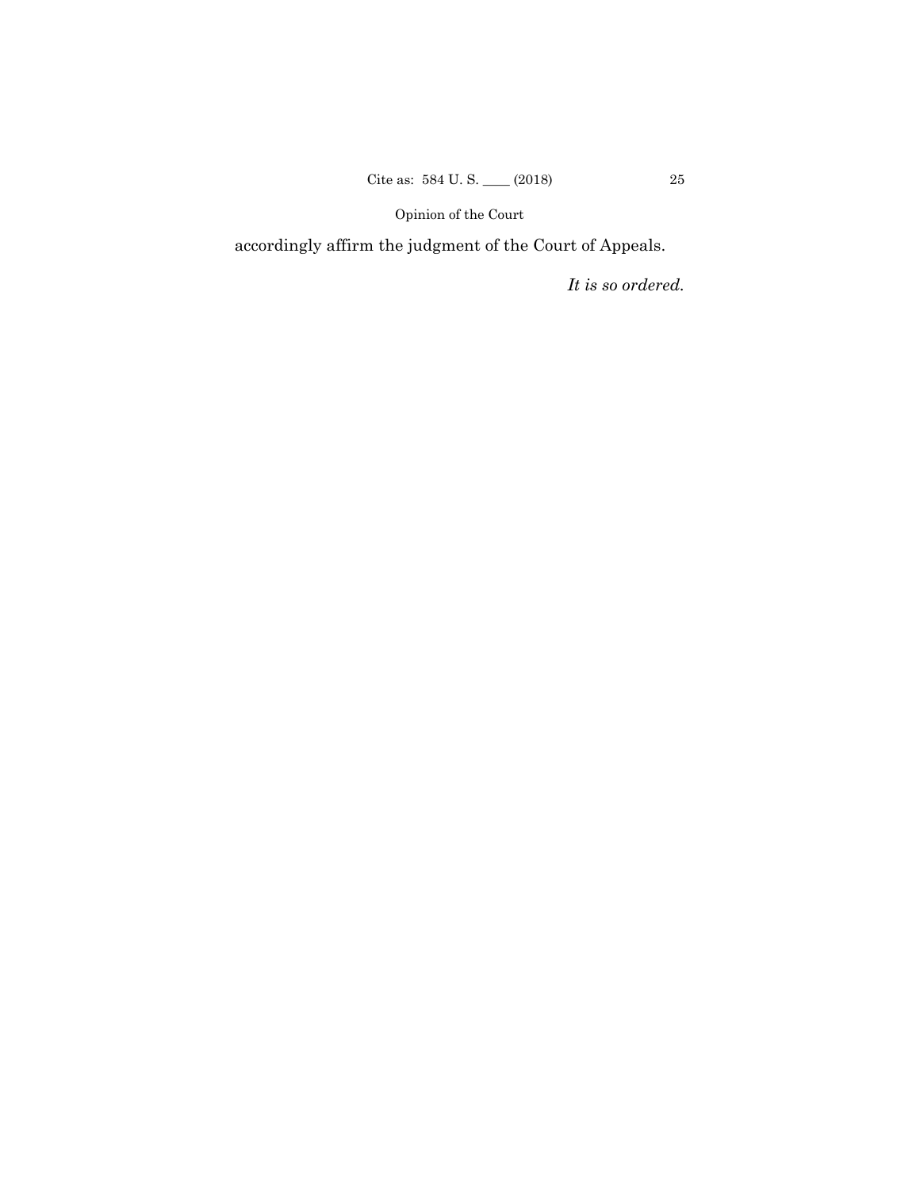accordingly affirm the judgment of the Court of Appeals.

*It is so ordered.*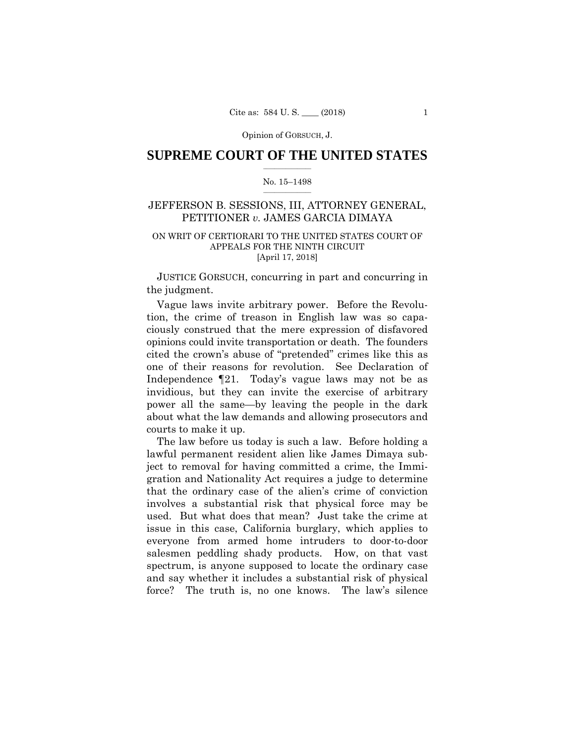# SUPREME COURT OF THE UNITED STATES

No. 15–1498

JEFFERSON B. SESSIONS, III, ATTORNEY GENERAL, PETITIONER *v.* JAMES GARCIA DIMAYA

ON WRIT OF CERTIORARI TO THE UNITED STATES COURT OF APPEALS FOR THE NINTH CIRCUIT

[April 17, 2018]

JUSTICE GORSUCH, concurring in part and concurring in the judgment.

Vague laws invite arbitrary power. Before the Revolution, the crime of treason in English law was so capaciously construed that the mere expression of disfavored opinions could invite transportation or death. The founders cited the crown's abuse of "pretended" crimes like this as one of their reasons for revolution. See Declaration of Independence ¶21. Today's vague laws may not be as invidious, but they can invite the exercise of arbitrary power all the same—by leaving the people in the dark about what the law demands and allowing prosecutors and courts to make it up.

The law before us today is such a law. Before holding a lawful permanent resident alien like James Dimaya subject to removal for having committed a crime, the Immigration and Nationality Act requires a judge to determine that the ordinary case of the alien's crime of conviction involves a substantial risk that physical force may be used. But what does that mean? Just take the crime at issue in this case, California burglary, which applies to everyone from armed home intruders to door-to-door salesmen peddling shady products. How, on that vast spectrum, is anyone supposed to locate the ordinary case and say whether it includes a substantial risk of physical force? The truth is, no one knows. The law's silence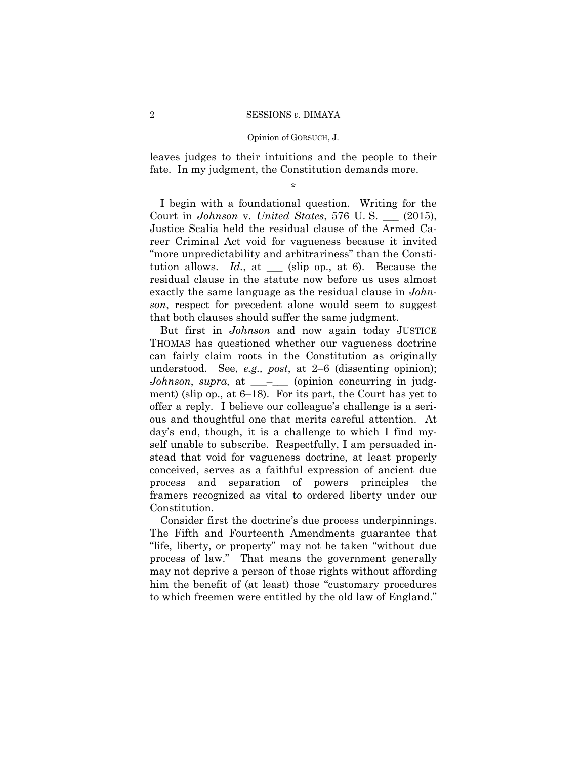leaves judges to their intuitions and the people to their fate. In my judgment, the Constitution demands more.

\*

I begin with a foundational question. Writing for the Court in *Johnson* v. *United States*, 576 U. S. ___ (2015), Justice Scalia held the residual clause of the Armed Career Criminal Act void for vagueness because it invited "more unpredictability and arbitrariness" than the Constitution allows. *Id.*, at ___ (slip op., at 6). Because the residual clause in the statute now before us uses almost exactly the same language as the residual clause in *Johnson*, respect for precedent alone would seem to suggest that both clauses should suffer the same judgment.

But first in *Johnson* and now again today JUSTICE THOMAS has questioned whether our vagueness doctrine can fairly claim roots in the Constitution as originally understood. See, *e.g., post*, at 2–6 (dissenting opinion); *Johnson*, *supra,* at ___–___ (opinion concurring in judgment) (slip op., at 6–18). For its part, the Court has yet to offer a reply. I believe our colleague's challenge is a serious and thoughtful one that merits careful attention. At day's end, though, it is a challenge to which I find myself unable to subscribe. Respectfully, I am persuaded instead that void for vagueness doctrine, at least properly conceived, serves as a faithful expression of ancient due process and separation of powers principles the framers recognized as vital to ordered liberty under our Constitution.

Consider first the doctrine's due process underpinnings. The Fifth and Fourteenth Amendments guarantee that "life, liberty, or property" may not be taken "without due process of law." That means the government generally may not deprive a person of those rights without affording him the benefit of (at least) those "customary procedures to which freemen were entitled by the old law of England."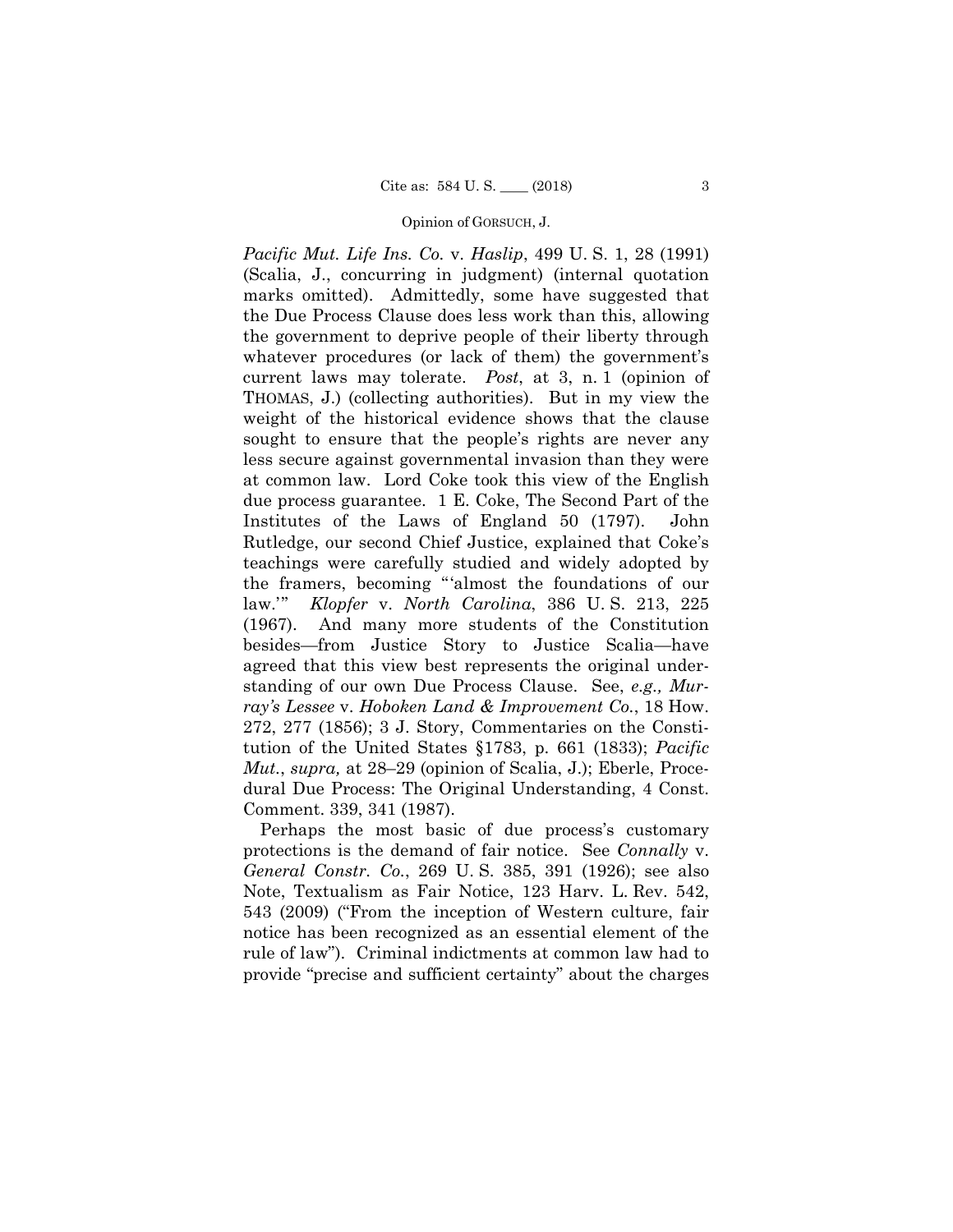*Pacific Mut. Life Ins. Co.* v. *Haslip*, 499 U. S. 1, 28 (1991) (Scalia, J., concurring in judgment) (internal quotation marks omitted). Admittedly, some have suggested that the Due Process Clause does less work than this, allowing the government to deprive people of their liberty through whatever procedures (or lack of them) the government's current laws may tolerate. *Post*, at 3, n. 1 (opinion of THOMAS, J.) (collecting authorities). But in my view the weight of the historical evidence shows that the clause sought to ensure that the people's rights are never any less secure against governmental invasion than they were at common law. Lord Coke took this view of the English due process guarantee. 1 E. Coke, The Second Part of the Institutes of the Laws of England 50 (1797). John Rutledge, our second Chief Justice, explained that Coke's teachings were carefully studied and widely adopted by the framers, becoming "'almost the foundations of our law.'" *Klopfer* v. *North Carolina*, 386 U. S. 213, 225 (1967). And many more students of the Constitution besides—from Justice Story to Justice Scalia—have agreed that this view best represents the original understanding of our own Due Process Clause. See, *e.g., Murray's Lessee* v. *Hoboken Land & Improvement Co.*, 18 How. 272, 277 (1856); 3 J. Story, Commentaries on the Constitution of the United States §1783, p. 661 (1833); *Pacific Mut.*, *supra,* at 28–29 (opinion of Scalia, J.); Eberle, Procedural Due Process: The Original Understanding, 4 Const. Comment. 339, 341 (1987).

Perhaps the most basic of due process's customary protections is the demand of fair notice. See *Connally* v. *General Constr. Co.*, 269 U. S. 385, 391 (1926); see also Note, Textualism as Fair Notice, 123 Harv. L. Rev. 542, 543 (2009) ("From the inception of Western culture, fair notice has been recognized as an essential element of the rule of law"). Criminal indictments at common law had to provide "precise and sufficient certainty" about the charges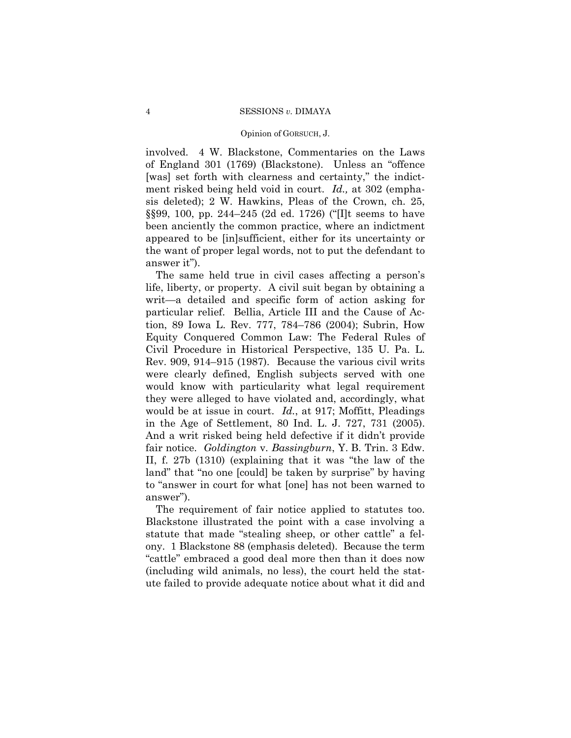involved. 4 W. Blackstone, Commentaries on the Laws of England 301 (1769) (Blackstone). Unless an "offence [was] set forth with clearness and certainty," the indictment risked being held void in court. *Id.,* at 302 (emphasis deleted); 2 W. Hawkins, Pleas of the Crown, ch. 25, §§99, 100, pp. 244–245 (2d ed. 1726) ("[I]t seems to have been anciently the common practice, where an indictment appeared to be [in]sufficient, either for its uncertainty or the want of proper legal words, not to put the defendant to answer it").

The same held true in civil cases affecting a person's life, liberty, or property. A civil suit began by obtaining a writ—a detailed and specific form of action asking for particular relief. Bellia, Article III and the Cause of Action, 89 Iowa L. Rev. 777, 784–786 (2004); Subrin, How Equity Conquered Common Law: The Federal Rules of Civil Procedure in Historical Perspective, 135 U. Pa. L. Rev. 909, 914–915 (1987). Because the various civil writs were clearly defined, English subjects served with one would know with particularity what legal requirement they were alleged to have violated and, accordingly, what would be at issue in court. *Id.*, at 917; Moffitt, Pleadings in the Age of Settlement, 80 Ind. L. J. 727, 731 (2005). And a writ risked being held defective if it didn't provide fair notice. *Goldington* v. *Bassingburn*, Y. B. Trin. 3 Edw. II, f. 27b (1310) (explaining that it was "the law of the land" that "no one [could] be taken by surprise" by having to "answer in court for what [one] has not been warned to answer").

The requirement of fair notice applied to statutes too. Blackstone illustrated the point with a case involving a statute that made "stealing sheep, or other cattle" a felony. 1 Blackstone 88 (emphasis deleted). Because the term "cattle" embraced a good deal more then than it does now (including wild animals, no less), the court held the statute failed to provide adequate notice about what it did and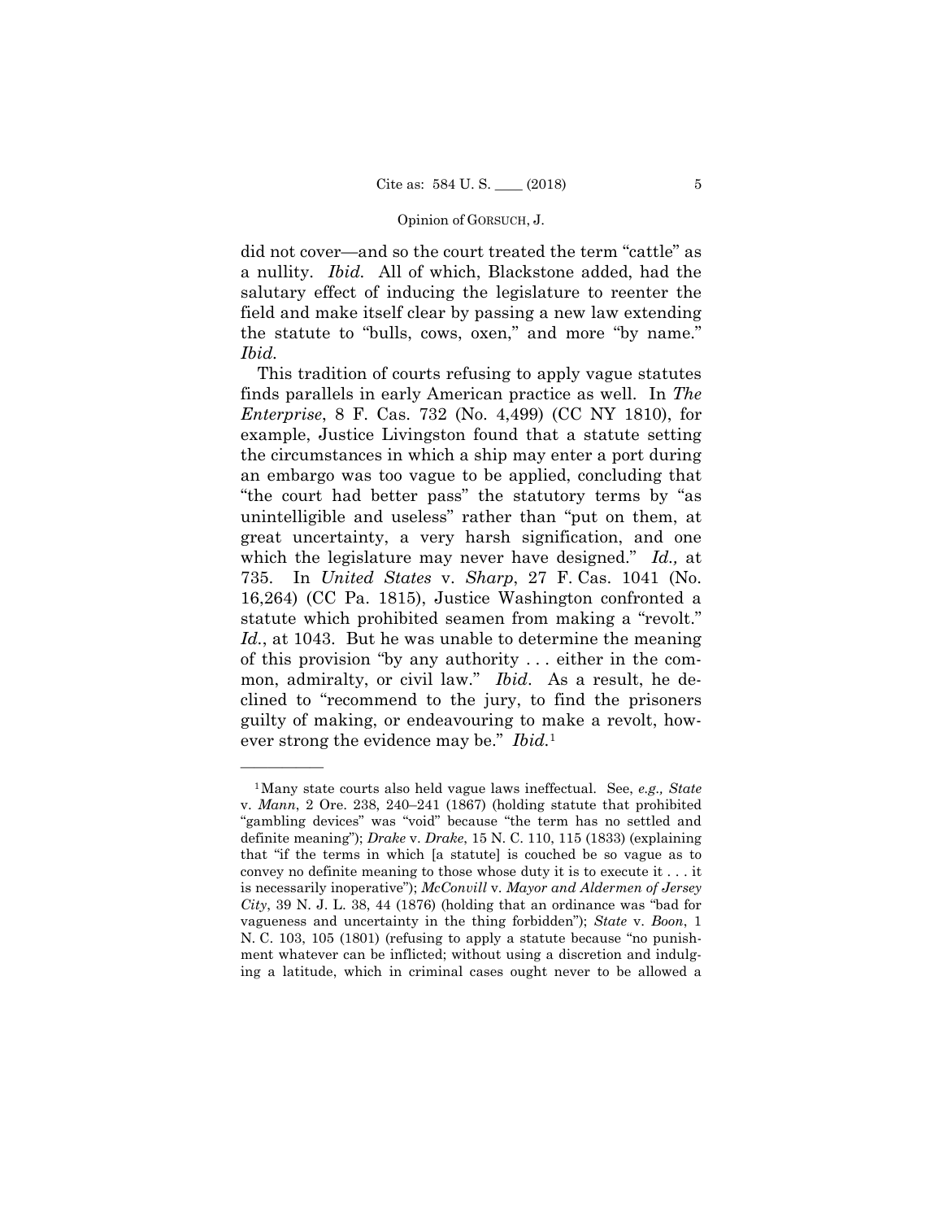did not cover—and so the court treated the term "cattle" as a nullity. *Ibid.* All of which, Blackstone added, had the salutary effect of inducing the legislature to reenter the field and make itself clear by passing a new law extending the statute to "bulls, cows, oxen," and more "by name." *Ibid.*

This tradition of courts refusing to apply vague statutes finds parallels in early American practice as well. In *The Enterprise*, 8 F. Cas. 732 (No. 4,499) (CC NY 1810), for example, Justice Livingston found that a statute setting the circumstances in which a ship may enter a port during an embargo was too vague to be applied, concluding that "the court had better pass" the statutory terms by "as unintelligible and useless" rather than "put on them, at great uncertainty, a very harsh signification, and one which the legislature may never have designed." *Id.,* at 735. In *United States* v. *Sharp*, 27 F. Cas. 1041 (No. 16,264) (CC Pa. 1815), Justice Washington confronted a statute which prohibited seamen from making a "revolt." *Id.*, at 1043. But he was unable to determine the meaning of this provision "by any authority . . . either in the common, admiralty, or civil law." *Ibid*. As a result, he declined to "recommend to the jury, to find the prisoners guilty of making, or endeavouring to make a revolt, however strong the evidence may be." *Ibid.*[1]

---

[1] Many state courts also held vague laws ineffectual. See, *e.g., State* v. *Mann*, 2 Ore. 238, 240–241 (1867) (holding statute that prohibited "gambling devices" was "void" because "the term has no settled and definite meaning"); *Drake* v. *Drake*, 15 N. C. 110, 115 (1833) (explaining that "if the terms in which [a statute] is couched be so vague as to convey no definite meaning to those whose duty it is to execute it . . . it is necessarily inoperative"); *McConvill* v. *Mayor and Aldermen of Jersey City*, 39 N. J. L. 38, 44 (1876) (holding that an ordinance was "bad for vagueness and uncertainty in the thing forbidden"); *State* v. *Boon*, 1 N. C. 103, 105 (1801) (refusing to apply a statute because "no punishment whatever can be inflicted; without using a discretion and indulging a latitude, which in criminal cases ought never to be allowed a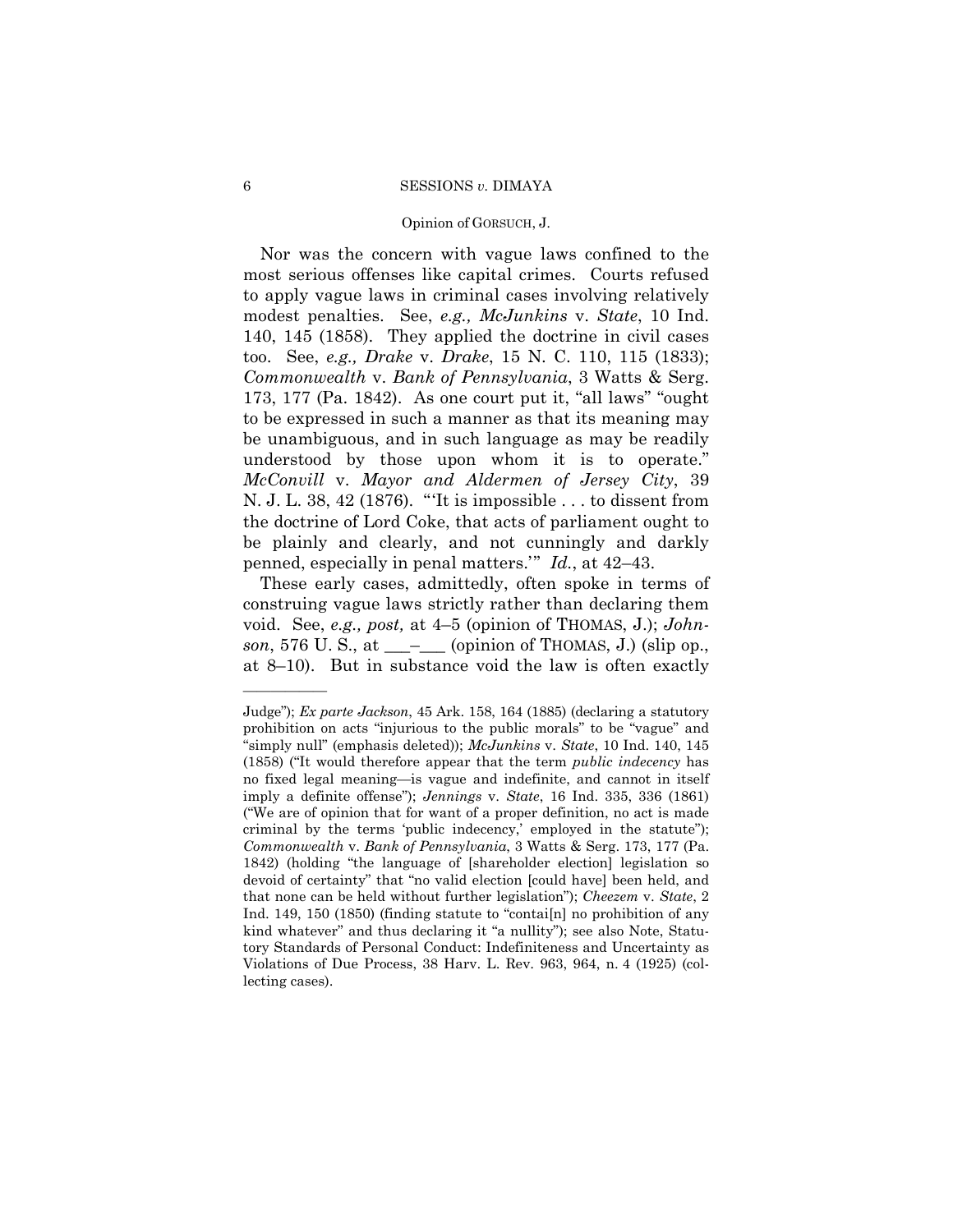Nor was the concern with vague laws confined to the most serious offenses like capital crimes. Courts refused to apply vague laws in criminal cases involving relatively modest penalties. See, *e.g., McJunkins* v. *State*, 10 Ind. 140, 145 (1858). They applied the doctrine in civil cases too. See, *e.g., Drake* v. *Drake*, 15 N. C. 110, 115 (1833); *Commonwealth* v. *Bank of Pennsylvania*, 3 Watts & Serg. 173, 177 (Pa. 1842). As one court put it, "all laws" "ought to be expressed in such a manner as that its meaning may be unambiguous, and in such language as may be readily understood by those upon whom it is to operate." *McConvill* v. *Mayor and Aldermen of Jersey City*, 39 N. J. L. 38, 42 (1876). "'It is impossible . . . to dissent from the doctrine of Lord Coke, that acts of parliament ought to be plainly and clearly, and not cunningly and darkly penned, especially in penal matters.'" *Id.*, at 42–43.

These early cases, admittedly, often spoke in terms of construing vague laws strictly rather than declaring them void. See, *e.g., post,* at 4–5 (opinion of THOMAS, J.); *Johnson*, 576 U. S., at \_\_\_–\_\_\_ (opinion of THOMAS, J.) (slip op., at 8–10). But in substance void the law is often exactly

---

Judge"); *Ex parte Jackson*, 45 Ark. 158, 164 (1885) (declaring a statutory prohibition on acts "injurious to the public morals" to be "vague" and "simply null" (emphasis deleted)); *McJunkins* v. *State*, 10 Ind. 140, 145 (1858) ("It would therefore appear that the term *public indecency* has no fixed legal meaning—is vague and indefinite, and cannot in itself imply a definite offense"); *Jennings* v. *State*, 16 Ind. 335, 336 (1861) ("We are of opinion that for want of a proper definition, no act is made criminal by the terms 'public indecency,' employed in the statute"); *Commonwealth* v. *Bank of Pennsylvania*, 3 Watts & Serg. 173, 177 (Pa. 1842) (holding "the language of [shareholder election] legislation so devoid of certainty" that "no valid election [could have] been held, and that none can be held without further legislation"); *Cheezem* v. *State*, 2 Ind. 149, 150 (1850) (finding statute to "contai[n] no prohibition of any kind whatever" and thus declaring it "a nullity"); see also Note, Statutory Standards of Personal Conduct: Indefiniteness and Uncertainty as Violations of Due Process, 38 Harv. L. Rev. 963, 964, n. 4 (1925) (collecting cases).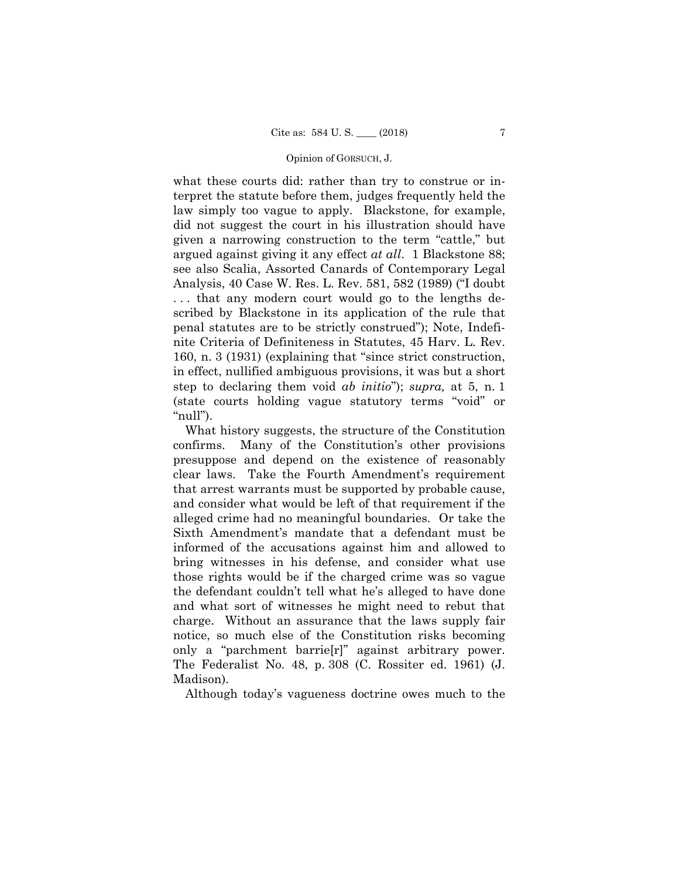what these courts did: rather than try to construe or interpret the statute before them, judges frequently held the law simply too vague to apply. Blackstone, for example, did not suggest the court in his illustration should have given a narrowing construction to the term "cattle," but argued against giving it any effect *at all*. 1 Blackstone 88; see also Scalia, Assorted Canards of Contemporary Legal Analysis, 40 Case W. Res. L. Rev. 581, 582 (1989) ("I doubt . . . that any modern court would go to the lengths described by Blackstone in its application of the rule that penal statutes are to be strictly construed"); Note, Indefinite Criteria of Definiteness in Statutes, 45 Harv. L. Rev. 160, n. 3 (1931) (explaining that "since strict construction, in effect, nullified ambiguous provisions, it was but a short step to declaring them void *ab initio*"); *supra,* at 5, n. 1 (state courts holding vague statutory terms "void" or "null").

What history suggests, the structure of the Constitution confirms. Many of the Constitution's other provisions presuppose and depend on the existence of reasonably clear laws. Take the Fourth Amendment's requirement that arrest warrants must be supported by probable cause, and consider what would be left of that requirement if the alleged crime had no meaningful boundaries. Or take the Sixth Amendment's mandate that a defendant must be informed of the accusations against him and allowed to bring witnesses in his defense, and consider what use those rights would be if the charged crime was so vague the defendant couldn't tell what he's alleged to have done and what sort of witnesses he might need to rebut that charge. Without an assurance that the laws supply fair notice, so much else of the Constitution risks becoming only a "parchment barrie[r]" against arbitrary power. The Federalist No. 48, p. 308 (C. Rossiter ed. 1961) (J. Madison).

Although today's vagueness doctrine owes much to the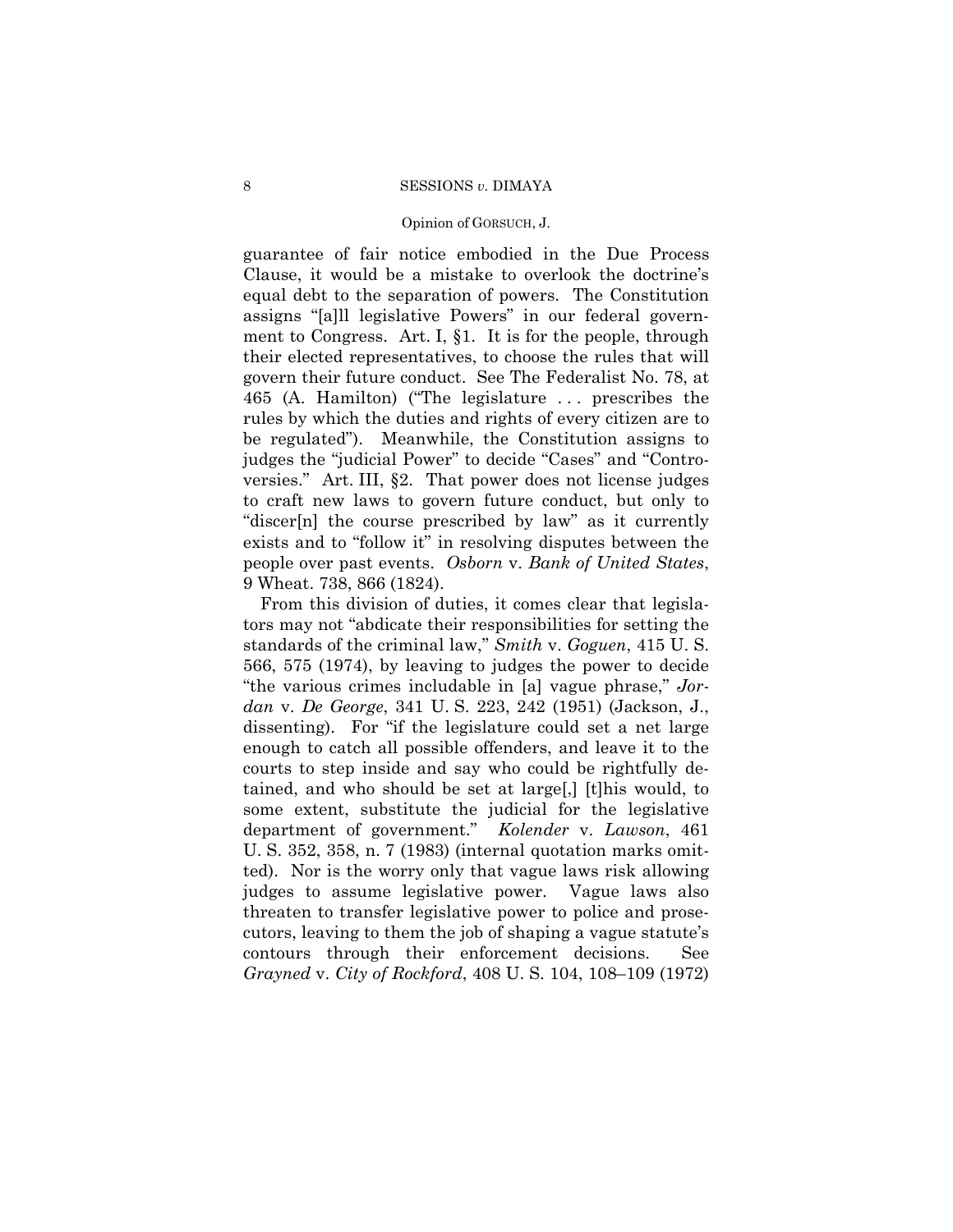guarantee of fair notice embodied in the Due Process Clause, it would be a mistake to overlook the doctrine's equal debt to the separation of powers. The Constitution assigns "[a]ll legislative Powers" in our federal government to Congress. Art. I, §1. It is for the people, through their elected representatives, to choose the rules that will govern their future conduct. See The Federalist No. 78, at 465 (A. Hamilton) ("The legislature . . . prescribes the rules by which the duties and rights of every citizen are to be regulated"). Meanwhile, the Constitution assigns to judges the "judicial Power" to decide "Cases" and "Controversies." Art. III, §2. That power does not license judges to craft new laws to govern future conduct, but only to "discer[n] the course prescribed by law" as it currently exists and to "follow it" in resolving disputes between the people over past events. *Osborn* v. *Bank of United States*, 9 Wheat. 738, 866 (1824).

From this division of duties, it comes clear that legislators may not "abdicate their responsibilities for setting the standards of the criminal law," *Smith* v. *Goguen*, 415 U. S. 566, 575 (1974), by leaving to judges the power to decide "the various crimes includable in [a] vague phrase," *Jordan* v. *De George*, 341 U. S. 223, 242 (1951) (Jackson, J., dissenting). For "if the legislature could set a net large enough to catch all possible offenders, and leave it to the courts to step inside and say who could be rightfully detained, and who should be set at large[,] [t]his would, to some extent, substitute the judicial for the legislative department of government." *Kolender* v. *Lawson*, 461 U. S. 352, 358, n. 7 (1983) (internal quotation marks omitted). Nor is the worry only that vague laws risk allowing judges to assume legislative power. Vague laws also threaten to transfer legislative power to police and prosecutors, leaving to them the job of shaping a vague statute's contours through their enforcement decisions. See *Grayned* v. *City of Rockford*, 408 U. S. 104, 108–109 (1972)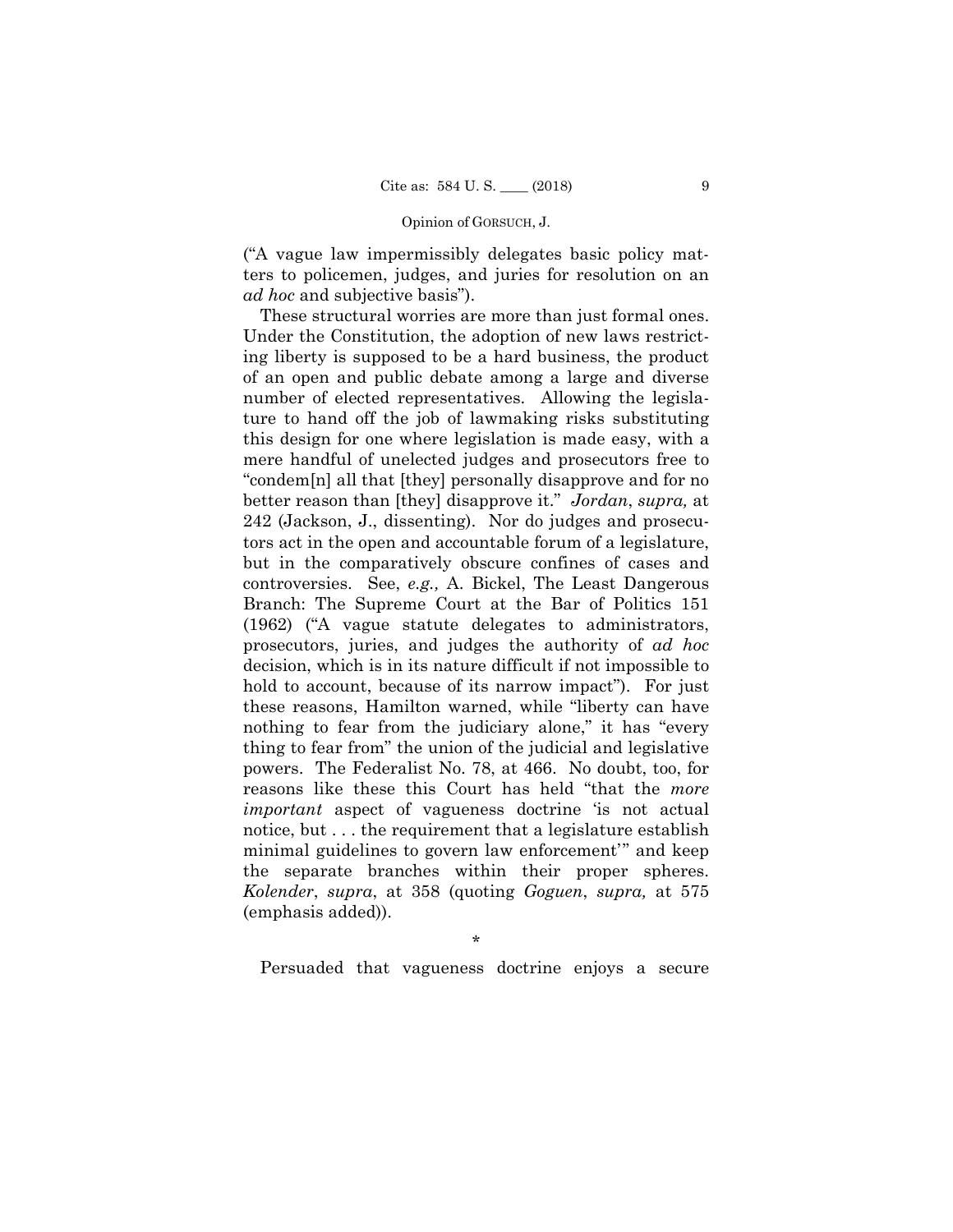("A vague law impermissibly delegates basic policy matters to policemen, judges, and juries for resolution on an *ad hoc* and subjective basis").

These structural worries are more than just formal ones. Under the Constitution, the adoption of new laws restricting liberty is supposed to be a hard business, the product of an open and public debate among a large and diverse number of elected representatives. Allowing the legislature to hand off the job of lawmaking risks substituting this design for one where legislation is made easy, with a mere handful of unelected judges and prosecutors free to "condem[n] all that [they] personally disapprove and for no better reason than [they] disapprove it." *Jordan*, *supra,* at 242 (Jackson, J., dissenting). Nor do judges and prosecutors act in the open and accountable forum of a legislature, but in the comparatively obscure confines of cases and controversies. See, *e.g.,* A. Bickel, The Least Dangerous Branch: The Supreme Court at the Bar of Politics 151 (1962) ("A vague statute delegates to administrators, prosecutors, juries, and judges the authority of *ad hoc* decision, which is in its nature difficult if not impossible to hold to account, because of its narrow impact"). For just these reasons, Hamilton warned, while "liberty can have nothing to fear from the judiciary alone," it has "every thing to fear from" the union of the judicial and legislative powers. The Federalist No. 78, at 466. No doubt, too, for reasons like these this Court has held "that the *more important* aspect of vagueness doctrine 'is not actual notice, but . . . the requirement that a legislature establish minimal guidelines to govern law enforcement'" and keep the separate branches within their proper spheres. *Kolender*, *supra*, at 358 (quoting *Goguen*, *supra,* at 575 (emphasis added)).

*

Persuaded that vagueness doctrine enjoys a secure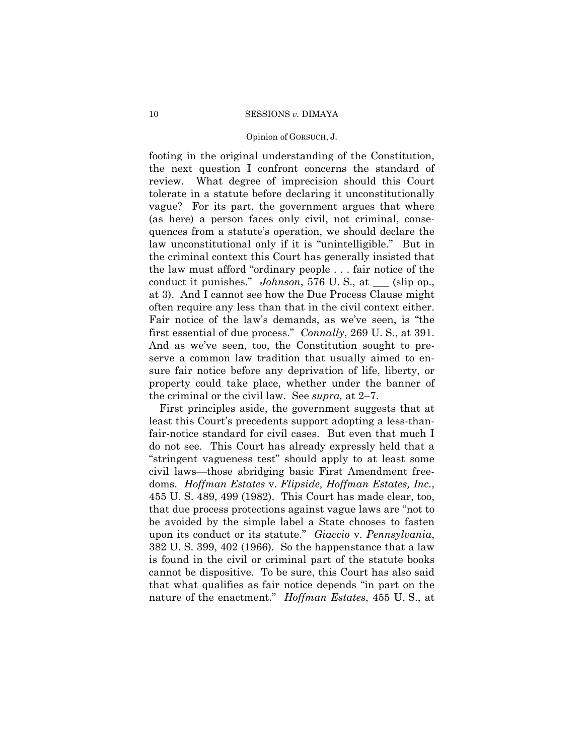footing in the original understanding of the Constitution, the next question I confront concerns the standard of review. What degree of imprecision should this Court tolerate in a statute before declaring it unconstitutionally vague? For its part, the government argues that where (as here) a person faces only civil, not criminal, consequences from a statute's operation, we should declare the law unconstitutional only if it is "unintelligible." But in the criminal context this Court has generally insisted that the law must afford "ordinary people . . . fair notice of the conduct it punishes." *Johnson*, 576 U. S., at ___ (slip op., at 3). And I cannot see how the Due Process Clause might often require any less than that in the civil context either. Fair notice of the law's demands, as we've seen, is "the first essential of due process." *Connally*, 269 U. S., at 391. And as we've seen, too, the Constitution sought to preserve a common law tradition that usually aimed to ensure fair notice before any deprivation of life, liberty, or property could take place, whether under the banner of the criminal or the civil law. See *supra,* at 2–7.

First principles aside, the government suggests that at least this Court's precedents support adopting a less-than-fair-notice standard for civil cases. But even that much I do not see. This Court has already expressly held that a "stringent vagueness test" should apply to at least some civil laws—those abridging basic First Amendment freedoms. *Hoffman Estates* v. *Flipside, Hoffman Estates, Inc.*, 455 U. S. 489, 499 (1982). This Court has made clear, too, that due process protections against vague laws are "not to be avoided by the simple label a State chooses to fasten upon its conduct or its statute." *Giaccio* v. *Pennsylvania*, 382 U. S. 399, 402 (1966). So the happenstance that a law is found in the civil or criminal part of the statute books cannot be dispositive. To be sure, this Court has also said that what qualifies as fair notice depends "in part on the nature of the enactment." *Hoffman Estates*, 455 U. S., at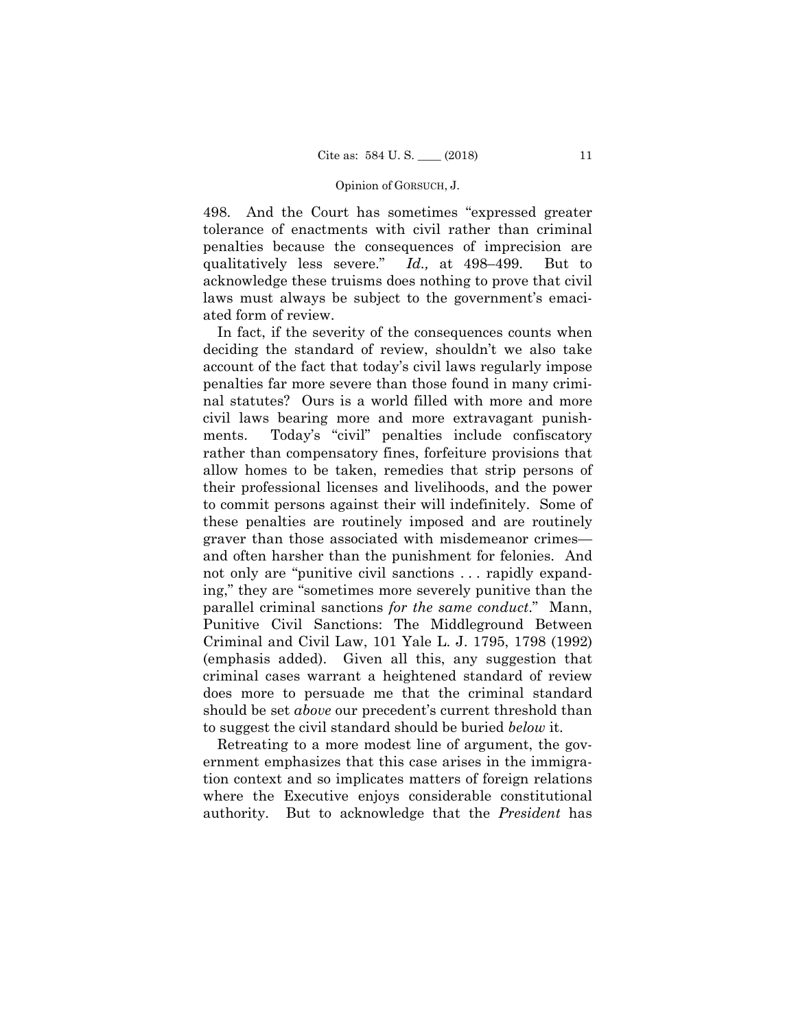498. And the Court has sometimes "expressed greater tolerance of enactments with civil rather than criminal penalties because the consequences of imprecision are qualitatively less severe." *Id.,* at 498–499. But to acknowledge these truisms does nothing to prove that civil laws must always be subject to the government's emaciated form of review.

In fact, if the severity of the consequences counts when deciding the standard of review, shouldn't we also take account of the fact that today's civil laws regularly impose penalties far more severe than those found in many criminal statutes? Ours is a world filled with more and more civil laws bearing more and more extravagant punishments. Today's "civil" penalties include confiscatory rather than compensatory fines, forfeiture provisions that allow homes to be taken, remedies that strip persons of their professional licenses and livelihoods, and the power to commit persons against their will indefinitely. Some of these penalties are routinely imposed and are routinely graver than those associated with misdemeanor crimes—and often harsher than the punishment for felonies. And not only are "punitive civil sanctions . . . rapidly expanding," they are "sometimes more severely punitive than the parallel criminal sanctions *for the same conduct*." Mann, Punitive Civil Sanctions: The Middleground Between Criminal and Civil Law, 101 Yale L. J. 1795, 1798 (1992) (emphasis added). Given all this, any suggestion that criminal cases warrant a heightened standard of review does more to persuade me that the criminal standard should be set *above* our precedent's current threshold than to suggest the civil standard should be buried *below* it.

Retreating to a more modest line of argument, the government emphasizes that this case arises in the immigration context and so implicates matters of foreign relations where the Executive enjoys considerable constitutional authority. But to acknowledge that the *President* has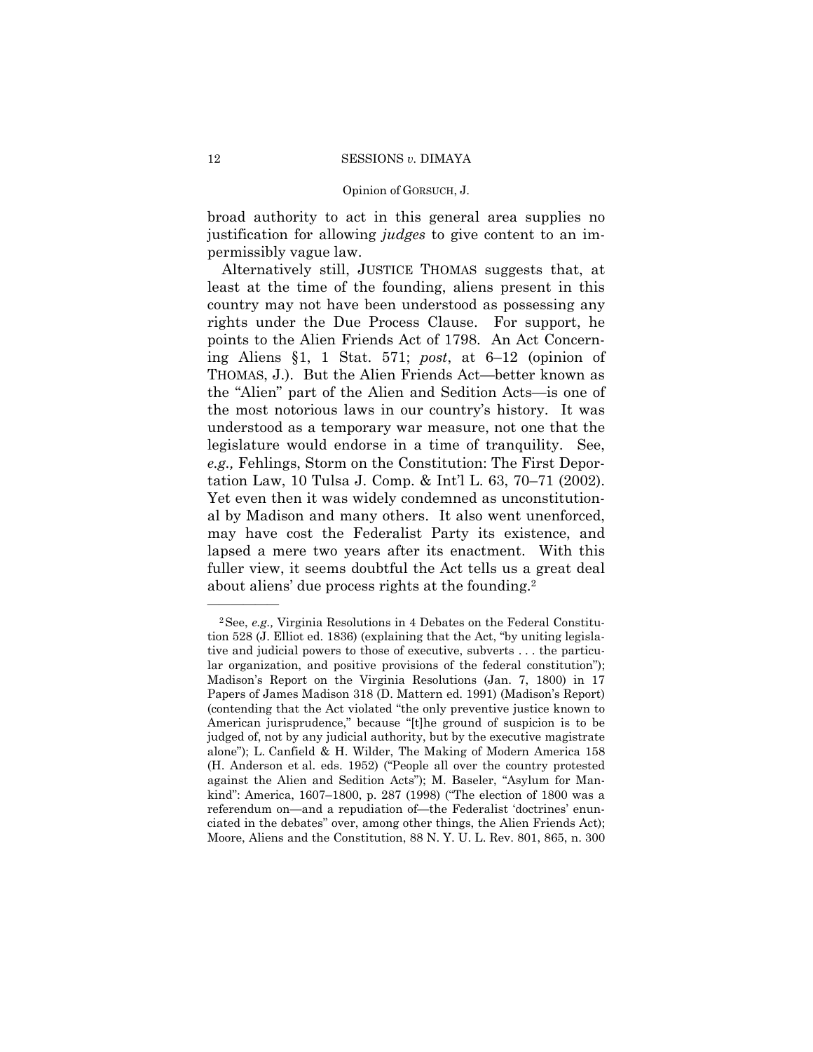broad authority to act in this general area supplies no justification for allowing *judges* to give content to an impermissibly vague law.

Alternatively still, JUSTICE THOMAS suggests that, at least at the time of the founding, aliens present in this country may not have been understood as possessing any rights under the Due Process Clause. For support, he points to the Alien Friends Act of 1798. An Act Concerning Aliens §1, 1 Stat. 571; *post*, at 6–12 (opinion of THOMAS, J.). But the Alien Friends Act—better known as the "Alien" part of the Alien and Sedition Acts—is one of the most notorious laws in our country's history. It was understood as a temporary war measure, not one that the legislature would endorse in a time of tranquility. See, *e.g.,* Fehlings, Storm on the Constitution: The First Deportation Law, 10 Tulsa J. Comp. & Int'l L. 63, 70–71 (2002). Yet even then it was widely condemned as unconstitutional by Madison and many others. It also went unenforced, may have cost the Federalist Party its existence, and lapsed a mere two years after its enactment. With this fuller view, it seems doubtful the Act tells us a great deal about aliens' due process rights at the founding.[2]

---

[2] See, *e.g.,* Virginia Resolutions in 4 Debates on the Federal Constitution 528 (J. Elliot ed. 1836) (explaining that the Act, "by uniting legislative and judicial powers to those of executive, subverts . . . the particular organization, and positive provisions of the federal constitution"); Madison's Report on the Virginia Resolutions (Jan. 7, 1800) in 17 Papers of James Madison 318 (D. Mattern ed. 1991) (Madison's Report) (contending that the Act violated "the only preventive justice known to American jurisprudence," because "[t]he ground of suspicion is to be judged of, not by any judicial authority, but by the executive magistrate alone"); L. Canfield & H. Wilder, The Making of Modern America 158 (H. Anderson et al. eds. 1952) ("People all over the country protested against the Alien and Sedition Acts"); M. Baseler, "Asylum for Mankind": America, 1607–1800, p. 287 (1998) ("The election of 1800 was a referendum on—and a repudiation of—the Federalist 'doctrines' enunciated in the debates" over, among other things, the Alien Friends Act); Moore, Aliens and the Constitution, 88 N. Y. U. L. Rev. 801, 865, n. 300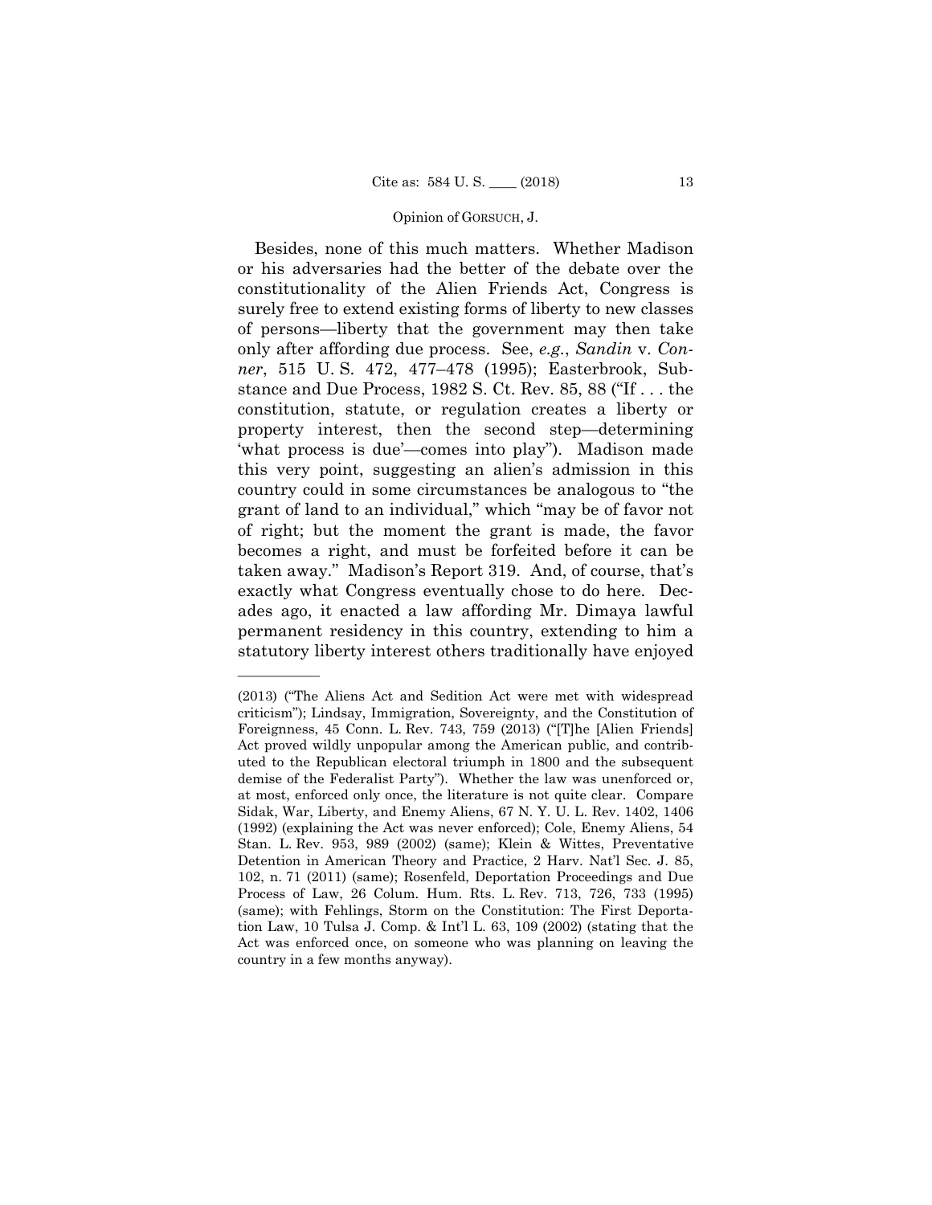Besides, none of this much matters. Whether Madison or his adversaries had the better of the debate over the constitutionality of the Alien Friends Act, Congress is surely free to extend existing forms of liberty to new classes of persons—liberty that the government may then take only after affording due process. See, *e.g.*, *Sandin* v. *Conner*, 515 U. S. 472, 477–478 (1995); Easterbrook, Substance and Due Process, 1982 S. Ct. Rev. 85, 88 ("If . . . the constitution, statute, or regulation creates a liberty or property interest, then the second step—determining 'what process is due'—comes into play"). Madison made this very point, suggesting an alien's admission in this country could in some circumstances be analogous to "the grant of land to an individual," which "may be of favor not of right; but the moment the grant is made, the favor becomes a right, and must be forfeited before it can be taken away." Madison's Report 319. And, of course, that's exactly what Congress eventually chose to do here. Decades ago, it enacted a law affording Mr. Dimaya lawful permanent residency in this country, extending to him a statutory liberty interest others traditionally have enjoyed

---

(2013) ("The Aliens Act and Sedition Act were met with widespread criticism"); Lindsay, Immigration, Sovereignty, and the Constitution of Foreignness, 45 Conn. L. Rev. 743, 759 (2013) ("[T]he [Alien Friends] Act proved wildly unpopular among the American public, and contributed to the Republican electoral triumph in 1800 and the subsequent demise of the Federalist Party"). Whether the law was unenforced or, at most, enforced only once, the literature is not quite clear. Compare Sidak, War, Liberty, and Enemy Aliens, 67 N. Y. U. L. Rev. 1402, 1406 (1992) (explaining the Act was never enforced); Cole, Enemy Aliens, 54 Stan. L. Rev. 953, 989 (2002) (same); Klein & Wittes, Preventative Detention in American Theory and Practice, 2 Harv. Nat'l Sec. J. 85, 102, n. 71 (2011) (same); Rosenfeld, Deportation Proceedings and Due Process of Law, 26 Colum. Hum. Rts. L. Rev. 713, 726, 733 (1995) (same); with Fehlings, Storm on the Constitution: The First Deportation Law, 10 Tulsa J. Comp. & Int'l L. 63, 109 (2002) (stating that the Act was enforced once, on someone who was planning on leaving the country in a few months anyway).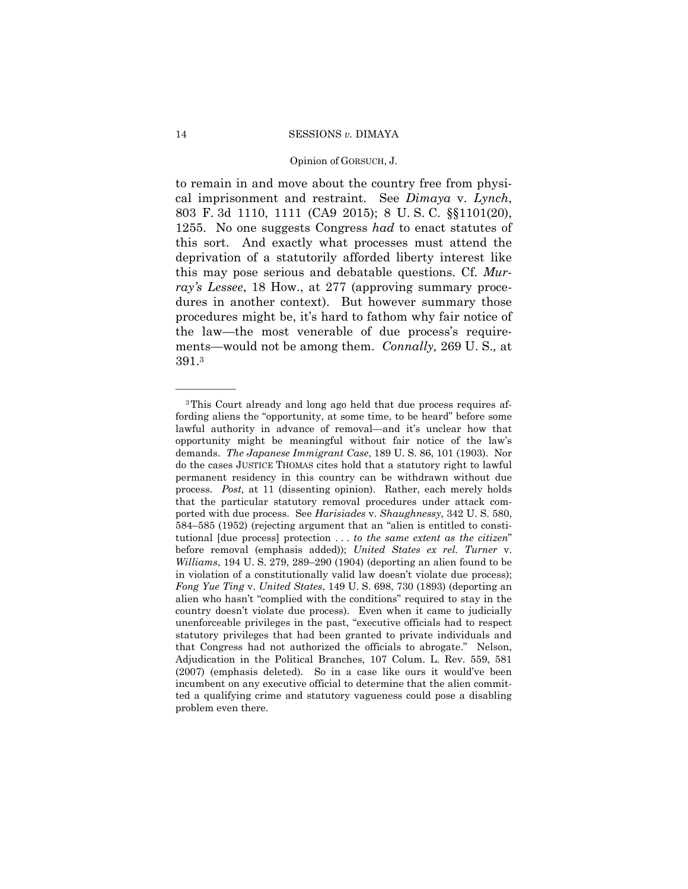to remain in and move about the country free from physical imprisonment and restraint. See *Dimaya* v. *Lynch*, 803 F. 3d 1110, 1111 (CA9 2015); 8 U. S. C. §§1101(20), 1255. No one suggests Congress *had* to enact statutes of this sort. And exactly what processes must attend the deprivation of a statutorily afforded liberty interest like this may pose serious and debatable questions. Cf. *Murray's Lessee*, 18 How., at 277 (approving summary procedures in another context). But however summary those procedures might be, it's hard to fathom why fair notice of the law—the most venerable of due process's requirements—would not be among them. *Connally,* 269 U. S.*,* at 391.[3]

---

[3] This Court already and long ago held that due process requires affording aliens the "opportunity, at some time, to be heard" before some lawful authority in advance of removal—and it's unclear how that opportunity might be meaningful without fair notice of the law's demands. *The Japanese Immigrant Case*, 189 U. S. 86, 101 (1903). Nor do the cases JUSTICE THOMAS cites hold that a statutory right to lawful permanent residency in this country can be withdrawn without due process. *Post,* at 11 (dissenting opinion). Rather, each merely holds that the particular statutory removal procedures under attack comported with due process. See *Harisiades* v. *Shaughnessy*, 342 U. S. 580, 584–585 (1952) (rejecting argument that an "alien is entitled to constitutional [due process] protection . . . *to the same extent as the citizen*" before removal (emphasis added)); *United States ex rel. Turner* v. *Williams*, 194 U. S. 279, 289–290 (1904) (deporting an alien found to be in violation of a constitutionally valid law doesn't violate due process); *Fong Yue Ting* v. *United States*, 149 U. S. 698, 730 (1893) (deporting an alien who hasn't "complied with the conditions" required to stay in the country doesn't violate due process). Even when it came to judicially unenforceable privileges in the past, "executive officials had to respect statutory privileges that had been granted to private individuals and that Congress had not authorized the officials to abrogate." Nelson, Adjudication in the Political Branches, 107 Colum. L. Rev. 559, 581 (2007) (emphasis deleted). So in a case like ours it would've been incumbent on any executive official to determine that the alien committed a qualifying crime and statutory vagueness could pose a disabling problem even there.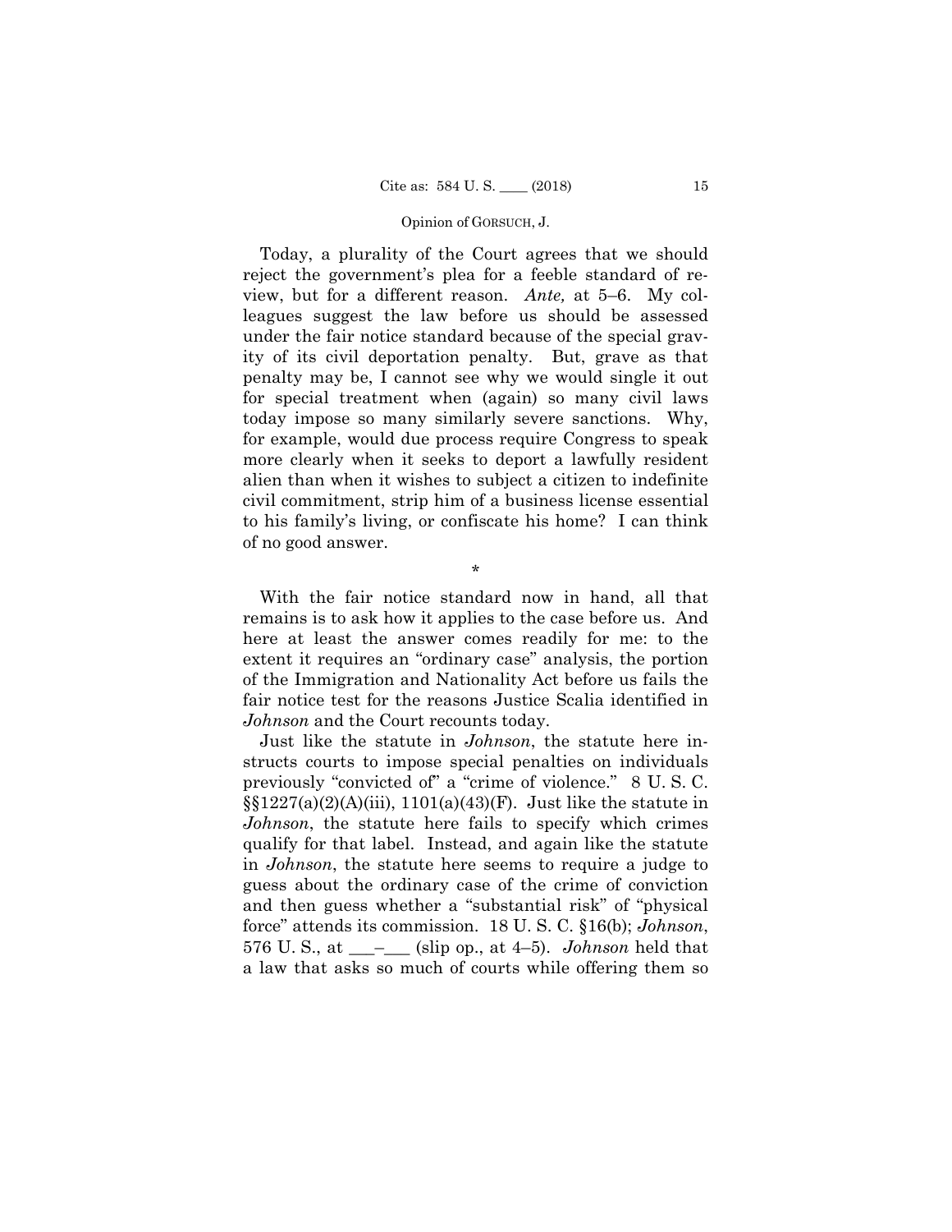Today, a plurality of the Court agrees that we should reject the government's plea for a feeble standard of review, but for a different reason. *Ante,* at 5–6. My colleagues suggest the law before us should be assessed under the fair notice standard because of the special gravity of its civil deportation penalty. But, grave as that penalty may be, I cannot see why we would single it out for special treatment when (again) so many civil laws today impose so many similarly severe sanctions. Why, for example, would due process require Congress to speak more clearly when it seeks to deport a lawfully resident alien than when it wishes to subject a citizen to indefinite civil commitment, strip him of a business license essential to his family's living, or confiscate his home? I can think of no good answer.

\*

With the fair notice standard now in hand, all that remains is to ask how it applies to the case before us. And here at least the answer comes readily for me: to the extent it requires an "ordinary case" analysis, the portion of the Immigration and Nationality Act before us fails the fair notice test for the reasons Justice Scalia identified in *Johnson* and the Court recounts today.

Just like the statute in *Johnson*, the statute here instructs courts to impose special penalties on individuals previously "convicted of" a "crime of violence." 8 U. S. C. §§1227(a)(2)(A)(iii), 1101(a)(43)(F). Just like the statute in *Johnson*, the statute here fails to specify which crimes qualify for that label. Instead, and again like the statute in *Johnson*, the statute here seems to require a judge to guess about the ordinary case of the crime of conviction and then guess whether a "substantial risk" of "physical force" attends its commission. 18 U. S. C. §16(b); *Johnson*, 576 U. S., at ___–___ (slip op., at 4–5). *Johnson* held that a law that asks so much of courts while offering them so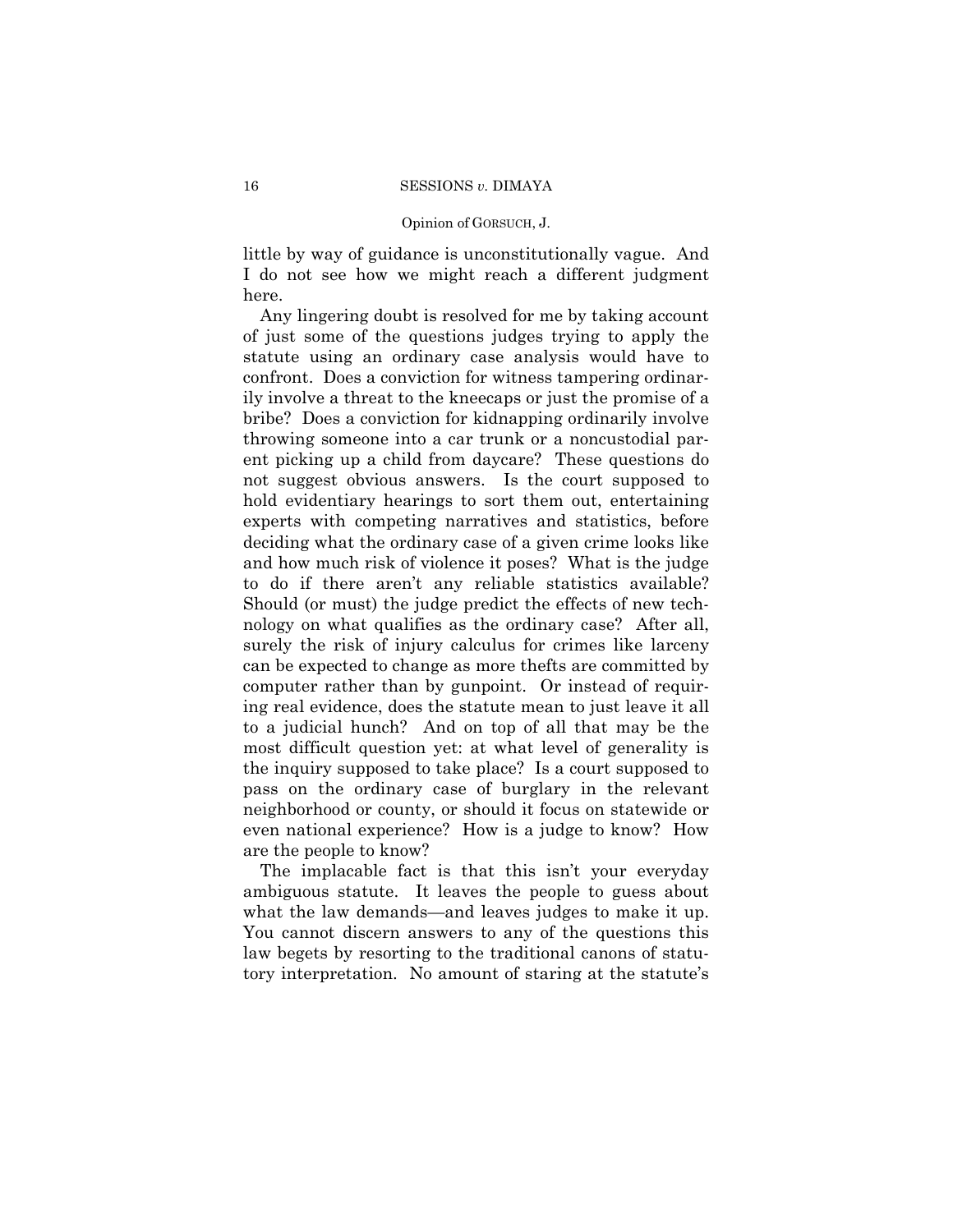little by way of guidance is unconstitutionally vague. And I do not see how we might reach a different judgment here.

Any lingering doubt is resolved for me by taking account of just some of the questions judges trying to apply the statute using an ordinary case analysis would have to confront. Does a conviction for witness tampering ordinarily involve a threat to the kneecaps or just the promise of a bribe? Does a conviction for kidnapping ordinarily involve throwing someone into a car trunk or a noncustodial parent picking up a child from daycare? These questions do not suggest obvious answers. Is the court supposed to hold evidentiary hearings to sort them out, entertaining experts with competing narratives and statistics, before deciding what the ordinary case of a given crime looks like and how much risk of violence it poses? What is the judge to do if there aren't any reliable statistics available? Should (or must) the judge predict the effects of new technology on what qualifies as the ordinary case? After all, surely the risk of injury calculus for crimes like larceny can be expected to change as more thefts are committed by computer rather than by gunpoint. Or instead of requiring real evidence, does the statute mean to just leave it all to a judicial hunch? And on top of all that may be the most difficult question yet: at what level of generality is the inquiry supposed to take place? Is a court supposed to pass on the ordinary case of burglary in the relevant neighborhood or county, or should it focus on statewide or even national experience? How is a judge to know? How are the people to know?

The implacable fact is that this isn't your everyday ambiguous statute. It leaves the people to guess about what the law demands—and leaves judges to make it up. You cannot discern answers to any of the questions this law begets by resorting to the traditional canons of statutory interpretation. No amount of staring at the statute's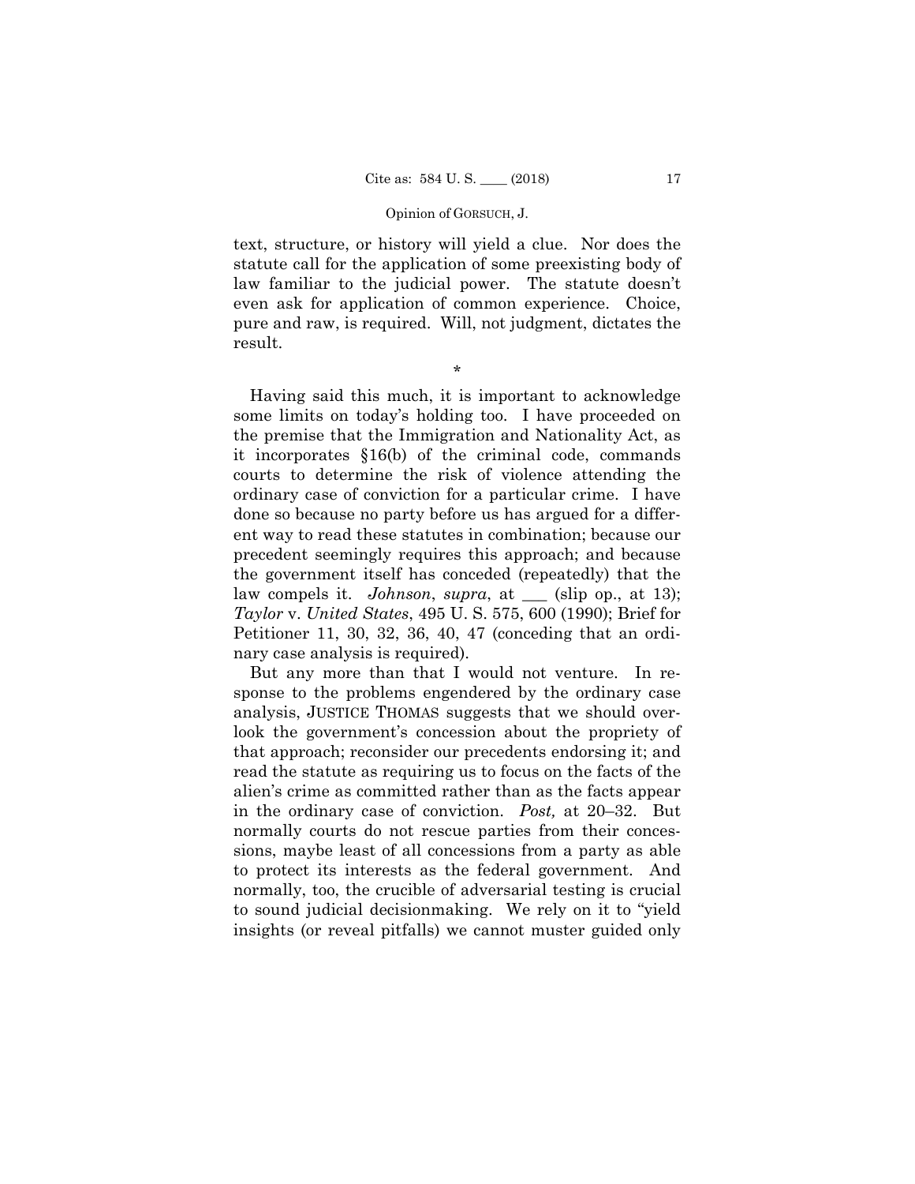text, structure, or history will yield a clue. Nor does the statute call for the application of some preexisting body of law familiar to the judicial power. The statute doesn't even ask for application of common experience. Choice, pure and raw, is required. Will, not judgment, dictates the result.

*

Having said this much, it is important to acknowledge some limits on today's holding too. I have proceeded on the premise that the Immigration and Nationality Act, as it incorporates §16(b) of the criminal code, commands courts to determine the risk of violence attending the ordinary case of conviction for a particular crime. I have done so because no party before us has argued for a different way to read these statutes in combination; because our precedent seemingly requires this approach; and because the government itself has conceded (repeatedly) that the law compels it. *Johnson*, *supra*, at ___ (slip op., at 13); *Taylor* v. *United States*, 495 U. S. 575, 600 (1990); Brief for Petitioner 11, 30, 32, 36, 40, 47 (conceding that an ordinary case analysis is required).

But any more than that I would not venture. In response to the problems engendered by the ordinary case analysis, JUSTICE THOMAS suggests that we should overlook the government's concession about the propriety of that approach; reconsider our precedents endorsing it; and read the statute as requiring us to focus on the facts of the alien's crime as committed rather than as the facts appear in the ordinary case of conviction. *Post,* at 20–32. But normally courts do not rescue parties from their concessions, maybe least of all concessions from a party as able to protect its interests as the federal government. And normally, too, the crucible of adversarial testing is crucial to sound judicial decisionmaking. We rely on it to "yield insights (or reveal pitfalls) we cannot muster guided only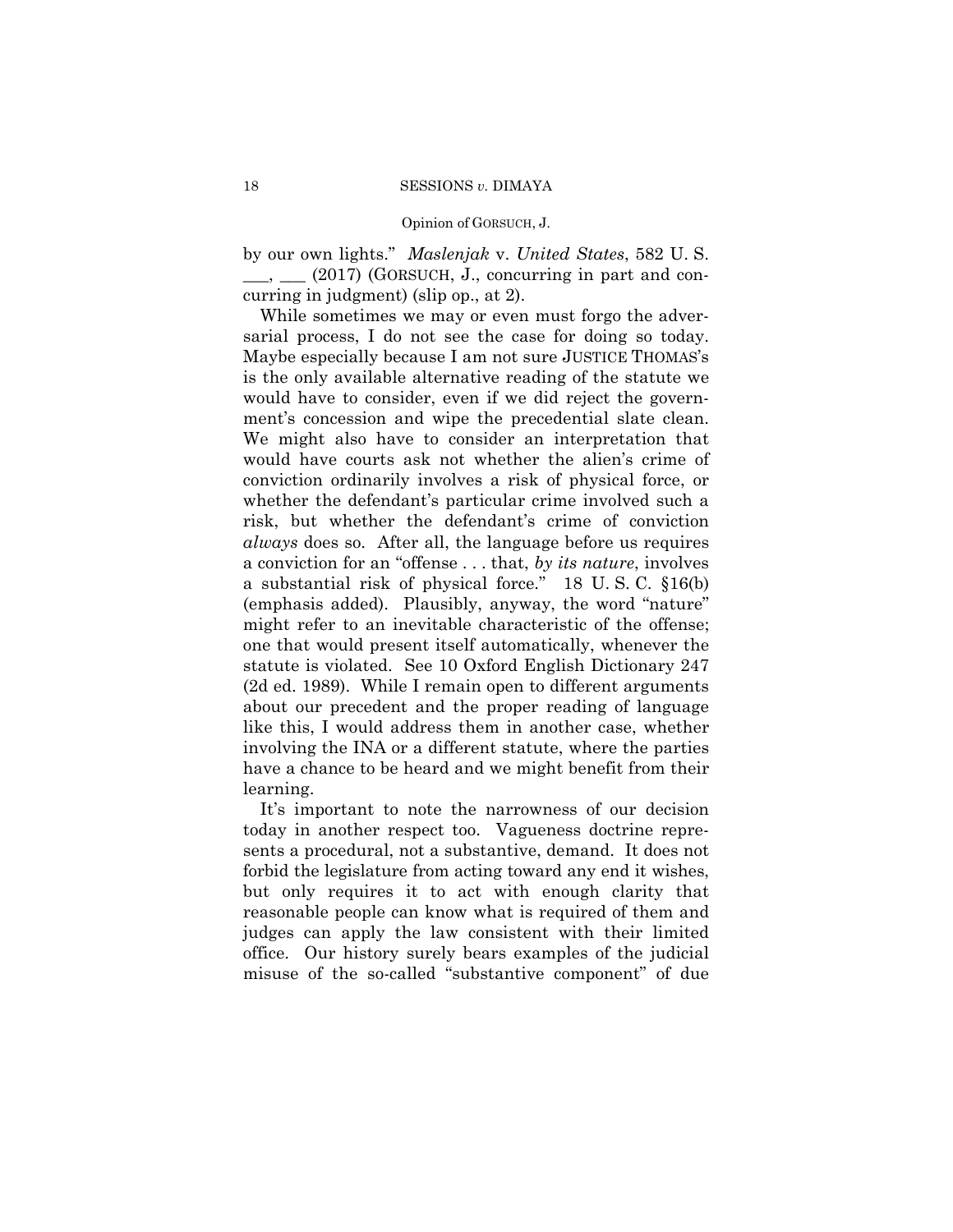by our own lights." *Maslenjak* v. *United States*, 582 U. S. ___, ___ (2017) (GORSUCH, J., concurring in part and concurring in judgment) (slip op., at 2).

While sometimes we may or even must forgo the adversarial process, I do not see the case for doing so today. Maybe especially because I am not sure JUSTICE THOMAS's is the only available alternative reading of the statute we would have to consider, even if we did reject the government's concession and wipe the precedential slate clean. We might also have to consider an interpretation that would have courts ask not whether the alien's crime of conviction ordinarily involves a risk of physical force, or whether the defendant's particular crime involved such a risk, but whether the defendant's crime of conviction *always* does so. After all, the language before us requires a conviction for an "offense . . . that, *by its nature*, involves a substantial risk of physical force." 18 U. S. C. §16(b) (emphasis added). Plausibly, anyway, the word "nature" might refer to an inevitable characteristic of the offense; one that would present itself automatically, whenever the statute is violated. See 10 Oxford English Dictionary 247 (2d ed. 1989). While I remain open to different arguments about our precedent and the proper reading of language like this, I would address them in another case, whether involving the INA or a different statute, where the parties have a chance to be heard and we might benefit from their learning.

It's important to note the narrowness of our decision today in another respect too. Vagueness doctrine represents a procedural, not a substantive, demand. It does not forbid the legislature from acting toward any end it wishes, but only requires it to act with enough clarity that reasonable people can know what is required of them and judges can apply the law consistent with their limited office. Our history surely bears examples of the judicial misuse of the so-called "substantive component" of due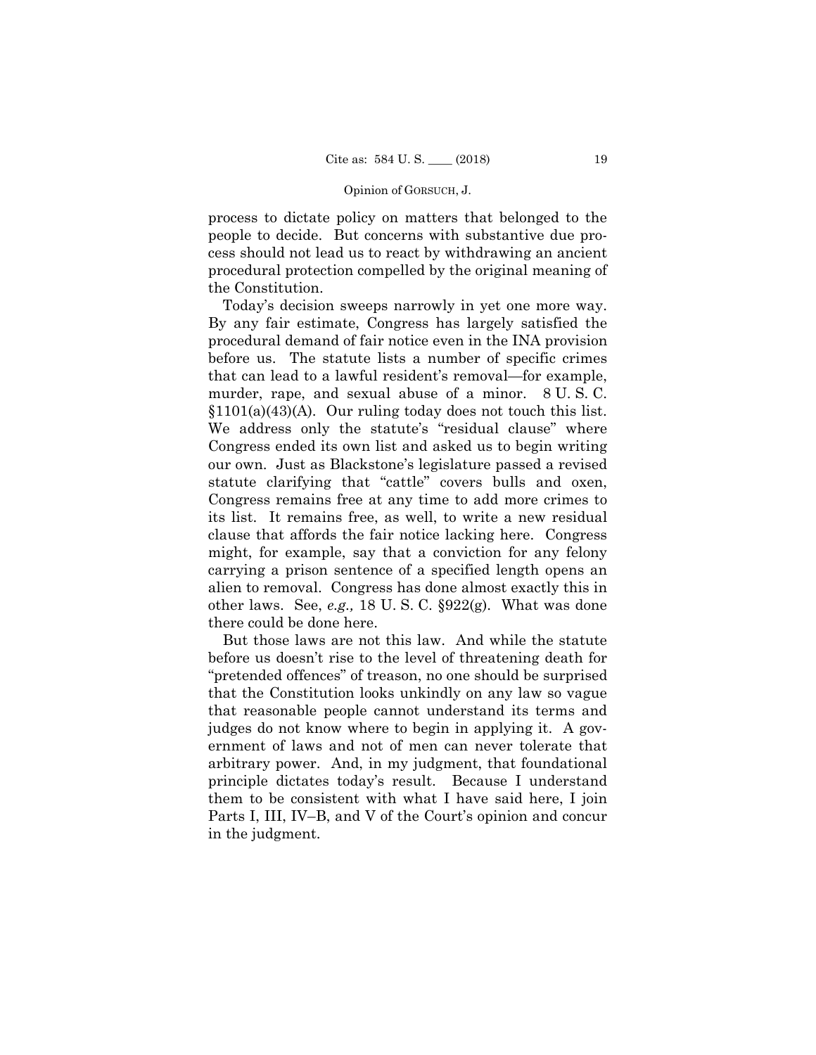process to dictate policy on matters that belonged to the people to decide. But concerns with substantive due process should not lead us to react by withdrawing an ancient procedural protection compelled by the original meaning of the Constitution.

Today's decision sweeps narrowly in yet one more way. By any fair estimate, Congress has largely satisfied the procedural demand of fair notice even in the INA provision before us. The statute lists a number of specific crimes that can lead to a lawful resident's removal—for example, murder, rape, and sexual abuse of a minor. 8 U. S. C. §1101(a)(43)(A). Our ruling today does not touch this list. We address only the statute's "residual clause" where Congress ended its own list and asked us to begin writing our own. Just as Blackstone's legislature passed a revised statute clarifying that "cattle" covers bulls and oxen, Congress remains free at any time to add more crimes to its list. It remains free, as well, to write a new residual clause that affords the fair notice lacking here. Congress might, for example, say that a conviction for any felony carrying a prison sentence of a specified length opens an alien to removal. Congress has done almost exactly this in other laws. See, *e.g.,* 18 U. S. C. §922(g). What was done there could be done here.

But those laws are not this law. And while the statute before us doesn't rise to the level of threatening death for "pretended offences" of treason, no one should be surprised that the Constitution looks unkindly on any law so vague that reasonable people cannot understand its terms and judges do not know where to begin in applying it. A government of laws and not of men can never tolerate that arbitrary power. And, in my judgment, that foundational principle dictates today's result. Because I understand them to be consistent with what I have said here, I join Parts I, III, IV–B, and V of the Court's opinion and concur in the judgment.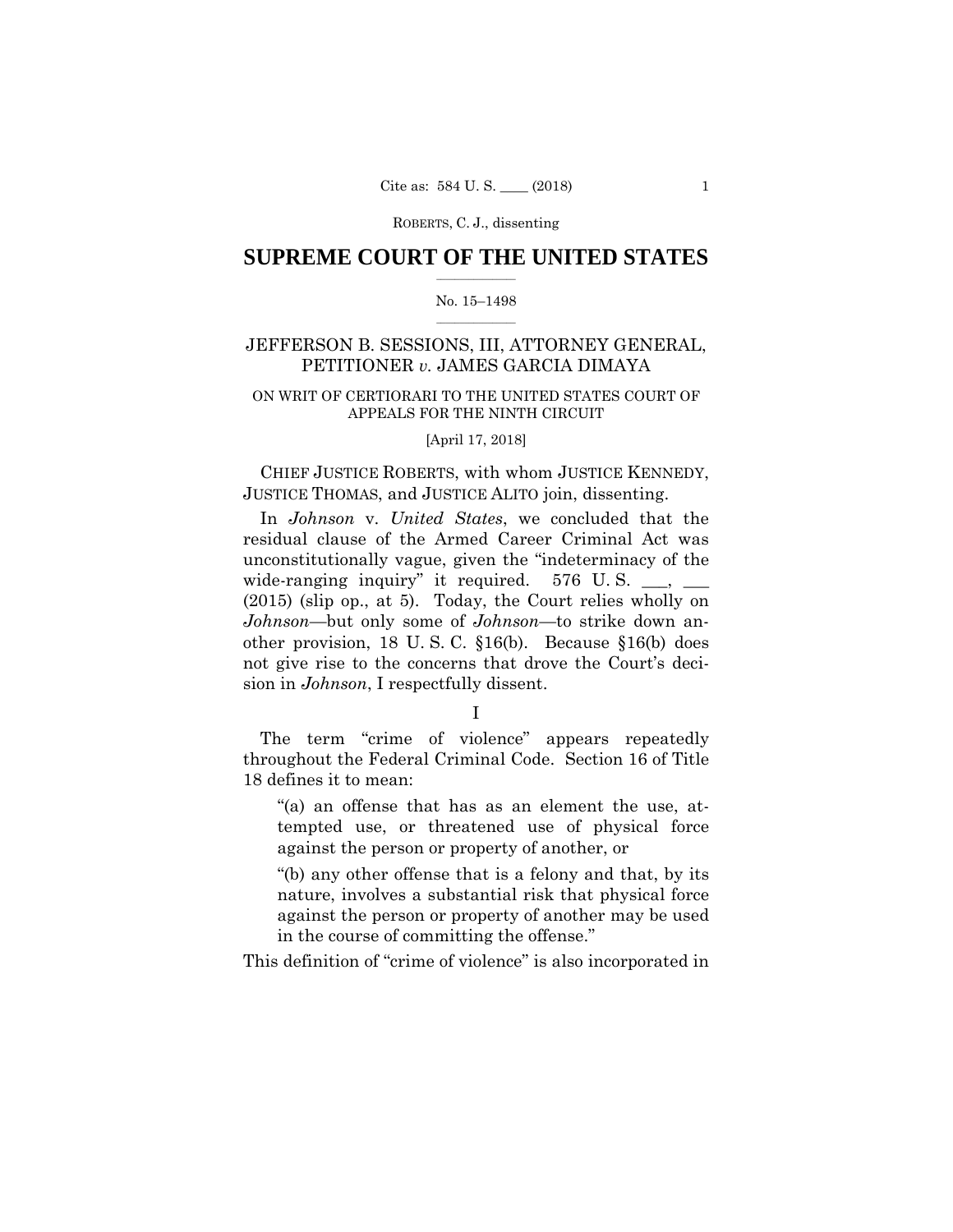# SUPREME COURT OF THE UNITED STATES

No. 15–1498

JEFFERSON B. SESSIONS, III, ATTORNEY GENERAL, PETITIONER *v.* JAMES GARCIA DIMAYA

ON WRIT OF CERTIORARI TO THE UNITED STATES COURT OF APPEALS FOR THE NINTH CIRCUIT

[April 17, 2018]

CHIEF JUSTICE ROBERTS, with whom JUSTICE KENNEDY, JUSTICE THOMAS, and JUSTICE ALITO join, dissenting.

In *Johnson* v. *United States*, we concluded that the residual clause of the Armed Career Criminal Act was unconstitutionally vague, given the "indeterminacy of the wide-ranging inquiry" it required. 576 U. S. ___, ___ (2015) (slip op., at 5). Today, the Court relies wholly on *Johnson*—but only some of *Johnson*—to strike down another provision, 18 U. S. C. §16(b). Because §16(b) does not give rise to the concerns that drove the Court's decision in *Johnson*, I respectfully dissent.

I

The term "crime of violence" appears repeatedly throughout the Federal Criminal Code. Section 16 of Title 18 defines it to mean:

> "(a) an offense that has as an element the use, attempted use, or threatened use of physical force against the person or property of another, or
>
> "(b) any other offense that is a felony and that, by its nature, involves a substantial risk that physical force against the person or property of another may be used in the course of committing the offense."

This definition of "crime of violence" is also incorporated in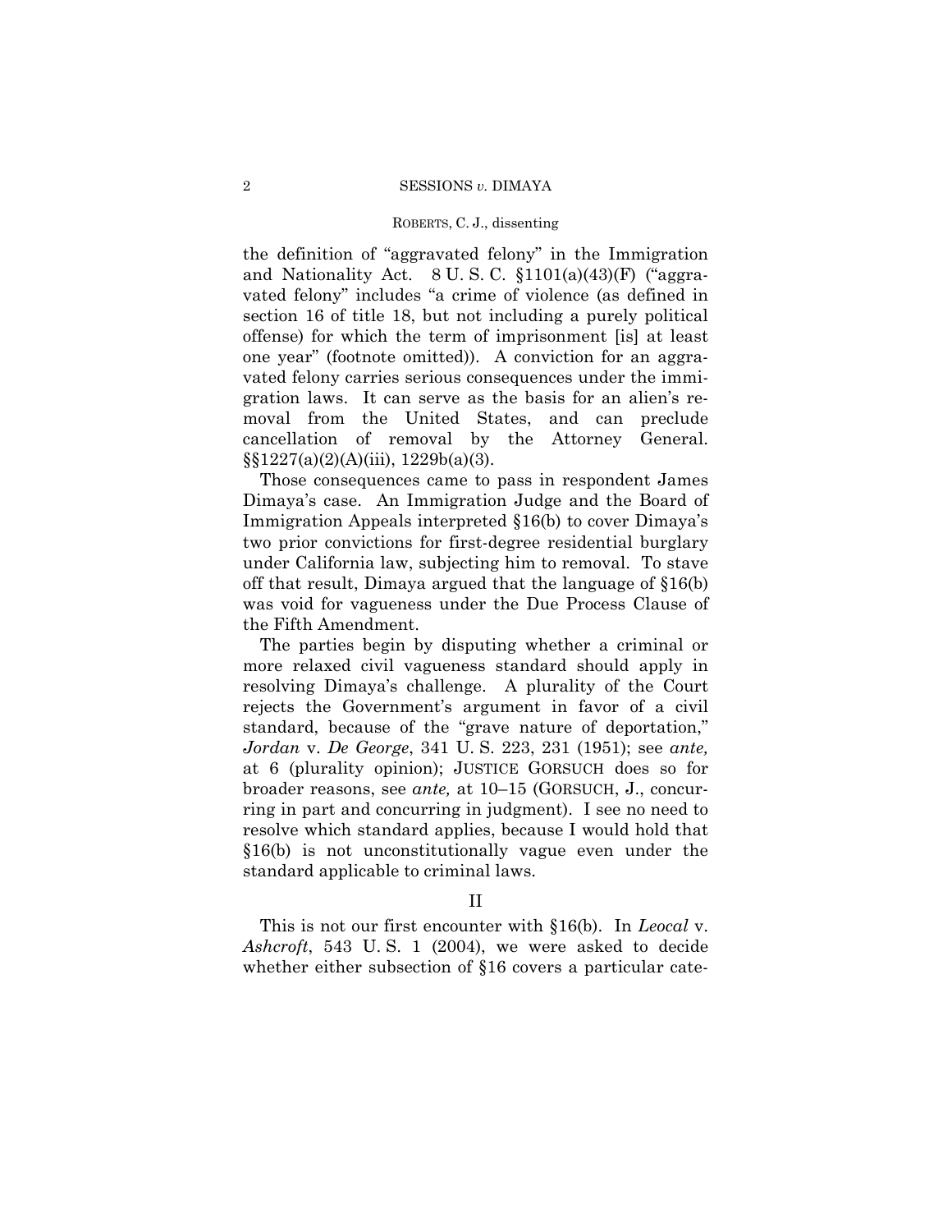the definition of "aggravated felony" in the Immigration and Nationality Act. 8 U. S. C. §1101(a)(43)(F) ("aggravated felony" includes "a crime of violence (as defined in section 16 of title 18, but not including a purely political offense) for which the term of imprisonment [is] at least one year" (footnote omitted)). A conviction for an aggravated felony carries serious consequences under the immigration laws. It can serve as the basis for an alien's removal from the United States, and can preclude cancellation of removal by the Attorney General. §§1227(a)(2)(A)(iii), 1229b(a)(3).

Those consequences came to pass in respondent James Dimaya's case. An Immigration Judge and the Board of Immigration Appeals interpreted §16(b) to cover Dimaya's two prior convictions for first-degree residential burglary under California law, subjecting him to removal. To stave off that result, Dimaya argued that the language of §16(b) was void for vagueness under the Due Process Clause of the Fifth Amendment.

The parties begin by disputing whether a criminal or more relaxed civil vagueness standard should apply in resolving Dimaya's challenge. A plurality of the Court rejects the Government's argument in favor of a civil standard, because of the "grave nature of deportation," *Jordan* v. *De George*, 341 U. S. 223, 231 (1951); see *ante,* at 6 (plurality opinion); JUSTICE GORSUCH does so for broader reasons, see *ante,* at 10–15 (GORSUCH, J., concurring in part and concurring in judgment). I see no need to resolve which standard applies, because I would hold that §16(b) is not unconstitutionally vague even under the standard applicable to criminal laws.

## II

This is not our first encounter with §16(b). In *Leocal* v. *Ashcroft*, 543 U. S. 1 (2004), we were asked to decide whether either subsection of §16 covers a particular cate-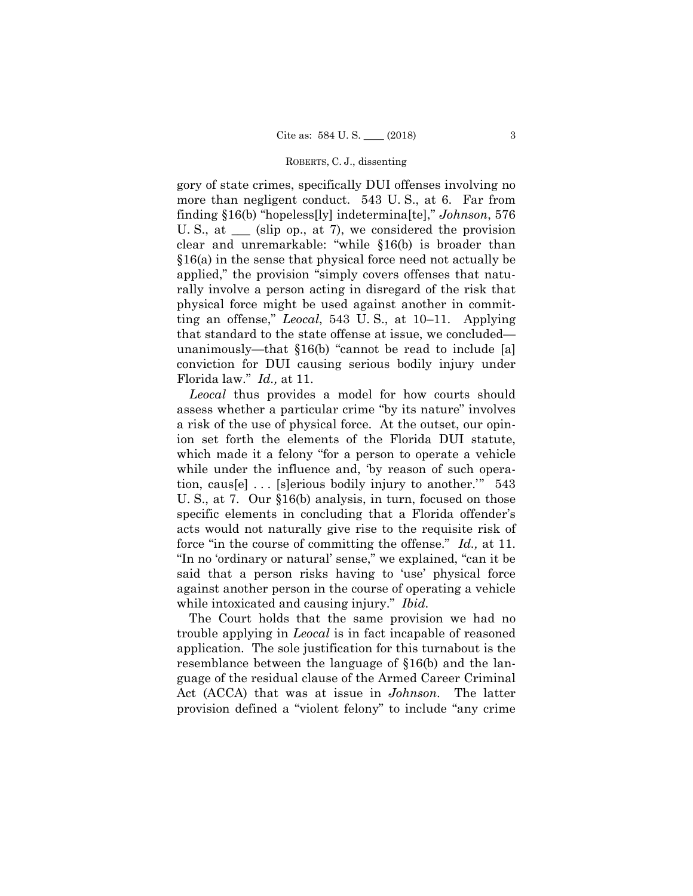gory of state crimes, specifically DUI offenses involving no more than negligent conduct. 543 U. S., at 6. Far from finding §16(b) "hopeless[ly] indetermina[te]," *Johnson*, 576 U. S., at ___ (slip op., at 7), we considered the provision clear and unremarkable: "while §16(b) is broader than §16(a) in the sense that physical force need not actually be applied," the provision "simply covers offenses that naturally involve a person acting in disregard of the risk that physical force might be used against another in committing an offense," *Leocal*, 543 U. S., at 10–11. Applying that standard to the state offense at issue, we concluded—unanimously—that §16(b) "cannot be read to include [a] conviction for DUI causing serious bodily injury under Florida law." *Id.,* at 11.

*Leocal* thus provides a model for how courts should assess whether a particular crime "by its nature" involves a risk of the use of physical force. At the outset, our opinion set forth the elements of the Florida DUI statute, which made it a felony "for a person to operate a vehicle while under the influence and, 'by reason of such operation, caus[e] . . . [s]erious bodily injury to another.'" 543 U. S., at 7. Our §16(b) analysis, in turn, focused on those specific elements in concluding that a Florida offender's acts would not naturally give rise to the requisite risk of force "in the course of committing the offense." *Id.,* at 11. "In no 'ordinary or natural' sense," we explained, "can it be said that a person risks having to 'use' physical force against another person in the course of operating a vehicle while intoxicated and causing injury." *Ibid.*

The Court holds that the same provision we had no trouble applying in *Leocal* is in fact incapable of reasoned application. The sole justification for this turnabout is the resemblance between the language of §16(b) and the language of the residual clause of the Armed Career Criminal Act (ACCA) that was at issue in *Johnson*. The latter provision defined a "violent felony" to include "any crime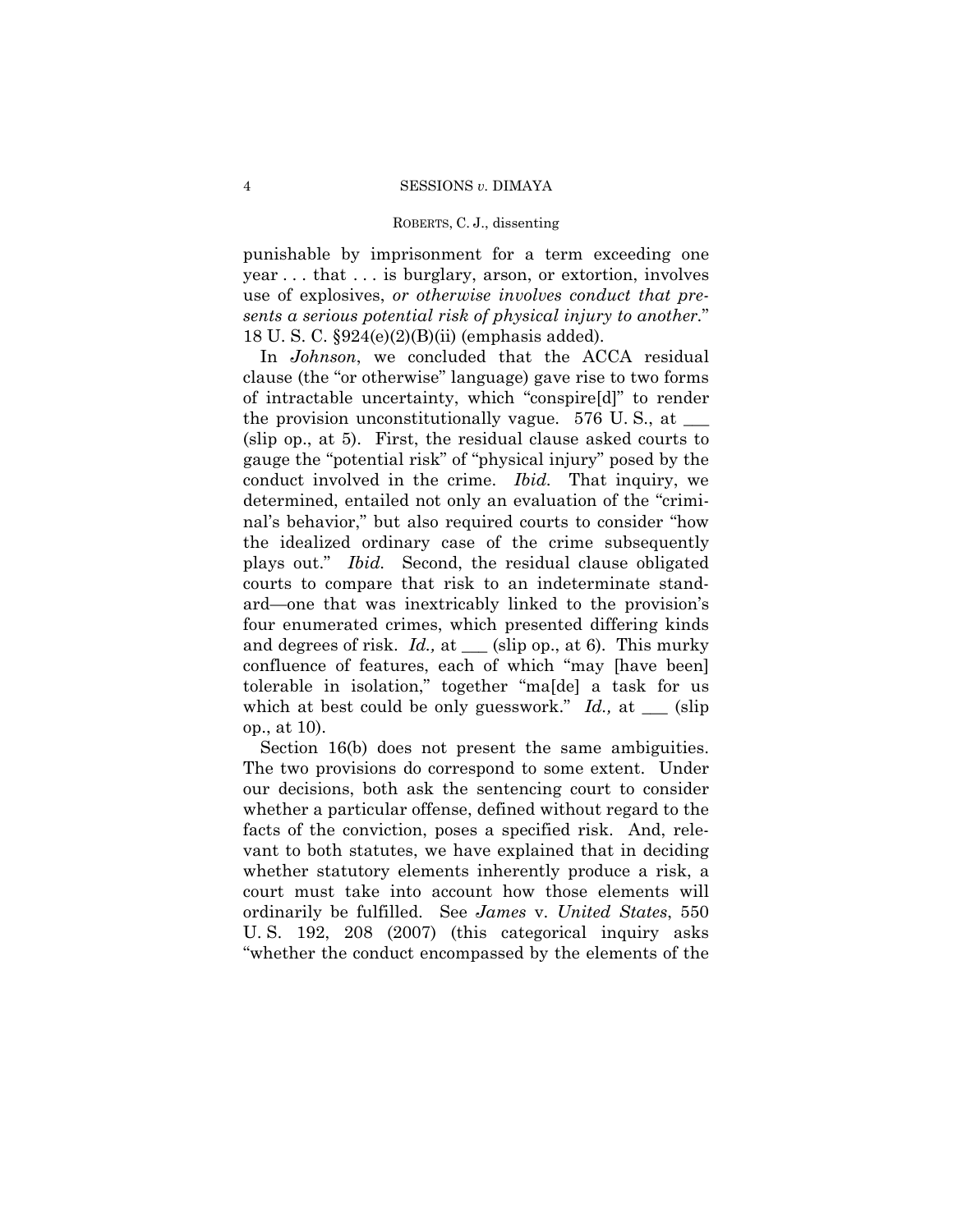punishable by imprisonment for a term exceeding one year . . . that . . . is burglary, arson, or extortion, involves use of explosives, *or otherwise involves conduct that presents a serious potential risk of physical injury to another*." 18 U. S. C. §924(e)(2)(B)(ii) (emphasis added).

In *Johnson*, we concluded that the ACCA residual clause (the "or otherwise" language) gave rise to two forms of intractable uncertainty, which "conspire[d]" to render the provision unconstitutionally vague. 576 U. S., at ___ (slip op., at 5). First, the residual clause asked courts to gauge the "potential risk" of "physical injury" posed by the conduct involved in the crime. *Ibid.* That inquiry, we determined, entailed not only an evaluation of the "criminal's behavior," but also required courts to consider "how the idealized ordinary case of the crime subsequently plays out." *Ibid.* Second, the residual clause obligated courts to compare that risk to an indeterminate standard—one that was inextricably linked to the provision's four enumerated crimes, which presented differing kinds and degrees of risk. *Id.,* at ___ (slip op., at 6). This murky confluence of features, each of which "may [have been] tolerable in isolation," together "ma[de] a task for us which at best could be only guesswork." *Id.,* at ___ (slip op., at 10).

Section 16(b) does not present the same ambiguities. The two provisions do correspond to some extent. Under our decisions, both ask the sentencing court to consider whether a particular offense, defined without regard to the facts of the conviction, poses a specified risk. And, relevant to both statutes, we have explained that in deciding whether statutory elements inherently produce a risk, a court must take into account how those elements will ordinarily be fulfilled. See *James* v. *United States*, 550 U. S. 192, 208 (2007) (this categorical inquiry asks "whether the conduct encompassed by the elements of the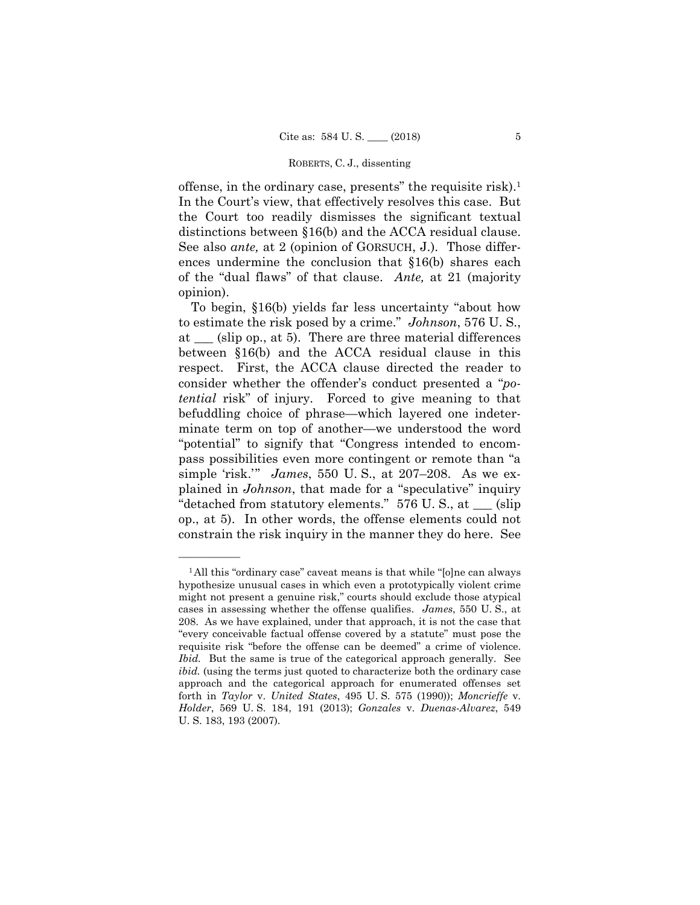offense, in the ordinary case, presents" the requisite risk).[1] In the Court's view, that effectively resolves this case. But the Court too readily dismisses the significant textual distinctions between §16(b) and the ACCA residual clause. See also *ante,* at 2 (opinion of GORSUCH, J.). Those differences undermine the conclusion that §16(b) shares each of the "dual flaws" of that clause. *Ante,* at 21 (majority opinion).

To begin, §16(b) yields far less uncertainty "about how to estimate the risk posed by a crime." *Johnson*, 576 U. S., at ___ (slip op., at 5). There are three material differences between §16(b) and the ACCA residual clause in this respect. First, the ACCA clause directed the reader to consider whether the offender's conduct presented a "*potential* risk" of injury. Forced to give meaning to that befuddling choice of phrase—which layered one indeterminate term on top of another—we understood the word "potential" to signify that "Congress intended to encompass possibilities even more contingent or remote than "a simple 'risk.'" *James*, 550 U. S., at 207–208. As we explained in *Johnson*, that made for a "speculative" inquiry "detached from statutory elements." 576 U. S., at ___ (slip op., at 5). In other words, the offense elements could not constrain the risk inquiry in the manner they do here. See

---

[1] All this "ordinary case" caveat means is that while "[o]ne can always hypothesize unusual cases in which even a prototypically violent crime might not present a genuine risk," courts should exclude those atypical cases in assessing whether the offense qualifies. *James*, 550 U. S., at 208. As we have explained, under that approach, it is not the case that "every conceivable factual offense covered by a statute" must pose the requisite risk "before the offense can be deemed" a crime of violence. *Ibid.* But the same is true of the categorical approach generally. See *ibid.* (using the terms just quoted to characterize both the ordinary case approach and the categorical approach for enumerated offenses set forth in *Taylor* v. *United States*, 495 U. S. 575 (1990)); *Moncrieffe* v. *Holder*, 569 U. S. 184, 191 (2013); *Gonzales* v. *Duenas-Alvarez*, 549 U. S. 183, 193 (2007).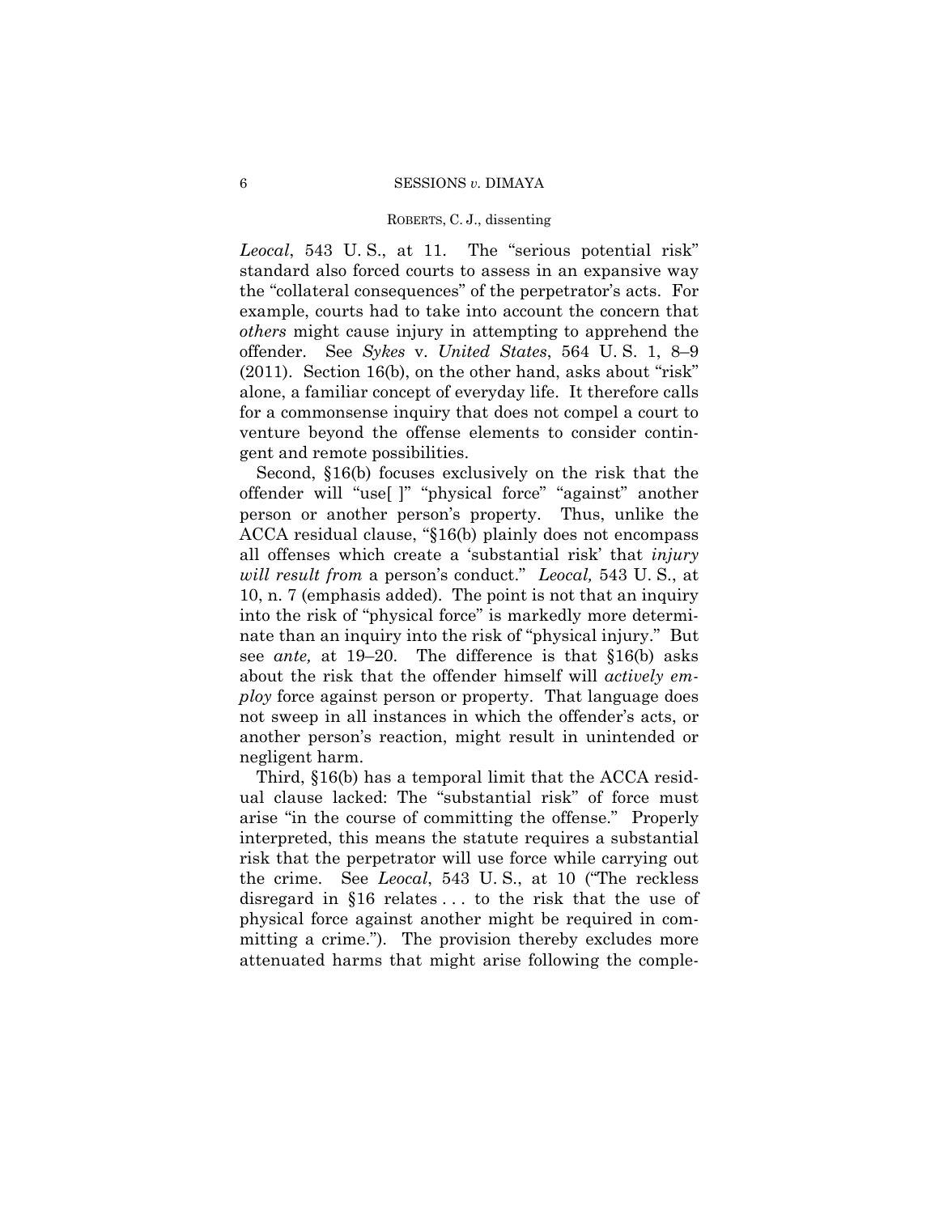*Leocal*, 543 U. S., at 11. The "serious potential risk" standard also forced courts to assess in an expansive way the "collateral consequences" of the perpetrator's acts. For example, courts had to take into account the concern that *others* might cause injury in attempting to apprehend the offender. See *Sykes* v. *United States*, 564 U. S. 1, 8–9 (2011). Section 16(b), on the other hand, asks about "risk" alone, a familiar concept of everyday life. It therefore calls for a commonsense inquiry that does not compel a court to venture beyond the offense elements to consider contingent and remote possibilities.

Second, §16(b) focuses exclusively on the risk that the offender will "use[ ]" "physical force" "against" another person or another person's property. Thus, unlike the ACCA residual clause, "§16(b) plainly does not encompass all offenses which create a 'substantial risk' that *injury will result from* a person's conduct." *Leocal,* 543 U. S., at 10, n. 7 (emphasis added). The point is not that an inquiry into the risk of "physical force" is markedly more determinate than an inquiry into the risk of "physical injury." But see *ante,* at 19–20. The difference is that §16(b) asks about the risk that the offender himself will *actively employ* force against person or property. That language does not sweep in all instances in which the offender's acts, or another person's reaction, might result in unintended or negligent harm.

Third, §16(b) has a temporal limit that the ACCA residual clause lacked: The "substantial risk" of force must arise "in the course of committing the offense." Properly interpreted, this means the statute requires a substantial risk that the perpetrator will use force while carrying out the crime. See *Leocal*, 543 U. S., at 10 ("The reckless disregard in §16 relates . . . to the risk that the use of physical force against another might be required in committing a crime."). The provision thereby excludes more attenuated harms that might arise following the comple-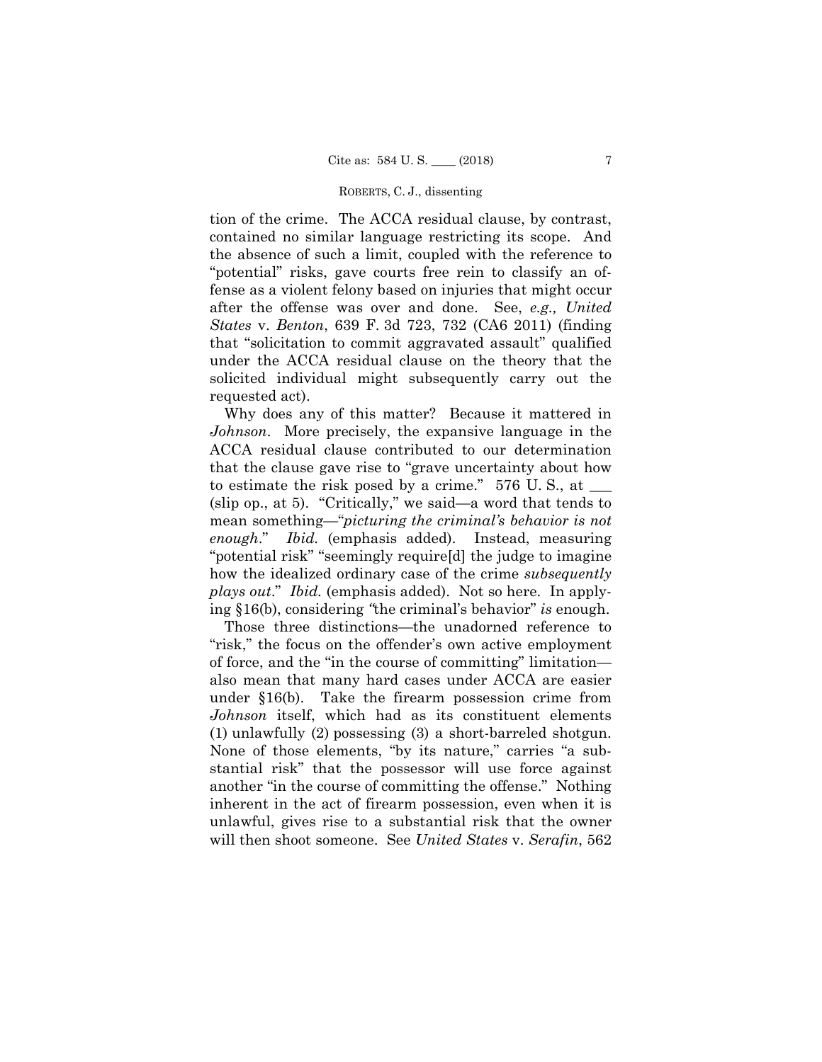tion of the crime. The ACCA residual clause, by contrast, contained no similar language restricting its scope. And the absence of such a limit, coupled with the reference to "potential" risks, gave courts free rein to classify an offense as a violent felony based on injuries that might occur after the offense was over and done. See, *e.g., United States* v. *Benton*, 639 F. 3d 723, 732 (CA6 2011) (finding that "solicitation to commit aggravated assault" qualified under the ACCA residual clause on the theory that the solicited individual might subsequently carry out the requested act).

Why does any of this matter? Because it mattered in *Johnson*. More precisely, the expansive language in the ACCA residual clause contributed to our determination that the clause gave rise to "grave uncertainty about how to estimate the risk posed by a crime." 576 U. S., at \_\_\_ (slip op., at 5). "Critically," we said—a word that tends to mean something—"*picturing the criminal's behavior is not enough*." *Ibid.* (emphasis added). Instead, measuring "potential risk" "seemingly require[d] the judge to imagine how the idealized ordinary case of the crime *subsequently plays out*." *Ibid.* (emphasis added). Not so here. In applying §16(b), considering "the criminal's behavior" *is* enough.

Those three distinctions—the unadorned reference to "risk," the focus on the offender's own active employment of force, and the "in the course of committing" limitation—also mean that many hard cases under ACCA are easier under §16(b). Take the firearm possession crime from *Johnson* itself, which had as its constituent elements (1) unlawfully (2) possessing (3) a short-barreled shotgun. None of those elements, "by its nature," carries "a substantial risk" that the possessor will use force against another "in the course of committing the offense." Nothing inherent in the act of firearm possession, even when it is unlawful, gives rise to a substantial risk that the owner will then shoot someone. See *United States* v. *Serafin*, 562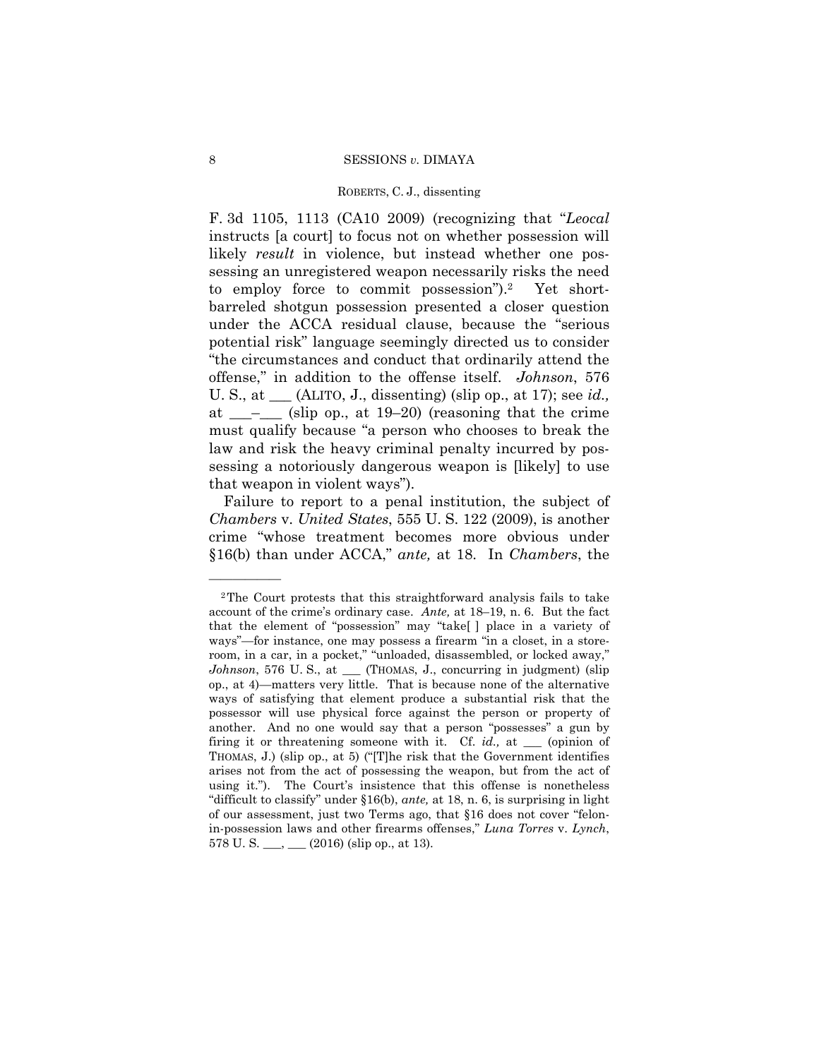F. 3d 1105, 1113 (CA10 2009) (recognizing that "*Leocal* instructs [a court] to focus not on whether possession will likely *result* in violence, but instead whether one possessing an unregistered weapon necessarily risks the need to employ force to commit possession").[2] Yet short-barreled shotgun possession presented a closer question under the ACCA residual clause, because the "serious potential risk" language seemingly directed us to consider "the circumstances and conduct that ordinarily attend the offense," in addition to the offense itself. *Johnson*, 576 U. S., at ___ (ALITO, J., dissenting) (slip op., at 17); see *id.,* at ___–___ (slip op., at 19–20) (reasoning that the crime must qualify because "a person who chooses to break the law and risk the heavy criminal penalty incurred by possessing a notoriously dangerous weapon is [likely] to use that weapon in violent ways").

Failure to report to a penal institution, the subject of *Chambers* v. *United States*, 555 U. S. 122 (2009), is another crime "whose treatment becomes more obvious under §16(b) than under ACCA," *ante,* at 18. In *Chambers*, the

---

[2] The Court protests that this straightforward analysis fails to take account of the crime's ordinary case. *Ante,* at 18–19, n. 6. But the fact that the element of "possession" may "take[ ] place in a variety of ways"—for instance, one may possess a firearm "in a closet, in a storeroom, in a car, in a pocket," "unloaded, disassembled, or locked away," *Johnson*, 576 U. S., at ___ (THOMAS, J., concurring in judgment) (slip op., at 4)—matters very little. That is because none of the alternative ways of satisfying that element produce a substantial risk that the possessor will use physical force against the person or property of another. And no one would say that a person "possesses" a gun by firing it or threatening someone with it. Cf. *id.,* at ___ (opinion of THOMAS, J.) (slip op., at 5) ("[T]he risk that the Government identifies arises not from the act of possessing the weapon, but from the act of using it."). The Court's insistence that this offense is nonetheless "difficult to classify" under §16(b), *ante,* at 18, n. 6, is surprising in light of our assessment, just two Terms ago, that §16 does not cover "felon-in-possession laws and other firearms offenses," *Luna Torres* v. *Lynch*, 578 U. S. ___, ___ (2016) (slip op., at 13).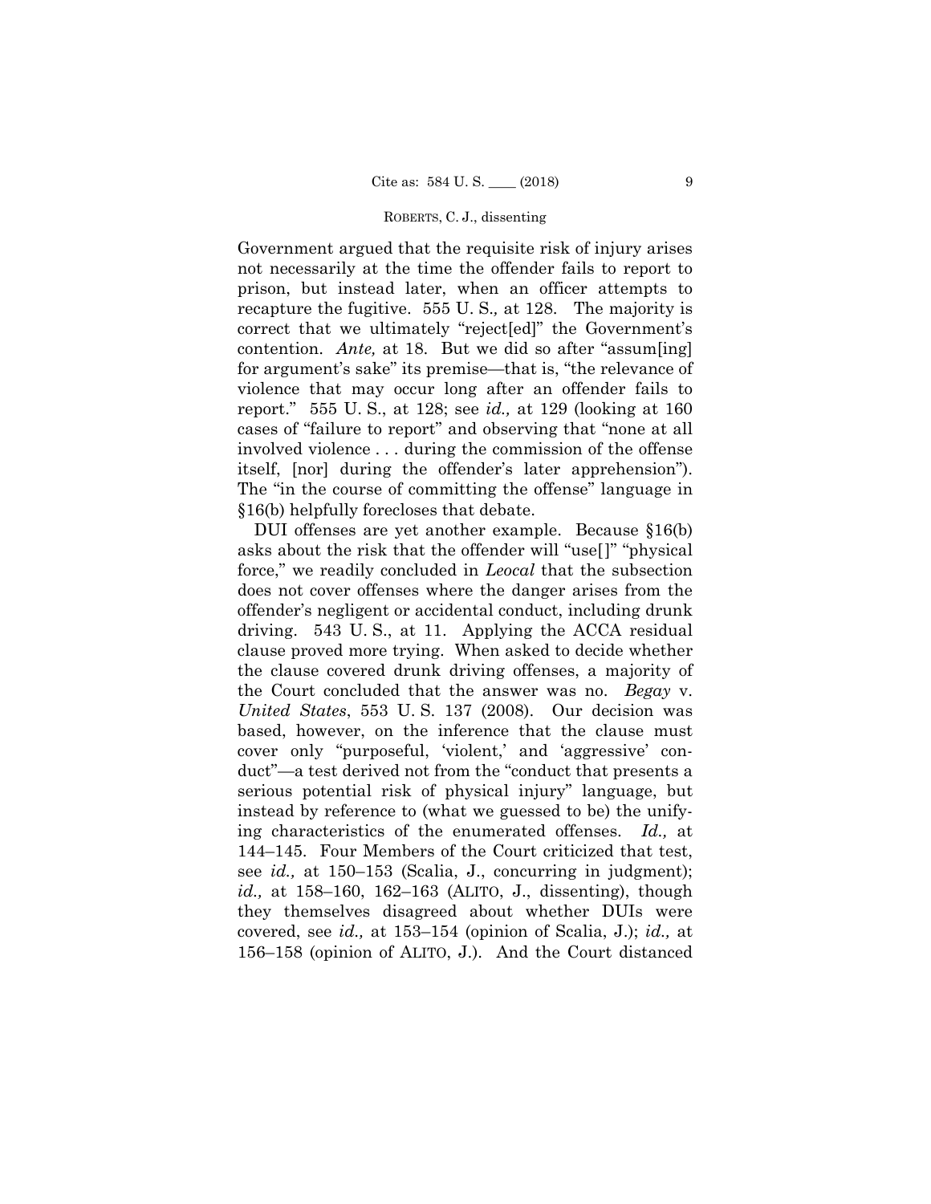Government argued that the requisite risk of injury arises not necessarily at the time the offender fails to report to prison, but instead later, when an officer attempts to recapture the fugitive. 555 U. S., at 128. The majority is correct that we ultimately "reject[ed]" the Government's contention. *Ante,* at 18. But we did so after "assum[ing] for argument's sake" its premise—that is, "the relevance of violence that may occur long after an offender fails to report." 555 U. S., at 128; see *id.,* at 129 (looking at 160 cases of "failure to report" and observing that "none at all involved violence . . . during the commission of the offense itself, [nor] during the offender's later apprehension"). The "in the course of committing the offense" language in §16(b) helpfully forecloses that debate.

DUI offenses are yet another example. Because §16(b) asks about the risk that the offender will "use[]" "physical force," we readily concluded in *Leocal* that the subsection does not cover offenses where the danger arises from the offender's negligent or accidental conduct, including drunk driving. 543 U. S., at 11. Applying the ACCA residual clause proved more trying. When asked to decide whether the clause covered drunk driving offenses, a majority of the Court concluded that the answer was no. *Begay* v. *United States*, 553 U. S. 137 (2008). Our decision was based, however, on the inference that the clause must cover only "purposeful, 'violent,' and 'aggressive' conduct"—a test derived not from the "conduct that presents a serious potential risk of physical injury" language, but instead by reference to (what we guessed to be) the unifying characteristics of the enumerated offenses. *Id.,* at 144–145. Four Members of the Court criticized that test, see *id.,* at 150–153 (Scalia, J., concurring in judgment); *id.,* at 158–160, 162–163 (ALITO, J., dissenting), though they themselves disagreed about whether DUIs were covered, see *id.,* at 153–154 (opinion of Scalia, J.); *id.,* at 156–158 (opinion of ALITO, J.). And the Court distanced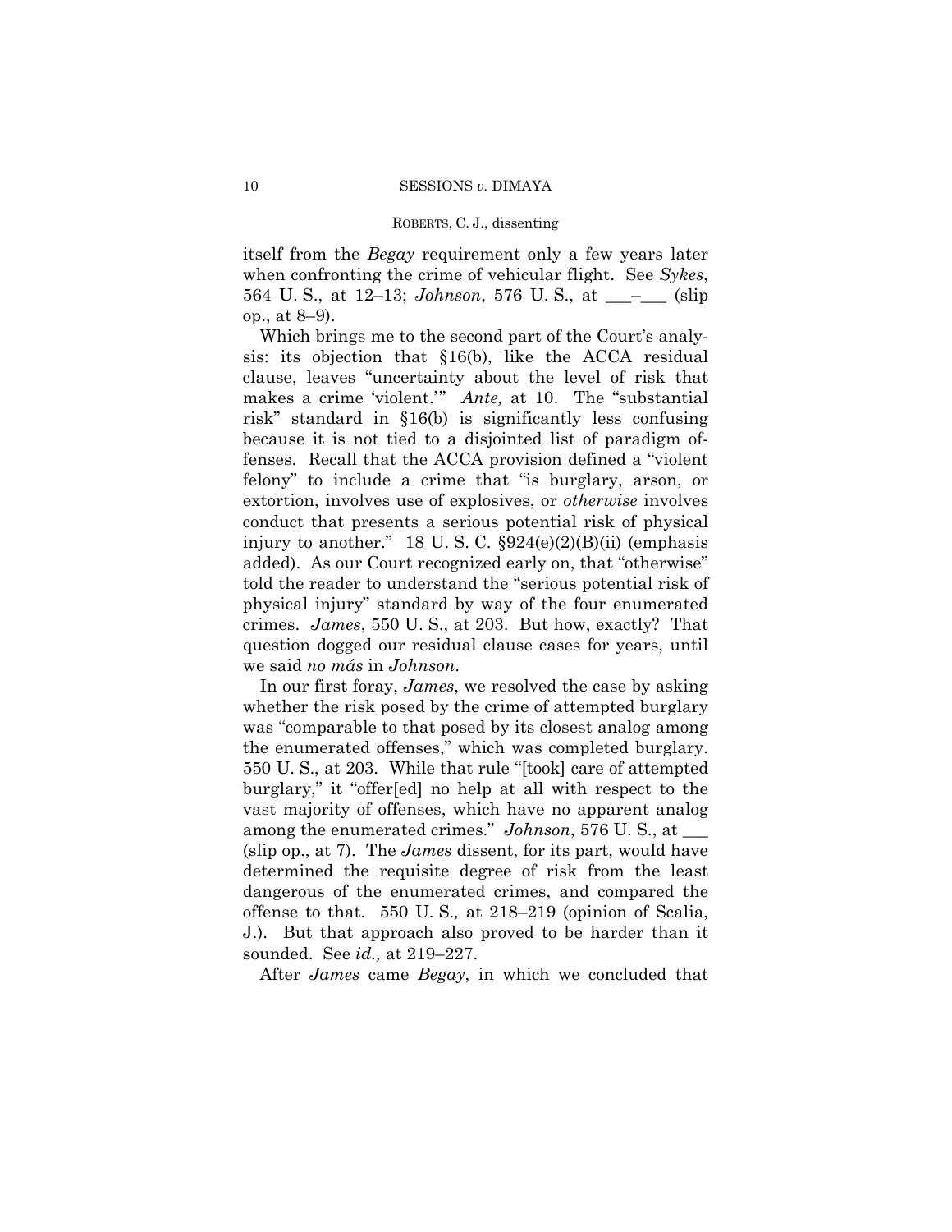itself from the *Begay* requirement only a few years later when confronting the crime of vehicular flight. See *Sykes*, 564 U. S., at 12–13; *Johnson*, 576 U. S., at \_\_\_–\_\_\_ (slip op., at 8–9).

Which brings me to the second part of the Court's analysis: its objection that §16(b), like the ACCA residual clause, leaves "uncertainty about the level of risk that makes a crime 'violent.'" *Ante,* at 10. The "substantial risk" standard in §16(b) is significantly less confusing because it is not tied to a disjointed list of paradigm offenses. Recall that the ACCA provision defined a "violent felony" to include a crime that "is burglary, arson, or extortion, involves use of explosives, or *otherwise* involves conduct that presents a serious potential risk of physical injury to another." 18 U. S. C. §924(e)(2)(B)(ii) (emphasis added). As our Court recognized early on, that "otherwise" told the reader to understand the "serious potential risk of physical injury" standard by way of the four enumerated crimes. *James*, 550 U. S., at 203. But how, exactly? That question dogged our residual clause cases for years, until we said *no más* in *Johnson*.

In our first foray, *James*, we resolved the case by asking whether the risk posed by the crime of attempted burglary was "comparable to that posed by its closest analog among the enumerated offenses," which was completed burglary. 550 U. S., at 203. While that rule "[took] care of attempted burglary," it "offer[ed] no help at all with respect to the vast majority of offenses, which have no apparent analog among the enumerated crimes." *Johnson*, 576 U. S., at \_\_\_ (slip op., at 7). The *James* dissent, for its part, would have determined the requisite degree of risk from the least dangerous of the enumerated crimes, and compared the offense to that. 550 U. S.*,* at 218–219 (opinion of Scalia, J.). But that approach also proved to be harder than it sounded. See *id.,* at 219–227.

After *James* came *Begay*, in which we concluded that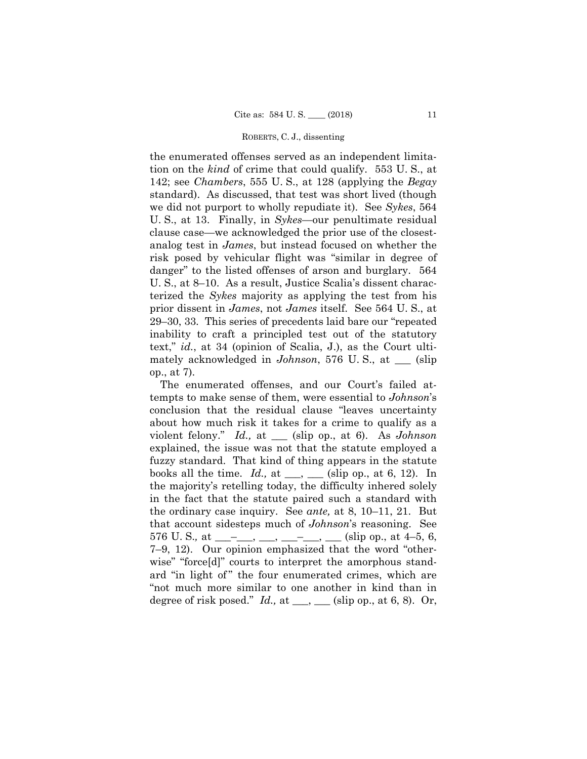the enumerated offenses served as an independent limitation on the *kind* of crime that could qualify. 553 U. S., at 142; see *Chambers*, 555 U. S., at 128 (applying the *Begay* standard). As discussed, that test was short lived (though we did not purport to wholly repudiate it). See *Sykes*, 564 U. S., at 13. Finally, in *Sykes*—our penultimate residual clause case—we acknowledged the prior use of the closest-analog test in *James*, but instead focused on whether the risk posed by vehicular flight was "similar in degree of danger" to the listed offenses of arson and burglary. 564 U. S., at 8–10. As a result, Justice Scalia's dissent characterized the *Sykes* majority as applying the test from his prior dissent in *James*, not *James* itself. See 564 U. S., at 29–30, 33. This series of precedents laid bare our "repeated inability to craft a principled test out of the statutory text," *id.*, at 34 (opinion of Scalia, J.), as the Court ultimately acknowledged in *Johnson*, 576 U. S., at ___ (slip op., at 7).

The enumerated offenses, and our Court's failed attempts to make sense of them, were essential to *Johnson*'s conclusion that the residual clause "leaves uncertainty about how much risk it takes for a crime to qualify as a violent felony." *Id.,* at ___ (slip op., at 6). As *Johnson* explained, the issue was not that the statute employed a fuzzy standard. That kind of thing appears in the statute books all the time. *Id.,* at ___, ___ (slip op., at 6, 12). In the majority's retelling today, the difficulty inhered solely in the fact that the statute paired such a standard with the ordinary case inquiry. See *ante,* at 8, 10–11, 21. But that account sidesteps much of *Johnson*'s reasoning. See 576 U. S.*,* at ___–___, ___, ___–___, ___ (slip op., at 4–5, 6, 7–9, 12). Our opinion emphasized that the word "otherwise" "force[d]" courts to interpret the amorphous standard "in light of" the four enumerated crimes, which are "not much more similar to one another in kind than in degree of risk posed." *Id.,* at ___, ___ (slip op., at 6, 8). Or,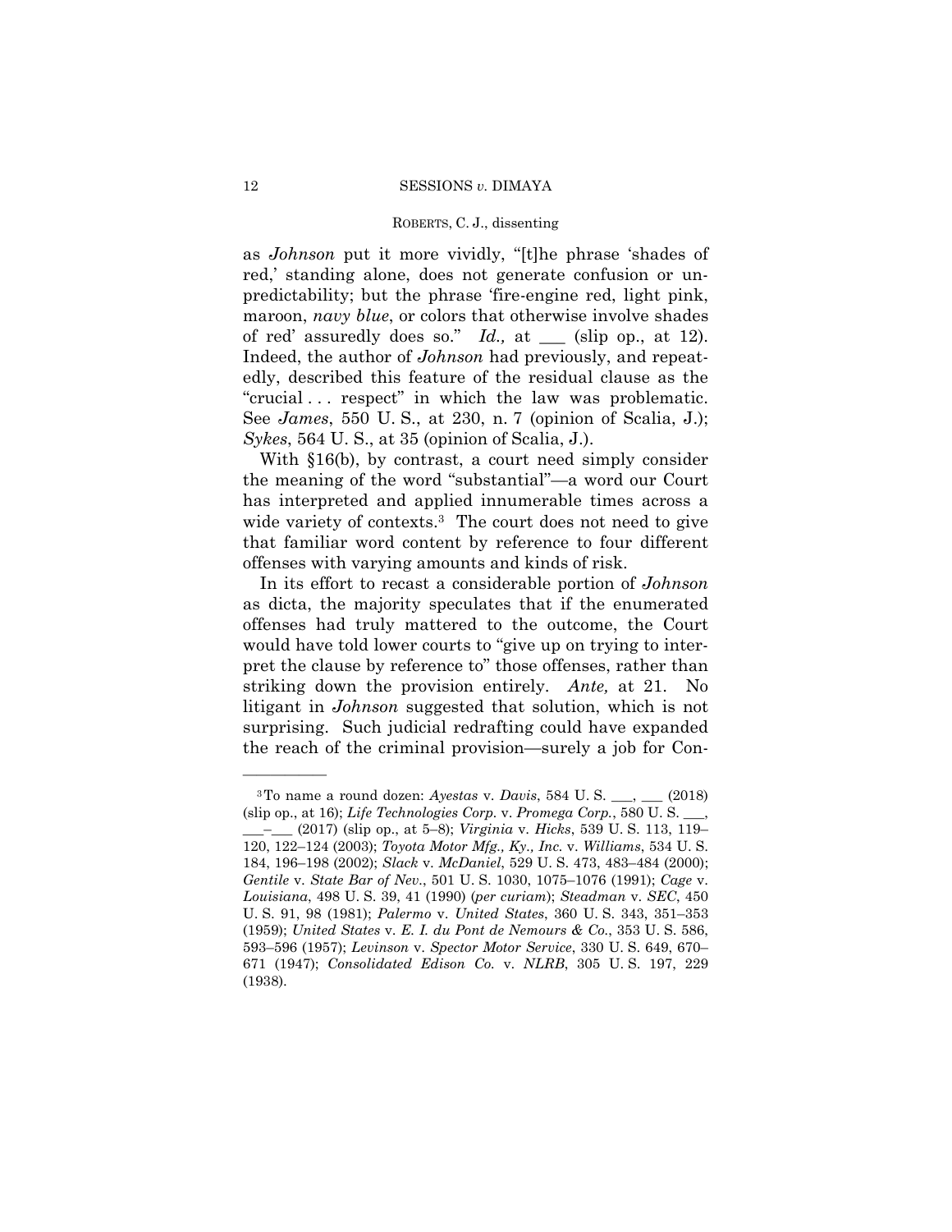as *Johnson* put it more vividly, "[t]he phrase 'shades of red,' standing alone, does not generate confusion or unpredictability; but the phrase 'fire-engine red, light pink, maroon, *navy blue*, or colors that otherwise involve shades of red' assuredly does so." *Id.,* at ___ (slip op., at 12). Indeed, the author of *Johnson* had previously, and repeatedly, described this feature of the residual clause as the "crucial . . . respect" in which the law was problematic. See *James*, 550 U. S., at 230, n. 7 (opinion of Scalia, J.); *Sykes*, 564 U. S., at 35 (opinion of Scalia, J.).

With §16(b), by contrast, a court need simply consider the meaning of the word "substantial"—a word our Court has interpreted and applied innumerable times across a wide variety of contexts.[3] The court does not need to give that familiar word content by reference to four different offenses with varying amounts and kinds of risk.

In its effort to recast a considerable portion of *Johnson* as dicta, the majority speculates that if the enumerated offenses had truly mattered to the outcome, the Court would have told lower courts to "give up on trying to interpret the clause by reference to" those offenses, rather than striking down the provision entirely. *Ante,* at 21. No litigant in *Johnson* suggested that solution, which is not surprising. Such judicial redrafting could have expanded the reach of the criminal provision—surely a job for Con-

---

[3] To name a round dozen: *Ayestas* v. *Davis*, 584 U. S. ___, ___ (2018) (slip op., at 16); *Life Technologies Corp.* v. *Promega Corp.*, 580 U. S. ___, ___–___ (2017) (slip op., at 5–8); *Virginia* v. *Hicks*, 539 U. S. 113, 119–120, 122–124 (2003); *Toyota Motor Mfg., Ky., Inc.* v. *Williams*, 534 U. S. 184, 196–198 (2002); *Slack* v. *McDaniel*, 529 U. S. 473, 483–484 (2000); *Gentile* v. *State Bar of Nev.*, 501 U. S. 1030, 1075–1076 (1991); *Cage* v. *Louisiana*, 498 U. S. 39, 41 (1990) (*per curiam*); *Steadman* v. *SEC*, 450 U. S. 91, 98 (1981); *Palermo* v. *United States*, 360 U. S. 343, 351–353 (1959); *United States* v. *E. I. du Pont de Nemours & Co.*, 353 U. S. 586, 593–596 (1957); *Levinson* v. *Spector Motor Service*, 330 U. S. 649, 670–671 (1947); *Consolidated Edison Co.* v. *NLRB*, 305 U. S. 197, 229 (1938).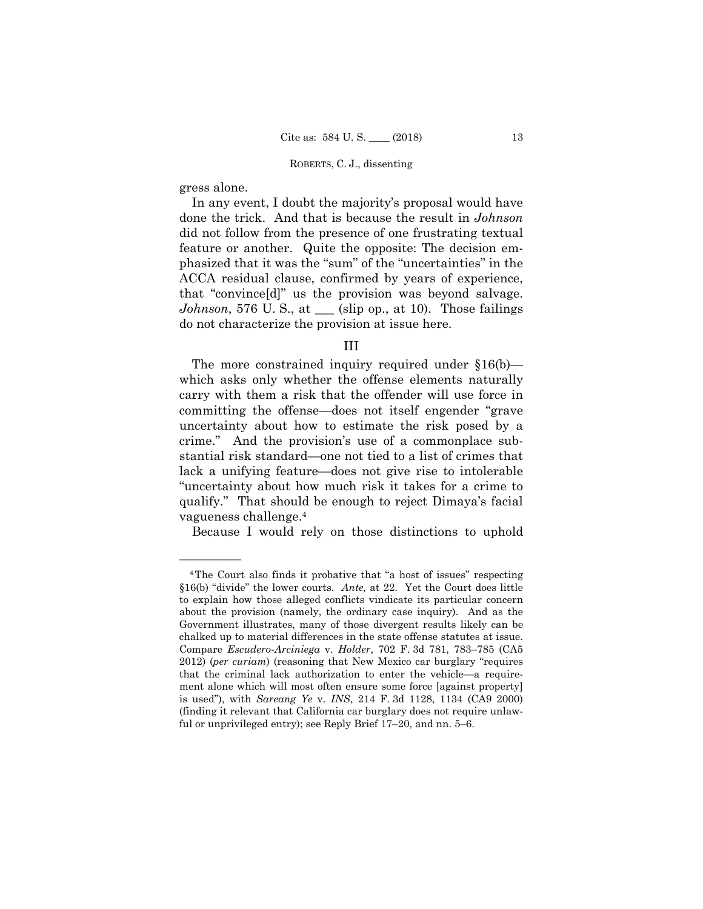gress alone.

In any event, I doubt the majority's proposal would have done the trick. And that is because the result in *Johnson* did not follow from the presence of one frustrating textual feature or another. Quite the opposite: The decision emphasized that it was the "sum" of the "uncertainties" in the ACCA residual clause, confirmed by years of experience, that "convince[d]" us the provision was beyond salvage. *Johnson*, 576 U. S., at \_\_\_ (slip op., at 10). Those failings do not characterize the provision at issue here.

## III

The more constrained inquiry required under §16(b)—which asks only whether the offense elements naturally carry with them a risk that the offender will use force in committing the offense—does not itself engender "grave uncertainty about how to estimate the risk posed by a crime." And the provision's use of a commonplace substantial risk standard—one not tied to a list of crimes that lack a unifying feature—does not give rise to intolerable "uncertainty about how much risk it takes for a crime to qualify." That should be enough to reject Dimaya's facial vagueness challenge.[4]

Because I would rely on those distinctions to uphold

---

[4] The Court also finds it probative that "a host of issues" respecting §16(b) "divide" the lower courts. *Ante,* at 22. Yet the Court does little to explain how those alleged conflicts vindicate its particular concern about the provision (namely, the ordinary case inquiry). And as the Government illustrates, many of those divergent results likely can be chalked up to material differences in the state offense statutes at issue. Compare *Escudero-Arciniega* v. *Holder*, 702 F. 3d 781, 783–785 (CA5 2012) (*per curiam*) (reasoning that New Mexico car burglary "requires that the criminal lack authorization to enter the vehicle—a requirement alone which will most often ensure some force [against property] is used"), with *Sareang Ye* v. *INS*, 214 F. 3d 1128, 1134 (CA9 2000) (finding it relevant that California car burglary does not require unlawful or unprivileged entry); see Reply Brief 17–20, and nn. 5–6.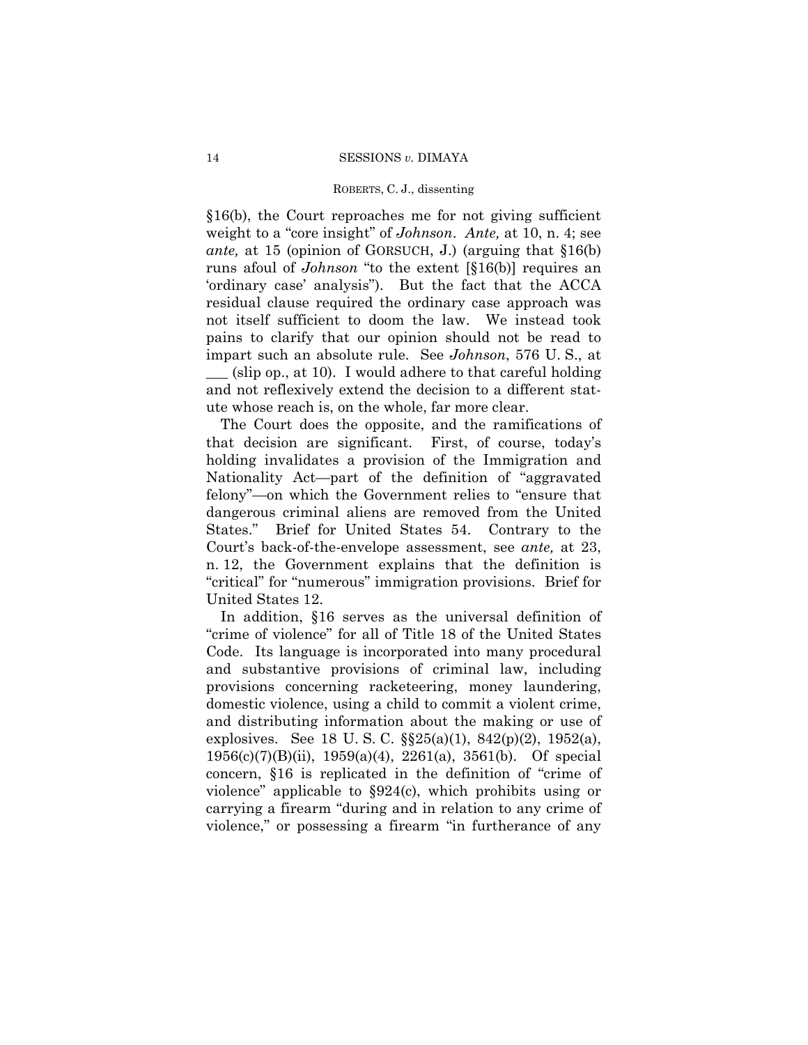§16(b), the Court reproaches me for not giving sufficient weight to a "core insight" of *Johnson*. *Ante,* at 10, n. 4; see *ante,* at 15 (opinion of GORSUCH, J.) (arguing that §16(b) runs afoul of *Johnson* "to the extent [§16(b)] requires an 'ordinary case' analysis"). But the fact that the ACCA residual clause required the ordinary case approach was not itself sufficient to doom the law. We instead took pains to clarify that our opinion should not be read to impart such an absolute rule. See *Johnson*, 576 U. S., at ___ (slip op., at 10). I would adhere to that careful holding and not reflexively extend the decision to a different statute whose reach is, on the whole, far more clear.

The Court does the opposite, and the ramifications of that decision are significant. First, of course, today's holding invalidates a provision of the Immigration and Nationality Act—part of the definition of "aggravated felony"—on which the Government relies to "ensure that dangerous criminal aliens are removed from the United States." Brief for United States 54. Contrary to the Court's back-of-the-envelope assessment, see *ante,* at 23, n. 12, the Government explains that the definition is "critical" for "numerous" immigration provisions. Brief for United States 12.

In addition, §16 serves as the universal definition of "crime of violence" for all of Title 18 of the United States Code. Its language is incorporated into many procedural and substantive provisions of criminal law, including provisions concerning racketeering, money laundering, domestic violence, using a child to commit a violent crime, and distributing information about the making or use of explosives. See 18 U. S. C. §§25(a)(1), 842(p)(2), 1952(a), 1956(c)(7)(B)(ii), 1959(a)(4), 2261(a), 3561(b). Of special concern, §16 is replicated in the definition of "crime of violence" applicable to §924(c), which prohibits using or carrying a firearm "during and in relation to any crime of violence," or possessing a firearm "in furtherance of any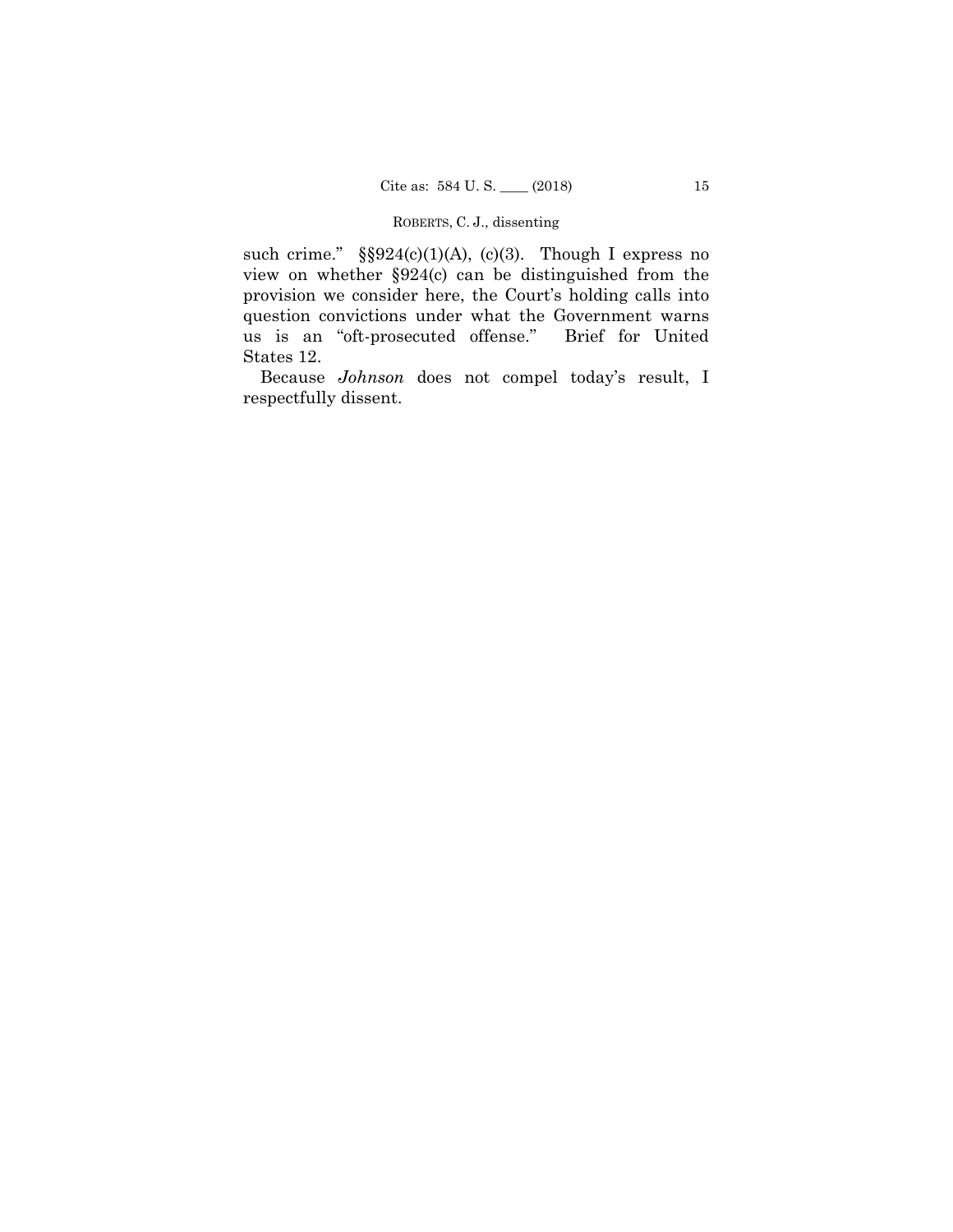such crime." §§924(c)(1)(A), (c)(3). Though I express no view on whether §924(c) can be distinguished from the provision we consider here, the Court's holding calls into question convictions under what the Government warns us is an "oft-prosecuted offense." Brief for United States 12.

Because *Johnson* does not compel today's result, I respectfully dissent.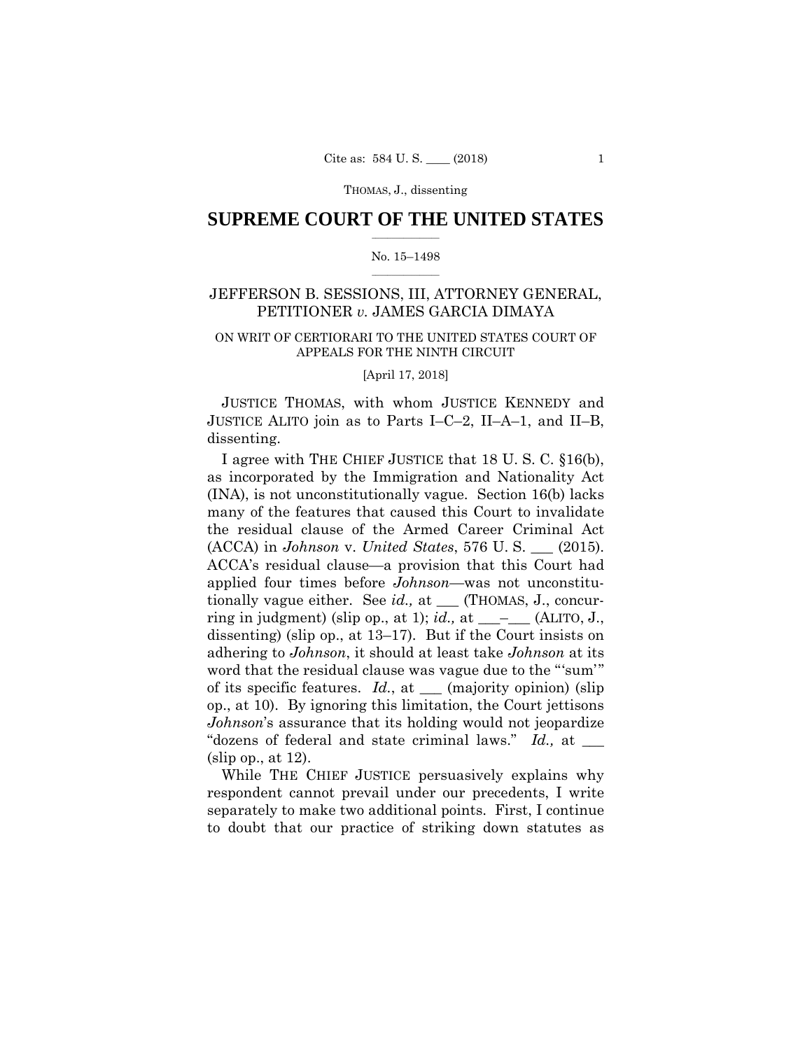## SUPREME COURT OF THE UNITED STATES

No. 15–1498

JEFFERSON B. SESSIONS, III, ATTORNEY GENERAL, PETITIONER *v.* JAMES GARCIA DIMAYA

ON WRIT OF CERTIORARI TO THE UNITED STATES COURT OF APPEALS FOR THE NINTH CIRCUIT

[April 17, 2018]

JUSTICE THOMAS, with whom JUSTICE KENNEDY and JUSTICE ALITO join as to Parts I–C–2, II–A–1, and II–B, dissenting.

I agree with THE CHIEF JUSTICE that 18 U. S. C. §16(b), as incorporated by the Immigration and Nationality Act (INA), is not unconstitutionally vague. Section 16(b) lacks many of the features that caused this Court to invalidate the residual clause of the Armed Career Criminal Act (ACCA) in *Johnson* v. *United States*, 576 U. S. ___ (2015). ACCA's residual clause—a provision that this Court had applied four times before *Johnson*—was not unconstitutionally vague either. See *id.,* at ___ (THOMAS, J., concurring in judgment) (slip op., at 1); *id.,* at ___–___ (ALITO, J., dissenting) (slip op., at 13–17). But if the Court insists on adhering to *Johnson*, it should at least take *Johnson* at its word that the residual clause was vague due to the "'sum'" of its specific features. *Id.*, at ___ (majority opinion) (slip op., at 10). By ignoring this limitation, the Court jettisons *Johnson*'s assurance that its holding would not jeopardize "dozens of federal and state criminal laws." *Id.,* at ___ (slip op., at 12).

While THE CHIEF JUSTICE persuasively explains why respondent cannot prevail under our precedents, I write separately to make two additional points. First, I continue to doubt that our practice of striking down statutes as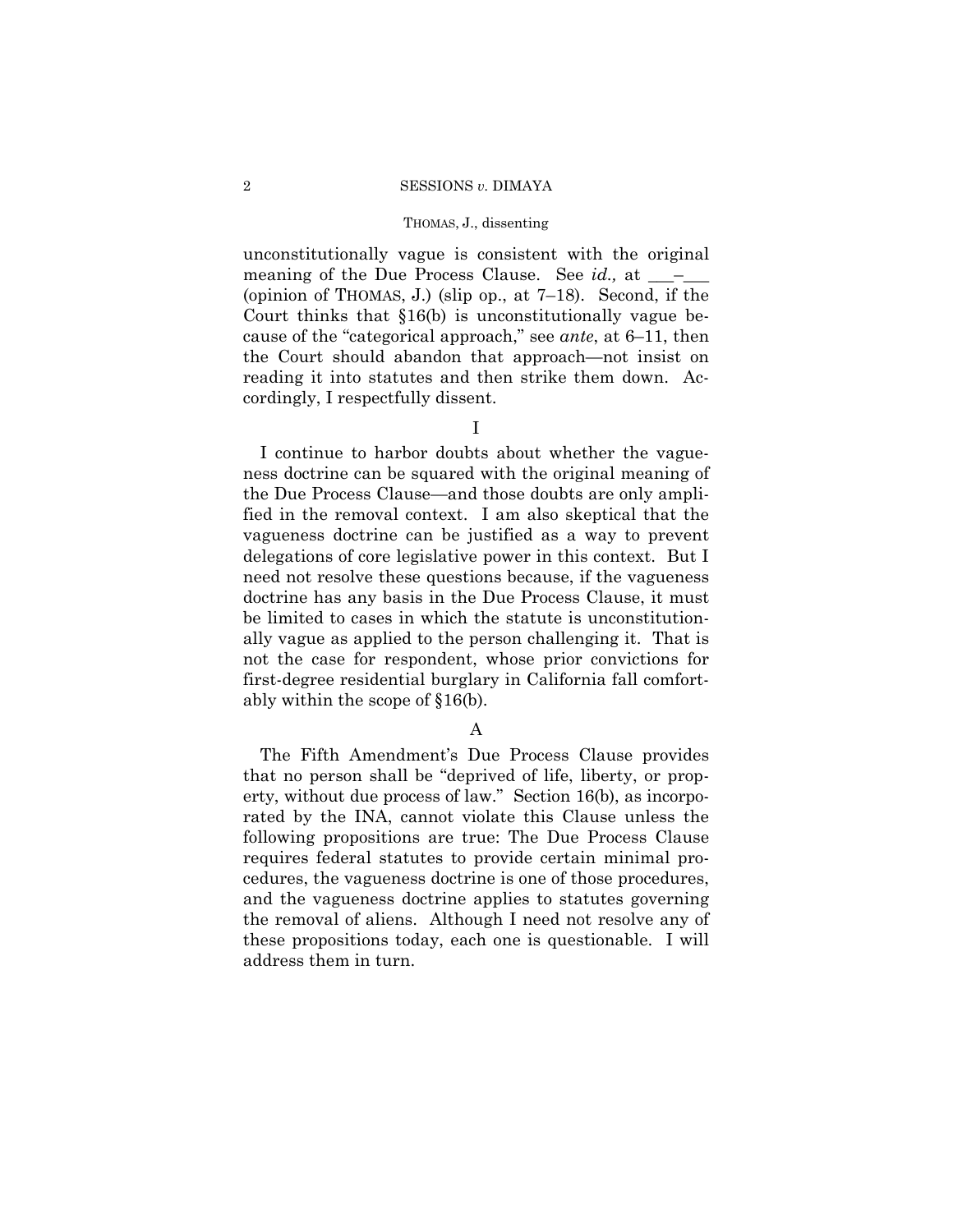unconstitutionally vague is consistent with the original meaning of the Due Process Clause. See *id.,* at ___–___ (opinion of THOMAS, J.) (slip op., at 7–18). Second, if the Court thinks that §16(b) is unconstitutionally vague because of the "categorical approach," see *ante*, at 6–11, then the Court should abandon that approach—not insist on reading it into statutes and then strike them down. Accordingly, I respectfully dissent.

## I

I continue to harbor doubts about whether the vagueness doctrine can be squared with the original meaning of the Due Process Clause—and those doubts are only amplified in the removal context. I am also skeptical that the vagueness doctrine can be justified as a way to prevent delegations of core legislative power in this context. But I need not resolve these questions because, if the vagueness doctrine has any basis in the Due Process Clause, it must be limited to cases in which the statute is unconstitutionally vague as applied to the person challenging it. That is not the case for respondent, whose prior convictions for first-degree residential burglary in California fall comfortably within the scope of §16(b).

### A

The Fifth Amendment's Due Process Clause provides that no person shall be "deprived of life, liberty, or property, without due process of law." Section 16(b), as incorporated by the INA, cannot violate this Clause unless the following propositions are true: The Due Process Clause requires federal statutes to provide certain minimal procedures, the vagueness doctrine is one of those procedures, and the vagueness doctrine applies to statutes governing the removal of aliens. Although I need not resolve any of these propositions today, each one is questionable. I will address them in turn.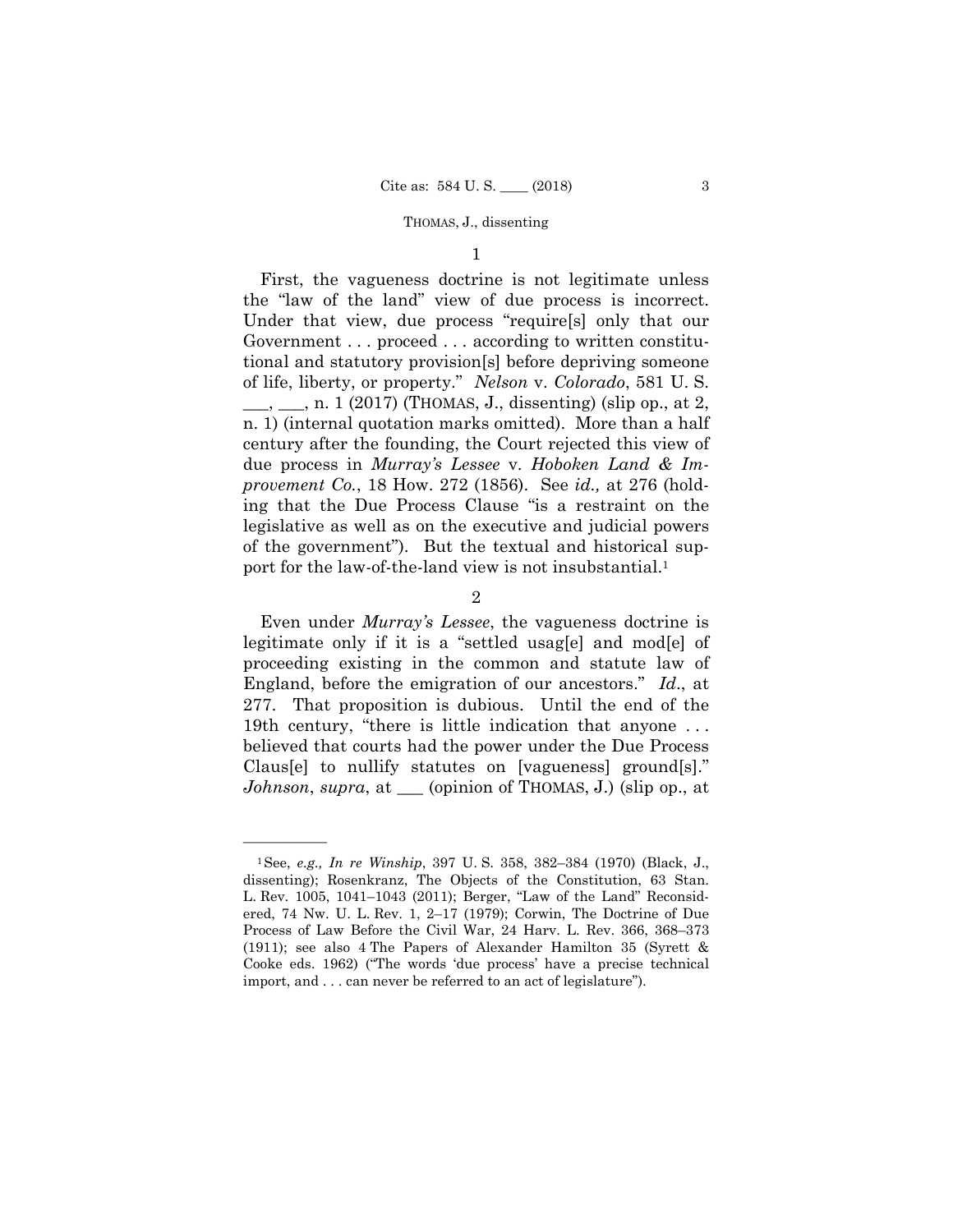1

First, the vagueness doctrine is not legitimate unless the "law of the land" view of due process is incorrect. Under that view, due process "require[s] only that our Government . . . proceed . . . according to written constitutional and statutory provision[s] before depriving someone of life, liberty, or property." *Nelson* v. *Colorado*, 581 U. S. ___, ___, n. 1 (2017) (THOMAS, J., dissenting) (slip op., at 2, n. 1) (internal quotation marks omitted). More than a half century after the founding, the Court rejected this view of due process in *Murray's Lessee* v. *Hoboken Land & Improvement Co.*, 18 How. 272 (1856). See *id.,* at 276 (holding that the Due Process Clause "is a restraint on the legislative as well as on the executive and judicial powers of the government"). But the textual and historical support for the law-of-the-land view is not insubstantial.[1]

2

Even under *Murray's Lessee*, the vagueness doctrine is legitimate only if it is a "settled usag[e] and mod[e] of proceeding existing in the common and statute law of England, before the emigration of our ancestors." *Id*., at 277. That proposition is dubious. Until the end of the 19th century, "there is little indication that anyone . . . believed that courts had the power under the Due Process Claus[e] to nullify statutes on [vagueness] ground[s]." *Johnson*, *supra*, at ___ (opinion of THOMAS, J.) (slip op., at

---

[1] See, *e.g., In re Winship*, 397 U. S. 358, 382–384 (1970) (Black, J., dissenting); Rosenkranz, The Objects of the Constitution, 63 Stan. L. Rev. 1005, 1041–1043 (2011); Berger, "Law of the Land" Reconsidered, 74 Nw. U. L. Rev. 1, 2–17 (1979); Corwin, The Doctrine of Due Process of Law Before the Civil War, 24 Harv. L. Rev. 366, 368–373 (1911); see also 4 The Papers of Alexander Hamilton 35 (Syrett & Cooke eds. 1962) ("The words 'due process' have a precise technical import, and . . . can never be referred to an act of legislature").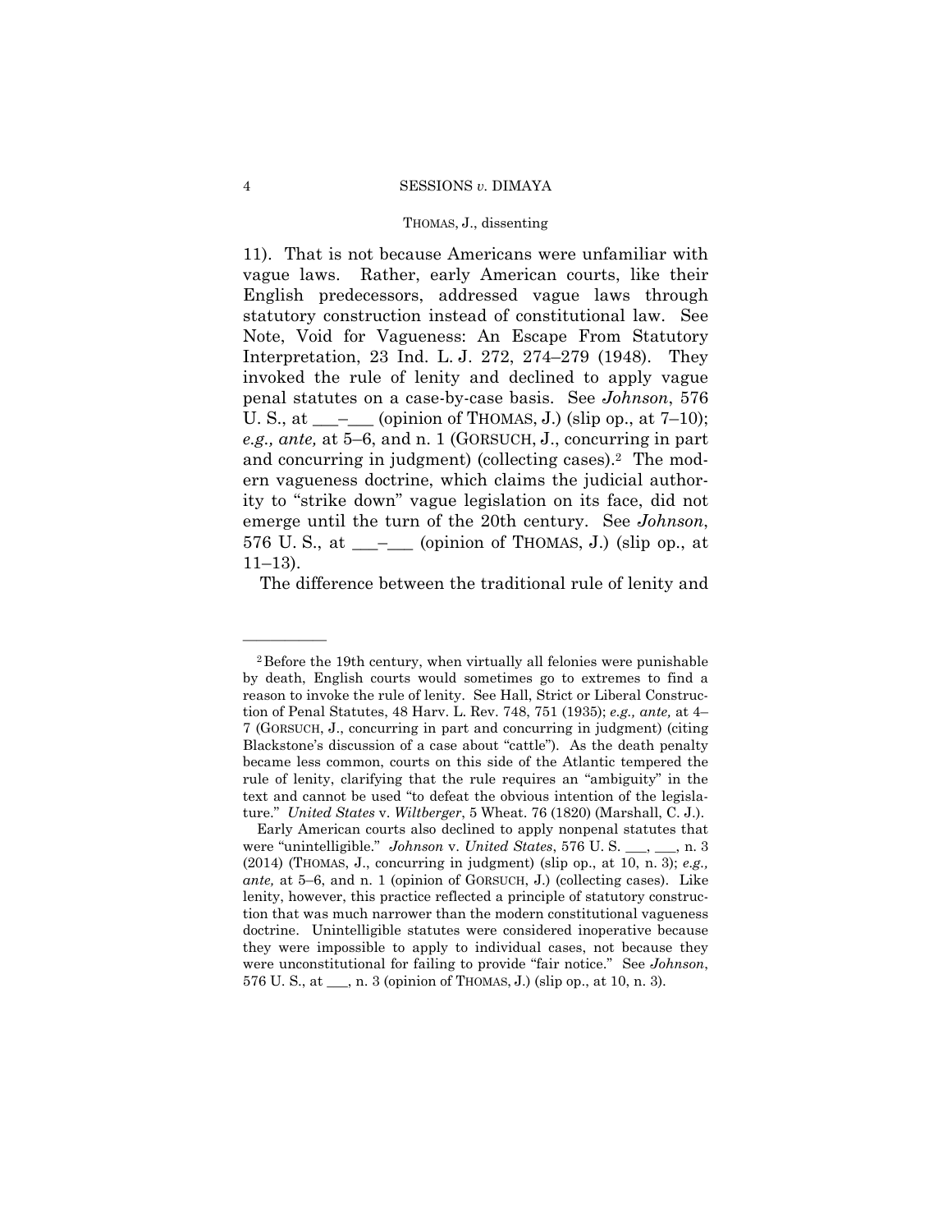11). That is not because Americans were unfamiliar with vague laws. Rather, early American courts, like their English predecessors, addressed vague laws through statutory construction instead of constitutional law. See Note, Void for Vagueness: An Escape From Statutory Interpretation, 23 Ind. L. J. 272, 274–279 (1948). They invoked the rule of lenity and declined to apply vague penal statutes on a case-by-case basis. See *Johnson*, 576 U. S., at ___–___ (opinion of THOMAS, J.) (slip op., at 7–10); *e.g., ante,* at 5–6, and n. 1 (GORSUCH, J., concurring in part and concurring in judgment) (collecting cases).[2] The modern vagueness doctrine, which claims the judicial authority to "strike down" vague legislation on its face, did not emerge until the turn of the 20th century. See *Johnson*, 576 U. S., at ___–___ (opinion of THOMAS, J.) (slip op., at 11–13).

The difference between the traditional rule of lenity and

---

[2] Before the 19th century, when virtually all felonies were punishable by death, English courts would sometimes go to extremes to find a reason to invoke the rule of lenity. See Hall, Strict or Liberal Construction of Penal Statutes, 48 Harv. L. Rev. 748, 751 (1935); *e.g., ante,* at 4–7 (GORSUCH, J., concurring in part and concurring in judgment) (citing Blackstone's discussion of a case about "cattle"). As the death penalty became less common, courts on this side of the Atlantic tempered the rule of lenity, clarifying that the rule requires an "ambiguity" in the text and cannot be used "to defeat the obvious intention of the legislature." *United States* v. *Wiltberger*, 5 Wheat. 76 (1820) (Marshall, C. J.).

Early American courts also declined to apply nonpenal statutes that were "unintelligible." *Johnson* v. *United States*, 576 U. S. ___, ___, n. 3 (2014) (THOMAS, J., concurring in judgment) (slip op., at 10, n. 3); *e.g., ante,* at 5–6, and n. 1 (opinion of GORSUCH, J.) (collecting cases). Like lenity, however, this practice reflected a principle of statutory construction that was much narrower than the modern constitutional vagueness doctrine. Unintelligible statutes were considered inoperative because they were impossible to apply to individual cases, not because they were unconstitutional for failing to provide "fair notice." See *Johnson*, 576 U. S., at ___, n. 3 (opinion of THOMAS, J.) (slip op., at 10, n. 3).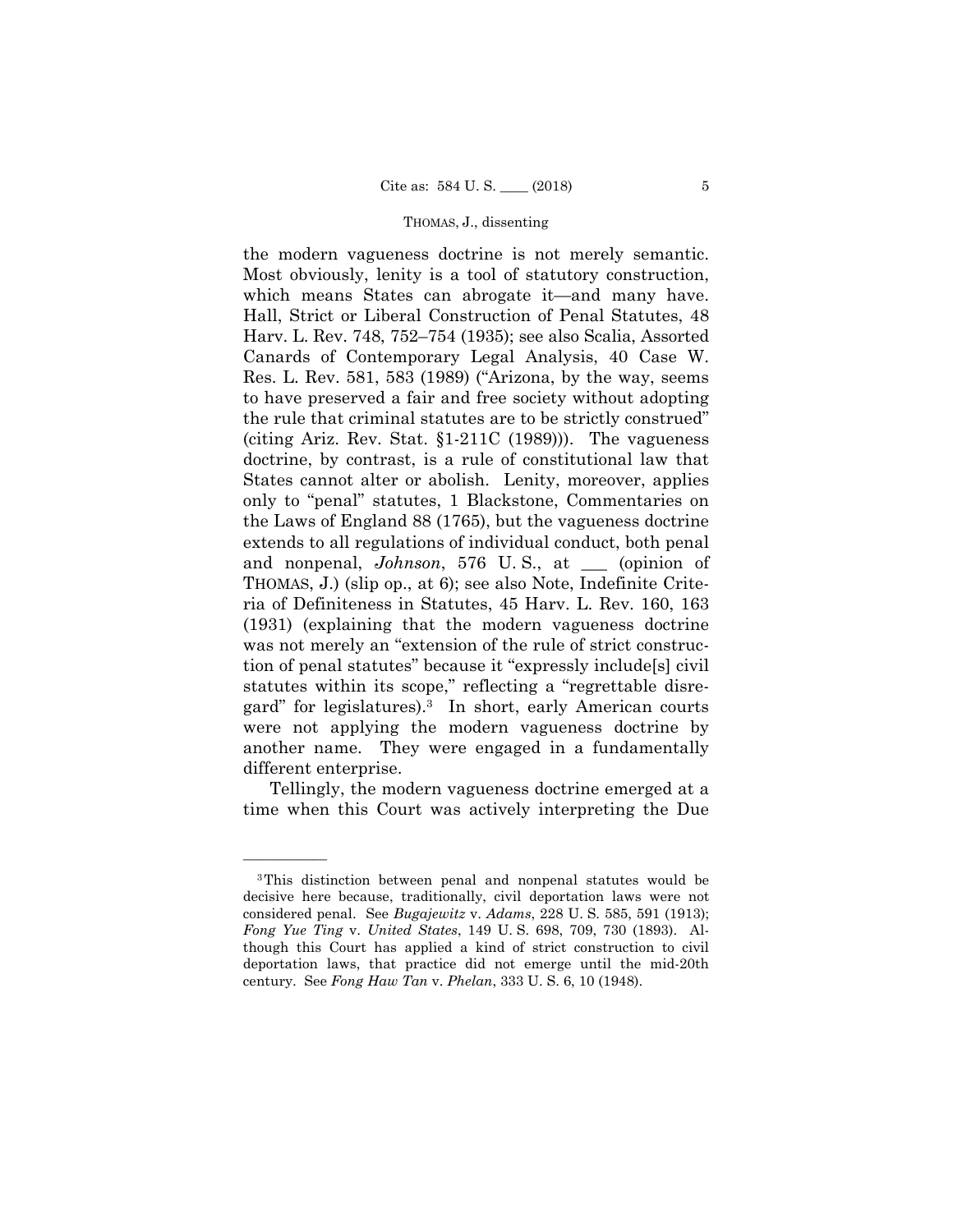the modern vagueness doctrine is not merely semantic. Most obviously, lenity is a tool of statutory construction, which means States can abrogate it—and many have. Hall, Strict or Liberal Construction of Penal Statutes, 48 Harv. L. Rev. 748, 752–754 (1935); see also Scalia, Assorted Canards of Contemporary Legal Analysis, 40 Case W. Res. L. Rev. 581, 583 (1989) ("Arizona, by the way, seems to have preserved a fair and free society without adopting the rule that criminal statutes are to be strictly construed" (citing Ariz. Rev. Stat. §1-211C (1989))). The vagueness doctrine, by contrast, is a rule of constitutional law that States cannot alter or abolish. Lenity, moreover, applies only to "penal" statutes, 1 Blackstone, Commentaries on the Laws of England 88 (1765), but the vagueness doctrine extends to all regulations of individual conduct, both penal and nonpenal, *Johnson*, 576 U. S., at ___ (opinion of THOMAS, J.) (slip op., at 6); see also Note, Indefinite Criteria of Definiteness in Statutes, 45 Harv. L. Rev. 160, 163 (1931) (explaining that the modern vagueness doctrine was not merely an "extension of the rule of strict construction of penal statutes" because it "expressly include[s] civil statutes within its scope," reflecting a "regrettable disregard" for legislatures).[3] In short, early American courts were not applying the modern vagueness doctrine by another name. They were engaged in a fundamentally different enterprise.

Tellingly, the modern vagueness doctrine emerged at a time when this Court was actively interpreting the Due

---

[3] This distinction between penal and nonpenal statutes would be decisive here because, traditionally, civil deportation laws were not considered penal. See *Bugajewitz* v. *Adams*, 228 U. S. 585, 591 (1913); *Fong Yue Ting* v. *United States*, 149 U. S. 698, 709, 730 (1893). Although this Court has applied a kind of strict construction to civil deportation laws, that practice did not emerge until the mid-20th century. See *Fong Haw Tan* v. *Phelan*, 333 U. S. 6, 10 (1948).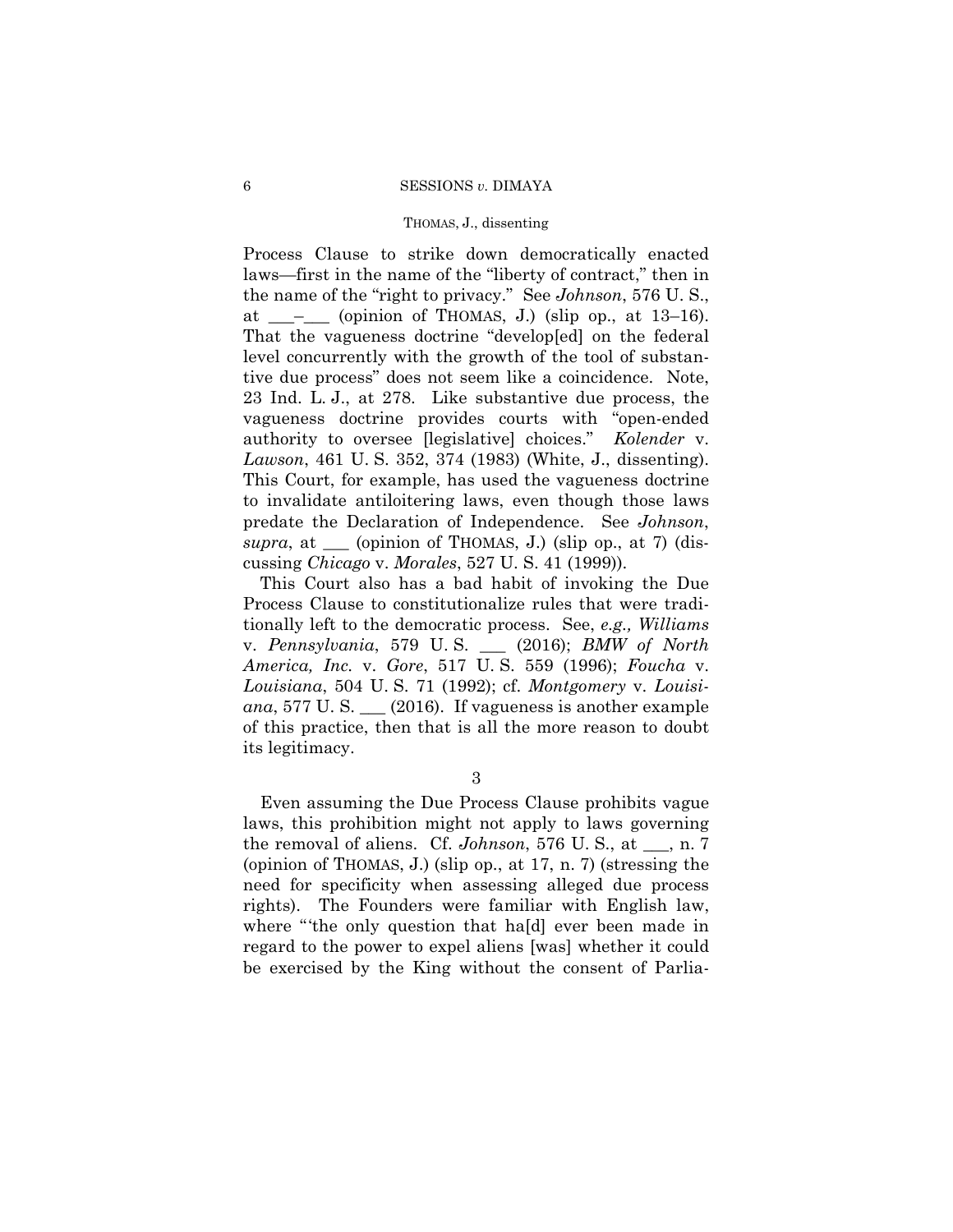Process Clause to strike down democratically enacted laws—first in the name of the "liberty of contract," then in the name of the "right to privacy." See *Johnson*, 576 U. S., at ___–___ (opinion of THOMAS, J.) (slip op., at 13–16). That the vagueness doctrine "develop[ed] on the federal level concurrently with the growth of the tool of substantive due process" does not seem like a coincidence. Note, 23 Ind. L. J., at 278. Like substantive due process, the vagueness doctrine provides courts with "open-ended authority to oversee [legislative] choices." *Kolender* v. *Lawson*, 461 U. S. 352, 374 (1983) (White, J., dissenting). This Court, for example, has used the vagueness doctrine to invalidate antiloitering laws, even though those laws predate the Declaration of Independence. See *Johnson*, *supra*, at ___ (opinion of THOMAS, J.) (slip op., at 7) (discussing *Chicago* v. *Morales*, 527 U. S. 41 (1999)).

This Court also has a bad habit of invoking the Due Process Clause to constitutionalize rules that were traditionally left to the democratic process. See, *e.g., Williams* v. *Pennsylvania*, 579 U. S. ___ (2016); *BMW of North America, Inc.* v. *Gore*, 517 U. S. 559 (1996); *Foucha* v. *Louisiana*, 504 U. S. 71 (1992); cf. *Montgomery* v. *Louisiana*, 577 U. S. ___ (2016). If vagueness is another example of this practice, then that is all the more reason to doubt its legitimacy.

3

Even assuming the Due Process Clause prohibits vague laws, this prohibition might not apply to laws governing the removal of aliens. Cf. *Johnson*, 576 U. S., at ___, n. 7 (opinion of THOMAS, J.) (slip op., at 17, n. 7) (stressing the need for specificity when assessing alleged due process rights). The Founders were familiar with English law, where "'the only question that ha[d] ever been made in regard to the power to expel aliens [was] whether it could be exercised by the King without the consent of Parlia-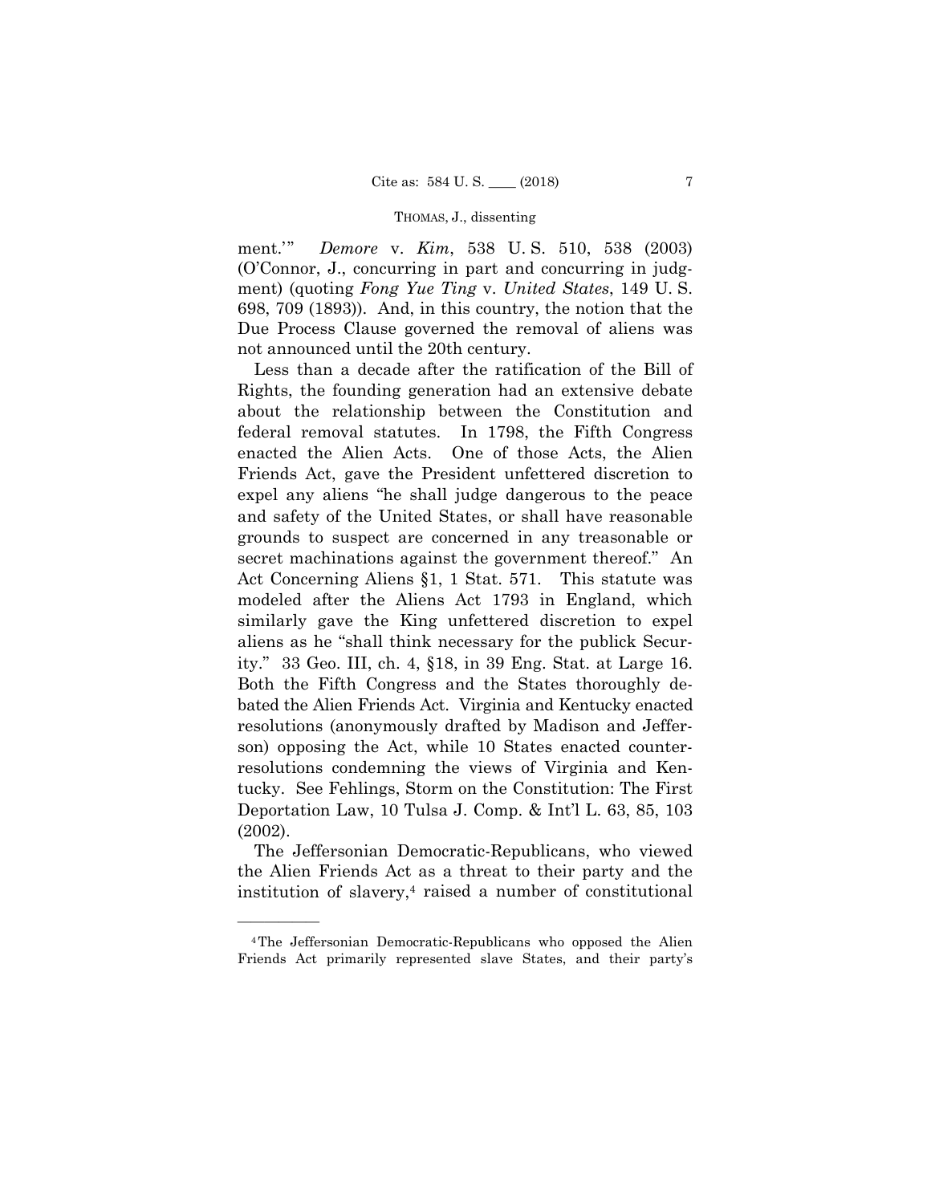ment.'" *Demore* v. *Kim*, 538 U. S. 510, 538 (2003) (O'Connor, J., concurring in part and concurring in judgment) (quoting *Fong Yue Ting* v. *United States*, 149 U. S. 698, 709 (1893)). And, in this country, the notion that the Due Process Clause governed the removal of aliens was not announced until the 20th century.

Less than a decade after the ratification of the Bill of Rights, the founding generation had an extensive debate about the relationship between the Constitution and federal removal statutes. In 1798, the Fifth Congress enacted the Alien Acts. One of those Acts, the Alien Friends Act, gave the President unfettered discretion to expel any aliens "he shall judge dangerous to the peace and safety of the United States, or shall have reasonable grounds to suspect are concerned in any treasonable or secret machinations against the government thereof." An Act Concerning Aliens §1, 1 Stat. 571. This statute was modeled after the Aliens Act 1793 in England, which similarly gave the King unfettered discretion to expel aliens as he "shall think necessary for the publick Security." 33 Geo. III, ch. 4, §18, in 39 Eng. Stat. at Large 16. Both the Fifth Congress and the States thoroughly debated the Alien Friends Act. Virginia and Kentucky enacted resolutions (anonymously drafted by Madison and Jefferson) opposing the Act, while 10 States enacted counter-resolutions condemning the views of Virginia and Kentucky. See Fehlings, Storm on the Constitution: The First Deportation Law, 10 Tulsa J. Comp. & Int'l L. 63, 85, 103 (2002).

The Jeffersonian Democratic-Republicans, who viewed the Alien Friends Act as a threat to their party and the institution of slavery,[4] raised a number of constitutional

---

[4] The Jeffersonian Democratic-Republicans who opposed the Alien Friends Act primarily represented slave States, and their party's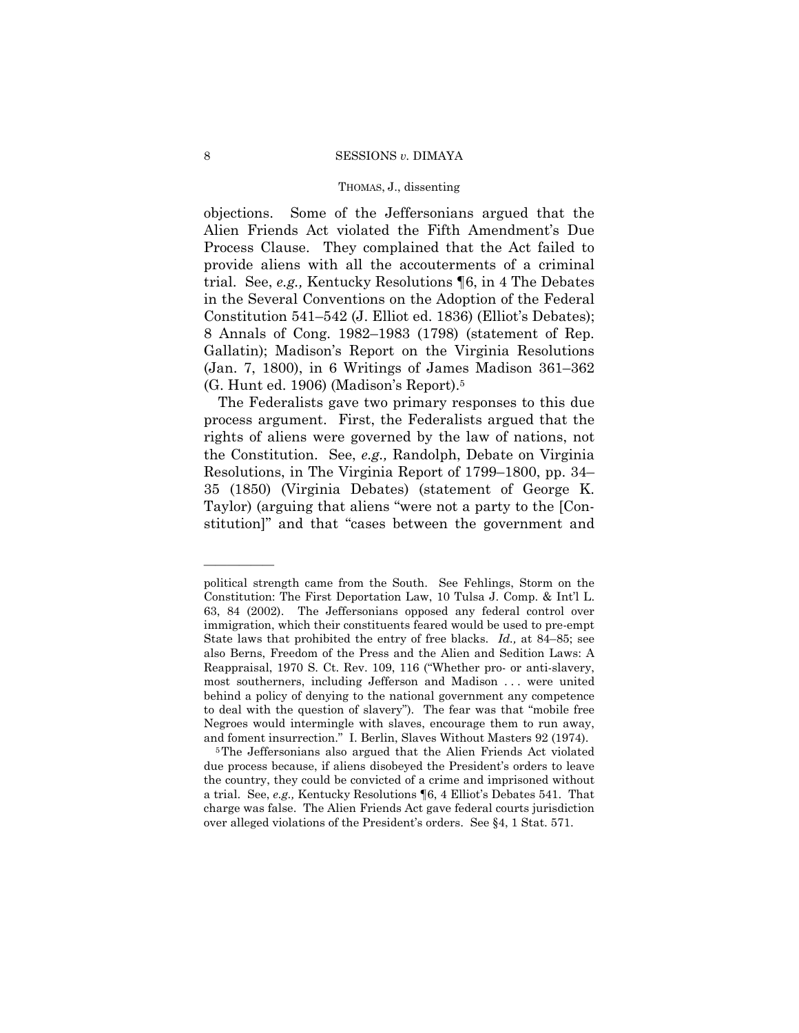objections. Some of the Jeffersonians argued that the Alien Friends Act violated the Fifth Amendment's Due Process Clause. They complained that the Act failed to provide aliens with all the accouterments of a criminal trial. See, *e.g.,* Kentucky Resolutions ¶6, in 4 The Debates in the Several Conventions on the Adoption of the Federal Constitution 541–542 (J. Elliot ed. 1836) (Elliot's Debates); 8 Annals of Cong. 1982–1983 (1798) (statement of Rep. Gallatin); Madison's Report on the Virginia Resolutions (Jan. 7, 1800), in 6 Writings of James Madison 361–362 (G. Hunt ed. 1906) (Madison's Report).[5]

The Federalists gave two primary responses to this due process argument. First, the Federalists argued that the rights of aliens were governed by the law of nations, not the Constitution. See, *e.g.,* Randolph, Debate on Virginia Resolutions, in The Virginia Report of 1799–1800, pp. 34–35 (1850) (Virginia Debates) (statement of George K. Taylor) (arguing that aliens "were not a party to the [Constitution]" and that "cases between the government and

---

political strength came from the South. See Fehlings, Storm on the Constitution: The First Deportation Law, 10 Tulsa J. Comp. & Int'l L. 63, 84 (2002). The Jeffersonians opposed any federal control over immigration, which their constituents feared would be used to pre-empt State laws that prohibited the entry of free blacks. *Id.,* at 84–85; see also Berns, Freedom of the Press and the Alien and Sedition Laws: A Reappraisal, 1970 S. Ct. Rev. 109, 116 ("Whether pro- or anti-slavery, most southerners, including Jefferson and Madison . . . were united behind a policy of denying to the national government any competence to deal with the question of slavery"). The fear was that "mobile free Negroes would intermingle with slaves, encourage them to run away, and foment insurrection." I. Berlin, Slaves Without Masters 92 (1974).

[5] The Jeffersonians also argued that the Alien Friends Act violated due process because, if aliens disobeyed the President's orders to leave the country, they could be convicted of a crime and imprisoned without a trial. See, *e.g.,* Kentucky Resolutions ¶6, 4 Elliot's Debates 541. That charge was false. The Alien Friends Act gave federal courts jurisdiction over alleged violations of the President's orders. See §4, 1 Stat. 571.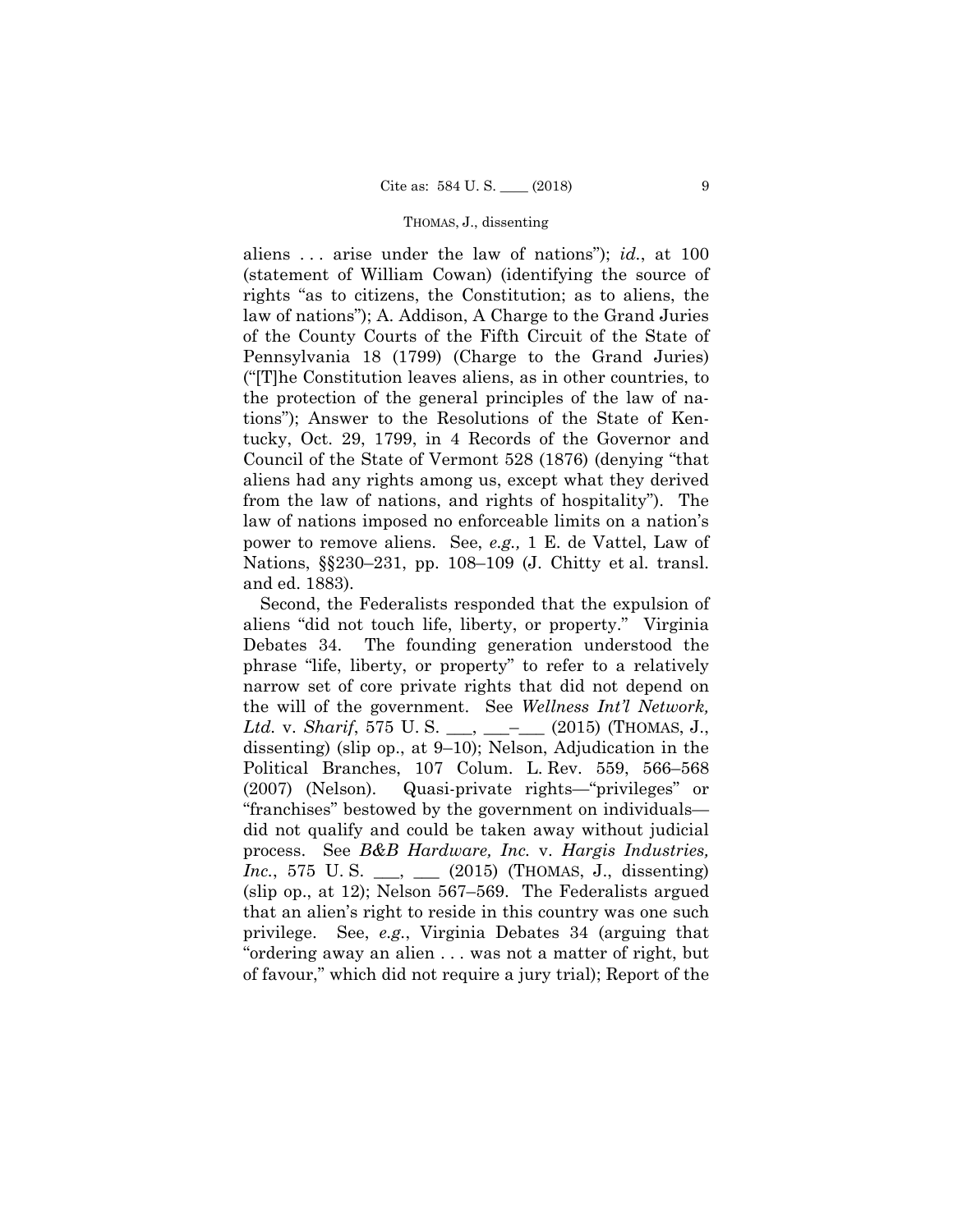aliens . . . arise under the law of nations"); *id.*, at 100 (statement of William Cowan) (identifying the source of rights "as to citizens, the Constitution; as to aliens, the law of nations"); A. Addison, A Charge to the Grand Juries of the County Courts of the Fifth Circuit of the State of Pennsylvania 18 (1799) (Charge to the Grand Juries) ("[T]he Constitution leaves aliens, as in other countries, to the protection of the general principles of the law of nations"); Answer to the Resolutions of the State of Kentucky, Oct. 29, 1799, in 4 Records of the Governor and Council of the State of Vermont 528 (1876) (denying "that aliens had any rights among us, except what they derived from the law of nations, and rights of hospitality"). The law of nations imposed no enforceable limits on a nation's power to remove aliens. See, *e.g.,* 1 E. de Vattel, Law of Nations, §§230–231, pp. 108–109 (J. Chitty et al. transl. and ed. 1883).

Second, the Federalists responded that the expulsion of aliens "did not touch life, liberty, or property." Virginia Debates 34. The founding generation understood the phrase "life, liberty, or property" to refer to a relatively narrow set of core private rights that did not depend on the will of the government. See *Wellness Int'l Network, Ltd.* v. *Sharif*, 575 U. S. ___, ___–___ (2015) (THOMAS, J., dissenting) (slip op., at 9–10); Nelson, Adjudication in the Political Branches, 107 Colum. L. Rev. 559, 566–568 (2007) (Nelson). Quasi-private rights—"privileges" or "franchises" bestowed by the government on individuals—did not qualify and could be taken away without judicial process. See *B&B Hardware, Inc.* v. *Hargis Industries, Inc.*, 575 U. S. ___, ___ (2015) (THOMAS, J., dissenting) (slip op., at 12); Nelson 567–569. The Federalists argued that an alien's right to reside in this country was one such privilege. See, *e.g.*, Virginia Debates 34 (arguing that "ordering away an alien . . . was not a matter of right, but of favour," which did not require a jury trial); Report of the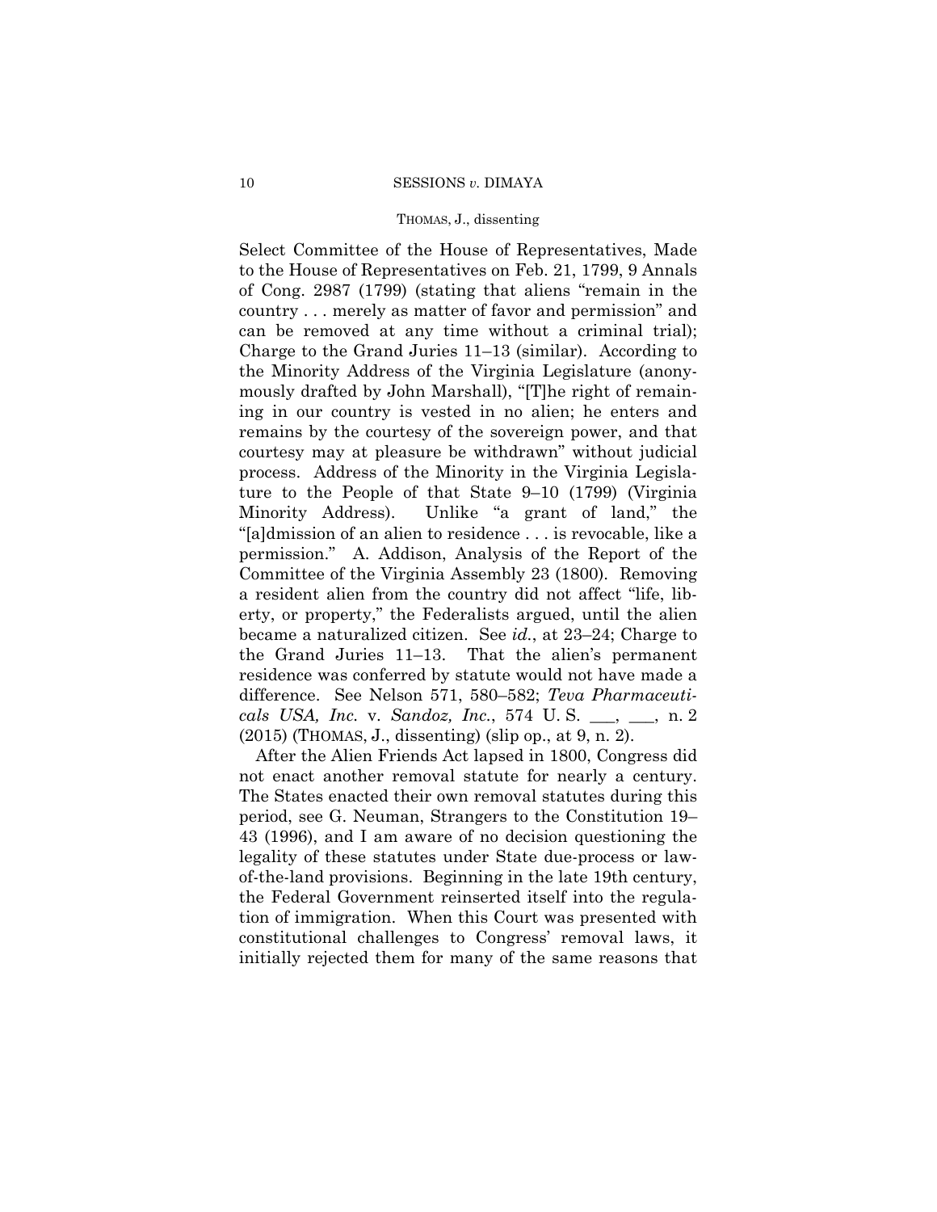Select Committee of the House of Representatives, Made to the House of Representatives on Feb. 21, 1799, 9 Annals of Cong. 2987 (1799) (stating that aliens "remain in the country . . . merely as matter of favor and permission" and can be removed at any time without a criminal trial); Charge to the Grand Juries 11–13 (similar). According to the Minority Address of the Virginia Legislature (anonymously drafted by John Marshall), "[T]he right of remaining in our country is vested in no alien; he enters and remains by the courtesy of the sovereign power, and that courtesy may at pleasure be withdrawn" without judicial process. Address of the Minority in the Virginia Legislature to the People of that State 9–10 (1799) (Virginia Minority Address). Unlike "a grant of land," the "[a]dmission of an alien to residence . . . is revocable, like a permission." A. Addison, Analysis of the Report of the Committee of the Virginia Assembly 23 (1800). Removing a resident alien from the country did not affect "life, liberty, or property," the Federalists argued, until the alien became a naturalized citizen. See *id.*, at 23–24; Charge to the Grand Juries 11–13. That the alien's permanent residence was conferred by statute would not have made a difference. See Nelson 571, 580–582; *Teva Pharmaceuticals USA, Inc.* v. *Sandoz, Inc.*, 574 U. S. \_\_\_, \_\_\_, n. 2 (2015) (THOMAS, J., dissenting) (slip op., at 9, n. 2).

After the Alien Friends Act lapsed in 1800, Congress did not enact another removal statute for nearly a century. The States enacted their own removal statutes during this period, see G. Neuman, Strangers to the Constitution 19–43 (1996), and I am aware of no decision questioning the legality of these statutes under State due-process or law-of-the-land provisions. Beginning in the late 19th century, the Federal Government reinserted itself into the regulation of immigration. When this Court was presented with constitutional challenges to Congress' removal laws, it initially rejected them for many of the same reasons that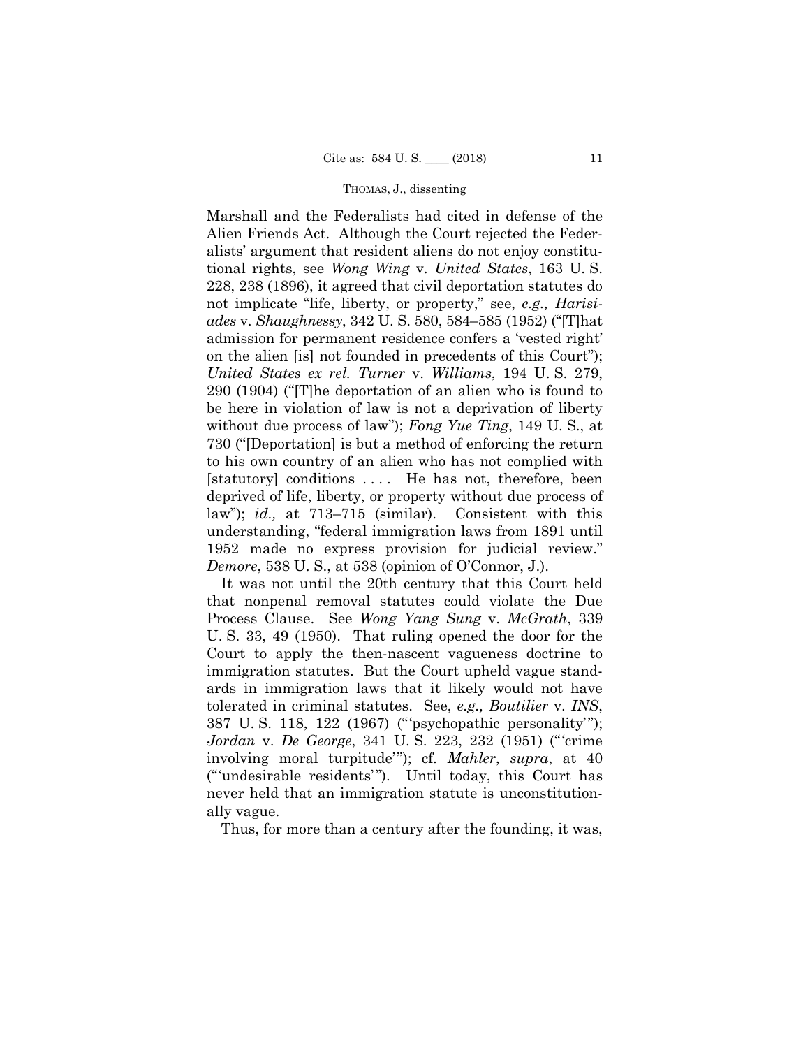Marshall and the Federalists had cited in defense of the Alien Friends Act. Although the Court rejected the Federalists' argument that resident aliens do not enjoy constitutional rights, see *Wong Wing* v. *United States*, 163 U. S. 228, 238 (1896), it agreed that civil deportation statutes do not implicate "life, liberty, or property," see, *e.g., Harisiades* v. *Shaughnessy*, 342 U. S. 580, 584–585 (1952) ("[T]hat admission for permanent residence confers a 'vested right' on the alien [is] not founded in precedents of this Court"); *United States ex rel. Turner* v. *Williams*, 194 U. S. 279, 290 (1904) ("[T]he deportation of an alien who is found to be here in violation of law is not a deprivation of liberty without due process of law"); *Fong Yue Ting*, 149 U. S., at 730 ("[Deportation] is but a method of enforcing the return to his own country of an alien who has not complied with [statutory] conditions . . . . He has not, therefore, been deprived of life, liberty, or property without due process of law"); *id.,* at 713–715 (similar). Consistent with this understanding, "federal immigration laws from 1891 until 1952 made no express provision for judicial review." *Demore*, 538 U. S., at 538 (opinion of O'Connor, J.).

It was not until the 20th century that this Court held that nonpenal removal statutes could violate the Due Process Clause. See *Wong Yang Sung* v. *McGrath*, 339 U. S. 33, 49 (1950). That ruling opened the door for the Court to apply the then-nascent vagueness doctrine to immigration statutes. But the Court upheld vague standards in immigration laws that it likely would not have tolerated in criminal statutes. See, *e.g., Boutilier* v. *INS*, 387 U. S. 118, 122 (1967) ("'psychopathic personality'"); *Jordan* v. *De George*, 341 U. S. 223, 232 (1951) ("'crime involving moral turpitude'"); cf. *Mahler*, *supra*, at 40 ("'undesirable residents'"). Until today, this Court has never held that an immigration statute is unconstitutionally vague.

Thus, for more than a century after the founding, it was,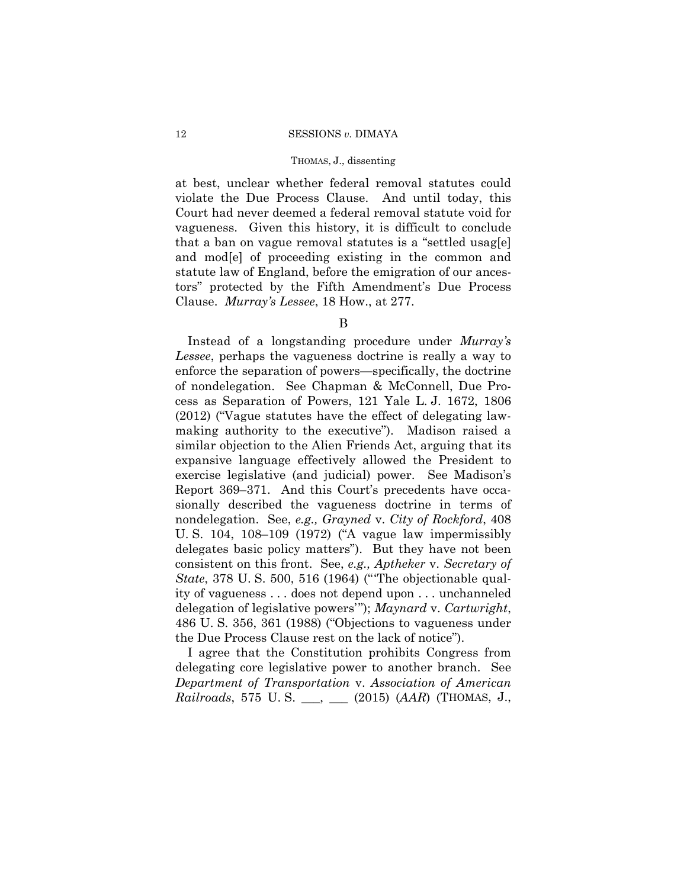at best, unclear whether federal removal statutes could violate the Due Process Clause. And until today, this Court had never deemed a federal removal statute void for vagueness. Given this history, it is difficult to conclude that a ban on vague removal statutes is a "settled usag[e] and mod[e] of proceeding existing in the common and statute law of England, before the emigration of our ancestors" protected by the Fifth Amendment's Due Process Clause. *Murray's Lessee*, 18 How., at 277.

B

Instead of a longstanding procedure under *Murray's Lessee*, perhaps the vagueness doctrine is really a way to enforce the separation of powers—specifically, the doctrine of nondelegation. See Chapman & McConnell, Due Process as Separation of Powers, 121 Yale L. J. 1672, 1806 (2012) ("Vague statutes have the effect of delegating lawmaking authority to the executive"). Madison raised a similar objection to the Alien Friends Act, arguing that its expansive language effectively allowed the President to exercise legislative (and judicial) power. See Madison's Report 369–371. And this Court's precedents have occasionally described the vagueness doctrine in terms of nondelegation. See, *e.g., Grayned* v. *City of Rockford*, 408 U. S. 104, 108–109 (1972) ("A vague law impermissibly delegates basic policy matters"). But they have not been consistent on this front. See, *e.g., Aptheker* v. *Secretary of State*, 378 U. S. 500, 516 (1964) ("'The objectionable quality of vagueness . . . does not depend upon . . . unchanneled delegation of legislative powers'"); *Maynard* v. *Cartwright*, 486 U. S. 356, 361 (1988) ("Objections to vagueness under the Due Process Clause rest on the lack of notice").

I agree that the Constitution prohibits Congress from delegating core legislative power to another branch. See *Department of Transportation* v. *Association of American Railroads*, 575 U. S. ___, ___ (2015) (*AAR*) (THOMAS, J.,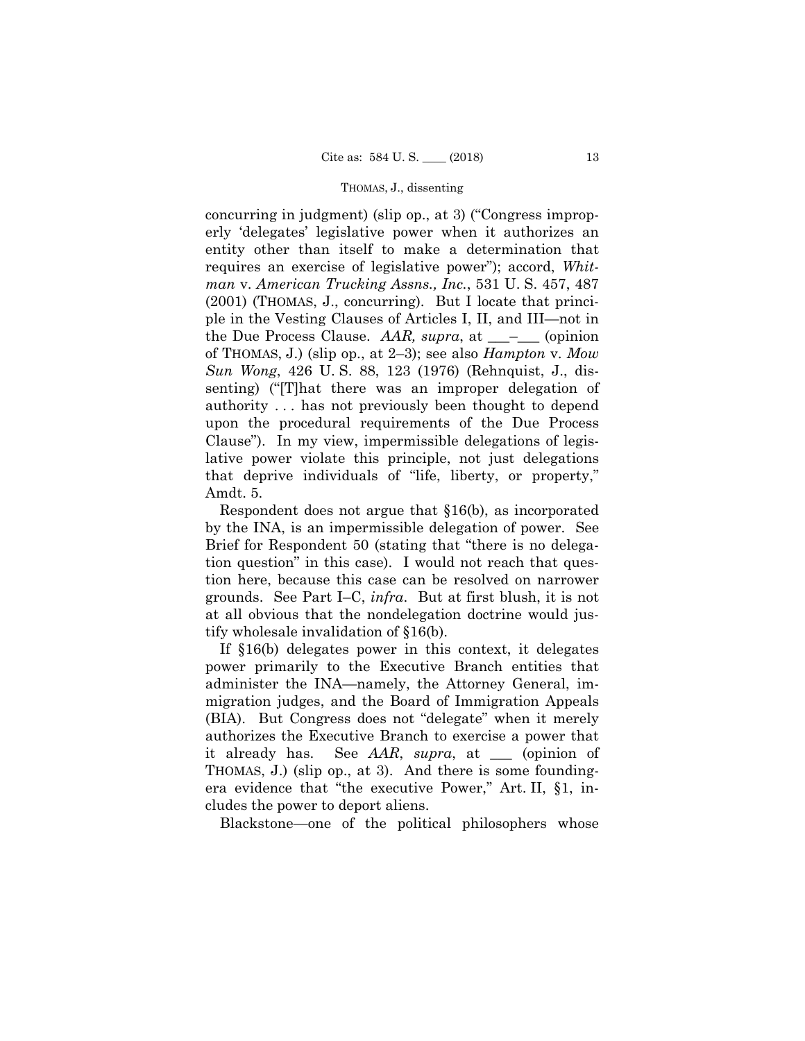concurring in judgment) (slip op., at 3) ("Congress improperly 'delegates' legislative power when it authorizes an entity other than itself to make a determination that requires an exercise of legislative power"); accord, *Whitman* v. *American Trucking Assns., Inc.*, 531 U. S. 457, 487 (2001) (THOMAS, J., concurring). But I locate that principle in the Vesting Clauses of Articles I, II, and III—not in the Due Process Clause. *AAR, supra*, at ___–___ (opinion of THOMAS, J.) (slip op., at 2–3); see also *Hampton* v. *Mow Sun Wong*, 426 U. S. 88, 123 (1976) (Rehnquist, J., dissenting) ("[T]hat there was an improper delegation of authority . . . has not previously been thought to depend upon the procedural requirements of the Due Process Clause"). In my view, impermissible delegations of legislative power violate this principle, not just delegations that deprive individuals of "life, liberty, or property," Amdt. 5.

Respondent does not argue that §16(b), as incorporated by the INA, is an impermissible delegation of power. See Brief for Respondent 50 (stating that "there is no delegation question" in this case). I would not reach that question here, because this case can be resolved on narrower grounds. See Part I–C, *infra*. But at first blush, it is not at all obvious that the nondelegation doctrine would justify wholesale invalidation of §16(b).

If §16(b) delegates power in this context, it delegates power primarily to the Executive Branch entities that administer the INA—namely, the Attorney General, immigration judges, and the Board of Immigration Appeals (BIA). But Congress does not "delegate" when it merely authorizes the Executive Branch to exercise a power that it already has. See *AAR*, *supra*, at ___ (opinion of THOMAS, J.) (slip op., at 3). And there is some founding-era evidence that "the executive Power," Art. II, §1, includes the power to deport aliens.

Blackstone—one of the political philosophers whose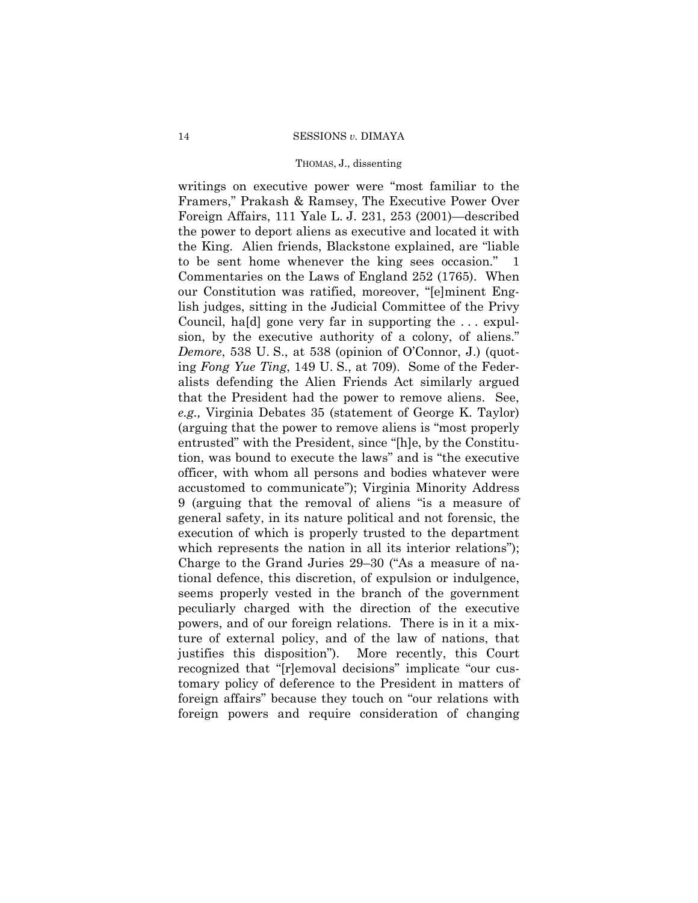writings on executive power were "most familiar to the Framers," Prakash & Ramsey, The Executive Power Over Foreign Affairs, 111 Yale L. J. 231, 253 (2001)—described the power to deport aliens as executive and located it with the King. Alien friends, Blackstone explained, are "liable to be sent home whenever the king sees occasion." 1 Commentaries on the Laws of England 252 (1765). When our Constitution was ratified, moreover, "[e]minent English judges, sitting in the Judicial Committee of the Privy Council, ha[d] gone very far in supporting the . . . expulsion, by the executive authority of a colony, of aliens." *Demore*, 538 U. S., at 538 (opinion of O'Connor, J.) (quoting *Fong Yue Ting*, 149 U. S., at 709). Some of the Federalists defending the Alien Friends Act similarly argued that the President had the power to remove aliens. See, *e.g.,* Virginia Debates 35 (statement of George K. Taylor) (arguing that the power to remove aliens is "most properly entrusted" with the President, since "[h]e, by the Constitution, was bound to execute the laws" and is "the executive officer, with whom all persons and bodies whatever were accustomed to communicate"); Virginia Minority Address 9 (arguing that the removal of aliens "is a measure of general safety, in its nature political and not forensic, the execution of which is properly trusted to the department which represents the nation in all its interior relations"); Charge to the Grand Juries 29–30 ("As a measure of national defence, this discretion, of expulsion or indulgence, seems properly vested in the branch of the government peculiarly charged with the direction of the executive powers, and of our foreign relations. There is in it a mixture of external policy, and of the law of nations, that justifies this disposition"). More recently, this Court recognized that "[r]emoval decisions" implicate "our customary policy of deference to the President in matters of foreign affairs" because they touch on "our relations with foreign powers and require consideration of changing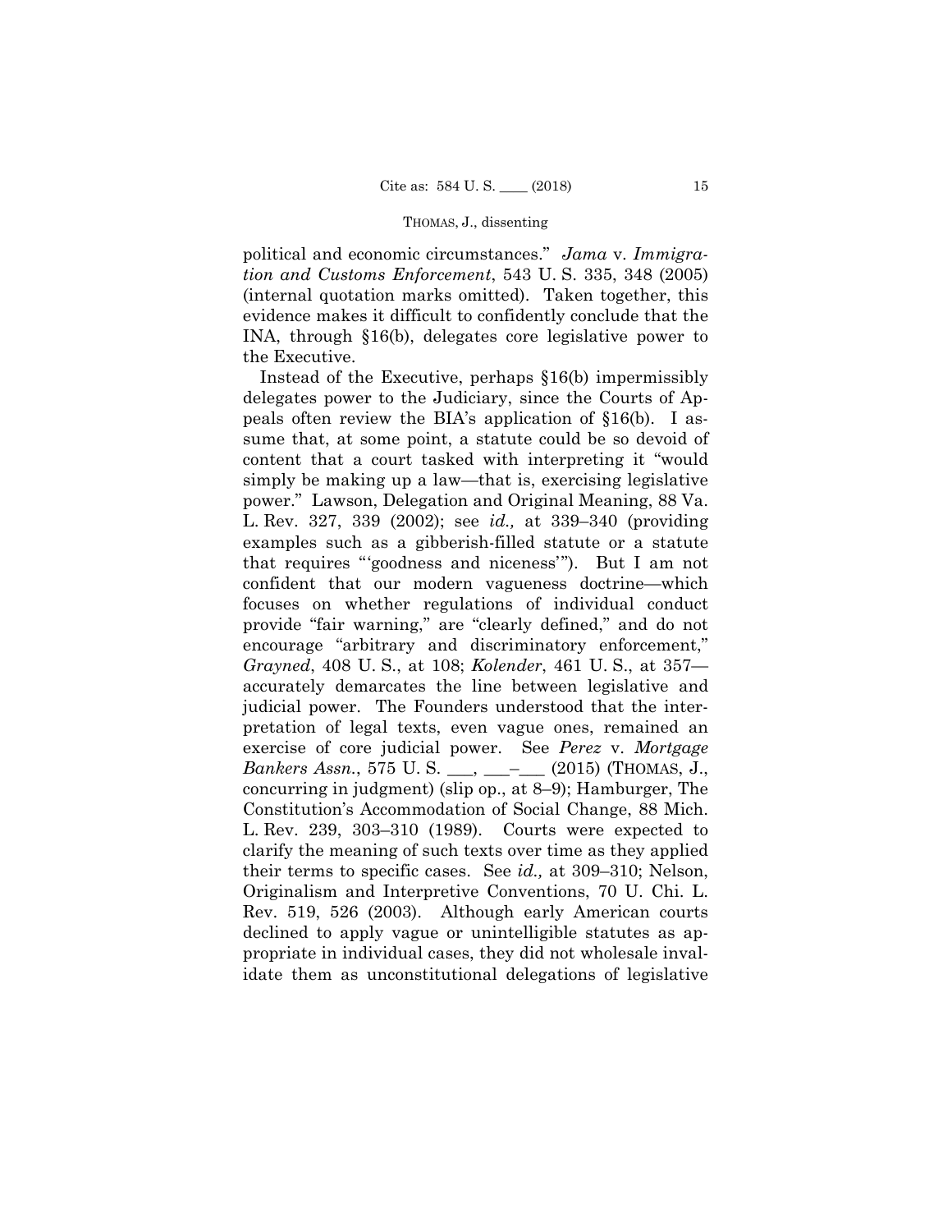political and economic circumstances." *Jama* v. *Immigration and Customs Enforcement*, 543 U. S. 335, 348 (2005) (internal quotation marks omitted). Taken together, this evidence makes it difficult to confidently conclude that the INA, through §16(b), delegates core legislative power to the Executive.

Instead of the Executive, perhaps §16(b) impermissibly delegates power to the Judiciary, since the Courts of Appeals often review the BIA's application of §16(b). I assume that, at some point, a statute could be so devoid of content that a court tasked with interpreting it "would simply be making up a law—that is, exercising legislative power." Lawson, Delegation and Original Meaning, 88 Va. L. Rev. 327, 339 (2002); see *id.,* at 339–340 (providing examples such as a gibberish-filled statute or a statute that requires "'goodness and niceness'"). But I am not confident that our modern vagueness doctrine—which focuses on whether regulations of individual conduct provide "fair warning," are "clearly defined," and do not encourage "arbitrary and discriminatory enforcement," *Grayned*, 408 U. S., at 108; *Kolender*, 461 U. S., at 357—accurately demarcates the line between legislative and judicial power. The Founders understood that the interpretation of legal texts, even vague ones, remained an exercise of core judicial power. See *Perez* v. *Mortgage Bankers Assn.*, 575 U. S. ___, ___–___ (2015) (THOMAS, J., concurring in judgment) (slip op., at 8–9); Hamburger, The Constitution's Accommodation of Social Change, 88 Mich. L. Rev. 239, 303–310 (1989). Courts were expected to clarify the meaning of such texts over time as they applied their terms to specific cases. See *id.,* at 309–310; Nelson, Originalism and Interpretive Conventions, 70 U. Chi. L. Rev. 519, 526 (2003). Although early American courts declined to apply vague or unintelligible statutes as appropriate in individual cases, they did not wholesale invalidate them as unconstitutional delegations of legislative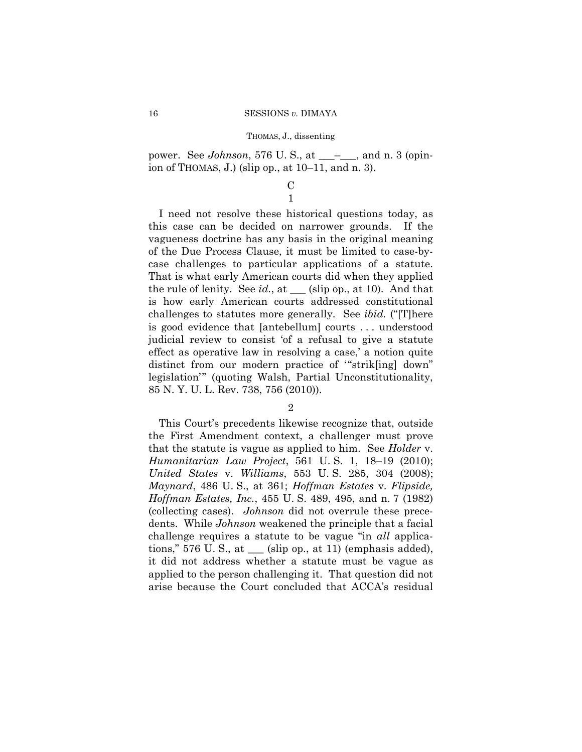power. See *Johnson*, 576 U. S., at ___–___, and n. 3 (opinion of THOMAS, J.) (slip op., at 10–11, and n. 3).

C

1

I need not resolve these historical questions today, as this case can be decided on narrower grounds. If the vagueness doctrine has any basis in the original meaning of the Due Process Clause, it must be limited to case-by-case challenges to particular applications of a statute. That is what early American courts did when they applied the rule of lenity. See *id.*, at ___ (slip op., at 10). And that is how early American courts addressed constitutional challenges to statutes more generally. See *ibid.* ("[T]here is good evidence that [antebellum] courts . . . understood judicial review to consist 'of a refusal to give a statute effect as operative law in resolving a case,' a notion quite distinct from our modern practice of '"strik[ing] down" legislation'" (quoting Walsh, Partial Unconstitutionality, 85 N. Y. U. L. Rev. 738, 756 (2010)).

2

This Court's precedents likewise recognize that, outside the First Amendment context, a challenger must prove that the statute is vague as applied to him. See *Holder* v. *Humanitarian Law Project*, 561 U. S. 1, 18–19 (2010); *United States* v. *Williams*, 553 U. S. 285, 304 (2008); *Maynard*, 486 U. S., at 361; *Hoffman Estates* v. *Flipside, Hoffman Estates, Inc.*, 455 U. S. 489, 495, and n. 7 (1982) (collecting cases). *Johnson* did not overrule these precedents. While *Johnson* weakened the principle that a facial challenge requires a statute to be vague "in *all* applications," 576 U. S., at ___ (slip op., at 11) (emphasis added), it did not address whether a statute must be vague as applied to the person challenging it. That question did not arise because the Court concluded that ACCA's residual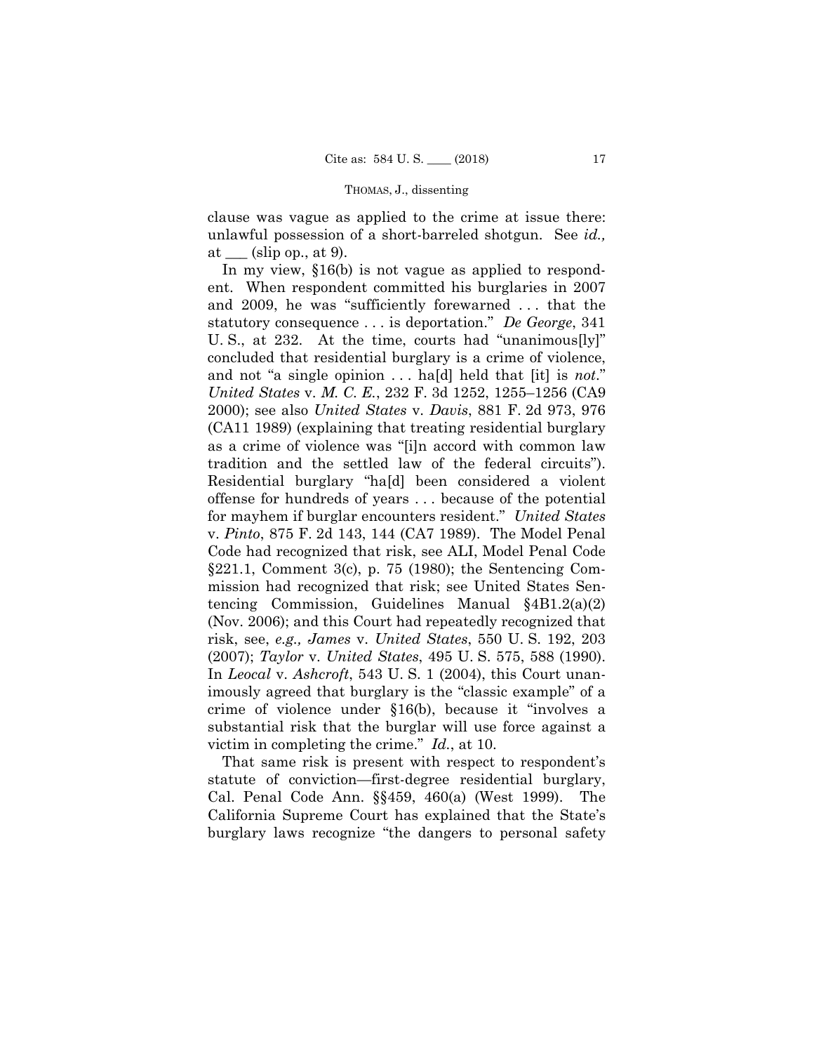clause was vague as applied to the crime at issue there: unlawful possession of a short-barreled shotgun. See *id.,* at ___ (slip op., at 9).

In my view, §16(b) is not vague as applied to respondent. When respondent committed his burglaries in 2007 and 2009, he was "sufficiently forewarned . . . that the statutory consequence . . . is deportation." *De George*, 341 U. S., at 232. At the time, courts had "unanimous[ly]" concluded that residential burglary is a crime of violence, and not "a single opinion . . . ha[d] held that [it] is *not*." *United States* v. *M. C. E.*, 232 F. 3d 1252, 1255–1256 (CA9 2000); see also *United States* v. *Davis*, 881 F. 2d 973, 976 (CA11 1989) (explaining that treating residential burglary as a crime of violence was "[i]n accord with common law tradition and the settled law of the federal circuits"). Residential burglary "ha[d] been considered a violent offense for hundreds of years . . . because of the potential for mayhem if burglar encounters resident." *United States* v. *Pinto*, 875 F. 2d 143, 144 (CA7 1989). The Model Penal Code had recognized that risk, see ALI, Model Penal Code §221.1, Comment 3(c), p. 75 (1980); the Sentencing Commission had recognized that risk; see United States Sentencing Commission, Guidelines Manual §4B1.2(a)(2) (Nov. 2006); and this Court had repeatedly recognized that risk, see, *e.g., James* v. *United States*, 550 U. S. 192, 203 (2007); *Taylor* v. *United States*, 495 U. S. 575, 588 (1990). In *Leocal* v. *Ashcroft*, 543 U. S. 1 (2004), this Court unanimously agreed that burglary is the "classic example" of a crime of violence under §16(b), because it "involves a substantial risk that the burglar will use force against a victim in completing the crime." *Id.*, at 10.

That same risk is present with respect to respondent's statute of conviction—first-degree residential burglary, Cal. Penal Code Ann. §§459, 460(a) (West 1999). The California Supreme Court has explained that the State's burglary laws recognize "the dangers to personal safety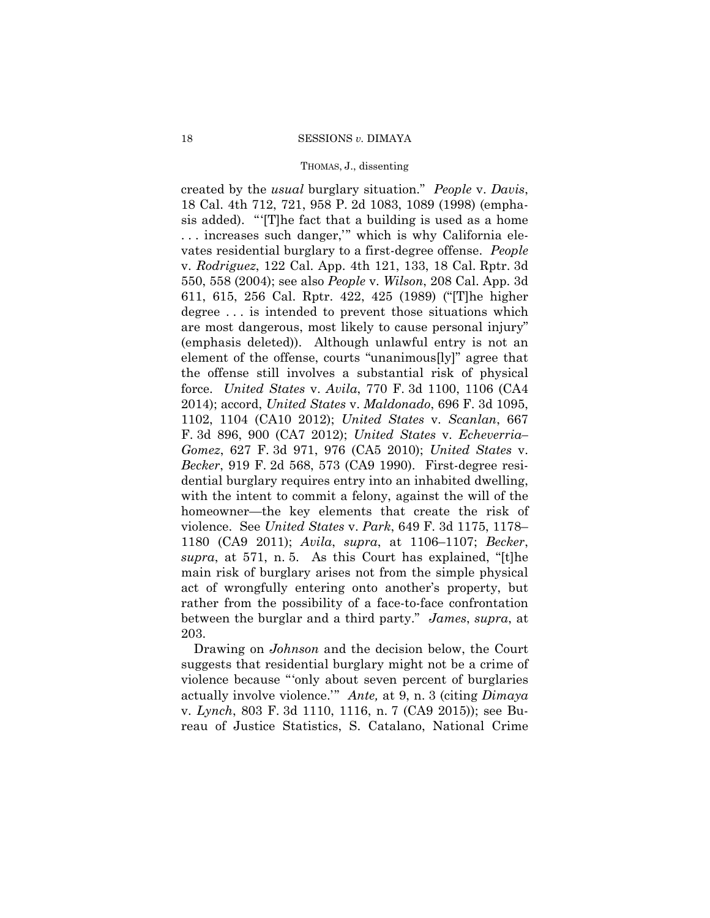created by the *usual* burglary situation." *People* v. *Davis*, 18 Cal. 4th 712, 721, 958 P. 2d 1083, 1089 (1998) (emphasis added). "'[T]he fact that a building is used as a home . . . increases such danger,'" which is why California elevates residential burglary to a first-degree offense. *People* v. *Rodriguez*, 122 Cal. App. 4th 121, 133, 18 Cal. Rptr. 3d 550, 558 (2004); see also *People* v. *Wilson*, 208 Cal. App. 3d 611, 615, 256 Cal. Rptr. 422, 425 (1989) ("[T]he higher degree . . . is intended to prevent those situations which are most dangerous, most likely to cause personal injury" (emphasis deleted)). Although unlawful entry is not an element of the offense, courts "unanimous[ly]" agree that the offense still involves a substantial risk of physical force. *United States* v. *Avila*, 770 F. 3d 1100, 1106 (CA4 2014); accord, *United States* v. *Maldonado*, 696 F. 3d 1095, 1102, 1104 (CA10 2012); *United States* v. *Scanlan*, 667 F. 3d 896, 900 (CA7 2012); *United States* v. *Echeverria–Gomez*, 627 F. 3d 971, 976 (CA5 2010); *United States* v. *Becker*, 919 F. 2d 568, 573 (CA9 1990). First-degree residential burglary requires entry into an inhabited dwelling, with the intent to commit a felony, against the will of the homeowner—the key elements that create the risk of violence. See *United States* v. *Park*, 649 F. 3d 1175, 1178–1180 (CA9 2011); *Avila*, *supra*, at 1106–1107; *Becker*, *supra*, at 571, n. 5. As this Court has explained, "[t]he main risk of burglary arises not from the simple physical act of wrongfully entering onto another's property, but rather from the possibility of a face-to-face confrontation between the burglar and a third party." *James*, *supra*, at 203.

Drawing on *Johnson* and the decision below, the Court suggests that residential burglary might not be a crime of violence because "'only about seven percent of burglaries actually involve violence.'" *Ante,* at 9, n. 3 (citing *Dimaya* v. *Lynch*, 803 F. 3d 1110, 1116, n. 7 (CA9 2015)); see Bureau of Justice Statistics, S. Catalano, National Crime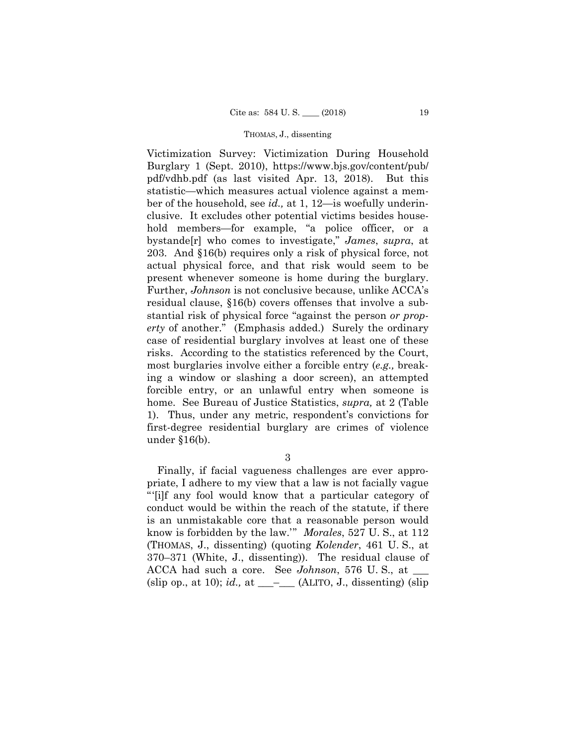Victimization Survey: Victimization During Household Burglary 1 (Sept. 2010), https://www.bjs.gov/content/pub/pdf/vdhb.pdf (as last visited Apr. 13, 2018). But this statistic—which measures actual violence against a member of the household, see *id.,* at 1, 12—is woefully underinclusive. It excludes other potential victims besides household members—for example, "a police officer, or a bystande[r] who comes to investigate," *James*, *supra*, at 203. And §16(b) requires only a risk of physical force, not actual physical force, and that risk would seem to be present whenever someone is home during the burglary. Further, *Johnson* is not conclusive because, unlike ACCA's residual clause, §16(b) covers offenses that involve a substantial risk of physical force "against the person *or property* of another." (Emphasis added.) Surely the ordinary case of residential burglary involves at least one of these risks. According to the statistics referenced by the Court, most burglaries involve either a forcible entry (*e.g.,* breaking a window or slashing a door screen), an attempted forcible entry, or an unlawful entry when someone is home. See Bureau of Justice Statistics, *supra,* at 2 (Table 1). Thus, under any metric, respondent's convictions for first-degree residential burglary are crimes of violence under §16(b).

3

Finally, if facial vagueness challenges are ever appropriate, I adhere to my view that a law is not facially vague "'[i]f any fool would know that a particular category of conduct would be within the reach of the statute, if there is an unmistakable core that a reasonable person would know is forbidden by the law.'" *Morales*, 527 U. S., at 112 (THOMAS, J., dissenting) (quoting *Kolender*, 461 U. S., at 370–371 (White, J., dissenting)). The residual clause of ACCA had such a core. See *Johnson*, 576 U. S., at \_\_\_ (slip op., at 10); *id.,* at \_\_\_–\_\_\_ (ALITO, J., dissenting) (slip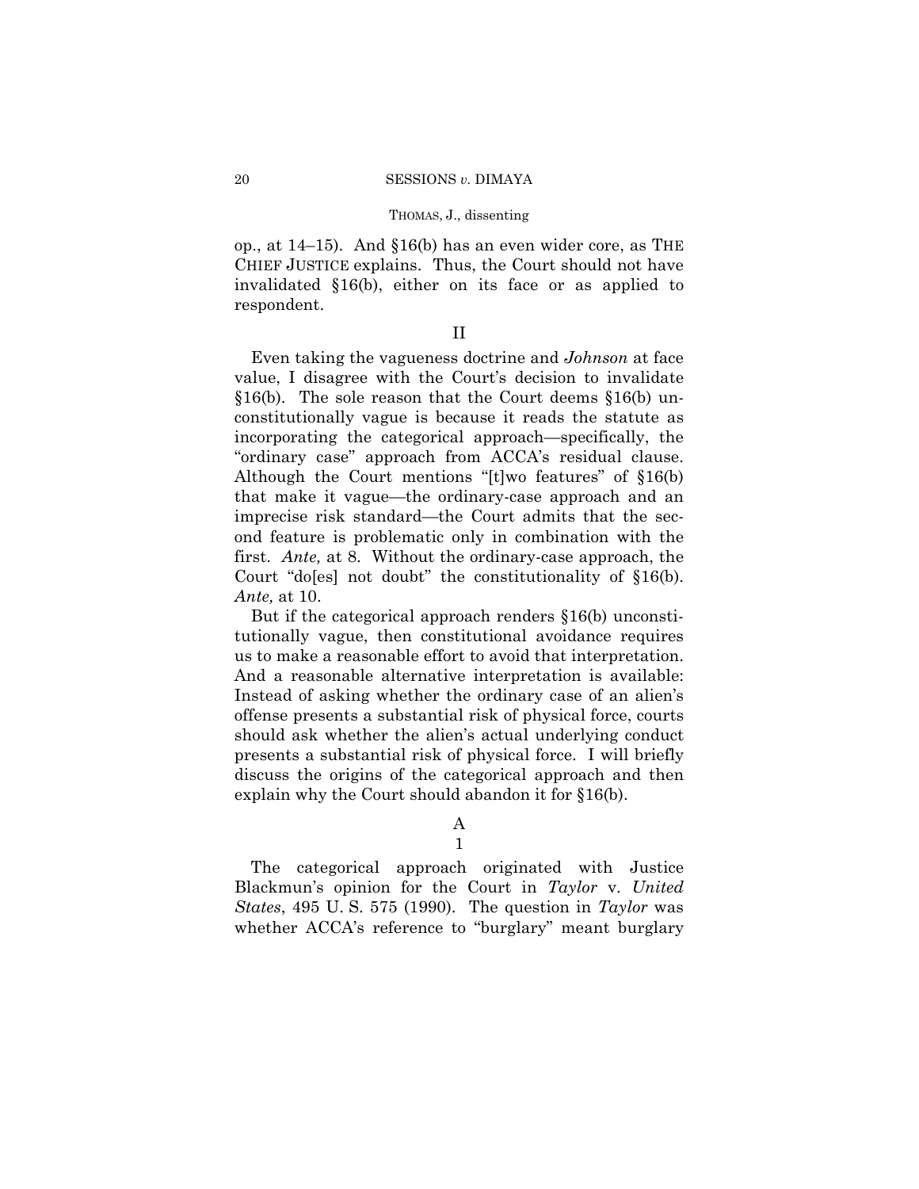op., at 14–15). And §16(b) has an even wider core, as THE CHIEF JUSTICE explains. Thus, the Court should not have invalidated §16(b), either on its face or as applied to respondent.

## II

Even taking the vagueness doctrine and *Johnson* at face value, I disagree with the Court's decision to invalidate §16(b). The sole reason that the Court deems §16(b) unconstitutionally vague is because it reads the statute as incorporating the categorical approach—specifically, the "ordinary case" approach from ACCA's residual clause. Although the Court mentions "[t]wo features" of §16(b) that make it vague—the ordinary-case approach and an imprecise risk standard—the Court admits that the second feature is problematic only in combination with the first. *Ante,* at 8. Without the ordinary-case approach, the Court "do[es] not doubt" the constitutionality of §16(b). *Ante,* at 10.

But if the categorical approach renders §16(b) unconstitutionally vague, then constitutional avoidance requires us to make a reasonable effort to avoid that interpretation. And a reasonable alternative interpretation is available: Instead of asking whether the ordinary case of an alien's offense presents a substantial risk of physical force, courts should ask whether the alien's actual underlying conduct presents a substantial risk of physical force. I will briefly discuss the origins of the categorical approach and then explain why the Court should abandon it for §16(b).

### A

#### 1

The categorical approach originated with Justice Blackmun's opinion for the Court in *Taylor* v. *United States*, 495 U. S. 575 (1990). The question in *Taylor* was whether ACCA's reference to "burglary" meant burglary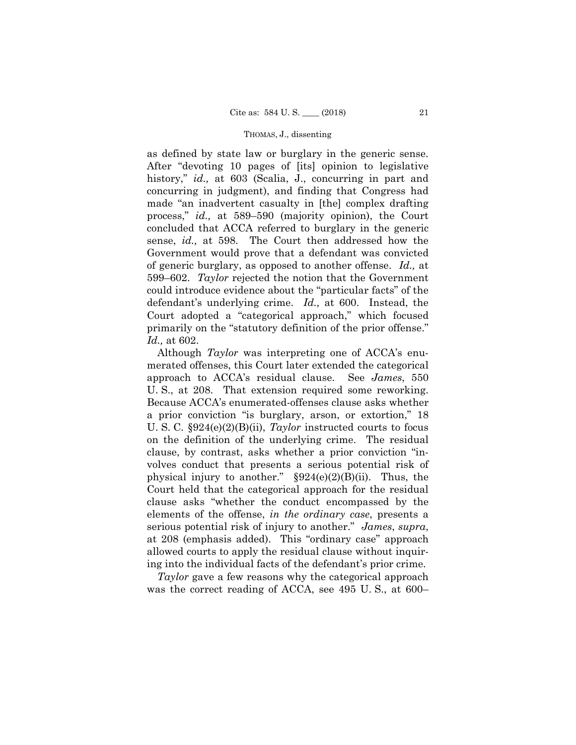as defined by state law or burglary in the generic sense. After "devoting 10 pages of [its] opinion to legislative history," *id.,* at 603 (Scalia, J., concurring in part and concurring in judgment), and finding that Congress had made "an inadvertent casualty in [the] complex drafting process," *id.,* at 589–590 (majority opinion), the Court concluded that ACCA referred to burglary in the generic sense, *id.,* at 598. The Court then addressed how the Government would prove that a defendant was convicted of generic burglary, as opposed to another offense. *Id.,* at 599–602. *Taylor* rejected the notion that the Government could introduce evidence about the "particular facts" of the defendant's underlying crime. *Id.,* at 600. Instead, the Court adopted a "categorical approach," which focused primarily on the "statutory definition of the prior offense." *Id.,* at 602.

Although *Taylor* was interpreting one of ACCA's enumerated offenses, this Court later extended the categorical approach to ACCA's residual clause. See *James*, 550 U. S., at 208. That extension required some reworking. Because ACCA's enumerated-offenses clause asks whether a prior conviction "is burglary, arson, or extortion," 18 U. S. C. §924(e)(2)(B)(ii), *Taylor* instructed courts to focus on the definition of the underlying crime. The residual clause, by contrast, asks whether a prior conviction "involves conduct that presents a serious potential risk of physical injury to another." §924(e)(2)(B)(ii). Thus, the Court held that the categorical approach for the residual clause asks "whether the conduct encompassed by the elements of the offense, *in the ordinary case*, presents a serious potential risk of injury to another." *James*, *supra*, at 208 (emphasis added). This "ordinary case" approach allowed courts to apply the residual clause without inquiring into the individual facts of the defendant's prior crime.

*Taylor* gave a few reasons why the categorical approach was the correct reading of ACCA, see 495 U. S., at 600–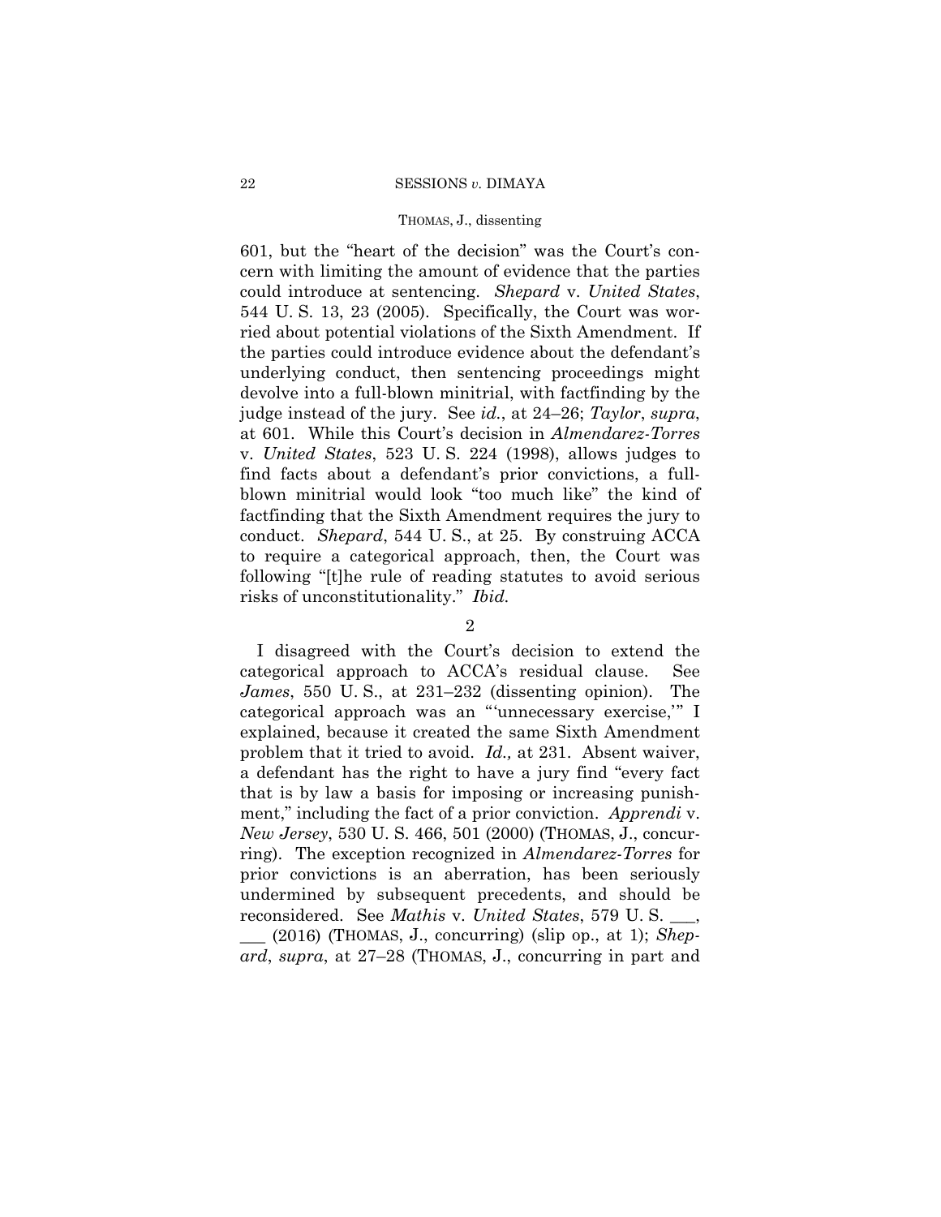601, but the "heart of the decision" was the Court's concern with limiting the amount of evidence that the parties could introduce at sentencing. *Shepard* v. *United States*, 544 U. S. 13, 23 (2005). Specifically, the Court was worried about potential violations of the Sixth Amendment. If the parties could introduce evidence about the defendant's underlying conduct, then sentencing proceedings might devolve into a full-blown minitrial, with factfinding by the judge instead of the jury. See *id.*, at 24–26; *Taylor*, *supra*, at 601. While this Court's decision in *Almendarez-Torres* v. *United States*, 523 U. S. 224 (1998), allows judges to find facts about a defendant's prior convictions, a full-blown minitrial would look "too much like" the kind of factfinding that the Sixth Amendment requires the jury to conduct. *Shepard*, 544 U. S., at 25. By construing ACCA to require a categorical approach, then, the Court was following "[t]he rule of reading statutes to avoid serious risks of unconstitutionality." *Ibid.*

2

I disagreed with the Court's decision to extend the categorical approach to ACCA's residual clause. See *James*, 550 U. S., at 231–232 (dissenting opinion). The categorical approach was an "'unnecessary exercise,'" I explained, because it created the same Sixth Amendment problem that it tried to avoid. *Id.,* at 231. Absent waiver, a defendant has the right to have a jury find "every fact that is by law a basis for imposing or increasing punishment," including the fact of a prior conviction. *Apprendi* v. *New Jersey*, 530 U. S. 466, 501 (2000) (THOMAS, J., concurring). The exception recognized in *Almendarez-Torres* for prior convictions is an aberration, has been seriously undermined by subsequent precedents, and should be reconsidered. See *Mathis* v. *United States*, 579 U. S. \_\_\_, \_\_\_ (2016) (THOMAS, J., concurring) (slip op., at 1); *Shepard*, *supra*, at 27–28 (THOMAS, J., concurring in part and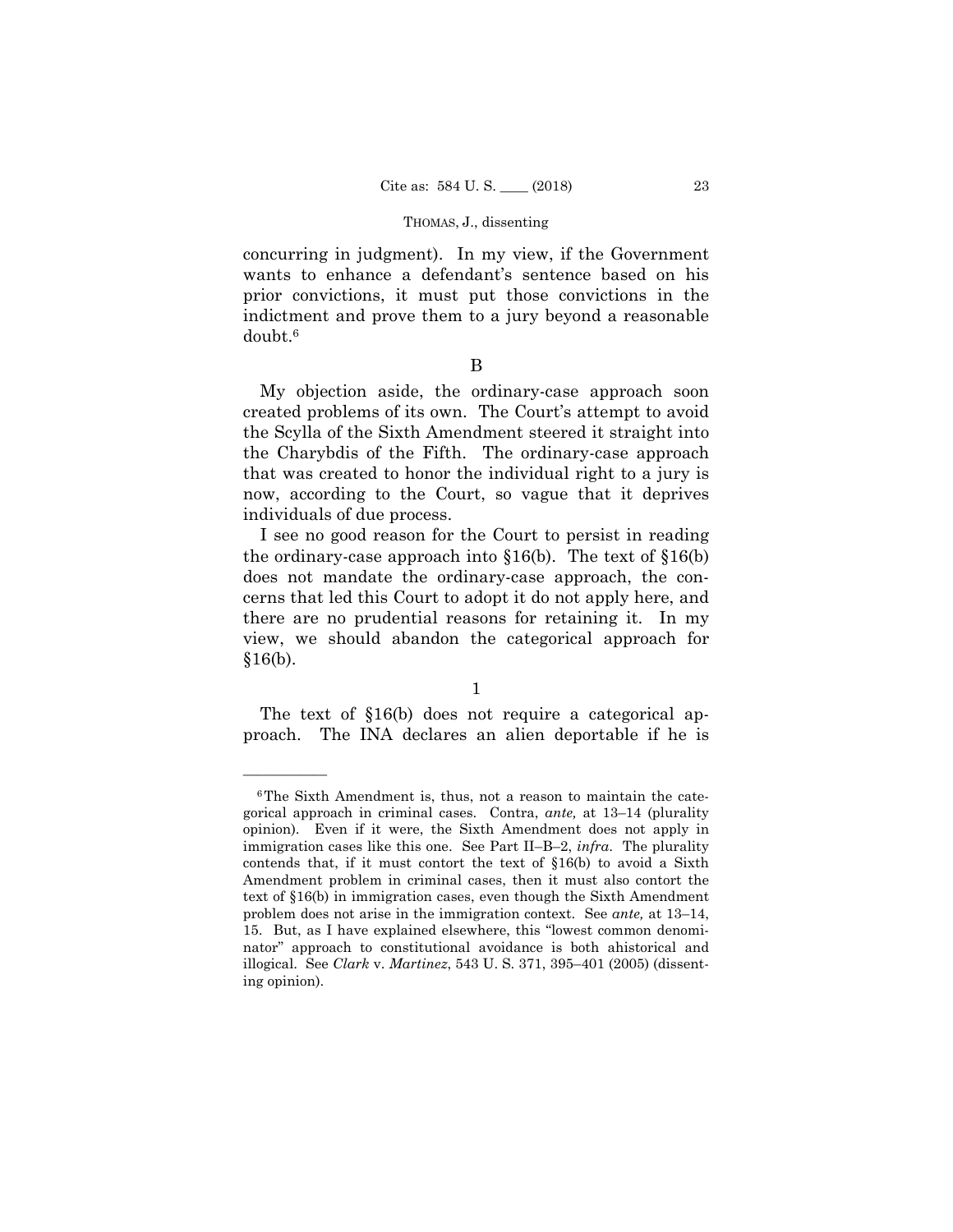concurring in judgment). In my view, if the Government wants to enhance a defendant's sentence based on his prior convictions, it must put those convictions in the indictment and prove them to a jury beyond a reasonable doubt.[6]

B

My objection aside, the ordinary-case approach soon created problems of its own. The Court's attempt to avoid the Scylla of the Sixth Amendment steered it straight into the Charybdis of the Fifth. The ordinary-case approach that was created to honor the individual right to a jury is now, according to the Court, so vague that it deprives individuals of due process.

I see no good reason for the Court to persist in reading the ordinary-case approach into §16(b). The text of §16(b) does not mandate the ordinary-case approach, the concerns that led this Court to adopt it do not apply here, and there are no prudential reasons for retaining it. In my view, we should abandon the categorical approach for §16(b).

1

The text of §16(b) does not require a categorical approach. The INA declares an alien deportable if he is

---

[6] The Sixth Amendment is, thus, not a reason to maintain the categorical approach in criminal cases. Contra, *ante,* at 13–14 (plurality opinion). Even if it were, the Sixth Amendment does not apply in immigration cases like this one. See Part II–B–2, *infra*. The plurality contends that, if it must contort the text of §16(b) to avoid a Sixth Amendment problem in criminal cases, then it must also contort the text of §16(b) in immigration cases, even though the Sixth Amendment problem does not arise in the immigration context. See *ante,* at 13–14, 15. But, as I have explained elsewhere, this "lowest common denominator" approach to constitutional avoidance is both ahistorical and illogical. See *Clark* v. *Martinez*, 543 U. S. 371, 395–401 (2005) (dissenting opinion).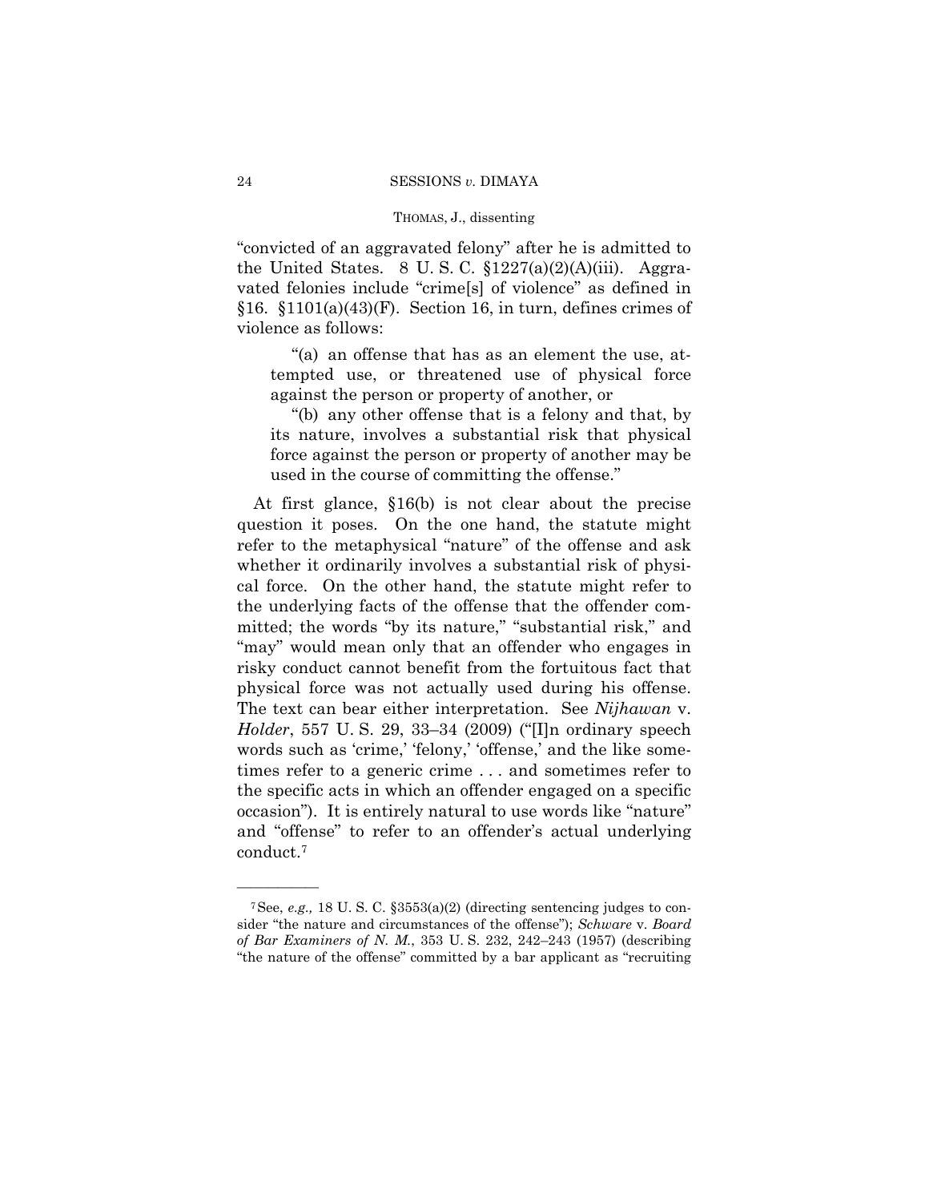"convicted of an aggravated felony" after he is admitted to the United States. 8 U. S. C. §1227(a)(2)(A)(iii). Aggravated felonies include "crime[s] of violence" as defined in §16. §1101(a)(43)(F). Section 16, in turn, defines crimes of violence as follows:

> "(a) an offense that has as an element the use, attempted use, or threatened use of physical force against the person or property of another, or
>
> "(b) any other offense that is a felony and that, by its nature, involves a substantial risk that physical force against the person or property of another may be used in the course of committing the offense."

At first glance, §16(b) is not clear about the precise question it poses. On the one hand, the statute might refer to the metaphysical "nature" of the offense and ask whether it ordinarily involves a substantial risk of physical force. On the other hand, the statute might refer to the underlying facts of the offense that the offender committed; the words "by its nature," "substantial risk," and "may" would mean only that an offender who engages in risky conduct cannot benefit from the fortuitous fact that physical force was not actually used during his offense. The text can bear either interpretation. See *Nijhawan* v. *Holder*, 557 U. S. 29, 33–34 (2009) ("[I]n ordinary speech words such as 'crime,' 'felony,' 'offense,' and the like sometimes refer to a generic crime . . . and sometimes refer to the specific acts in which an offender engaged on a specific occasion"). It is entirely natural to use words like "nature" and "offense" to refer to an offender's actual underlying conduct.[7]

---

[7] See, *e.g.,* 18 U. S. C. §3553(a)(2) (directing sentencing judges to consider "the nature and circumstances of the offense"); *Schware* v. *Board of Bar Examiners of N. M.*, 353 U. S. 232, 242–243 (1957) (describing "the nature of the offense" committed by a bar applicant as "recruiting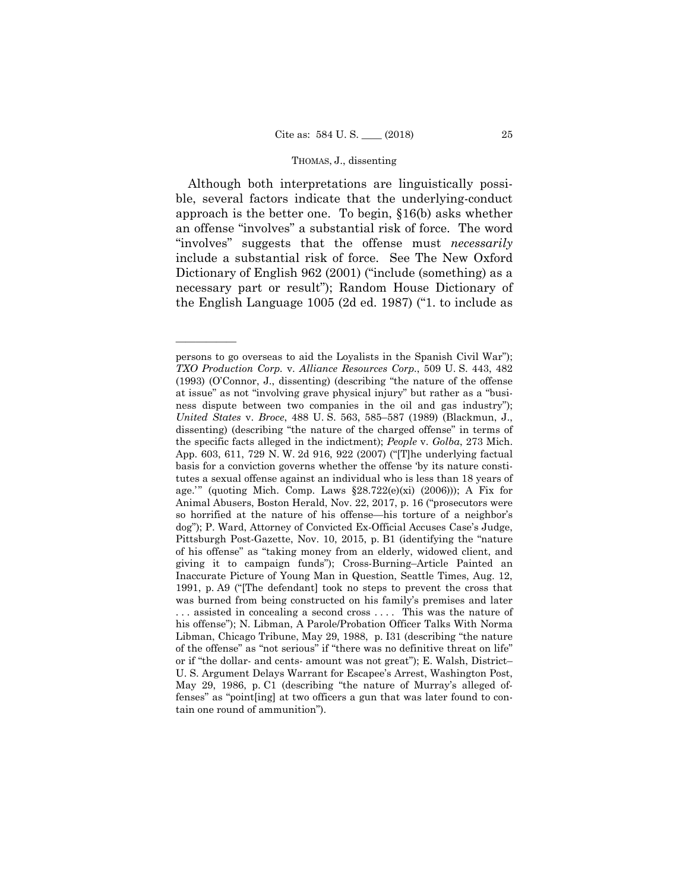Although both interpretations are linguistically possible, several factors indicate that the underlying-conduct approach is the better one. To begin, §16(b) asks whether an offense "involves" a substantial risk of force. The word "involves" suggests that the offense must *necessarily* include a substantial risk of force. See The New Oxford Dictionary of English 962 (2001) ("include (something) as a necessary part or result"); Random House Dictionary of the English Language 1005 (2d ed. 1987) ("1. to include as

---

persons to go overseas to aid the Loyalists in the Spanish Civil War"); *TXO Production Corp.* v. *Alliance Resources Corp.*, 509 U. S. 443, 482 (1993) (O'Connor, J., dissenting) (describing "the nature of the offense at issue" as not "involving grave physical injury" but rather as a "business dispute between two companies in the oil and gas industry"); *United States* v. *Broce*, 488 U. S. 563, 585–587 (1989) (Blackmun, J., dissenting) (describing "the nature of the charged offense" in terms of the specific facts alleged in the indictment); *People* v. *Golba*, 273 Mich. App. 603, 611, 729 N. W. 2d 916, 922 (2007) ("[T]he underlying factual basis for a conviction governs whether the offense 'by its nature constitutes a sexual offense against an individual who is less than 18 years of age.'" (quoting Mich. Comp. Laws §28.722(e)(xi) (2006))); A Fix for Animal Abusers, Boston Herald, Nov. 22, 2017, p. 16 ("prosecutors were so horrified at the nature of his offense—his torture of a neighbor's dog"); P. Ward, Attorney of Convicted Ex-Official Accuses Case's Judge, Pittsburgh Post-Gazette, Nov. 10, 2015, p. B1 (identifying the "nature of his offense" as "taking money from an elderly, widowed client, and giving it to campaign funds"); Cross-Burning–Article Painted an Inaccurate Picture of Young Man in Question, Seattle Times, Aug. 12, 1991, p. A9 ("[The defendant] took no steps to prevent the cross that was burned from being constructed on his family's premises and later . . . assisted in concealing a second cross . . . . This was the nature of his offense"); N. Libman, A Parole/Probation Officer Talks With Norma Libman, Chicago Tribune, May 29, 1988, p. I31 (describing "the nature of the offense" as "not serious" if "there was no definitive threat on life" or if "the dollar- and cents- amount was not great"); E. Walsh, District–U. S. Argument Delays Warrant for Escapee's Arrest, Washington Post, May 29, 1986, p. C1 (describing "the nature of Murray's alleged offenses" as "point[ing] at two officers a gun that was later found to contain one round of ammunition").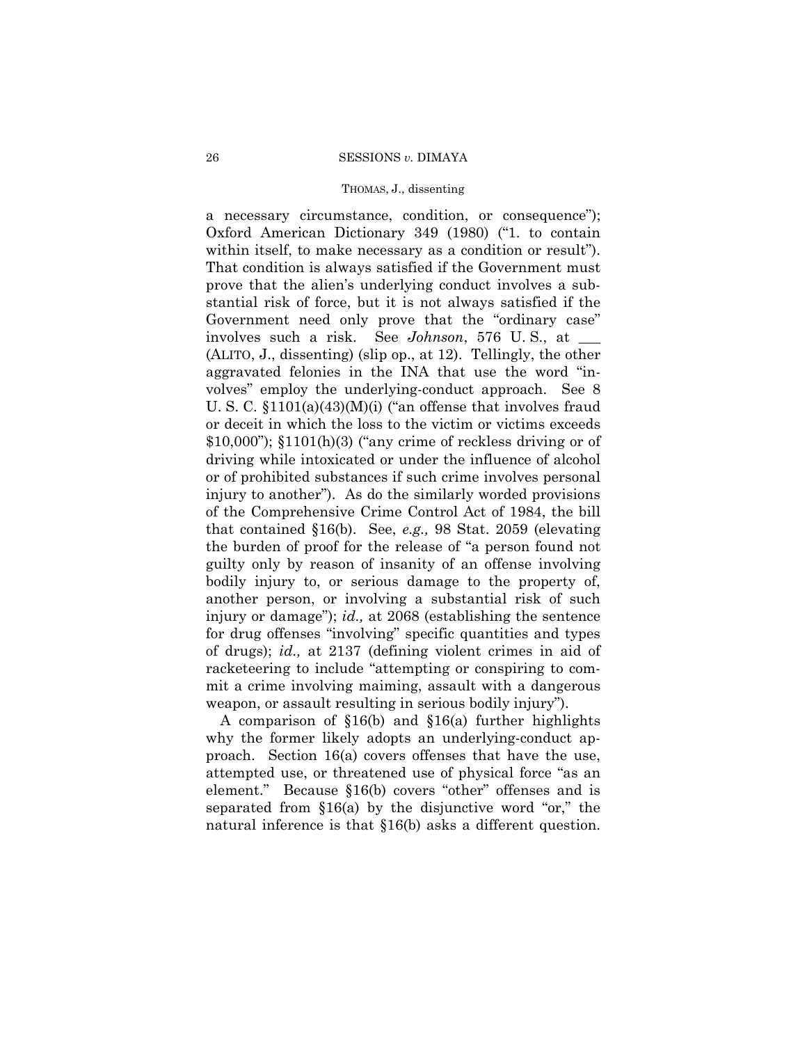a necessary circumstance, condition, or consequence"); Oxford American Dictionary 349 (1980) ("1. to contain within itself, to make necessary as a condition or result"). That condition is always satisfied if the Government must prove that the alien's underlying conduct involves a substantial risk of force, but it is not always satisfied if the Government need only prove that the "ordinary case" involves such a risk. See *Johnson*, 576 U. S., at \_\_\_ (ALITO, J., dissenting) (slip op., at 12). Tellingly, the other aggravated felonies in the INA that use the word "involves" employ the underlying-conduct approach. See 8 U. S. C. §1101(a)(43)(M)(i) ("an offense that involves fraud or deceit in which the loss to the victim or victims exceeds $10,000"); §1101(h)(3) ("any crime of reckless driving or of driving while intoxicated or under the influence of alcohol or of prohibited substances if such crime involves personal injury to another"). As do the similarly worded provisions of the Comprehensive Crime Control Act of 1984, the bill that contained §16(b). See, *e.g.,* 98 Stat. 2059 (elevating the burden of proof for the release of "a person found not guilty only by reason of insanity of an offense involving bodily injury to, or serious damage to the property of, another person, or involving a substantial risk of such injury or damage"); *id.,* at 2068 (establishing the sentence for drug offenses "involving" specific quantities and types of drugs); *id.,* at 2137 (defining violent crimes in aid of racketeering to include "attempting or conspiring to commit a crime involving maiming, assault with a dangerous weapon, or assault resulting in serious bodily injury").

A comparison of §16(b) and §16(a) further highlights why the former likely adopts an underlying-conduct approach. Section 16(a) covers offenses that have the use, attempted use, or threatened use of physical force "as an element." Because §16(b) covers "other" offenses and is separated from §16(a) by the disjunctive word "or," the natural inference is that §16(b) asks a different question.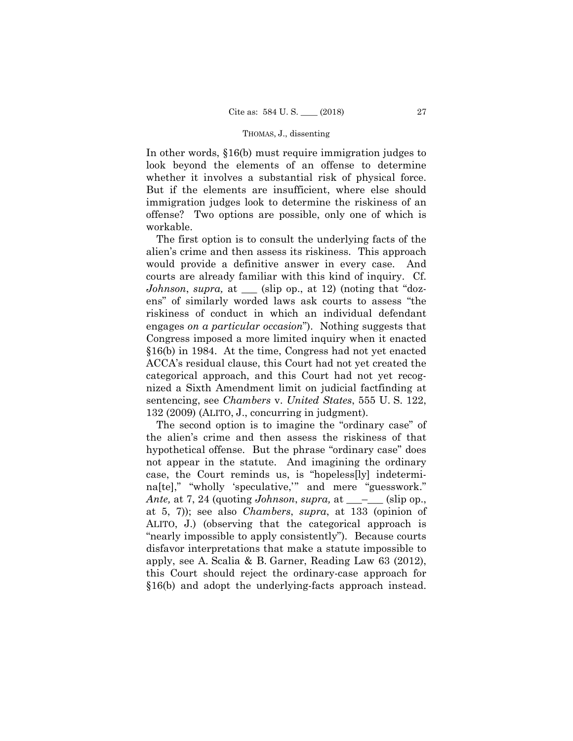In other words, §16(b) must require immigration judges to look beyond the elements of an offense to determine whether it involves a substantial risk of physical force. But if the elements are insufficient, where else should immigration judges look to determine the riskiness of an offense? Two options are possible, only one of which is workable.

The first option is to consult the underlying facts of the alien's crime and then assess its riskiness. This approach would provide a definitive answer in every case. And courts are already familiar with this kind of inquiry. Cf. *Johnson*, *supra,* at \_\_\_ (slip op., at 12) (noting that "dozens" of similarly worded laws ask courts to assess "the riskiness of conduct in which an individual defendant engages *on a particular occasion*"). Nothing suggests that Congress imposed a more limited inquiry when it enacted §16(b) in 1984. At the time, Congress had not yet enacted ACCA's residual clause, this Court had not yet created the categorical approach, and this Court had not yet recognized a Sixth Amendment limit on judicial factfinding at sentencing, see *Chambers* v. *United States*, 555 U. S. 122, 132 (2009) (ALITO, J., concurring in judgment).

The second option is to imagine the "ordinary case" of the alien's crime and then assess the riskiness of that hypothetical offense. But the phrase "ordinary case" does not appear in the statute. And imagining the ordinary case, the Court reminds us, is "hopeless[ly] indetermina[te]," "wholly 'speculative,'" and mere "guesswork." *Ante,* at 7, 24 (quoting *Johnson*, *supra,* at \_\_\_–\_\_\_ (slip op., at 5, 7)); see also *Chambers*, *supra*, at 133 (opinion of ALITO, J.) (observing that the categorical approach is "nearly impossible to apply consistently"). Because courts disfavor interpretations that make a statute impossible to apply, see A. Scalia & B. Garner, Reading Law 63 (2012), this Court should reject the ordinary-case approach for §16(b) and adopt the underlying-facts approach instead.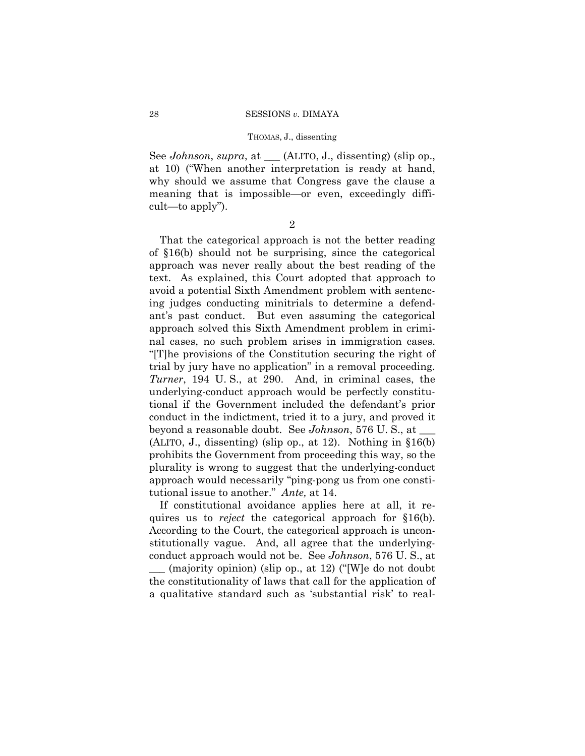See *Johnson*, *supra*, at ___ (ALITO, J., dissenting) (slip op., at 10) ("When another interpretation is ready at hand, why should we assume that Congress gave the clause a meaning that is impossible—or even, exceedingly difficult—to apply").

2

That the categorical approach is not the better reading of §16(b) should not be surprising, since the categorical approach was never really about the best reading of the text. As explained, this Court adopted that approach to avoid a potential Sixth Amendment problem with sentencing judges conducting minitrials to determine a defendant's past conduct. But even assuming the categorical approach solved this Sixth Amendment problem in criminal cases, no such problem arises in immigration cases. "[T]he provisions of the Constitution securing the right of trial by jury have no application" in a removal proceeding. *Turner*, 194 U. S., at 290. And, in criminal cases, the underlying-conduct approach would be perfectly constitutional if the Government included the defendant's prior conduct in the indictment, tried it to a jury, and proved it beyond a reasonable doubt. See *Johnson*, 576 U. S., at ___ (ALITO, J., dissenting) (slip op., at 12). Nothing in §16(b) prohibits the Government from proceeding this way, so the plurality is wrong to suggest that the underlying-conduct approach would necessarily "ping-pong us from one constitutional issue to another." *Ante,* at 14.

If constitutional avoidance applies here at all, it requires us to *reject* the categorical approach for §16(b). According to the Court, the categorical approach is unconstitutionally vague. And, all agree that the underlying-conduct approach would not be. See *Johnson*, 576 U. S., at ___ (majority opinion) (slip op., at 12) ("[W]e do not doubt the constitutionality of laws that call for the application of a qualitative standard such as 'substantial risk' to real-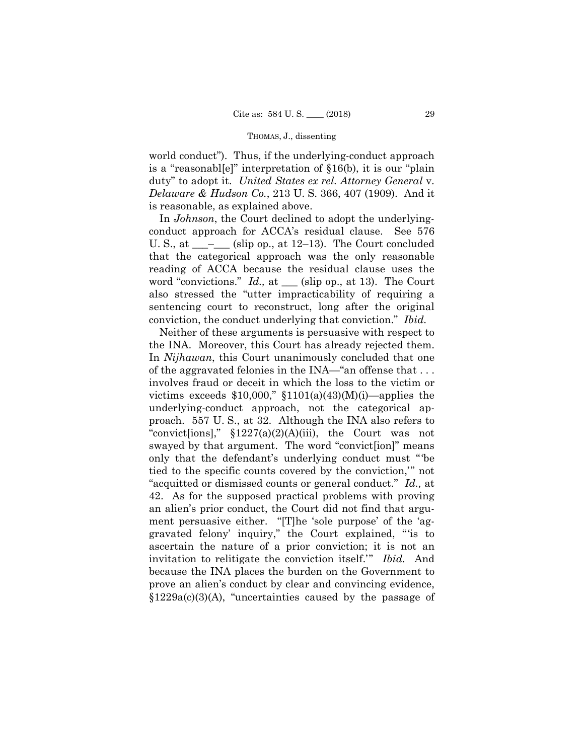world conduct"). Thus, if the underlying-conduct approach is a "reasonabl[e]" interpretation of §16(b), it is our "plain duty" to adopt it. *United States ex rel. Attorney General* v. *Delaware & Hudson Co.*, 213 U. S. 366, 407 (1909). And it is reasonable, as explained above.

In *Johnson*, the Court declined to adopt the underlying-conduct approach for ACCA's residual clause. See 576 U. S., at ___–___ (slip op., at 12–13). The Court concluded that the categorical approach was the only reasonable reading of ACCA because the residual clause uses the word "convictions." *Id.,* at ___ (slip op., at 13). The Court also stressed the "utter impracticability of requiring a sentencing court to reconstruct, long after the original conviction, the conduct underlying that conviction." *Ibid.*

Neither of these arguments is persuasive with respect to the INA. Moreover, this Court has already rejected them. In *Nijhawan*, this Court unanimously concluded that one of the aggravated felonies in the INA—"an offense that . . . involves fraud or deceit in which the loss to the victim or victims exceeds $10,000," §1101(a)(43)(M)(i)—applies the underlying-conduct approach, not the categorical approach. 557 U. S., at 32. Although the INA also refers to "convict[ions]," §1227(a)(2)(A)(iii), the Court was not swayed by that argument. The word "convict[ion]" means only that the defendant's underlying conduct must "'be tied to the specific counts covered by the conviction,'" not "acquitted or dismissed counts or general conduct." *Id.,* at 42. As for the supposed practical problems with proving an alien's prior conduct, the Court did not find that argument persuasive either. "[T]he 'sole purpose' of the 'aggravated felony' inquiry," the Court explained, "'is to ascertain the nature of a prior conviction; it is not an invitation to relitigate the conviction itself.'" *Ibid.* And because the INA places the burden on the Government to prove an alien's conduct by clear and convincing evidence, §1229a(c)(3)(A), "uncertainties caused by the passage of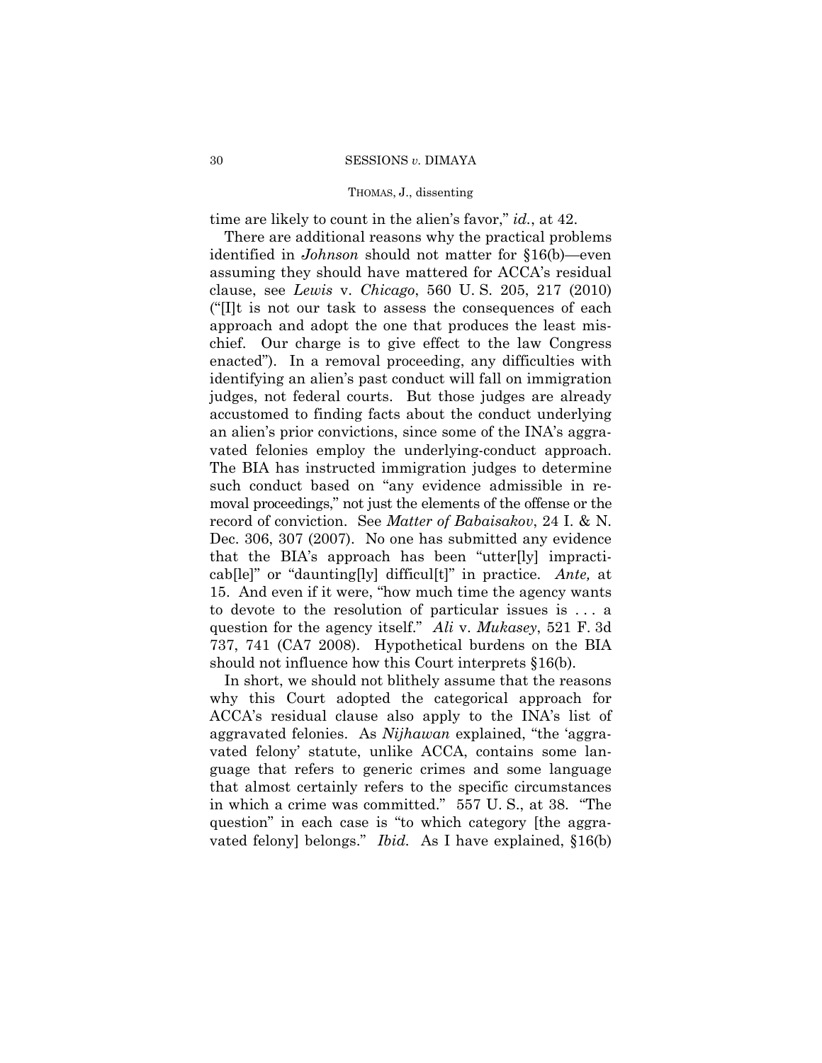time are likely to count in the alien's favor," *id.*, at 42.

There are additional reasons why the practical problems identified in *Johnson* should not matter for §16(b)—even assuming they should have mattered for ACCA's residual clause, see *Lewis* v. *Chicago*, 560 U. S. 205, 217 (2010) ("[I]t is not our task to assess the consequences of each approach and adopt the one that produces the least mischief. Our charge is to give effect to the law Congress enacted"). In a removal proceeding, any difficulties with identifying an alien's past conduct will fall on immigration judges, not federal courts. But those judges are already accustomed to finding facts about the conduct underlying an alien's prior convictions, since some of the INA's aggravated felonies employ the underlying-conduct approach. The BIA has instructed immigration judges to determine such conduct based on "any evidence admissible in removal proceedings," not just the elements of the offense or the record of conviction. See *Matter of Babaisakov*, 24 I. & N. Dec. 306, 307 (2007). No one has submitted any evidence that the BIA's approach has been "utter[ly] impracticab[le]" or "daunting[ly] difficul[t]" in practice. *Ante,* at 15. And even if it were, "how much time the agency wants to devote to the resolution of particular issues is . . . a question for the agency itself." *Ali* v. *Mukasey*, 521 F. 3d 737, 741 (CA7 2008). Hypothetical burdens on the BIA should not influence how this Court interprets §16(b).

In short, we should not blithely assume that the reasons why this Court adopted the categorical approach for ACCA's residual clause also apply to the INA's list of aggravated felonies. As *Nijhawan* explained, "the 'aggravated felony' statute, unlike ACCA, contains some language that refers to generic crimes and some language that almost certainly refers to the specific circumstances in which a crime was committed." 557 U. S., at 38. "The question" in each case is "to which category [the aggravated felony] belongs." *Ibid.* As I have explained, §16(b)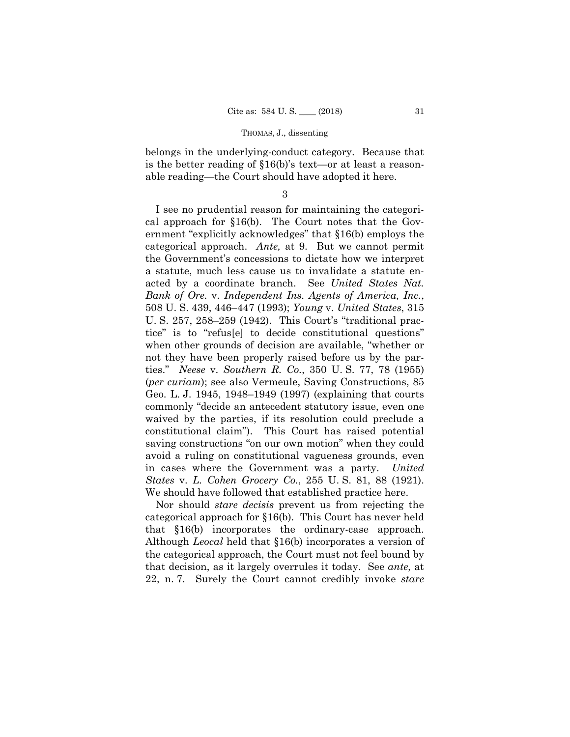belongs in the underlying-conduct category. Because that is the better reading of §16(b)'s text—or at least a reasonable reading—the Court should have adopted it here.

3

I see no prudential reason for maintaining the categorical approach for §16(b). The Court notes that the Government "explicitly acknowledges" that §16(b) employs the categorical approach. *Ante,* at 9. But we cannot permit the Government's concessions to dictate how we interpret a statute, much less cause us to invalidate a statute enacted by a coordinate branch. See *United States Nat. Bank of Ore.* v. *Independent Ins. Agents of America, Inc.*, 508 U. S. 439, 446–447 (1993); *Young* v. *United States*, 315 U. S. 257, 258–259 (1942). This Court's "traditional practice" is to "refus[e] to decide constitutional questions" when other grounds of decision are available, "whether or not they have been properly raised before us by the parties." *Neese* v. *Southern R. Co.*, 350 U. S. 77, 78 (1955) (*per curiam*); see also Vermeule, Saving Constructions, 85 Geo. L. J. 1945, 1948–1949 (1997) (explaining that courts commonly "decide an antecedent statutory issue, even one waived by the parties, if its resolution could preclude a constitutional claim"). This Court has raised potential saving constructions "on our own motion" when they could avoid a ruling on constitutional vagueness grounds, even in cases where the Government was a party. *United States* v. *L. Cohen Grocery Co.*, 255 U. S. 81, 88 (1921). We should have followed that established practice here.

Nor should *stare decisis* prevent us from rejecting the categorical approach for §16(b). This Court has never held that §16(b) incorporates the ordinary-case approach. Although *Leocal* held that §16(b) incorporates a version of the categorical approach, the Court must not feel bound by that decision, as it largely overrules it today. See *ante,* at 22, n. 7. Surely the Court cannot credibly invoke *stare*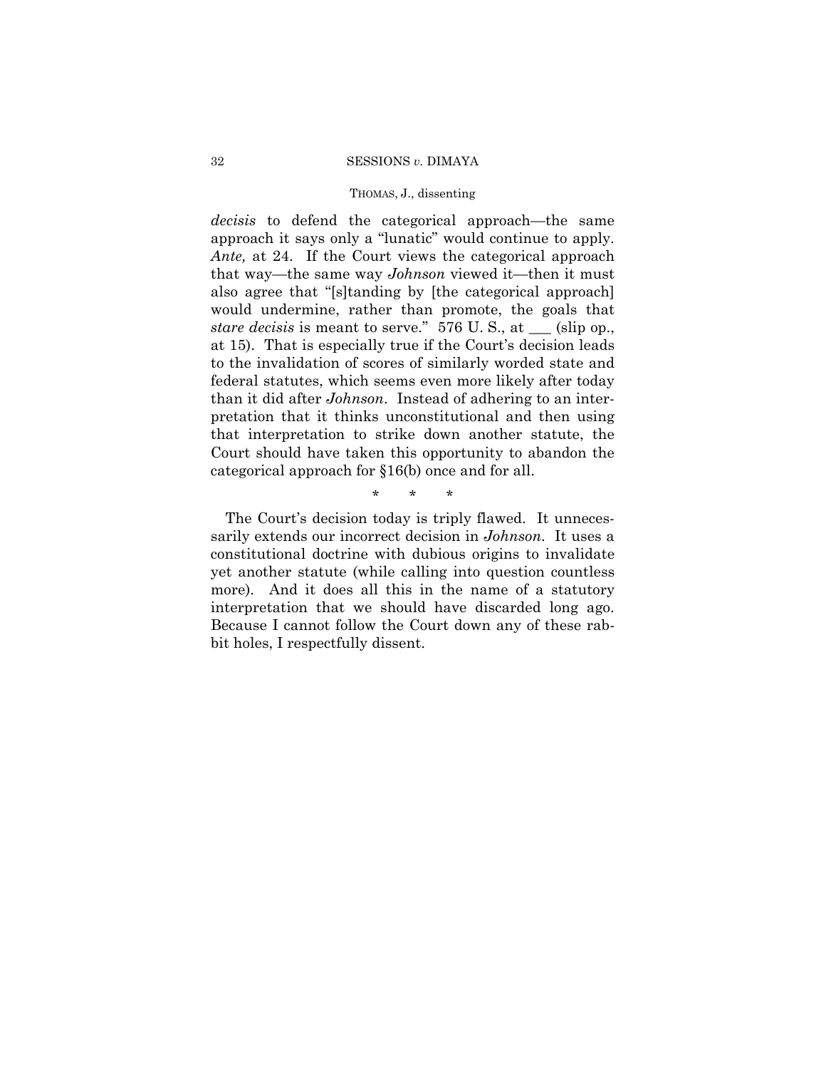*decisis* to defend the categorical approach—the same approach it says only a "lunatic" would continue to apply. *Ante,* at 24. If the Court views the categorical approach that way—the same way *Johnson* viewed it—then it must also agree that "[s]tanding by [the categorical approach] would undermine, rather than promote, the goals that *stare decisis* is meant to serve." 576 U. S., at ___ (slip op., at 15). That is especially true if the Court's decision leads to the invalidation of scores of similarly worded state and federal statutes, which seems even more likely after today than it did after *Johnson*. Instead of adhering to an interpretation that it thinks unconstitutional and then using that interpretation to strike down another statute, the Court should have taken this opportunity to abandon the categorical approach for §16(b) once and for all.

\* \* \*

The Court's decision today is triply flawed. It unnecessarily extends our incorrect decision in *Johnson*. It uses a constitutional doctrine with dubious origins to invalidate yet another statute (while calling into question countless more). And it does all this in the name of a statutory interpretation that we should have discarded long ago. Because I cannot follow the Court down any of these rabbit holes, I respectfully dissent.